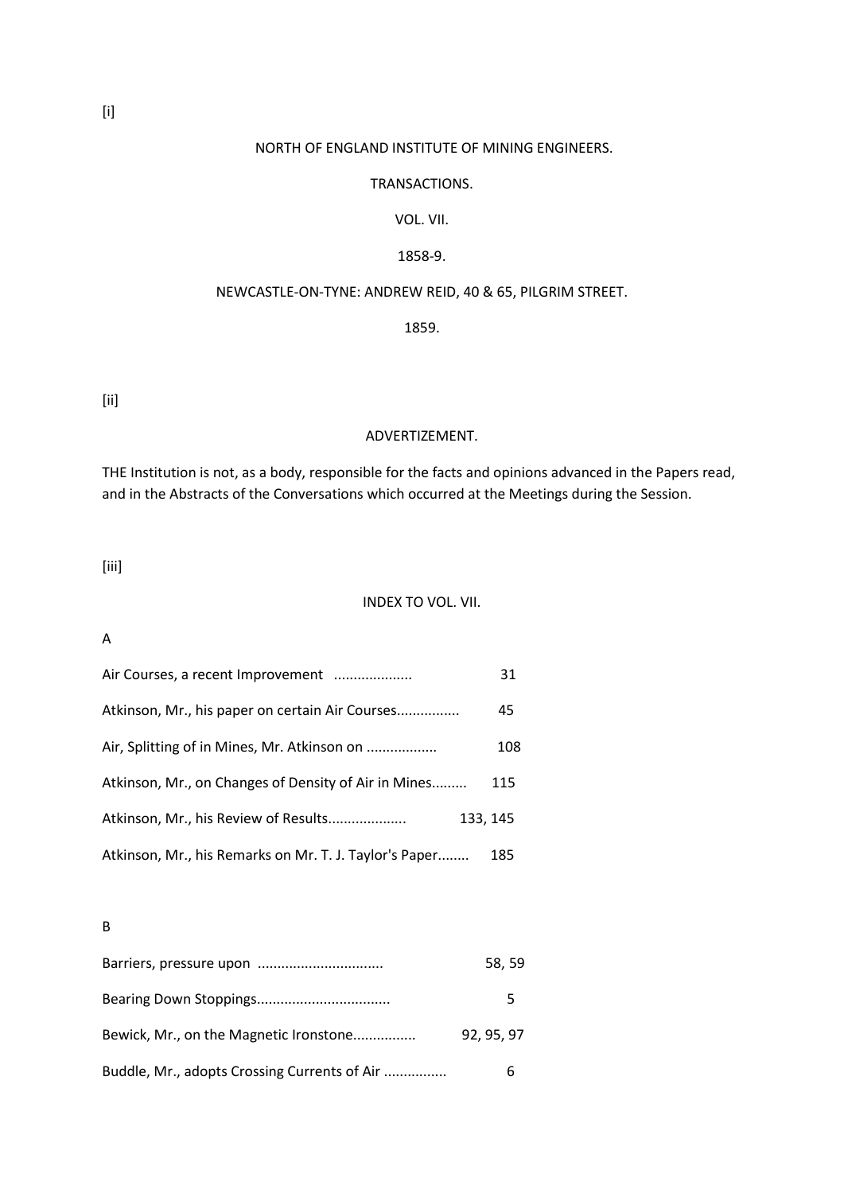[i]

# NORTH OF ENGLAND INSTITUTE OF MINING ENGINEERS.

## TRANSACTIONS.

### VOL. VII.

1858-9.

NEWCASTLE-ON-TYNE: ANDREW REID, 40 & 65, PILGRIM STREET.

1859.

[ii]

## ADVERTIZEMENT.

THE Institution is not, as a body, responsible for the facts and opinions advanced in the Papers read, and in the Abstracts of the Conversations which occurred at the Meetings during the Session.

[iii]

## INDEX TO VOL. VII.

A

Air Courses, a recent Improvement .................... 31

Atkinson, Mr., his paper on certain Air Courses................ 45

Air, Splitting of in Mines, Mr. Atkinson on .................. 108

Atkinson, Mr., on Changes of Density of Air in Mines......... 115

Atkinson, Mr., his Review of Results.................... 133, 145

Atkinson, Mr., his Remarks on Mr. T. J. Taylor's Paper........ 185

B

Barriers, pressure upon ................................ 58, 59

Bearing Down Stoppings................................. 5

Bewick, Mr., on the Magnetic Ironstone................ 92, 95, 97

Buddle, Mr., adopts Crossing Currents of Air ................ 6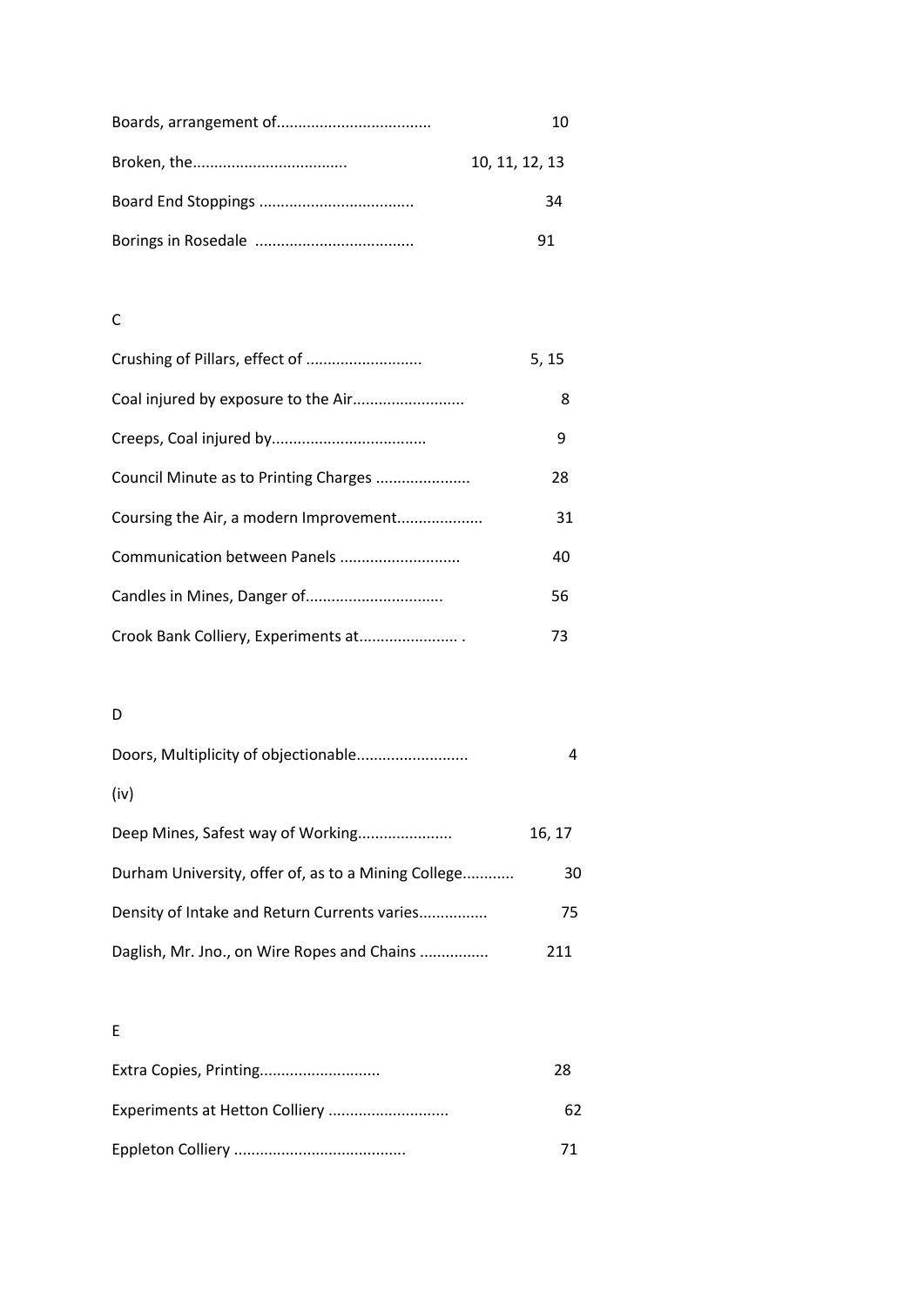Boards, arrangement of.................................... 10

Broken, the.................................... 10, 11, 12, 13

Board End Stoppings .................................... 34

Borings in Rosedale ..................................... 91

C

Crushing of Pillars, effect of ........................... 5, 15

Coal injured by exposure to the Air.......................... 8

Creeps, Coal injured by.................................... 9

Council Minute as to Printing Charges ...................... 28

Coursing the Air, a modern Improvement.................... 31

Communication between Panels ............................ 40

Candles in Mines, Danger of................................ 56

Crook Bank Colliery, Experiments at....................... . 73

D

Doors, Multiplicity of objectionable.......................... 4

(iv)

Deep Mines, Safest way of Working...................... 16, 17

Durham University, offer of, as to a Mining College............ 30

Density of Intake and Return Currents varies................ 75

Daglish, Mr. Jno., on Wire Ropes and Chains ................ 211

E

Extra Copies, Printing............................ 28

Experiments at Hetton Colliery ............................ 62

Eppleton Colliery ........................................ 71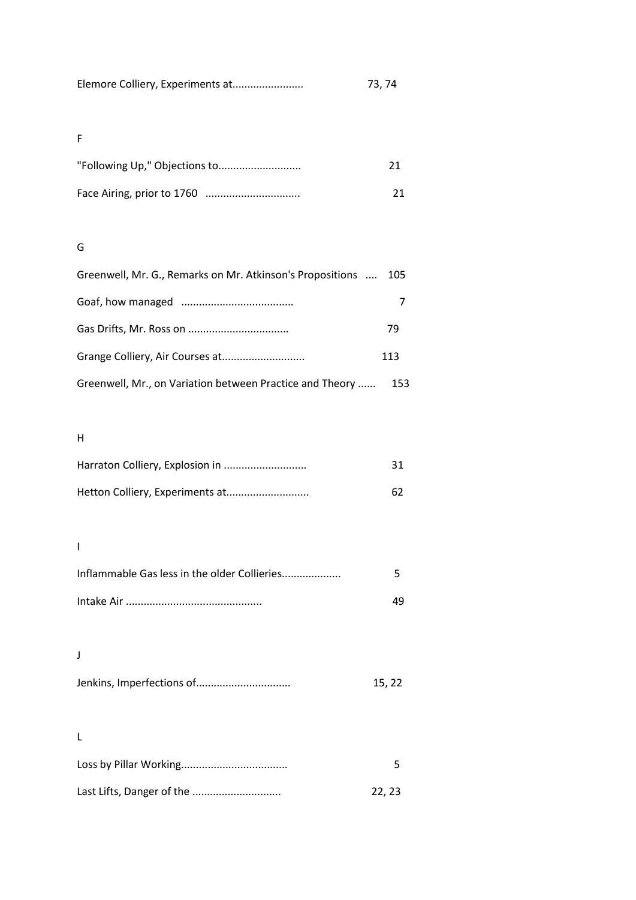Elemore Colliery, Experiments at........................ 73, 74

F

"Following Up," Objections to............................ 21

Face Airing, prior to 1760 ................................ 21

G

Greenwell, Mr. G., Remarks on Mr. Atkinson's Propositions .... 105

Goaf, how managed ...................................... 7

Gas Drifts, Mr. Ross on .................................. 79

Grange Colliery, Air Courses at............................ 113

Greenwell, Mr., on Variation between Practice and Theory ...... 153

H

Harraton Colliery, Explosion in ............................ 31

Hetton Colliery, Experiments at............................ 62

I

Inflammable Gas less in the older Collieries.................... 5

Intake Air ............................................. 49

J

Jenkins, Imperfections of................................ 15, 22

L

Loss by Pillar Working.................................... 5

Last Lifts, Danger of the .............................. 22, 23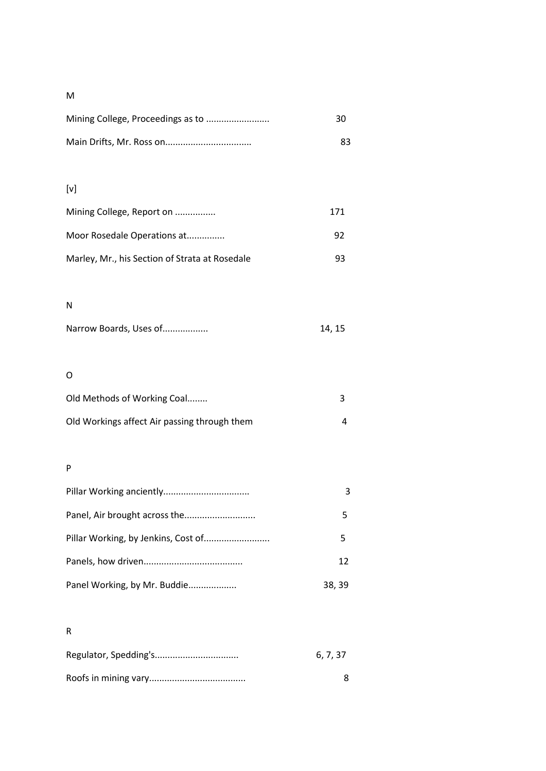M

Mining College, Proceedings as to ......................... 30

Main Drifts, Mr. Ross on................................. 83

[v]

Mining College, Report on ................ 171

Moor Rosedale Operations at............... 92

Marley, Mr., his Section of Strata at Rosedale 93

N

Narrow Boards, Uses of.................. 14, 15

O

Old Methods of Working Coal........ 3

Old Workings affect Air passing through them 4

P

Pillar Working anciently................................. 3

Panel, Air brought across the........................... 5

Pillar Working, by Jenkins, Cost of......................... 5

Panels, how driven...................................... 12

Panel Working, by Mr. Buddie................... 38, 39

R

Regulator, Spedding's................................ 6, 7, 37

Roofs in mining vary..................................... 8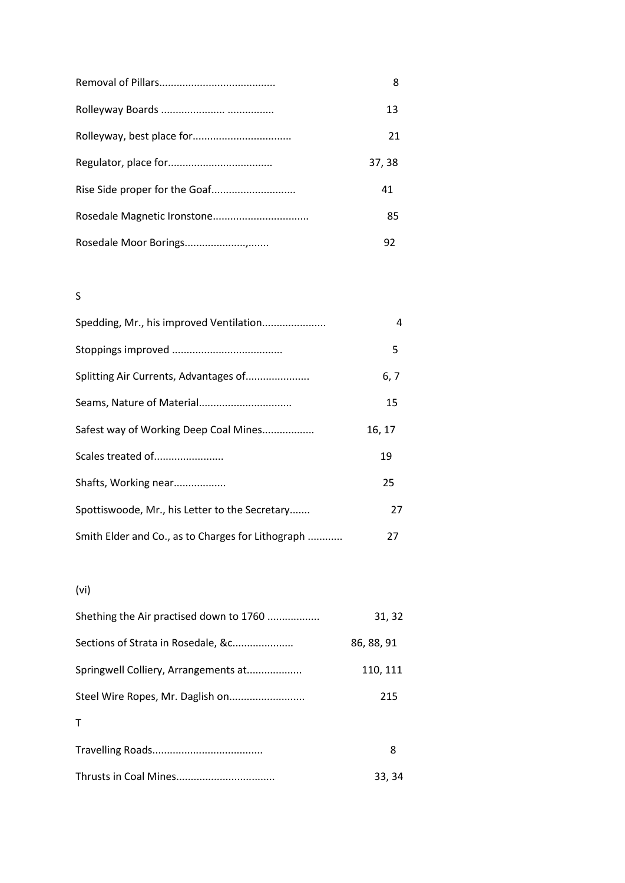| | |
|---|---|
| Removal of Pillars....................................... | 8 |
| Rolleyway Boards ...................... ................ | 13 |
| Rolleyway, best place for................................. | 21 |
| Regulator, place for................................... | 37, 38 |
| Rise Side proper for the Goaf............................ | 41 |
| Rosedale Magnetic Ironstone................................ | 85 |
| Rosedale Moor Borings..................,....... | 92 |

S

| | |
|---|---|
| Spedding, Mr., his improved Ventilation...................... | 4 |
| Stoppings improved ..................................... | 5 |
| Splitting Air Currents, Advantages of...................... | 6, 7 |
| Seams, Nature of Material............................... | 15 |
| Safest way of Working Deep Coal Mines.................. | 16, 17 |
| Scales treated of........................ | 19 |
| Shafts, Working near.................. | 25 |
| Spottiswoode, Mr., his Letter to the Secretary....... | 27 |
| Smith Elder and Co., as to Charges for Lithograph ........... | 27 |

(vi)

| | |
|---|---|
| Shething the Air practised down to 1760 .................. | 31, 32 |
| Sections of Strata in Rosedale, &c.................... | 86, 88, 91 |
| Springwell Colliery, Arrangements at.................. | 110, 111 |
| Steel Wire Ropes, Mr. Daglish on......................... | 215 |

T

| | |
|---|---|
| Travelling Roads..................................... | 8 |
| Thrusts in Coal Mines................................. | 33, 34 |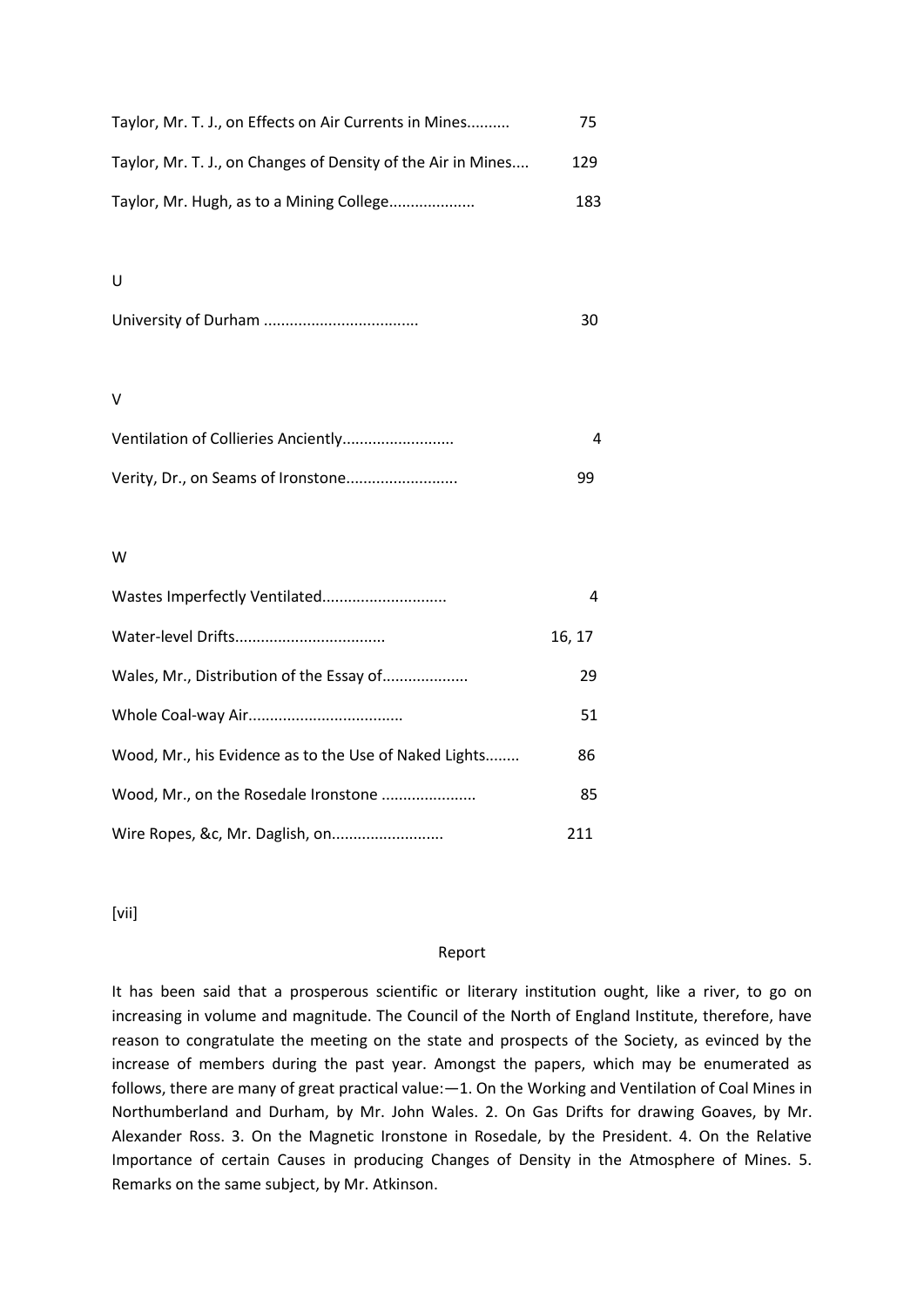Taylor, Mr. T. J., on Effects on Air Currents in Mines.......... 75

Taylor, Mr. T. J., on Changes of Density of the Air in Mines.... 129

Taylor, Mr. Hugh, as to a Mining College.................... 183

U

University of Durham .................................... 30

V

Ventilation of Collieries Anciently.......................... 4

Verity, Dr., on Seams of Ironstone.......................... 99

W

Wastes Imperfectly Ventilated............................ 4

Water-level Drifts.................................. 16, 17

Wales, Mr., Distribution of the Essay of.................... 29

Whole Coal-way Air.................................. 51

Wood, Mr., his Evidence as to the Use of Naked Lights........ 86

Wood, Mr., on the Rosedale Ironstone ...................... 85

Wire Ropes, &c, Mr. Daglish, on.......................... 211

[vii]

## Report

It has been said that a prosperous scientific or literary institution ought, like a river, to go on increasing in volume and magnitude. The Council of the North of England Institute, therefore, have reason to congratulate the meeting on the state and prospects of the Society, as evinced by the increase of members during the past year. Amongst the papers, which may be enumerated as follows, there are many of great practical value:—1. On the Working and Ventilation of Coal Mines in Northumberland and Durham, by Mr. John Wales. 2. On Gas Drifts for drawing Goaves, by Mr. Alexander Ross. 3. On the Magnetic Ironstone in Rosedale, by the President. 4. On the Relative Importance of certain Causes in producing Changes of Density in the Atmosphere of Mines. 5. Remarks on the same subject, by Mr. Atkinson.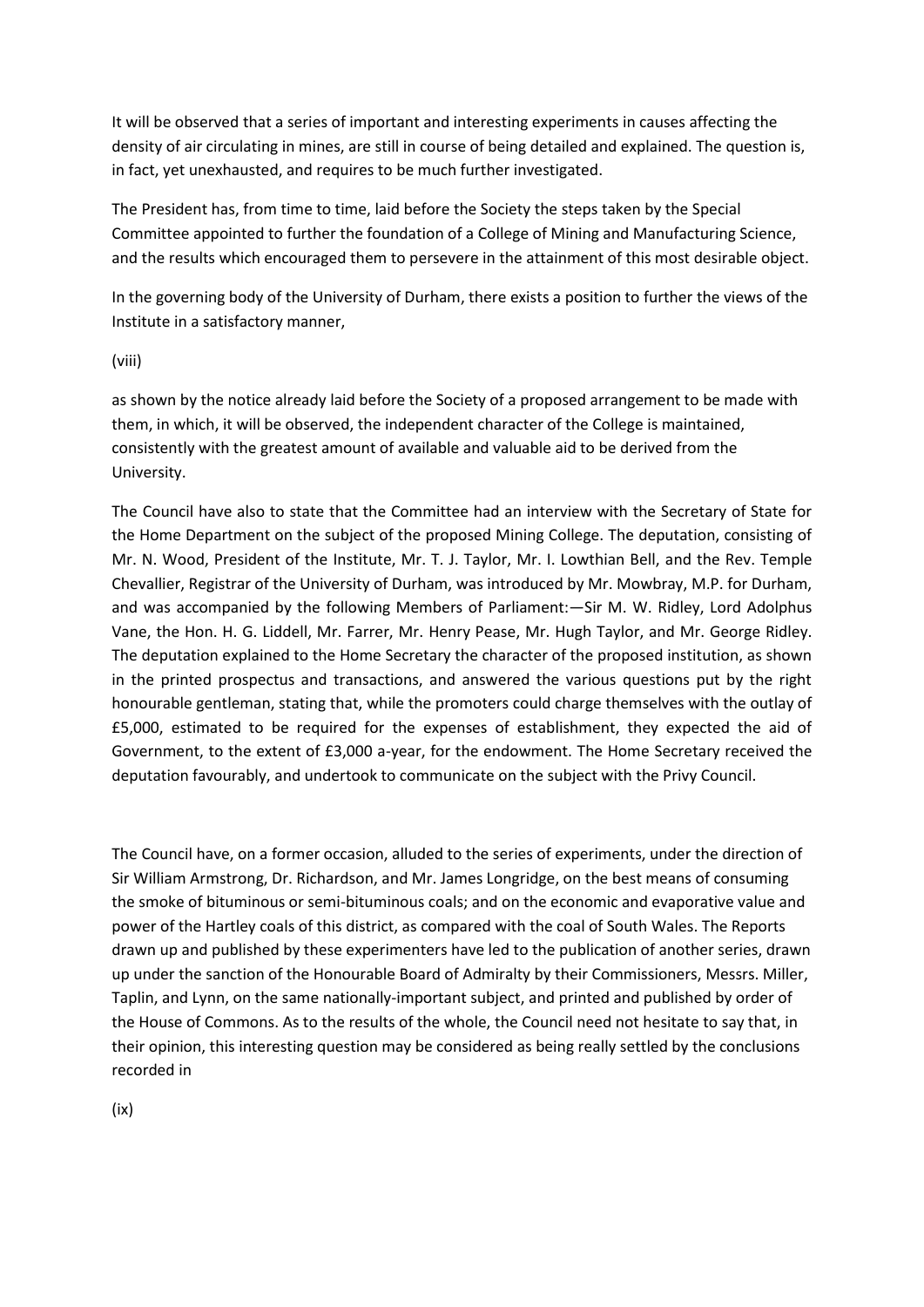It will be observed that a series of important and interesting experiments in causes affecting the density of air circulating in mines, are still in course of being detailed and explained. The question is, in fact, yet unexhausted, and requires to be much further investigated.

The President has, from time to time, laid before the Society the steps taken by the Special Committee appointed to further the foundation of a College of Mining and Manufacturing Science, and the results which encouraged them to persevere in the attainment of this most desirable object.

In the governing body of the University of Durham, there exists a position to further the views of the Institute in a satisfactory manner,

(viii)

as shown by the notice already laid before the Society of a proposed arrangement to be made with them, in which, it will be observed, the independent character of the College is maintained, consistently with the greatest amount of available and valuable aid to be derived from the University.

The Council have also to state that the Committee had an interview with the Secretary of State for the Home Department on the subject of the proposed Mining College. The deputation, consisting of Mr. N. Wood, President of the Institute, Mr. T. J. Taylor, Mr. I. Lowthian Bell, and the Rev. Temple Chevallier, Registrar of the University of Durham, was introduced by Mr. Mowbray, M.P. for Durham, and was accompanied by the following Members of Parliament:—Sir M. W. Ridley, Lord Adolphus Vane, the Hon. H. G. Liddell, Mr. Farrer, Mr. Henry Pease, Mr. Hugh Taylor, and Mr. George Ridley. The deputation explained to the Home Secretary the character of the proposed institution, as shown in the printed prospectus and transactions, and answered the various questions put by the right honourable gentleman, stating that, while the promoters could charge themselves with the outlay of £5,000, estimated to be required for the expenses of establishment, they expected the aid of Government, to the extent of £3,000 a-year, for the endowment. The Home Secretary received the deputation favourably, and undertook to communicate on the subject with the Privy Council.

The Council have, on a former occasion, alluded to the series of experiments, under the direction of Sir William Armstrong, Dr. Richardson, and Mr. James Longridge, on the best means of consuming the smoke of bituminous or semi-bituminous coals; and on the economic and evaporative value and power of the Hartley coals of this district, as compared with the coal of South Wales. The Reports drawn up and published by these experimenters have led to the publication of another series, drawn up under the sanction of the Honourable Board of Admiralty by their Commissioners, Messrs. Miller, Taplin, and Lynn, on the same nationally-important subject, and printed and published by order of the House of Commons. As to the results of the whole, the Council need not hesitate to say that, in their opinion, this interesting question may be considered as being really settled by the conclusions recorded in

(ix)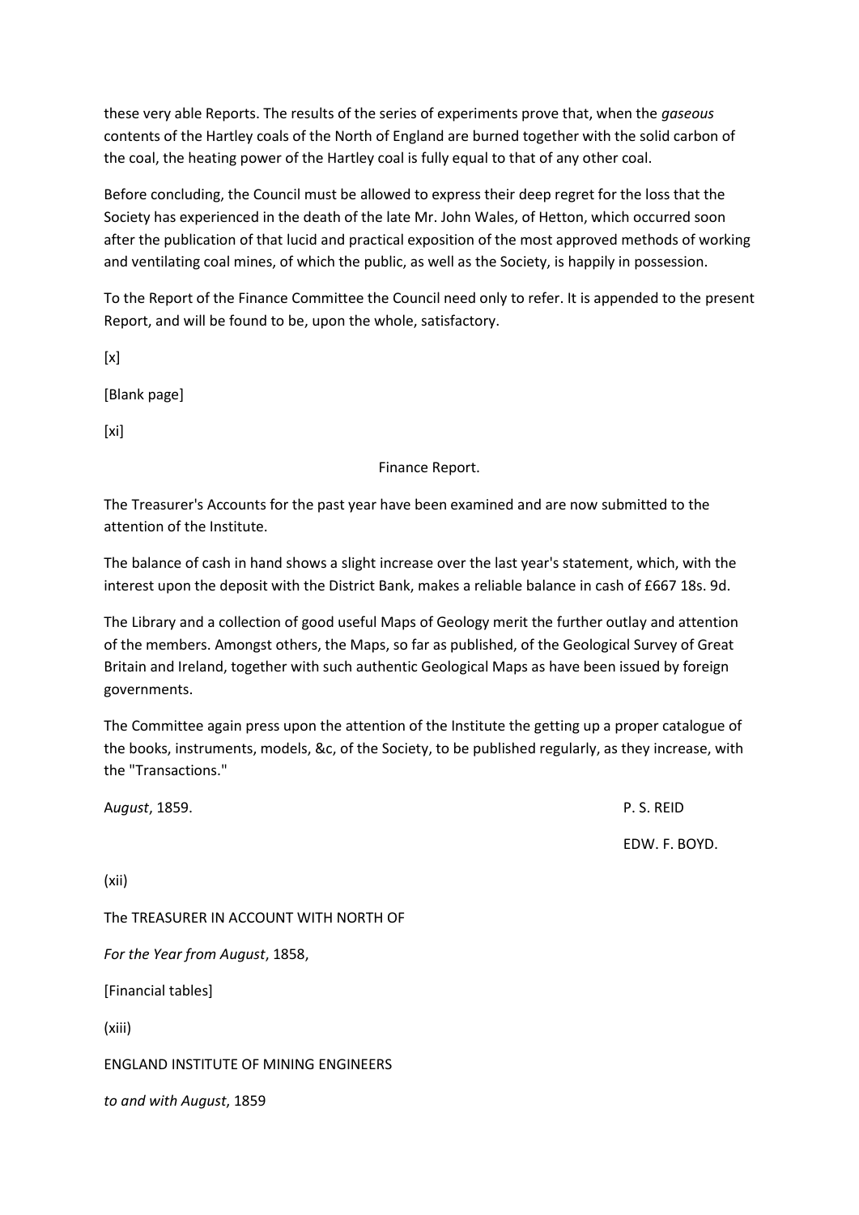these very able Reports. The results of the series of experiments prove that, when the *gaseous* contents of the Hartley coals of the North of England are burned together with the solid carbon of the coal, the heating power of the Hartley coal is fully equal to that of any other coal.

Before concluding, the Council must be allowed to express their deep regret for the loss that the Society has experienced in the death of the late Mr. John Wales, of Hetton, which occurred soon after the publication of that lucid and practical exposition of the most approved methods of working and ventilating coal mines, of which the public, as well as the Society, is happily in possession.

To the Report of the Finance Committee the Council need only to refer. It is appended to the present Report, and will be found to be, upon the whole, satisfactory.

[x]

[Blank page]

[xi]

## Finance Report.

The Treasurer's Accounts for the past year have been examined and are now submitted to the attention of the Institute.

The balance of cash in hand shows a slight increase over the last year's statement, which, with the interest upon the deposit with the District Bank, makes a reliable balance in cash of £667 18s. 9d.

The Library and a collection of good useful Maps of Geology merit the further outlay and attention of the members. Amongst others, the Maps, so far as published, of the Geological Survey of Great Britain and Ireland, together with such authentic Geological Maps as have been issued by foreign governments.

The Committee again press upon the attention of the Institute the getting up a proper catalogue of the books, instruments, models, &c, of the Society, to be published regularly, as they increase, with the "Transactions."

A*ugust*, 1859.

P. S. REID

EDW. F. BOYD.

(xii)

The TREASURER IN ACCOUNT WITH NORTH OF

*For the Year from August*, 1858,

[Financial tables]

(xiii)

ENGLAND INSTITUTE OF MINING ENGINEERS

*to and with August*, 1859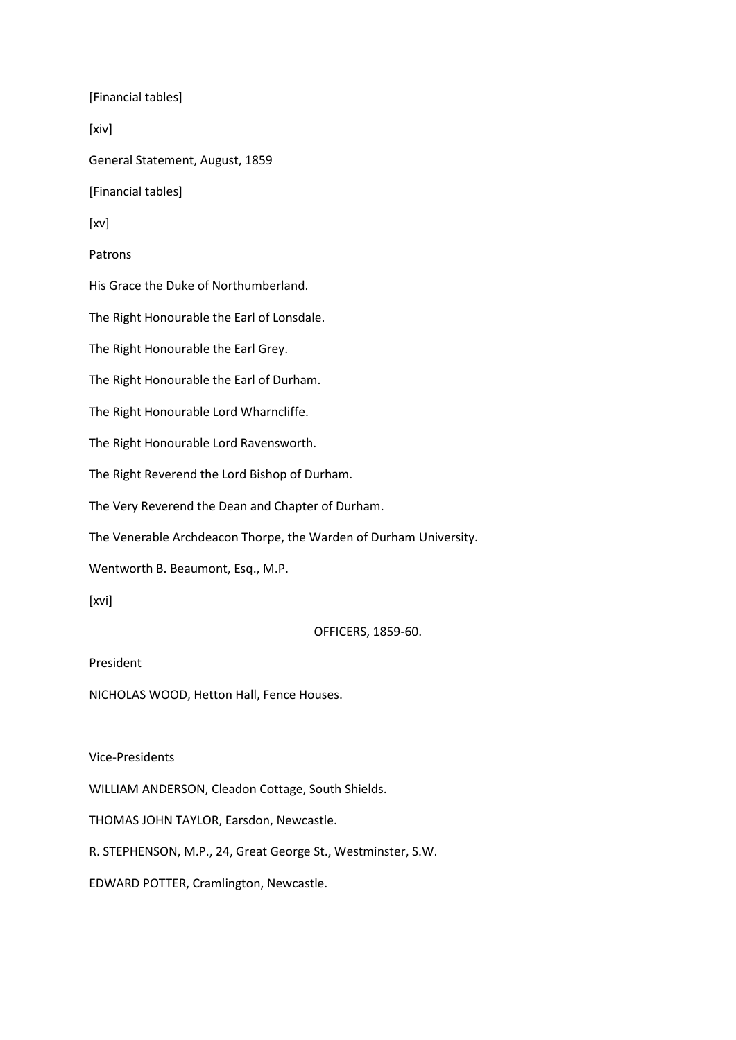[Financial tables]

[xiv]

General Statement, August, 1859

[Financial tables]

[xv]

## Patrons

His Grace the Duke of Northumberland.

The Right Honourable the Earl of Lonsdale.

The Right Honourable the Earl Grey.

The Right Honourable the Earl of Durham.

The Right Honourable Lord Wharncliffe.

The Right Honourable Lord Ravensworth.

The Right Reverend the Lord Bishop of Durham.

The Very Reverend the Dean and Chapter of Durham.

The Venerable Archdeacon Thorpe, the Warden of Durham University.

Wentworth B. Beaumont, Esq., M.P.

[xvi]

## OFFICERS, 1859-60.

### President

NICHOLAS WOOD, Hetton Hall, Fence Houses.

### Vice-Presidents

WILLIAM ANDERSON, Cleadon Cottage, South Shields.

THOMAS JOHN TAYLOR, Earsdon, Newcastle.

R. STEPHENSON, M.P., 24, Great George St., Westminster, S.W.

EDWARD POTTER, Cramlington, Newcastle.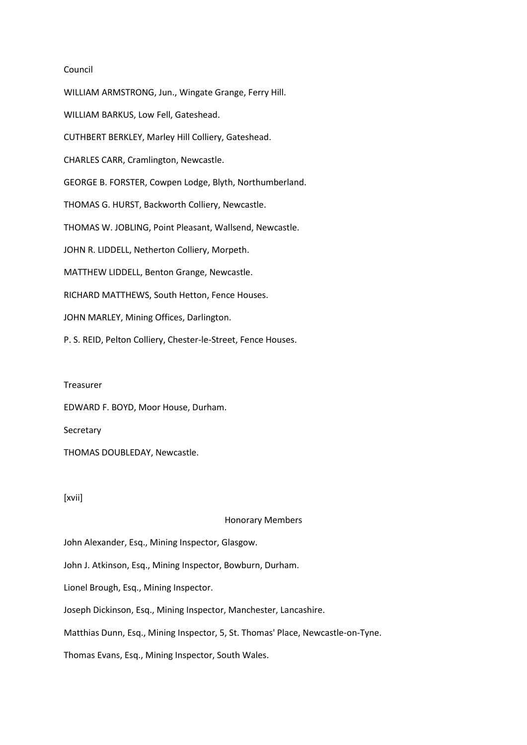## Council

WILLIAM ARMSTRONG, Jun., Wingate Grange, Ferry Hill.

WILLIAM BARKUS, Low Fell, Gateshead.

CUTHBERT BERKLEY, Marley Hill Colliery, Gateshead.

CHARLES CARR, Cramlington, Newcastle.

GEORGE B. FORSTER, Cowpen Lodge, Blyth, Northumberland.

THOMAS G. HURST, Backworth Colliery, Newcastle.

THOMAS W. JOBLING, Point Pleasant, Wallsend, Newcastle.

JOHN R. LIDDELL, Netherton Colliery, Morpeth.

MATTHEW LIDDELL, Benton Grange, Newcastle.

RICHARD MATTHEWS, South Hetton, Fence Houses.

JOHN MARLEY, Mining Offices, Darlington.

P. S. REID, Pelton Colliery, Chester-le-Street, Fence Houses.

## Treasurer

EDWARD F. BOYD, Moor House, Durham.

## Secretary

THOMAS DOUBLEDAY, Newcastle.

[xvii]

## Honorary Members

John Alexander, Esq., Mining Inspector, Glasgow.

John J. Atkinson, Esq., Mining Inspector, Bowburn, Durham.

Lionel Brough, Esq., Mining Inspector.

Joseph Dickinson, Esq., Mining Inspector, Manchester, Lancashire.

Matthias Dunn, Esq., Mining Inspector, 5, St. Thomas' Place, Newcastle-on-Tyne.

Thomas Evans, Esq., Mining Inspector, South Wales.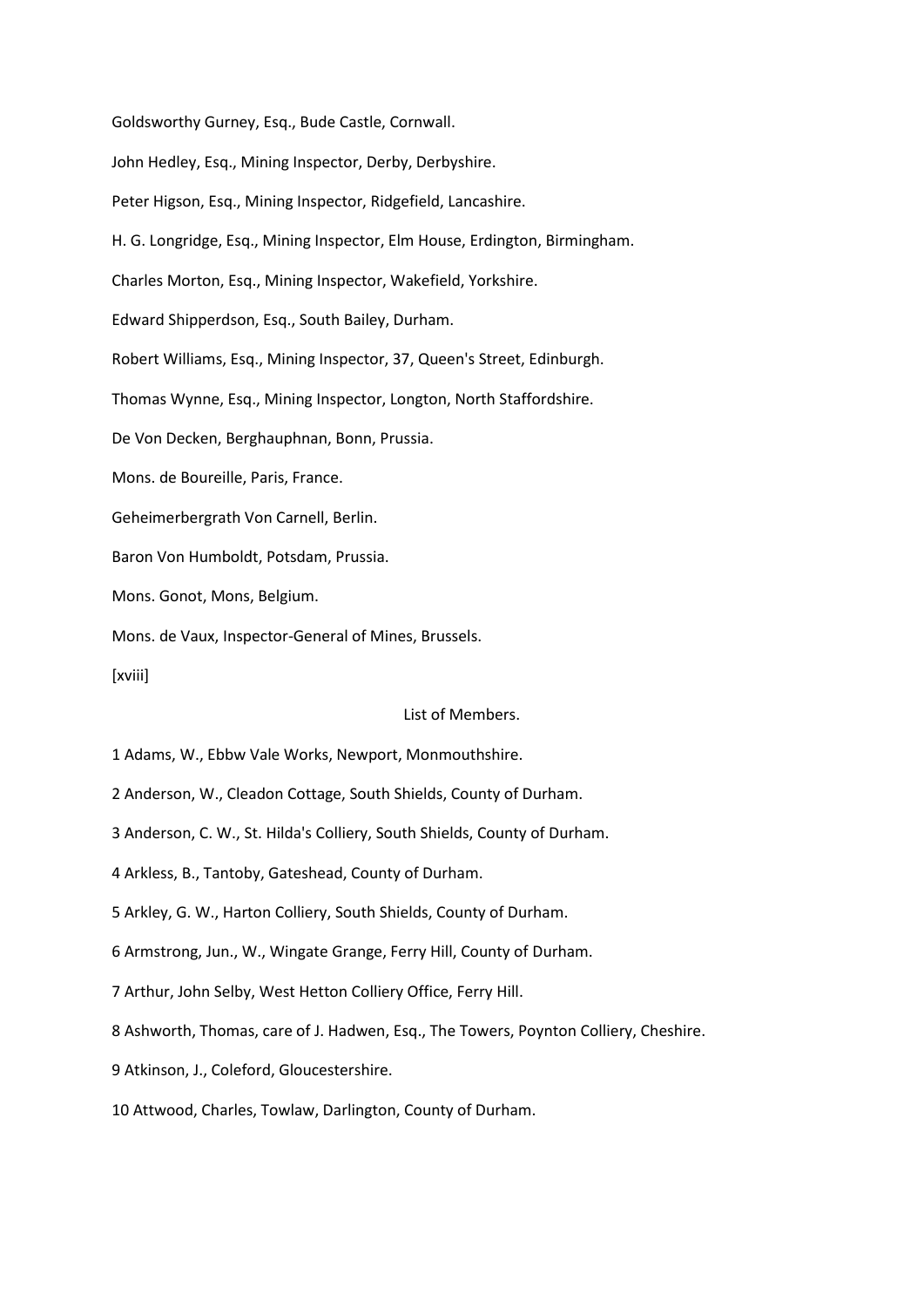Goldsworthy Gurney, Esq., Bude Castle, Cornwall.

John Hedley, Esq., Mining Inspector, Derby, Derbyshire.

Peter Higson, Esq., Mining Inspector, Ridgefield, Lancashire.

H. G. Longridge, Esq., Mining Inspector, Elm House, Erdington, Birmingham.

Charles Morton, Esq., Mining Inspector, Wakefield, Yorkshire.

Edward Shipperdson, Esq., South Bailey, Durham.

Robert Williams, Esq., Mining Inspector, 37, Queen's Street, Edinburgh.

Thomas Wynne, Esq., Mining Inspector, Longton, North Staffordshire.

De Von Decken, Berghauphnan, Bonn, Prussia.

Mons. de Boureille, Paris, France.

Geheimerbergrath Von Carnell, Berlin.

Baron Von Humboldt, Potsdam, Prussia.

Mons. Gonot, Mons, Belgium.

Mons. de Vaux, Inspector-General of Mines, Brussels.

## List of Members.

1 Adams, W., Ebbw Vale Works, Newport, Monmouthshire.

2 Anderson, W., Cleadon Cottage, South Shields, County of Durham.

3 Anderson, C. W., St. Hilda's Colliery, South Shields, County of Durham.

4 Arkless, B., Tantoby, Gateshead, County of Durham.

5 Arkley, G. W., Harton Colliery, South Shields, County of Durham.

6 Armstrong, Jun., W., Wingate Grange, Ferry Hill, County of Durham.

7 Arthur, John Selby, West Hetton Colliery Office, Ferry Hill.

8 Ashworth, Thomas, care of J. Hadwen, Esq., The Towers, Poynton Colliery, Cheshire.

9 Atkinson, J., Coleford, Gloucestershire.

10 Attwood, Charles, Towlaw, Darlington, County of Durham.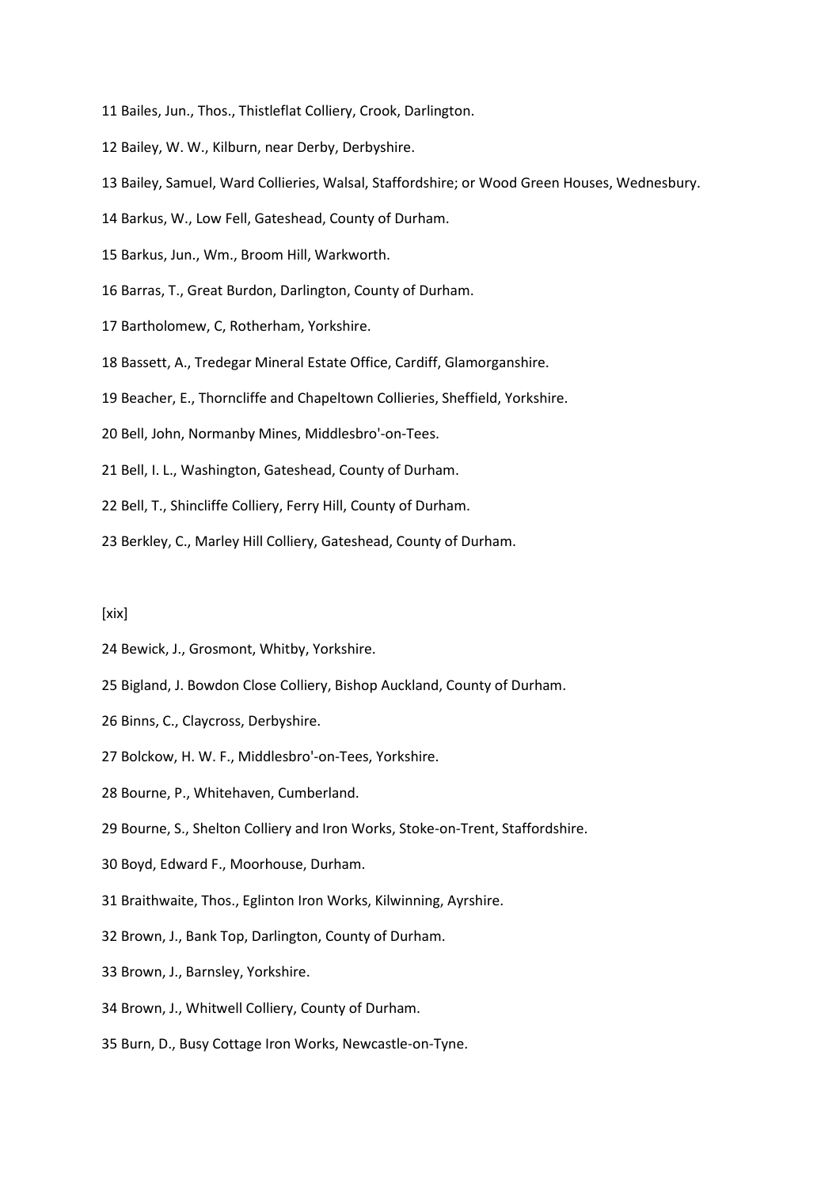11 Bailes, Jun., Thos., Thistleflat Colliery, Crook, Darlington.

12 Bailey, W. W., Kilburn, near Derby, Derbyshire.

13 Bailey, Samuel, Ward Collieries, Walsal, Staffordshire; or Wood Green Houses, Wednesbury.

14 Barkus, W., Low Fell, Gateshead, County of Durham.

15 Barkus, Jun., Wm., Broom Hill, Warkworth.

16 Barras, T., Great Burdon, Darlington, County of Durham.

17 Bartholomew, C, Rotherham, Yorkshire.

18 Bassett, A., Tredegar Mineral Estate Office, Cardiff, Glamorganshire.

19 Beacher, E., Thorncliffe and Chapeltown Collieries, Sheffield, Yorkshire.

20 Bell, John, Normanby Mines, Middlesbro'-on-Tees.

21 Bell, I. L., Washington, Gateshead, County of Durham.

22 Bell, T., Shincliffe Colliery, Ferry Hill, County of Durham.

23 Berkley, C., Marley Hill Colliery, Gateshead, County of Durham.

[xix]

24 Bewick, J., Grosmont, Whitby, Yorkshire.

25 Bigland, J. Bowdon Close Colliery, Bishop Auckland, County of Durham.

26 Binns, C., Claycross, Derbyshire.

27 Bolckow, H. W. F., Middlesbro'-on-Tees, Yorkshire.

28 Bourne, P., Whitehaven, Cumberland.

29 Bourne, S., Shelton Colliery and Iron Works, Stoke-on-Trent, Staffordshire.

30 Boyd, Edward F., Moorhouse, Durham.

31 Braithwaite, Thos., Eglinton Iron Works, Kilwinning, Ayrshire.

32 Brown, J., Bank Top, Darlington, County of Durham.

33 Brown, J., Barnsley, Yorkshire.

34 Brown, J., Whitwell Colliery, County of Durham.

35 Burn, D., Busy Cottage Iron Works, Newcastle-on-Tyne.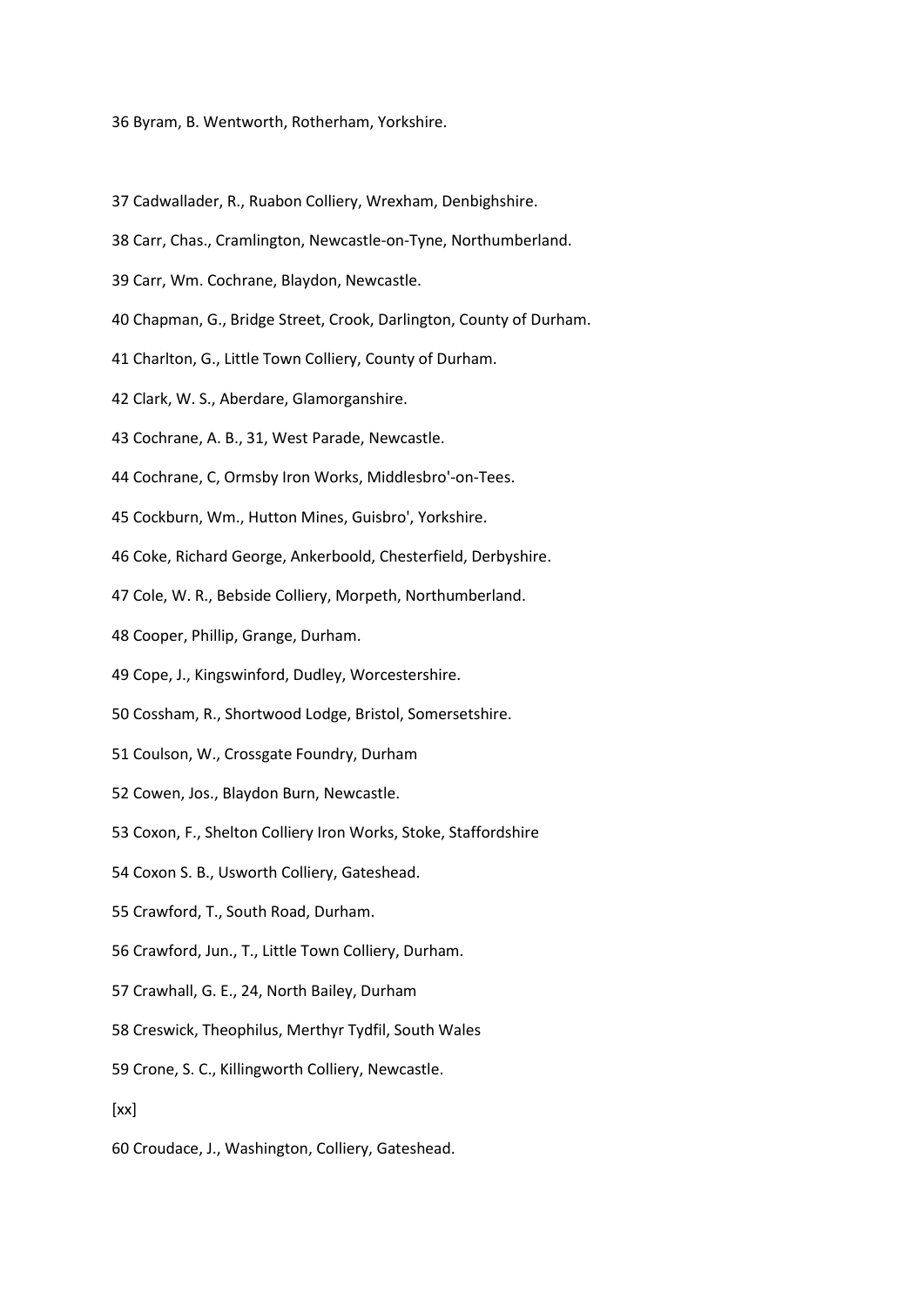36 Byram, B. Wentworth, Rotherham, Yorkshire.

37 Cadwallader, R., Ruabon Colliery, Wrexham, Denbighshire.

38 Carr, Chas., Cramlington, Newcastle-on-Tyne, Northumberland.

39 Carr, Wm. Cochrane, Blaydon, Newcastle.

40 Chapman, G., Bridge Street, Crook, Darlington, County of Durham.

41 Charlton, G., Little Town Colliery, County of Durham.

42 Clark, W. S., Aberdare, Glamorganshire.

43 Cochrane, A. B., 31, West Parade, Newcastle.

44 Cochrane, C, Ormsby Iron Works, Middlesbro'-on-Tees.

45 Cockburn, Wm., Hutton Mines, Guisbro', Yorkshire.

46 Coke, Richard George, Ankerboold, Chesterfield, Derbyshire.

47 Cole, W. R., Bebside Colliery, Morpeth, Northumberland.

48 Cooper, Phillip, Grange, Durham.

49 Cope, J., Kingswinford, Dudley, Worcestershire.

50 Cossham, R., Shortwood Lodge, Bristol, Somersetshire.

51 Coulson, W., Crossgate Foundry, Durham

52 Cowen, Jos., Blaydon Burn, Newcastle.

53 Coxon, F., Shelton Colliery Iron Works, Stoke, Staffordshire

54 Coxon S. B., Usworth Colliery, Gateshead.

55 Crawford, T., South Road, Durham.

56 Crawford, Jun., T., Little Town Colliery, Durham.

57 Crawhall, G. E., 24, North Bailey, Durham

58 Creswick, Theophilus, Merthyr Tydfil, South Wales

59 Crone, S. C., Killingworth Colliery, Newcastle.

[xx]

60 Croudace, J., Washington, Colliery, Gateshead.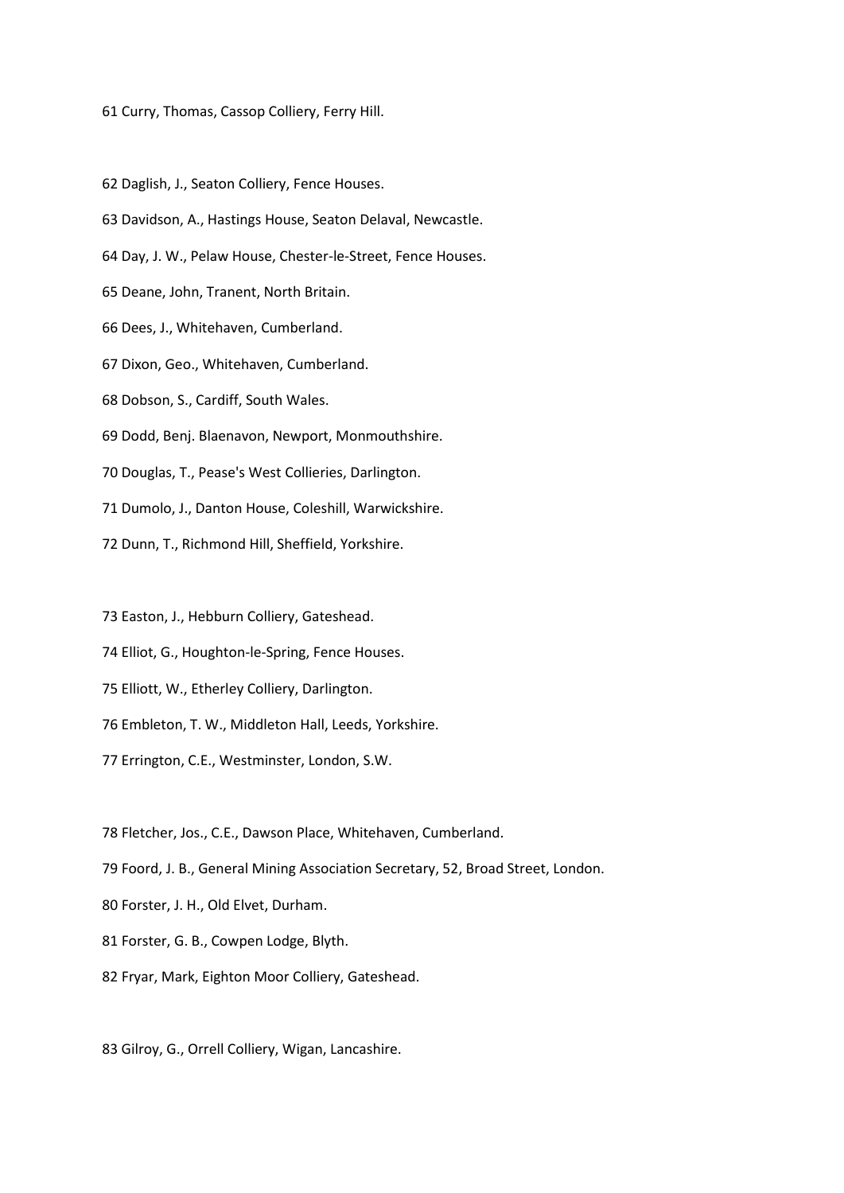61 Curry, Thomas, Cassop Colliery, Ferry Hill.

62 Daglish, J., Seaton Colliery, Fence Houses.

63 Davidson, A., Hastings House, Seaton Delaval, Newcastle.

64 Day, J. W., Pelaw House, Chester-le-Street, Fence Houses.

65 Deane, John, Tranent, North Britain.

66 Dees, J., Whitehaven, Cumberland.

67 Dixon, Geo., Whitehaven, Cumberland.

68 Dobson, S., Cardiff, South Wales.

69 Dodd, Benj. Blaenavon, Newport, Monmouthshire.

70 Douglas, T., Pease's West Collieries, Darlington.

71 Dumolo, J., Danton House, Coleshill, Warwickshire.

72 Dunn, T., Richmond Hill, Sheffield, Yorkshire.

73 Easton, J., Hebburn Colliery, Gateshead.

74 Elliot, G., Houghton-le-Spring, Fence Houses.

75 Elliott, W., Etherley Colliery, Darlington.

76 Embleton, T. W., Middleton Hall, Leeds, Yorkshire.

77 Errington, C.E., Westminster, London, S.W.

78 Fletcher, Jos., C.E., Dawson Place, Whitehaven, Cumberland.

79 Foord, J. B., General Mining Association Secretary, 52, Broad Street, London.

80 Forster, J. H., Old Elvet, Durham.

81 Forster, G. B., Cowpen Lodge, Blyth.

82 Fryar, Mark, Eighton Moor Colliery, Gateshead.

83 Gilroy, G., Orrell Colliery, Wigan, Lancashire.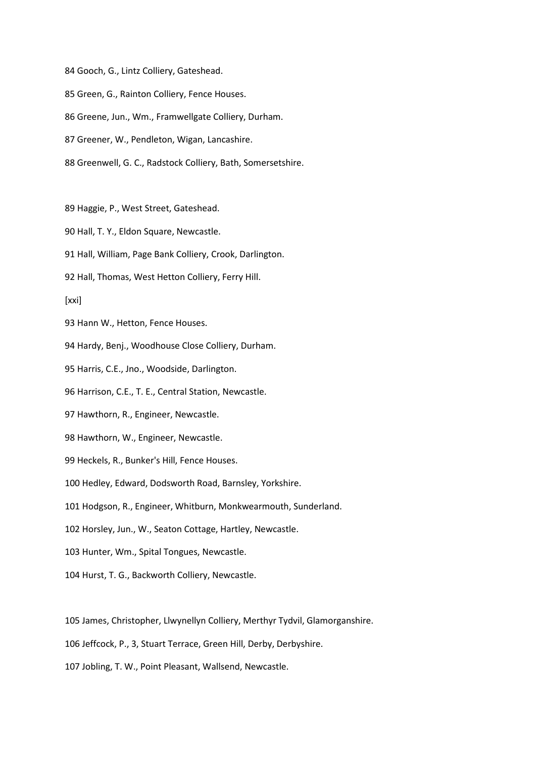84 Gooch, G., Lintz Colliery, Gateshead.

85 Green, G., Rainton Colliery, Fence Houses.

86 Greene, Jun., Wm., Framwellgate Colliery, Durham.

87 Greener, W., Pendleton, Wigan, Lancashire.

88 Greenwell, G. C., Radstock Colliery, Bath, Somersetshire.

89 Haggie, P., West Street, Gateshead.

90 Hall, T. Y., Eldon Square, Newcastle.

91 Hall, William, Page Bank Colliery, Crook, Darlington.

92 Hall, Thomas, West Hetton Colliery, Ferry Hill.

[xxi]

93 Hann W., Hetton, Fence Houses.

94 Hardy, Benj., Woodhouse Close Colliery, Durham.

95 Harris, C.E., Jno., Woodside, Darlington.

96 Harrison, C.E., T. E., Central Station, Newcastle.

97 Hawthorn, R., Engineer, Newcastle.

98 Hawthorn, W., Engineer, Newcastle.

99 Heckels, R., Bunker's Hill, Fence Houses.

100 Hedley, Edward, Dodsworth Road, Barnsley, Yorkshire.

101 Hodgson, R., Engineer, Whitburn, Monkwearmouth, Sunderland.

102 Horsley, Jun., W., Seaton Cottage, Hartley, Newcastle.

103 Hunter, Wm., Spital Tongues, Newcastle.

104 Hurst, T. G., Backworth Colliery, Newcastle.

105 James, Christopher, Llwynellyn Colliery, Merthyr Tydvil, Glamorganshire.

106 Jeffcock, P., 3, Stuart Terrace, Green Hill, Derby, Derbyshire.

107 Jobling, T. W., Point Pleasant, Wallsend, Newcastle.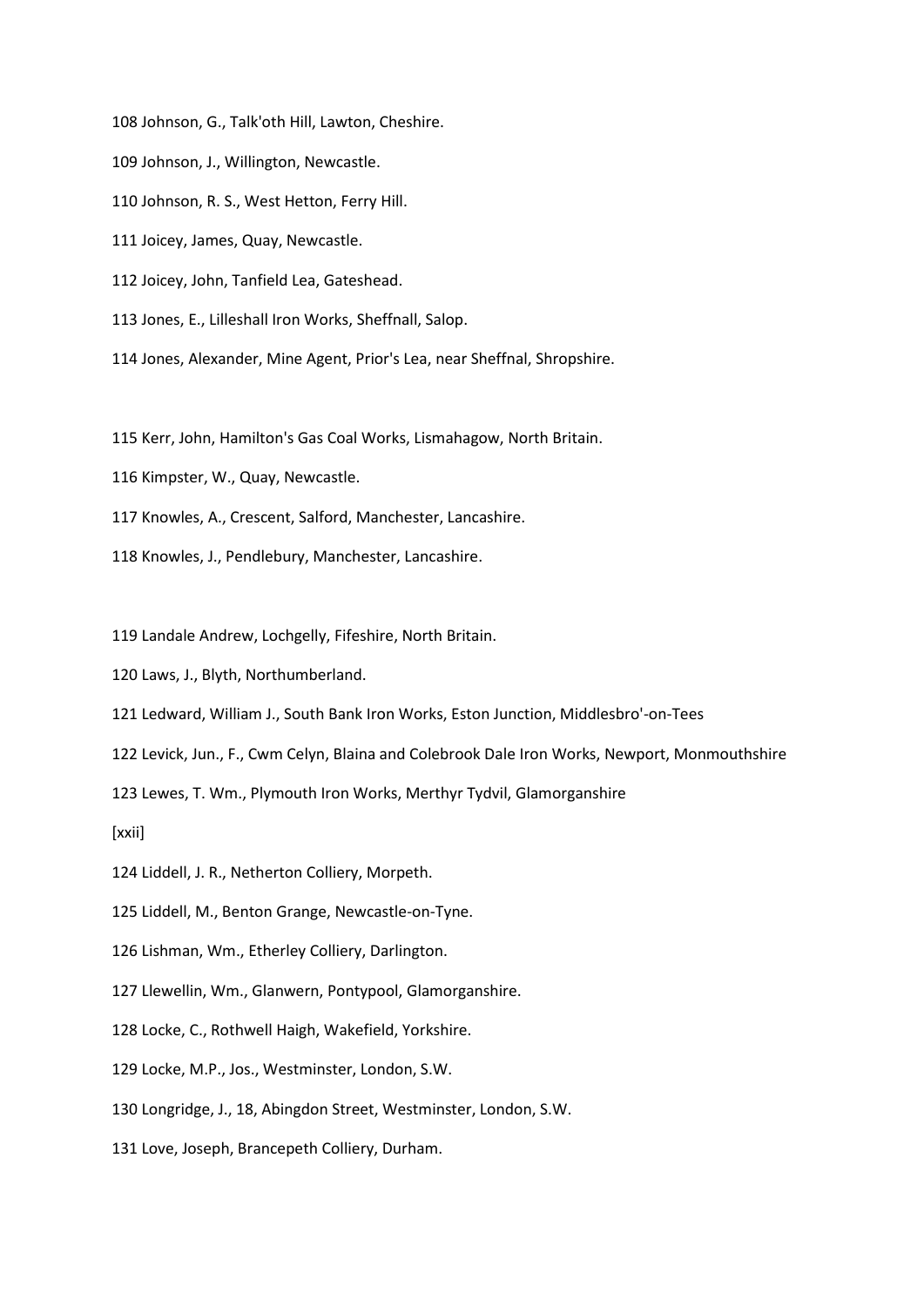108 Johnson, G., Talk'oth Hill, Lawton, Cheshire.

109 Johnson, J., Willington, Newcastle.

110 Johnson, R. S., West Hetton, Ferry Hill.

111 Joicey, James, Quay, Newcastle.

112 Joicey, John, Tanfield Lea, Gateshead.

113 Jones, E., Lilleshall Iron Works, Sheffnall, Salop.

114 Jones, Alexander, Mine Agent, Prior's Lea, near Sheffnal, Shropshire.

115 Kerr, John, Hamilton's Gas Coal Works, Lismahagow, North Britain.

116 Kimpster, W., Quay, Newcastle.

117 Knowles, A., Crescent, Salford, Manchester, Lancashire.

118 Knowles, J., Pendlebury, Manchester, Lancashire.

119 Landale Andrew, Lochgelly, Fifeshire, North Britain.

120 Laws, J., Blyth, Northumberland.

121 Ledward, William J., South Bank Iron Works, Eston Junction, Middlesbro'-on-Tees

122 Levick, Jun., F., Cwm Celyn, Blaina and Colebrook Dale Iron Works, Newport, Monmouthshire

123 Lewes, T. Wm., Plymouth Iron Works, Merthyr Tydvil, Glamorganshire

[xxii]

124 Liddell, J. R., Netherton Colliery, Morpeth.

125 Liddell, M., Benton Grange, Newcastle-on-Tyne.

126 Lishman, Wm., Etherley Colliery, Darlington.

127 Llewellin, Wm., Glanwern, Pontypool, Glamorganshire.

128 Locke, C., Rothwell Haigh, Wakefield, Yorkshire.

129 Locke, M.P., Jos., Westminster, London, S.W.

130 Longridge, J., 18, Abingdon Street, Westminster, London, S.W.

131 Love, Joseph, Brancepeth Colliery, Durham.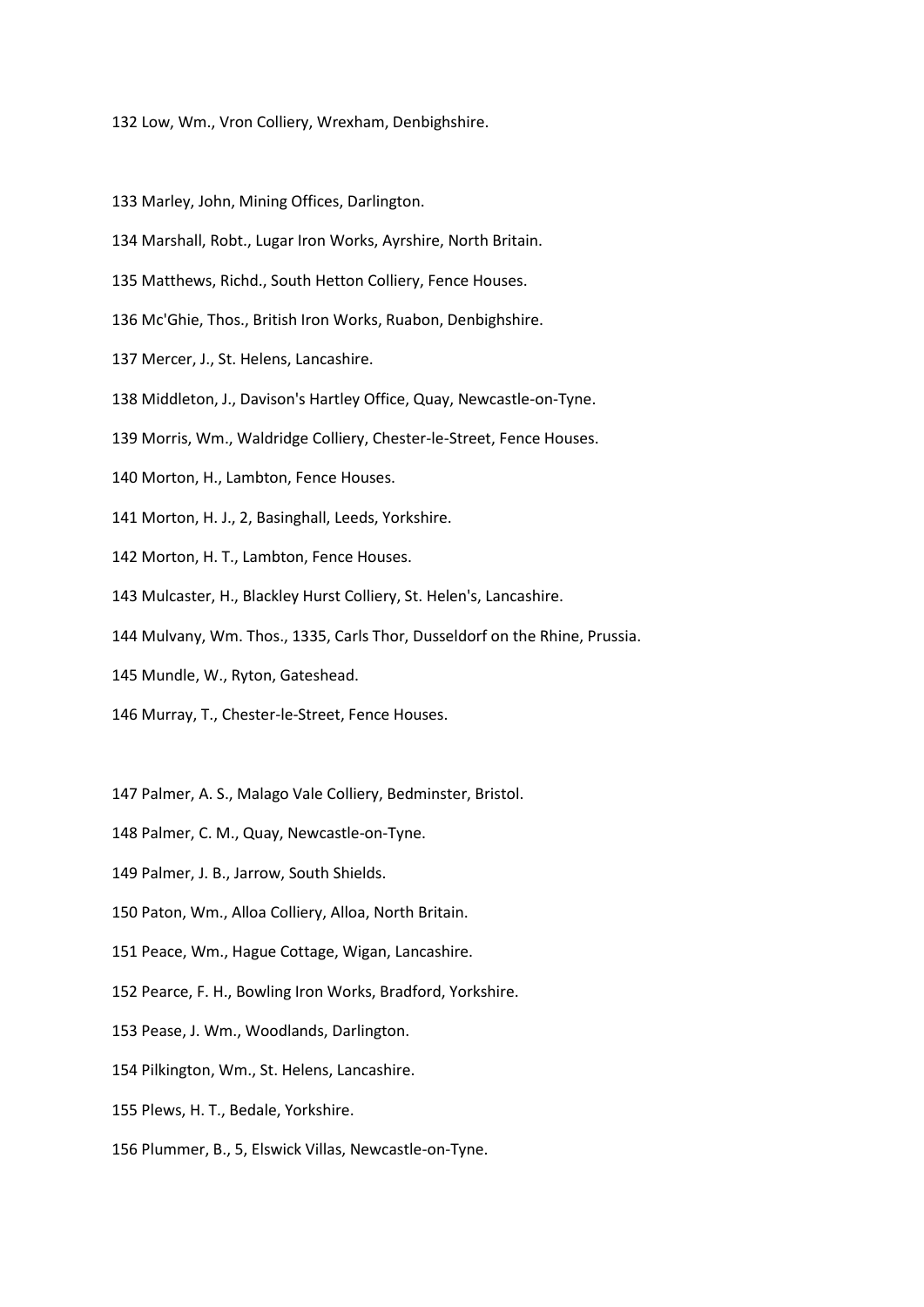132 Low, Wm., Vron Colliery, Wrexham, Denbighshire.

133 Marley, John, Mining Offices, Darlington.

134 Marshall, Robt., Lugar Iron Works, Ayrshire, North Britain.

135 Matthews, Richd., South Hetton Colliery, Fence Houses.

136 Mc'Ghie, Thos., British Iron Works, Ruabon, Denbighshire.

137 Mercer, J., St. Helens, Lancashire.

138 Middleton, J., Davison's Hartley Office, Quay, Newcastle-on-Tyne.

139 Morris, Wm., Waldridge Colliery, Chester-le-Street, Fence Houses.

140 Morton, H., Lambton, Fence Houses.

141 Morton, H. J., 2, Basinghall, Leeds, Yorkshire.

142 Morton, H. T., Lambton, Fence Houses.

143 Mulcaster, H., Blackley Hurst Colliery, St. Helen's, Lancashire.

144 Mulvany, Wm. Thos., 1335, Carls Thor, Dusseldorf on the Rhine, Prussia.

145 Mundle, W., Ryton, Gateshead.

146 Murray, T., Chester-le-Street, Fence Houses.

147 Palmer, A. S., Malago Vale Colliery, Bedminster, Bristol.

148 Palmer, C. M., Quay, Newcastle-on-Tyne.

149 Palmer, J. B., Jarrow, South Shields.

150 Paton, Wm., Alloa Colliery, Alloa, North Britain.

151 Peace, Wm., Hague Cottage, Wigan, Lancashire.

152 Pearce, F. H., Bowling Iron Works, Bradford, Yorkshire.

153 Pease, J. Wm., Woodlands, Darlington.

154 Pilkington, Wm., St. Helens, Lancashire.

155 Plews, H. T., Bedale, Yorkshire.

156 Plummer, B., 5, Elswick Villas, Newcastle-on-Tyne.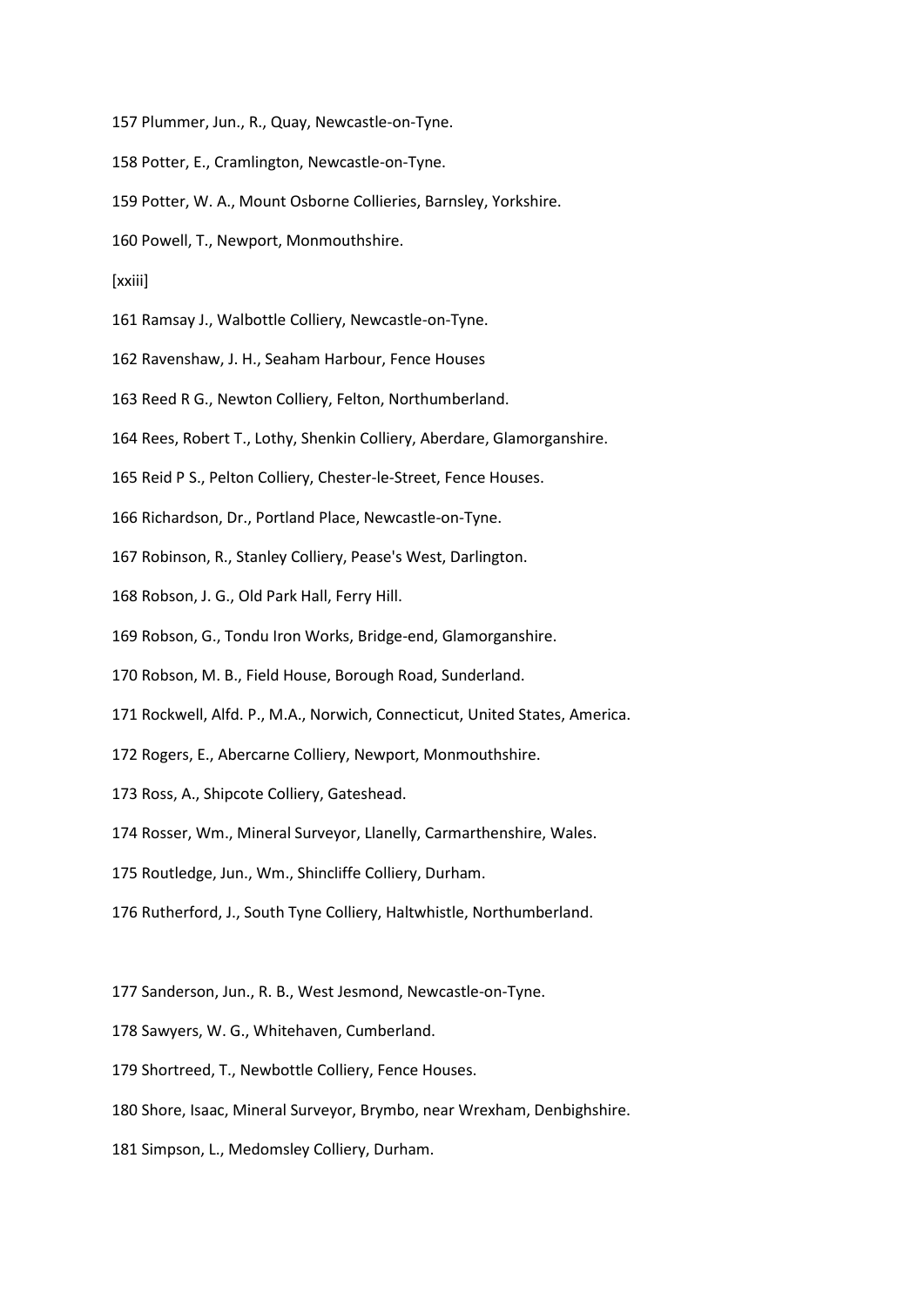157 Plummer, Jun., R., Quay, Newcastle-on-Tyne.

158 Potter, E., Cramlington, Newcastle-on-Tyne.

159 Potter, W. A., Mount Osborne Collieries, Barnsley, Yorkshire.

160 Powell, T., Newport, Monmouthshire.

[xxiii]

161 Ramsay J., Walbottle Colliery, Newcastle-on-Tyne.

162 Ravenshaw, J. H., Seaham Harbour, Fence Houses

163 Reed R G., Newton Colliery, Felton, Northumberland.

164 Rees, Robert T., Lothy, Shenkin Colliery, Aberdare, Glamorganshire.

165 Reid P S., Pelton Colliery, Chester-le-Street, Fence Houses.

166 Richardson, Dr., Portland Place, Newcastle-on-Tyne.

167 Robinson, R., Stanley Colliery, Pease's West, Darlington.

168 Robson, J. G., Old Park Hall, Ferry Hill.

169 Robson, G., Tondu Iron Works, Bridge-end, Glamorganshire.

170 Robson, M. B., Field House, Borough Road, Sunderland.

171 Rockwell, Alfd. P., M.A., Norwich, Connecticut, United States, America.

172 Rogers, E., Abercarne Colliery, Newport, Monmouthshire.

173 Ross, A., Shipcote Colliery, Gateshead.

174 Rosser, Wm., Mineral Surveyor, Llanelly, Carmarthenshire, Wales.

175 Routledge, Jun., Wm., Shincliffe Colliery, Durham.

176 Rutherford, J., South Tyne Colliery, Haltwhistle, Northumberland.

177 Sanderson, Jun., R. B., West Jesmond, Newcastle-on-Tyne.

178 Sawyers, W. G., Whitehaven, Cumberland.

179 Shortreed, T., Newbottle Colliery, Fence Houses.

180 Shore, Isaac, Mineral Surveyor, Brymbo, near Wrexham, Denbighshire.

181 Simpson, L., Medomsley Colliery, Durham.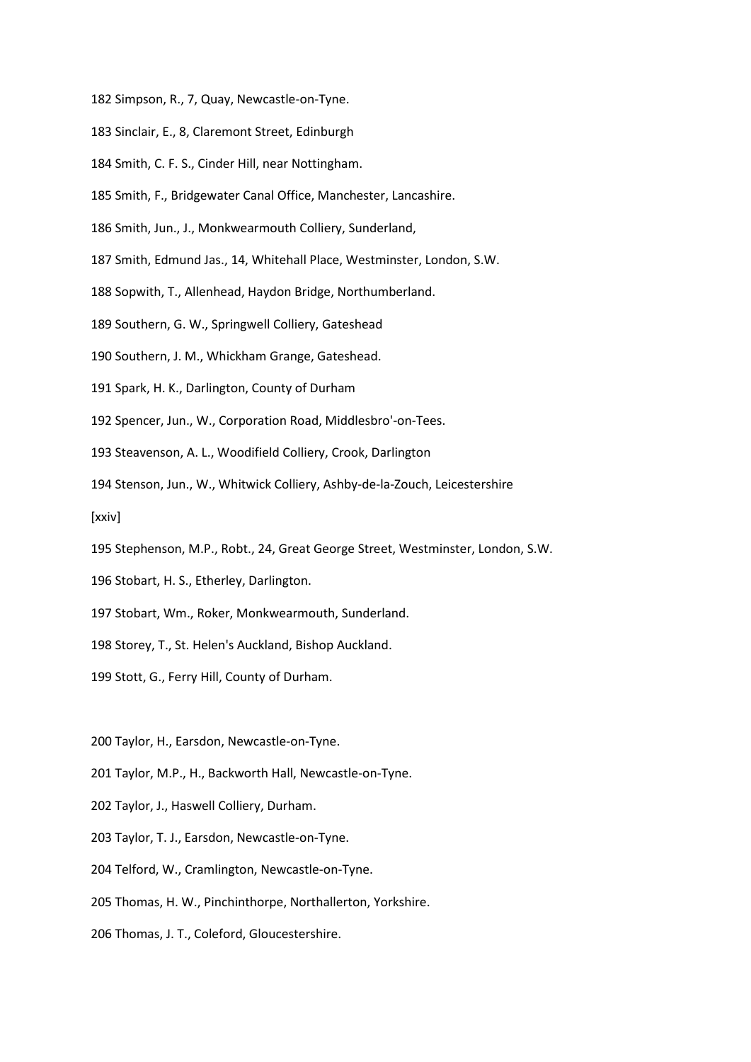182 Simpson, R., 7, Quay, Newcastle-on-Tyne.

183 Sinclair, E., 8, Claremont Street, Edinburgh

184 Smith, C. F. S., Cinder Hill, near Nottingham.

185 Smith, F., Bridgewater Canal Office, Manchester, Lancashire.

186 Smith, Jun., J., Monkwearmouth Colliery, Sunderland,

187 Smith, Edmund Jas., 14, Whitehall Place, Westminster, London, S.W.

188 Sopwith, T., Allenhead, Haydon Bridge, Northumberland.

189 Southern, G. W., Springwell Colliery, Gateshead

190 Southern, J. M., Whickham Grange, Gateshead.

191 Spark, H. K., Darlington, County of Durham

192 Spencer, Jun., W., Corporation Road, Middlesbro'-on-Tees.

193 Steavenson, A. L., Woodifield Colliery, Crook, Darlington

194 Stenson, Jun., W., Whitwick Colliery, Ashby-de-la-Zouch, Leicestershire

[xxiv]

195 Stephenson, M.P., Robt., 24, Great George Street, Westminster, London, S.W.

196 Stobart, H. S., Etherley, Darlington.

197 Stobart, Wm., Roker, Monkwearmouth, Sunderland.

198 Storey, T., St. Helen's Auckland, Bishop Auckland.

199 Stott, G., Ferry Hill, County of Durham.

200 Taylor, H., Earsdon, Newcastle-on-Tyne.

201 Taylor, M.P., H., Backworth Hall, Newcastle-on-Tyne.

202 Taylor, J., Haswell Colliery, Durham.

203 Taylor, T. J., Earsdon, Newcastle-on-Tyne.

204 Telford, W., Cramlington, Newcastle-on-Tyne.

205 Thomas, H. W., Pinchinthorpe, Northallerton, Yorkshire.

206 Thomas, J. T., Coleford, Gloucestershire.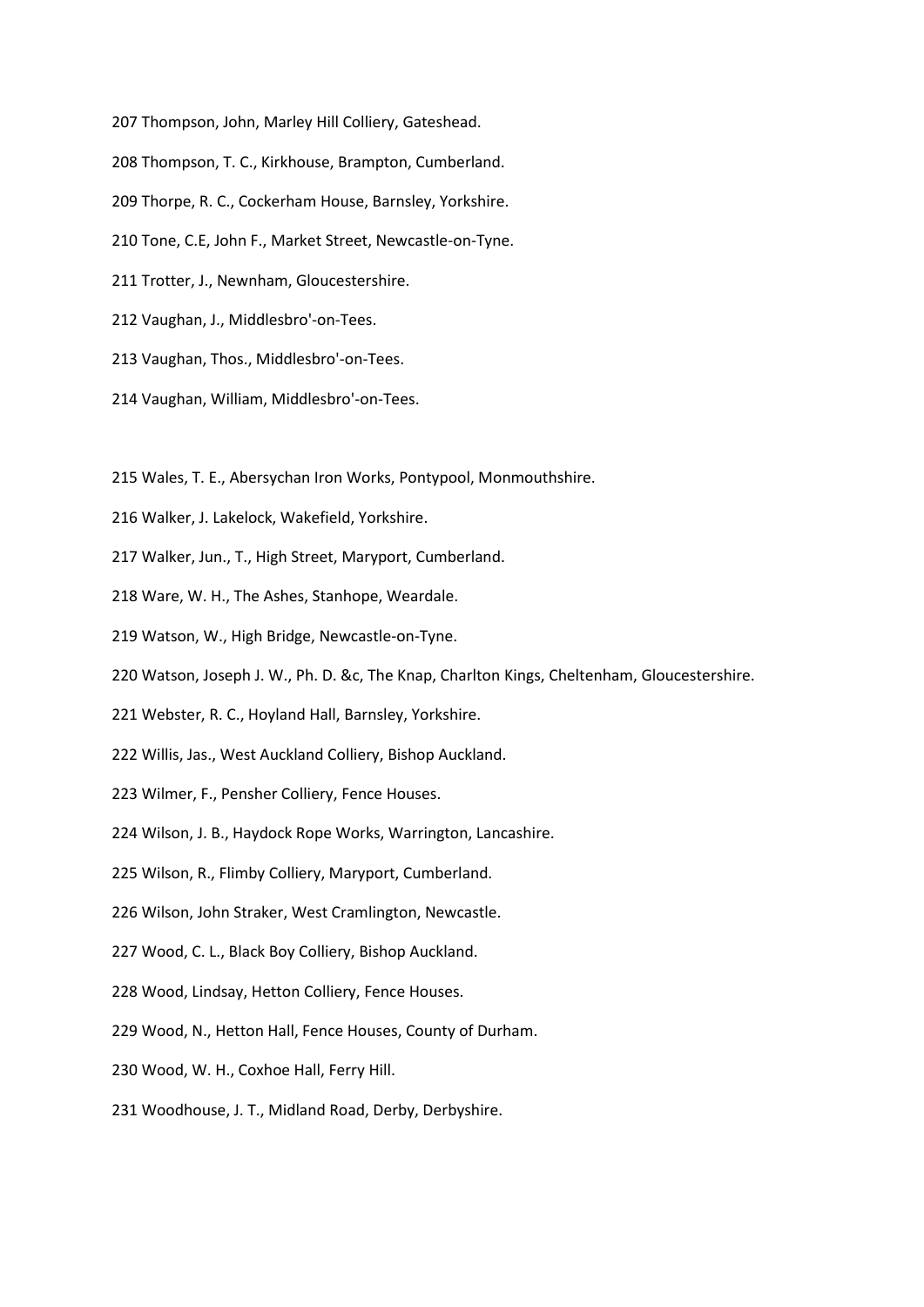207 Thompson, John, Marley Hill Colliery, Gateshead.

208 Thompson, T. C., Kirkhouse, Brampton, Cumberland.

209 Thorpe, R. C., Cockerham House, Barnsley, Yorkshire.

210 Tone, C.E, John F., Market Street, Newcastle-on-Tyne.

211 Trotter, J., Newnham, Gloucestershire.

212 Vaughan, J., Middlesbro'-on-Tees.

213 Vaughan, Thos., Middlesbro'-on-Tees.

214 Vaughan, William, Middlesbro'-on-Tees.

215 Wales, T. E., Abersychan Iron Works, Pontypool, Monmouthshire.

216 Walker, J. Lakelock, Wakefield, Yorkshire.

217 Walker, Jun., T., High Street, Maryport, Cumberland.

218 Ware, W. H., The Ashes, Stanhope, Weardale.

219 Watson, W., High Bridge, Newcastle-on-Tyne.

220 Watson, Joseph J. W., Ph. D. &c, The Knap, Charlton Kings, Cheltenham, Gloucestershire.

221 Webster, R. C., Hoyland Hall, Barnsley, Yorkshire.

222 Willis, Jas., West Auckland Colliery, Bishop Auckland.

223 Wilmer, F., Pensher Colliery, Fence Houses.

224 Wilson, J. B., Haydock Rope Works, Warrington, Lancashire.

225 Wilson, R., Flimby Colliery, Maryport, Cumberland.

226 Wilson, John Straker, West Cramlington, Newcastle.

227 Wood, C. L., Black Boy Colliery, Bishop Auckland.

228 Wood, Lindsay, Hetton Colliery, Fence Houses.

229 Wood, N., Hetton Hall, Fence Houses, County of Durham.

230 Wood, W. H., Coxhoe Hall, Ferry Hill.

231 Woodhouse, J. T., Midland Road, Derby, Derbyshire.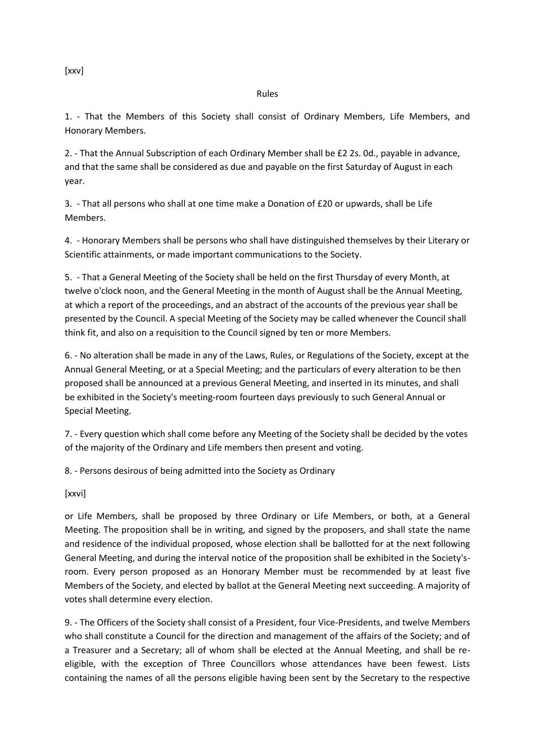[xxv]

## Rules

1. - That the Members of this Society shall consist of Ordinary Members, Life Members, and Honorary Members.

2. - That the Annual Subscription of each Ordinary Member shall be £2 2s. 0d., payable in advance, and that the same shall be considered as due and payable on the first Saturday of August in each year.

3. - That all persons who shall at one time make a Donation of £20 or upwards, shall be Life Members.

4. - Honorary Members shall be persons who shall have distinguished themselves by their Literary or Scientific attainments, or made important communications to the Society.

5. - That a General Meeting of the Society shall be held on the first Thursday of every Month, at twelve o'clock noon, and the General Meeting in the month of August shall be the Annual Meeting, at which a report of the proceedings, and an abstract of the accounts of the previous year shall be presented by the Council. A special Meeting of the Society may be called whenever the Council shall think fit, and also on a requisition to the Council signed by ten or more Members.

6. - No alteration shall be made in any of the Laws, Rules, or Regulations of the Society, except at the Annual General Meeting, or at a Special Meeting; and the particulars of every alteration to be then proposed shall be announced at a previous General Meeting, and inserted in its minutes, and shall be exhibited in the Society's meeting-room fourteen days previously to such General Annual or Special Meeting.

7. - Every question which shall come before any Meeting of the Society shall be decided by the votes of the majority of the Ordinary and Life members then present and voting.

8. - Persons desirous of being admitted into the Society as Ordinary

[xxvi]

or Life Members, shall be proposed by three Ordinary or Life Members, or both, at a General Meeting. The proposition shall be in writing, and signed by the proposers, and shall state the name and residence of the individual proposed, whose election shall be ballotted for at the next following General Meeting, and during the interval notice of the proposition shall be exhibited in the Society's-room. Every person proposed as an Honorary Member must be recommended by at least five Members of the Society, and elected by ballot at the General Meeting next succeeding. A majority of votes shall determine every election.

9. - The Officers of the Society shall consist of a President, four Vice-Presidents, and twelve Members who shall constitute a Council for the direction and management of the affairs of the Society; and of a Treasurer and a Secretary; all of whom shall be elected at the Annual Meeting, and shall be re-eligible, with the exception of Three Councillors whose attendances have been fewest. Lists containing the names of all the persons eligible having been sent by the Secretary to the respective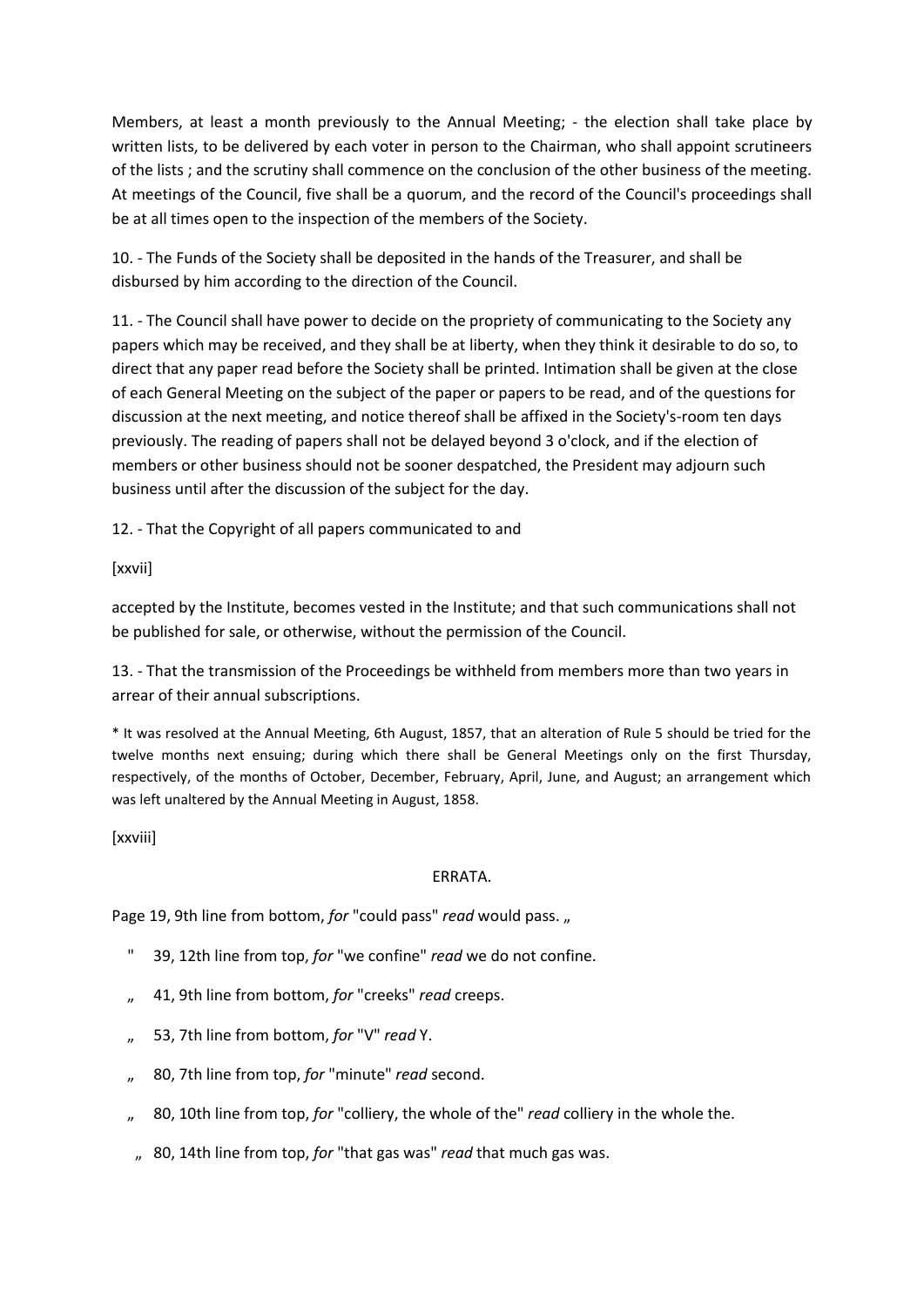Members, at least a month previously to the Annual Meeting; - the election shall take place by written lists, to be delivered by each voter in person to the Chairman, who shall appoint scrutineers of the lists ; and the scrutiny shall commence on the conclusion of the other business of the meeting. At meetings of the Council, five shall be a quorum, and the record of the Council's proceedings shall be at all times open to the inspection of the members of the Society.

10. - The Funds of the Society shall be deposited in the hands of the Treasurer, and shall be disbursed by him according to the direction of the Council.

11. - The Council shall have power to decide on the propriety of communicating to the Society any papers which may be received, and they shall be at liberty, when they think it desirable to do so, to direct that any paper read before the Society shall be printed. Intimation shall be given at the close of each General Meeting on the subject of the paper or papers to be read, and of the questions for discussion at the next meeting, and notice thereof shall be affixed in the Society's-room ten days previously. The reading of papers shall not be delayed beyond 3 o'clock, and if the election of members or other business should not be sooner despatched, the President may adjourn such business until after the discussion of the subject for the day.

12. - That the Copyright of all papers communicated to and

[xxvii]

accepted by the Institute, becomes vested in the Institute; and that such communications shall not be published for sale, or otherwise, without the permission of the Council.

13. - That the transmission of the Proceedings be withheld from members more than two years in arrear of their annual subscriptions.

* It was resolved at the Annual Meeting, 6th August, 1857, that an alteration of Rule 5 should be tried for the twelve months next ensuing; during which there shall be General Meetings only on the first Thursday, respectively, of the months of October, December, February, April, June, and August; an arrangement which was left unaltered by the Annual Meeting in August, 1858.

[xxviii]

## ERRATA.

Page 19, 9th line from bottom, *for* "could pass" *read* would pass. „

" 39, 12th line from top, *for* "we confine" *read* we do not confine.

„ 41, 9th line from bottom, *for* "creeks" *read* creeps.

„ 53, 7th line from bottom, *for* "V" *read* Y.

„ 80, 7th line from top, *for* "minute" *read* second.

„ 80, 10th line from top, *for* "colliery, the whole of the" *read* colliery in the whole the.

„ 80, 14th line from top, *for* "that gas was" *read* that much gas was.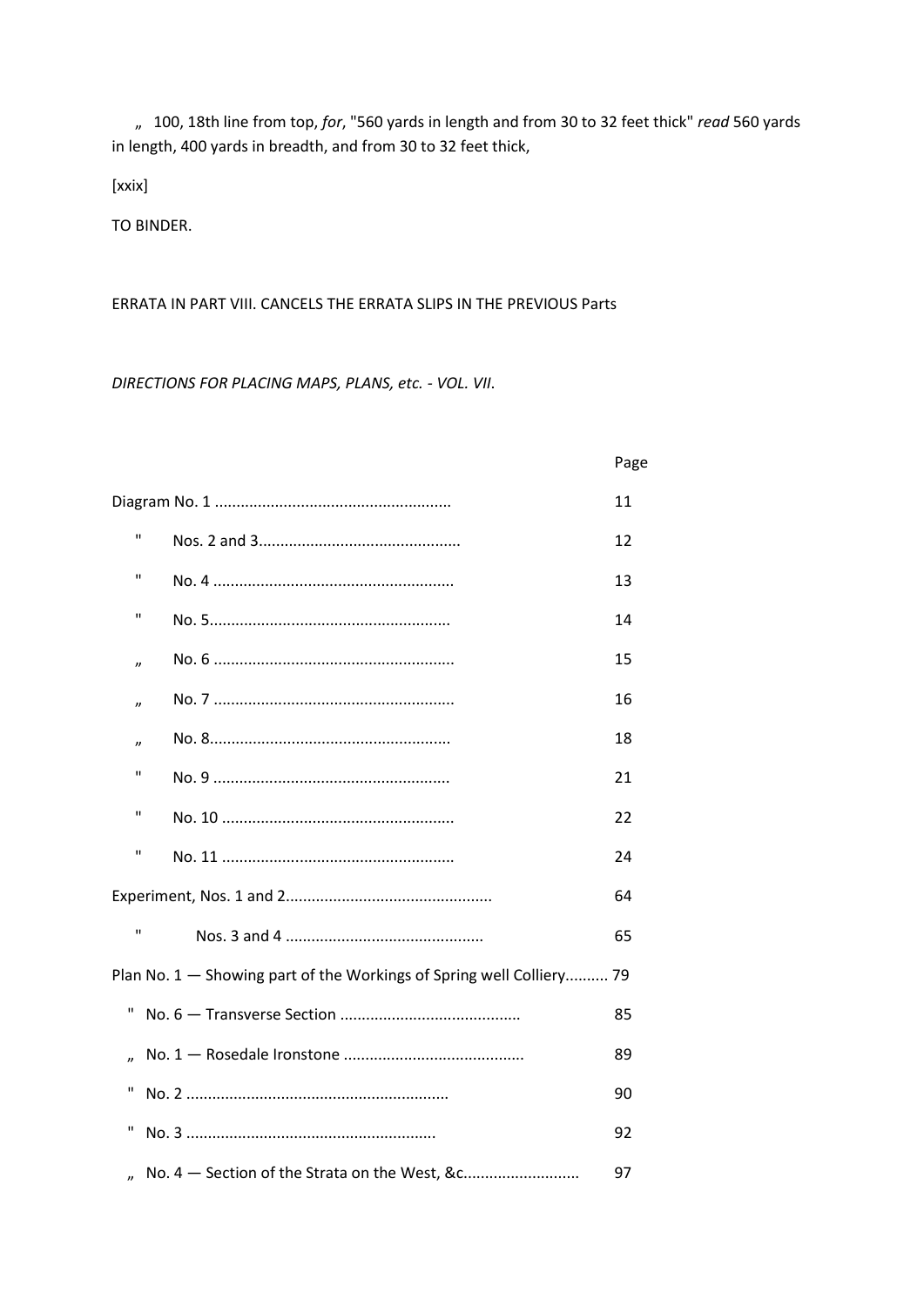„ 100, 18th line from top, *for*, "560 yards in length and from 30 to 32 feet thick" *read* 560 yards in length, 400 yards in breadth, and from 30 to 32 feet thick,

[xxix]

TO BINDER.

ERRATA IN PART VIII. CANCELS THE ERRATA SLIPS IN THE PREVIOUS Parts

*DIRECTIONS FOR PLACING MAPS, PLANS, etc. - VOL. VII.*

| | Page |
|---|---|
| Diagram No. 1 ...................................................... | 11 |
| " No. 2 and 3.............................................. | 12 |
| " No. 4 ....................................................... | 13 |
| " No. 5....................................................... | 14 |
| „ No. 6 ....................................................... | 15 |
| „ No. 7 ....................................................... | 16 |
| „ No. 8....................................................... | 18 |
| " No. 9 ...................................................... | 21 |
| " No. 10 ..................................................... | 22 |
| " No. 11 ..................................................... | 24 |
| Experiment, Nos. 1 and 2............................................... | 64 |
| " Nos. 3 and 4 ............................................. | 65 |
| Plan No. 1 — Showing part of the Workings of Spring well Colliery.......... | 79 |
| " No. 6 — Transverse Section .......................................... | 85 |
| „ No. 1 — Rosedale Ironstone .......................................... | 89 |
| " No. 2 ............................................................ | 90 |
| " No. 3 ......................................................... | 92 |
| „ No. 4 — Section of the Strata on the West, &c.......................... | 97 |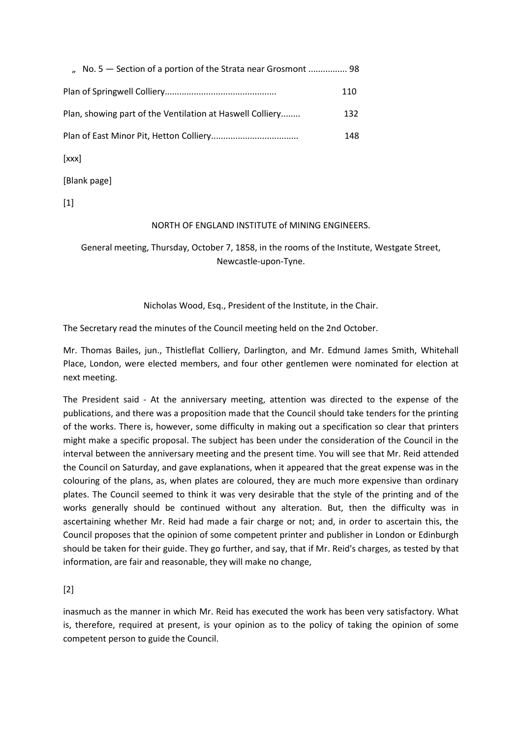„ No. 5 — Section of a portion of the Strata near Grosmont ................ 98

Plan of Springwell Colliery............................................. 110

Plan, showing part of the Ventilation at Haswell Colliery........ 132

Plan of East Minor Pit, Hetton Colliery................................... 148

[xxx]

[Blank page]

[1]

# NORTH OF ENGLAND INSTITUTE of MINING ENGINEERS.

General meeting, Thursday, October 7, 1858, in the rooms of the Institute, Westgate Street, Newcastle-upon-Tyne.

Nicholas Wood, Esq., President of the Institute, in the Chair.

The Secretary read the minutes of the Council meeting held on the 2nd October.

Mr. Thomas Bailes, jun., Thistleflat Colliery, Darlington, and Mr. Edmund James Smith, Whitehall Place, London, were elected members, and four other gentlemen were nominated for election at next meeting.

The President said - At the anniversary meeting, attention was directed to the expense of the publications, and there was a proposition made that the Council should take tenders for the printing of the works. There is, however, some difficulty in making out a specification so clear that printers might make a specific proposal. The subject has been under the consideration of the Council in the interval between the anniversary meeting and the present time. You will see that Mr. Reid attended the Council on Saturday, and gave explanations, when it appeared that the great expense was in the colouring of the plans, as, when plates are coloured, they are much more expensive than ordinary plates. The Council seemed to think it was very desirable that the style of the printing and of the works generally should be continued without any alteration. But, then the difficulty was in ascertaining whether Mr. Reid had made a fair charge or not; and, in order to ascertain this, the Council proposes that the opinion of some competent printer and publisher in London or Edinburgh should be taken for their guide. They go further, and say, that if Mr. Reid's charges, as tested by that information, are fair and reasonable, they will make no change,

[2]

inasmuch as the manner in which Mr. Reid has executed the work has been very satisfactory. What is, therefore, required at present, is your opinion as to the policy of taking the opinion of some competent person to guide the Council.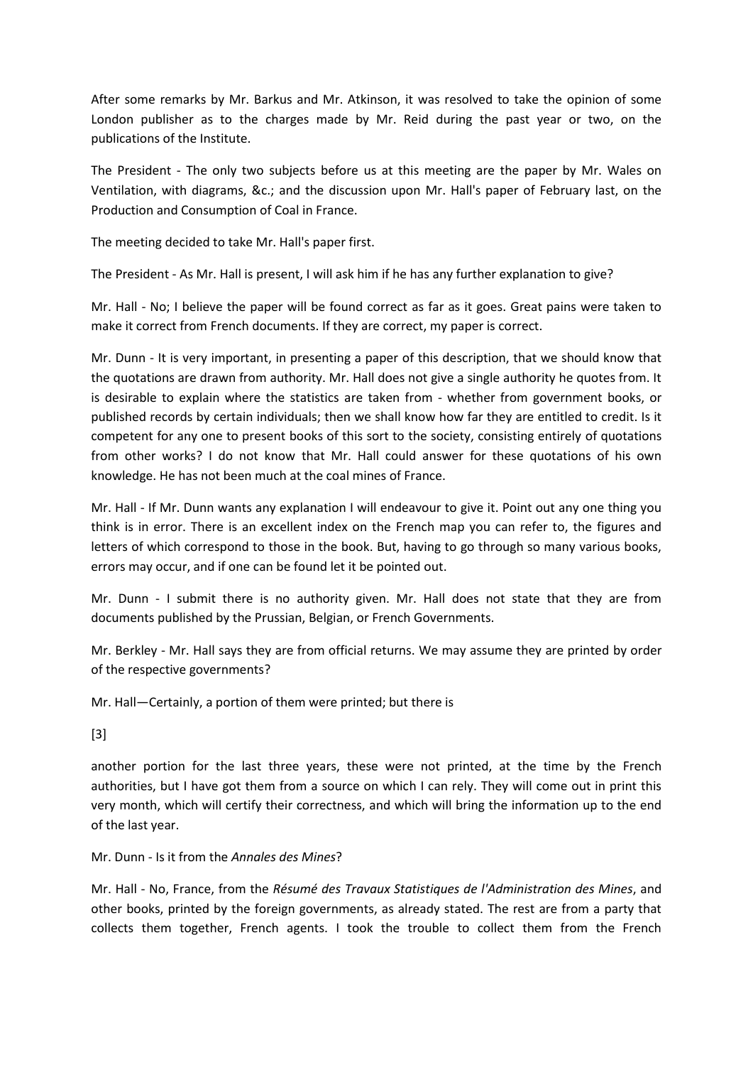After some remarks by Mr. Barkus and Mr. Atkinson, it was resolved to take the opinion of some London publisher as to the charges made by Mr. Reid during the past year or two, on the publications of the Institute.

The President - The only two subjects before us at this meeting are the paper by Mr. Wales on Ventilation, with diagrams, &c.; and the discussion upon Mr. Hall's paper of February last, on the Production and Consumption of Coal in France.

The meeting decided to take Mr. Hall's paper first.

The President - As Mr. Hall is present, I will ask him if he has any further explanation to give?

Mr. Hall - No; I believe the paper will be found correct as far as it goes. Great pains were taken to make it correct from French documents. If they are correct, my paper is correct.

Mr. Dunn - It is very important, in presenting a paper of this description, that we should know that the quotations are drawn from authority. Mr. Hall does not give a single authority he quotes from. It is desirable to explain where the statistics are taken from - whether from government books, or published records by certain individuals; then we shall know how far they are entitled to credit. Is it competent for any one to present books of this sort to the society, consisting entirely of quotations from other works? I do not know that Mr. Hall could answer for these quotations of his own knowledge. He has not been much at the coal mines of France.

Mr. Hall - If Mr. Dunn wants any explanation I will endeavour to give it. Point out any one thing you think is in error. There is an excellent index on the French map you can refer to, the figures and letters of which correspond to those in the book. But, having to go through so many various books, errors may occur, and if one can be found let it be pointed out.

Mr. Dunn - I submit there is no authority given. Mr. Hall does not state that they are from documents published by the Prussian, Belgian, or French Governments.

Mr. Berkley - Mr. Hall says they are from official returns. We may assume they are printed by order of the respective governments?

Mr. Hall—Certainly, a portion of them were printed; but there is

[3]

another portion for the last three years, these were not printed, at the time by the French authorities, but I have got them from a source on which I can rely. They will come out in print this very month, which will certify their correctness, and which will bring the information up to the end of the last year.

Mr. Dunn - Is it from the *Annales des Mines*?

Mr. Hall - No, France, from the *Résumé des Travaux Statistiques de l'Administration des Mines*, and other books, printed by the foreign governments, as already stated. The rest are from a party that collects them together, French agents. I took the trouble to collect them from the French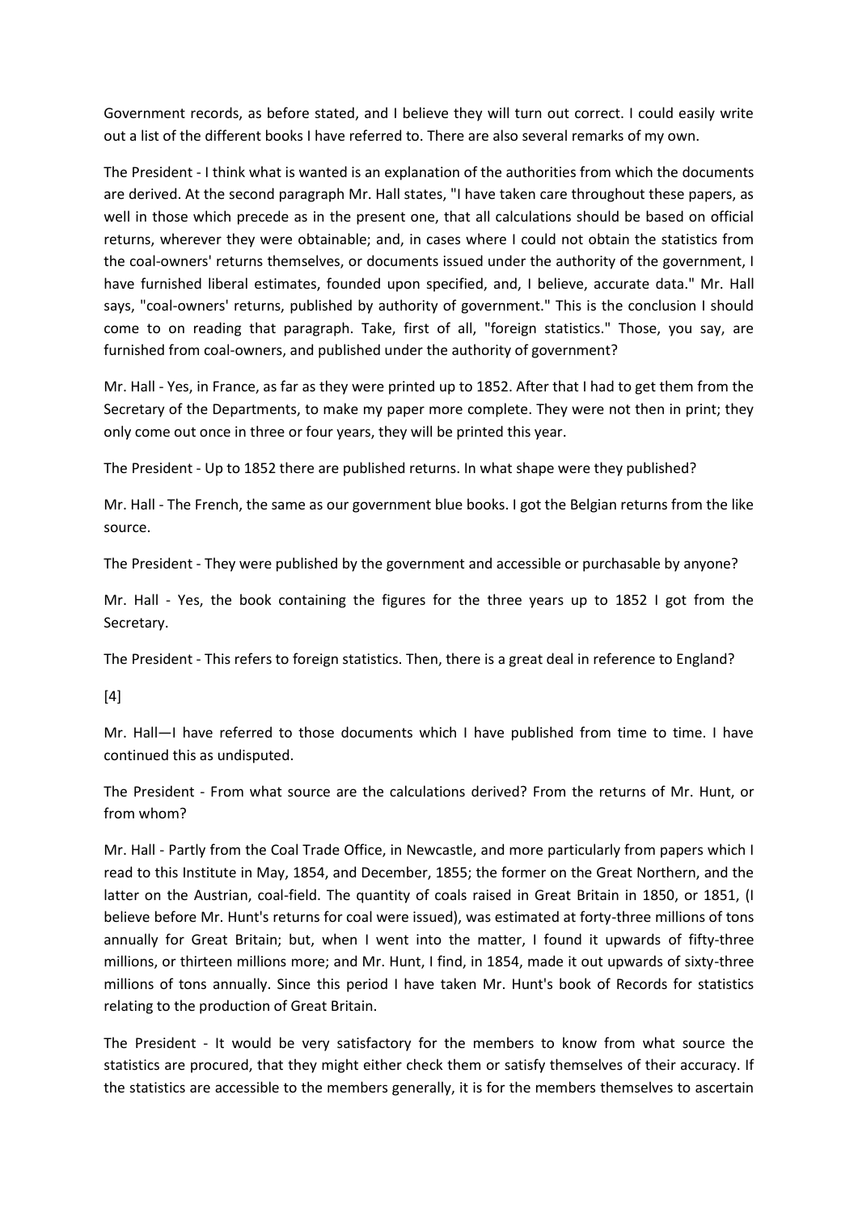Government records, as before stated, and I believe they will turn out correct. I could easily write out a list of the different books I have referred to. There are also several remarks of my own.

The President - I think what is wanted is an explanation of the authorities from which the documents are derived. At the second paragraph Mr. Hall states, "I have taken care throughout these papers, as well in those which precede as in the present one, that all calculations should be based on official returns, wherever they were obtainable; and, in cases where I could not obtain the statistics from the coal-owners' returns themselves, or documents issued under the authority of the government, I have furnished liberal estimates, founded upon specified, and, I believe, accurate data." Mr. Hall says, "coal-owners' returns, published by authority of government." This is the conclusion I should come to on reading that paragraph. Take, first of all, "foreign statistics." Those, you say, are furnished from coal-owners, and published under the authority of government?

Mr. Hall - Yes, in France, as far as they were printed up to 1852. After that I had to get them from the Secretary of the Departments, to make my paper more complete. They were not then in print; they only come out once in three or four years, they will be printed this year.

The President - Up to 1852 there are published returns. In what shape were they published?

Mr. Hall - The French, the same as our government blue books. I got the Belgian returns from the like source.

The President - They were published by the government and accessible or purchasable by anyone?

Mr. Hall - Yes, the book containing the figures for the three years up to 1852 I got from the Secretary.

The President - This refers to foreign statistics. Then, there is a great deal in reference to England?

[4]

Mr. Hall—I have referred to those documents which I have published from time to time. I have continued this as undisputed.

The President - From what source are the calculations derived? From the returns of Mr. Hunt, or from whom?

Mr. Hall - Partly from the Coal Trade Office, in Newcastle, and more particularly from papers which I read to this Institute in May, 1854, and December, 1855; the former on the Great Northern, and the latter on the Austrian, coal-field. The quantity of coals raised in Great Britain in 1850, or 1851, (I believe before Mr. Hunt's returns for coal were issued), was estimated at forty-three millions of tons annually for Great Britain; but, when I went into the matter, I found it upwards of fifty-three millions, or thirteen millions more; and Mr. Hunt, I find, in 1854, made it out upwards of sixty-three millions of tons annually. Since this period I have taken Mr. Hunt's book of Records for statistics relating to the production of Great Britain.

The President - It would be very satisfactory for the members to know from what source the statistics are procured, that they might either check them or satisfy themselves of their accuracy. If the statistics are accessible to the members generally, it is for the members themselves to ascertain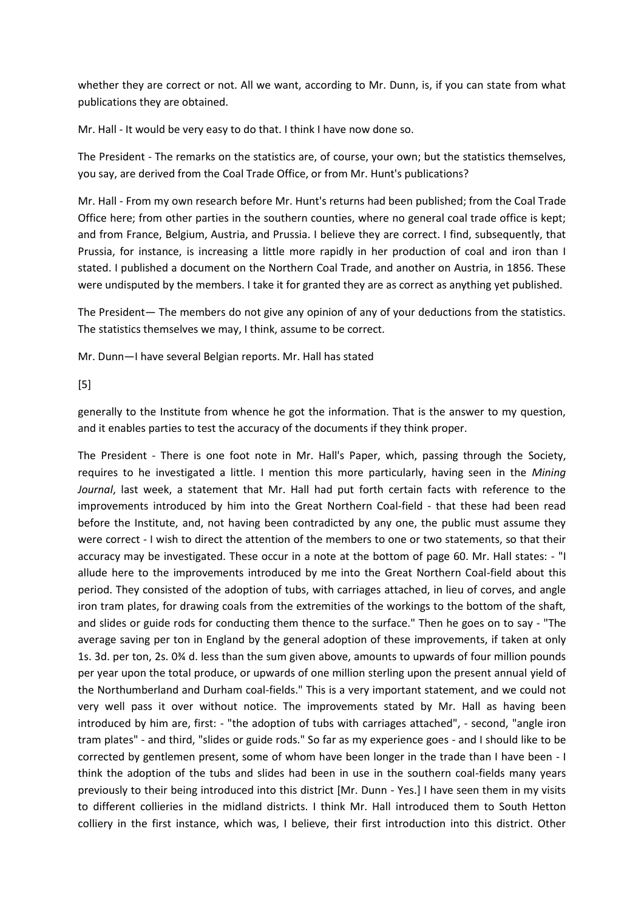whether they are correct or not. All we want, according to Mr. Dunn, is, if you can state from what publications they are obtained.

Mr. Hall - It would be very easy to do that. I think I have now done so.

The President - The remarks on the statistics are, of course, your own; but the statistics themselves, you say, are derived from the Coal Trade Office, or from Mr. Hunt's publications?

Mr. Hall - From my own research before Mr. Hunt's returns had been published; from the Coal Trade Office here; from other parties in the southern counties, where no general coal trade office is kept; and from France, Belgium, Austria, and Prussia. I believe they are correct. I find, subsequently, that Prussia, for instance, is increasing a little more rapidly in her production of coal and iron than I stated. I published a document on the Northern Coal Trade, and another on Austria, in 1856. These were undisputed by the members. I take it for granted they are as correct as anything yet published.

The President— The members do not give any opinion of any of your deductions from the statistics. The statistics themselves we may, I think, assume to be correct.

Mr. Dunn—I have several Belgian reports. Mr. Hall has stated

[5]

generally to the Institute from whence he got the information. That is the answer to my question, and it enables parties to test the accuracy of the documents if they think proper.

The President - There is one foot note in Mr. Hall's Paper, which, passing through the Society, requires to he investigated a little. I mention this more particularly, having seen in the *Mining Journal*, last week, a statement that Mr. Hall had put forth certain facts with reference to the improvements introduced by him into the Great Northern Coal-field - that these had been read before the Institute, and, not having been contradicted by any one, the public must assume they were correct - I wish to direct the attention of the members to one or two statements, so that their accuracy may be investigated. These occur in a note at the bottom of page 60. Mr. Hall states: - "I allude here to the improvements introduced by me into the Great Northern Coal-field about this period. They consisted of the adoption of tubs, with carriages attached, in lieu of corves, and angle iron tram plates, for drawing coals from the extremities of the workings to the bottom of the shaft, and slides or guide rods for conducting them thence to the surface." Then he goes on to say - "The average saving per ton in England by the general adoption of these improvements, if taken at only 1s. 3d. per ton, 2s. 0¾ d. less than the sum given above, amounts to upwards of four million pounds per year upon the total produce, or upwards of one million sterling upon the present annual yield of the Northumberland and Durham coal-fields." This is a very important statement, and we could not very well pass it over without notice. The improvements stated by Mr. Hall as having been introduced by him are, first: - "the adoption of tubs with carriages attached", - second, "angle iron tram plates" - and third, "slides or guide rods." So far as my experience goes - and I should like to be corrected by gentlemen present, some of whom have been longer in the trade than I have been - I think the adoption of the tubs and slides had been in use in the southern coal-fields many years previously to their being introduced into this district [Mr. Dunn - Yes.] I have seen them in my visits to different collieries in the midland districts. I think Mr. Hall introduced them to South Hetton colliery in the first instance, which was, I believe, their first introduction into this district. Other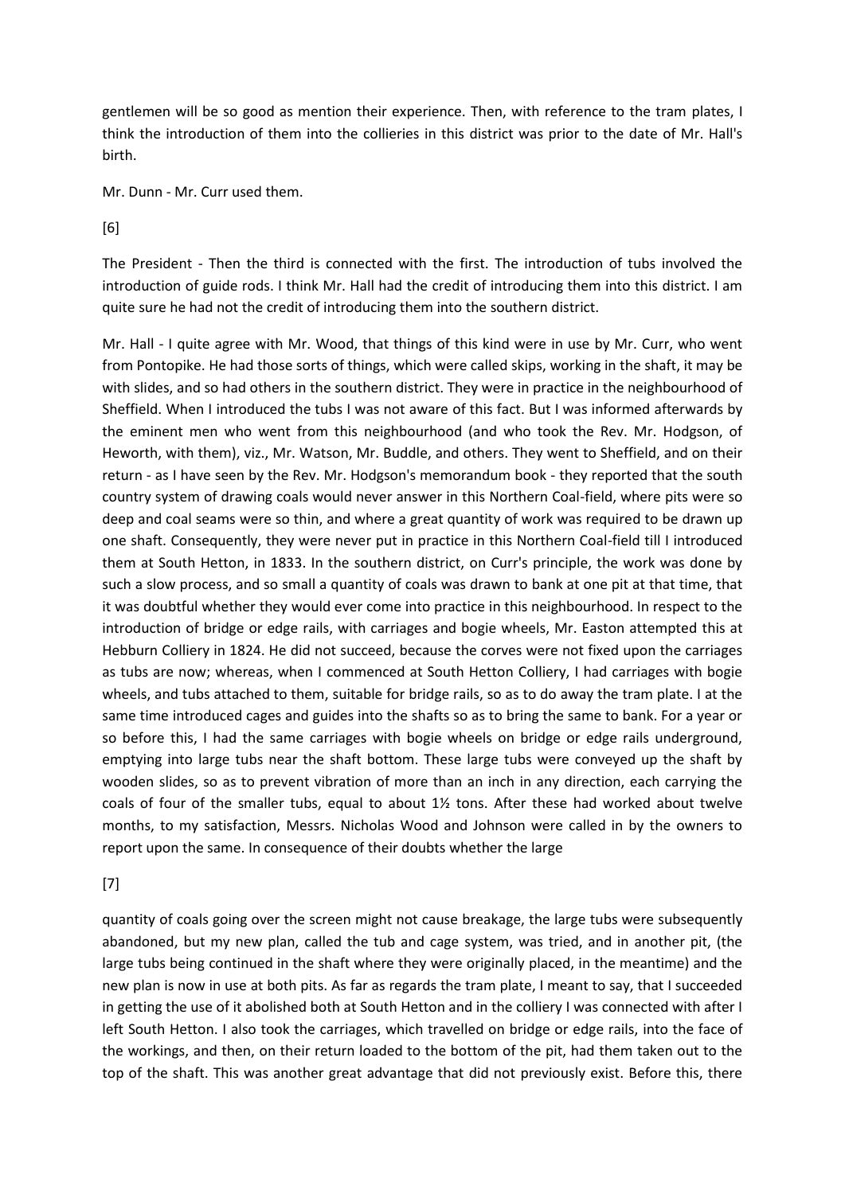gentlemen will be so good as mention their experience. Then, with reference to the tram plates, I think the introduction of them into the collieries in this district was prior to the date of Mr. Hall's birth.

Mr. Dunn - Mr. Curr used them.

[6]

The President - Then the third is connected with the first. The introduction of tubs involved the introduction of guide rods. I think Mr. Hall had the credit of introducing them into this district. I am quite sure he had not the credit of introducing them into the southern district.

Mr. Hall - I quite agree with Mr. Wood, that things of this kind were in use by Mr. Curr, who went from Pontopike. He had those sorts of things, which were called skips, working in the shaft, it may be with slides, and so had others in the southern district. They were in practice in the neighbourhood of Sheffield. When I introduced the tubs I was not aware of this fact. But I was informed afterwards by the eminent men who went from this neighbourhood (and who took the Rev. Mr. Hodgson, of Heworth, with them), viz., Mr. Watson, Mr. Buddle, and others. They went to Sheffield, and on their return - as I have seen by the Rev. Mr. Hodgson's memorandum book - they reported that the south country system of drawing coals would never answer in this Northern Coal-field, where pits were so deep and coal seams were so thin, and where a great quantity of work was required to be drawn up one shaft. Consequently, they were never put in practice in this Northern Coal-field till I introduced them at South Hetton, in 1833. In the southern district, on Curr's principle, the work was done by such a slow process, and so small a quantity of coals was drawn to bank at one pit at that time, that it was doubtful whether they would ever come into practice in this neighbourhood. In respect to the introduction of bridge or edge rails, with carriages and bogie wheels, Mr. Easton attempted this at Hebburn Colliery in 1824. He did not succeed, because the corves were not fixed upon the carriages as tubs are now; whereas, when I commenced at South Hetton Colliery, I had carriages with bogie wheels, and tubs attached to them, suitable for bridge rails, so as to do away the tram plate. I at the same time introduced cages and guides into the shafts so as to bring the same to bank. For a year or so before this, I had the same carriages with bogie wheels on bridge or edge rails underground, emptying into large tubs near the shaft bottom. These large tubs were conveyed up the shaft by wooden slides, so as to prevent vibration of more than an inch in any direction, each carrying the coals of four of the smaller tubs, equal to about 1½ tons. After these had worked about twelve months, to my satisfaction, Messrs. Nicholas Wood and Johnson were called in by the owners to report upon the same. In consequence of their doubts whether the large

[7]

quantity of coals going over the screen might not cause breakage, the large tubs were subsequently abandoned, but my new plan, called the tub and cage system, was tried, and in another pit, (the large tubs being continued in the shaft where they were originally placed, in the meantime) and the new plan is now in use at both pits. As far as regards the tram plate, I meant to say, that I succeeded in getting the use of it abolished both at South Hetton and in the colliery I was connected with after I left South Hetton. I also took the carriages, which travelled on bridge or edge rails, into the face of the workings, and then, on their return loaded to the bottom of the pit, had them taken out to the top of the shaft. This was another great advantage that did not previously exist. Before this, there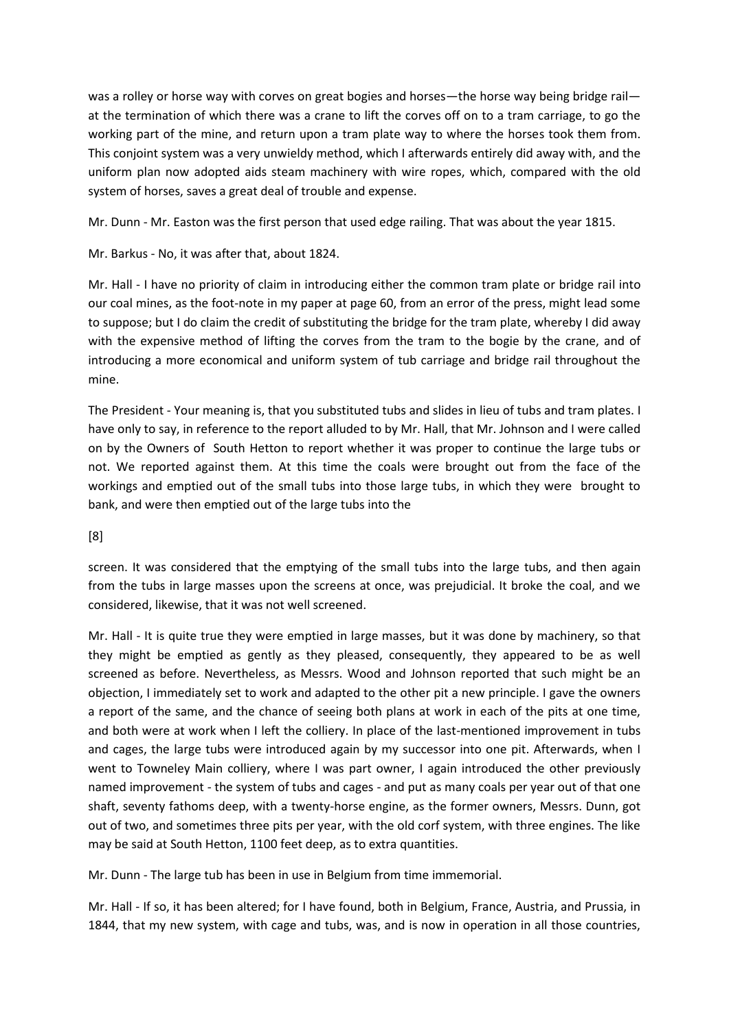was a rolley or horse way with corves on great bogies and horses—the horse way being bridge rail—at the termination of which there was a crane to lift the corves off on to a tram carriage, to go the working part of the mine, and return upon a tram plate way to where the horses took them from. This conjoint system was a very unwieldy method, which I afterwards entirely did away with, and the uniform plan now adopted aids steam machinery with wire ropes, which, compared with the old system of horses, saves a great deal of trouble and expense.

Mr. Dunn - Mr. Easton was the first person that used edge railing. That was about the year 1815.

Mr. Barkus - No, it was after that, about 1824.

Mr. Hall - I have no priority of claim in introducing either the common tram plate or bridge rail into our coal mines, as the foot-note in my paper at page 60, from an error of the press, might lead some to suppose; but I do claim the credit of substituting the bridge for the tram plate, whereby I did away with the expensive method of lifting the corves from the tram to the bogie by the crane, and of introducing a more economical and uniform system of tub carriage and bridge rail throughout the mine.

The President - Your meaning is, that you substituted tubs and slides in lieu of tubs and tram plates. I have only to say, in reference to the report alluded to by Mr. Hall, that Mr. Johnson and I were called on by the Owners of South Hetton to report whether it was proper to continue the large tubs or not. We reported against them. At this time the coals were brought out from the face of the workings and emptied out of the small tubs into those large tubs, in which they were brought to bank, and were then emptied out of the large tubs into the

[8]

screen. It was considered that the emptying of the small tubs into the large tubs, and then again from the tubs in large masses upon the screens at once, was prejudicial. It broke the coal, and we considered, likewise, that it was not well screened.

Mr. Hall - It is quite true they were emptied in large masses, but it was done by machinery, so that they might be emptied as gently as they pleased, consequently, they appeared to be as well screened as before. Nevertheless, as Messrs. Wood and Johnson reported that such might be an objection, I immediately set to work and adapted to the other pit a new principle. I gave the owners a report of the same, and the chance of seeing both plans at work in each of the pits at one time, and both were at work when I left the colliery. In place of the last-mentioned improvement in tubs and cages, the large tubs were introduced again by my successor into one pit. Afterwards, when I went to Towneley Main colliery, where I was part owner, I again introduced the other previously named improvement - the system of tubs and cages - and put as many coals per year out of that one shaft, seventy fathoms deep, with a twenty-horse engine, as the former owners, Messrs. Dunn, got out of two, and sometimes three pits per year, with the old corf system, with three engines. The like may be said at South Hetton, 1100 feet deep, as to extra quantities.

Mr. Dunn - The large tub has been in use in Belgium from time immemorial.

Mr. Hall - If so, it has been altered; for I have found, both in Belgium, France, Austria, and Prussia, in 1844, that my new system, with cage and tubs, was, and is now in operation in all those countries,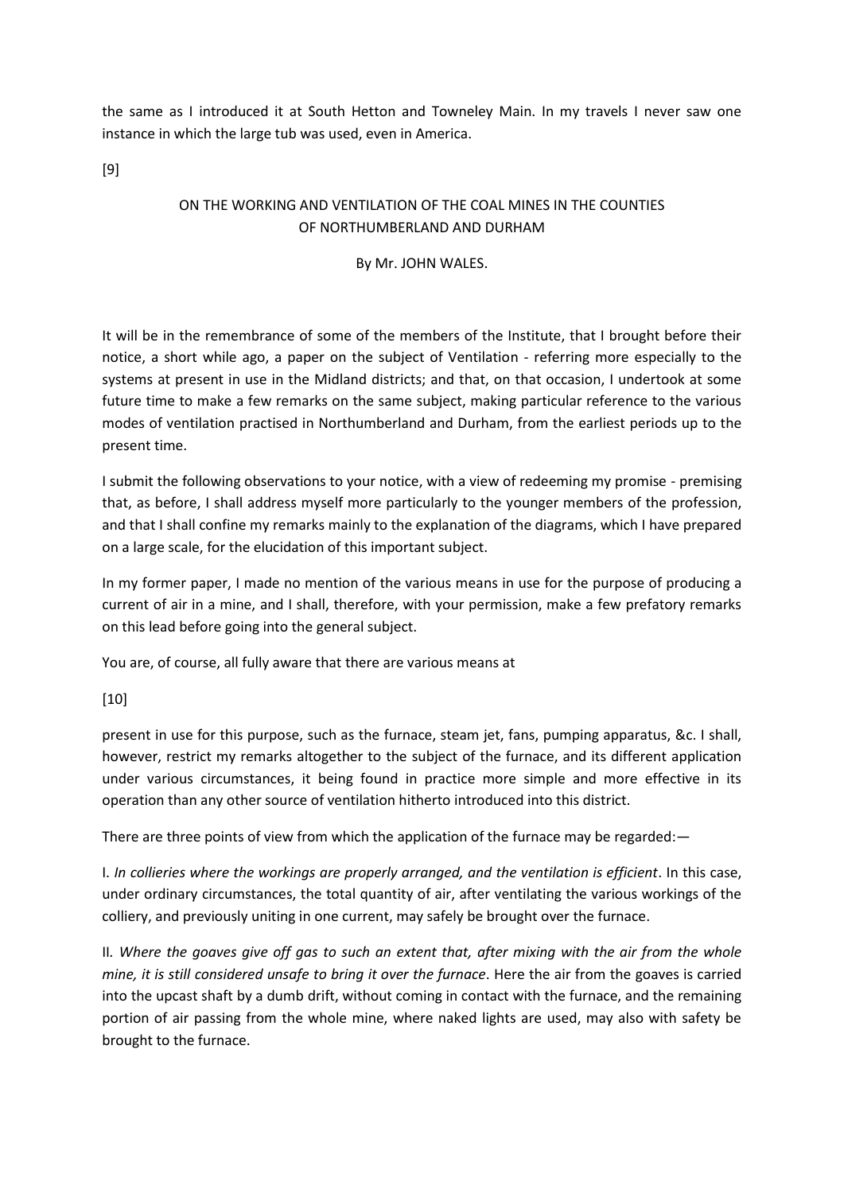the same as I introduced it at South Hetton and Towneley Main. In my travels I never saw one instance in which the large tub was used, even in America.

[9]

## ON THE WORKING AND VENTILATION OF THE COAL MINES IN THE COUNTIES OF NORTHUMBERLAND AND DURHAM

By Mr. JOHN WALES.

It will be in the remembrance of some of the members of the Institute, that I brought before their notice, a short while ago, a paper on the subject of Ventilation - referring more especially to the systems at present in use in the Midland districts; and that, on that occasion, I undertook at some future time to make a few remarks on the same subject, making particular reference to the various modes of ventilation practised in Northumberland and Durham, from the earliest periods up to the present time.

I submit the following observations to your notice, with a view of redeeming my promise - premising that, as before, I shall address myself more particularly to the younger members of the profession, and that I shall confine my remarks mainly to the explanation of the diagrams, which I have prepared on a large scale, for the elucidation of this important subject.

In my former paper, I made no mention of the various means in use for the purpose of producing a current of air in a mine, and I shall, therefore, with your permission, make a few prefatory remarks on this lead before going into the general subject.

You are, of course, all fully aware that there are various means at

[10]

present in use for this purpose, such as the furnace, steam jet, fans, pumping apparatus, &c. I shall, however, restrict my remarks altogether to the subject of the furnace, and its different application under various circumstances, it being found in practice more simple and more effective in its operation than any other source of ventilation hitherto introduced into this district.

There are three points of view from which the application of the furnace may be regarded:—

I. *In collieries where the workings are properly arranged, and the ventilation is efficient*. In this case, under ordinary circumstances, the total quantity of air, after ventilating the various workings of the colliery, and previously uniting in one current, may safely be brought over the furnace.

II. *Where the goaves give off gas to such an extent that, after mixing with the air from the whole mine, it is still considered unsafe to bring it over the furnace*. Here the air from the goaves is carried into the upcast shaft by a dumb drift, without coming in contact with the furnace, and the remaining portion of air passing from the whole mine, where naked lights are used, may also with safety be brought to the furnace.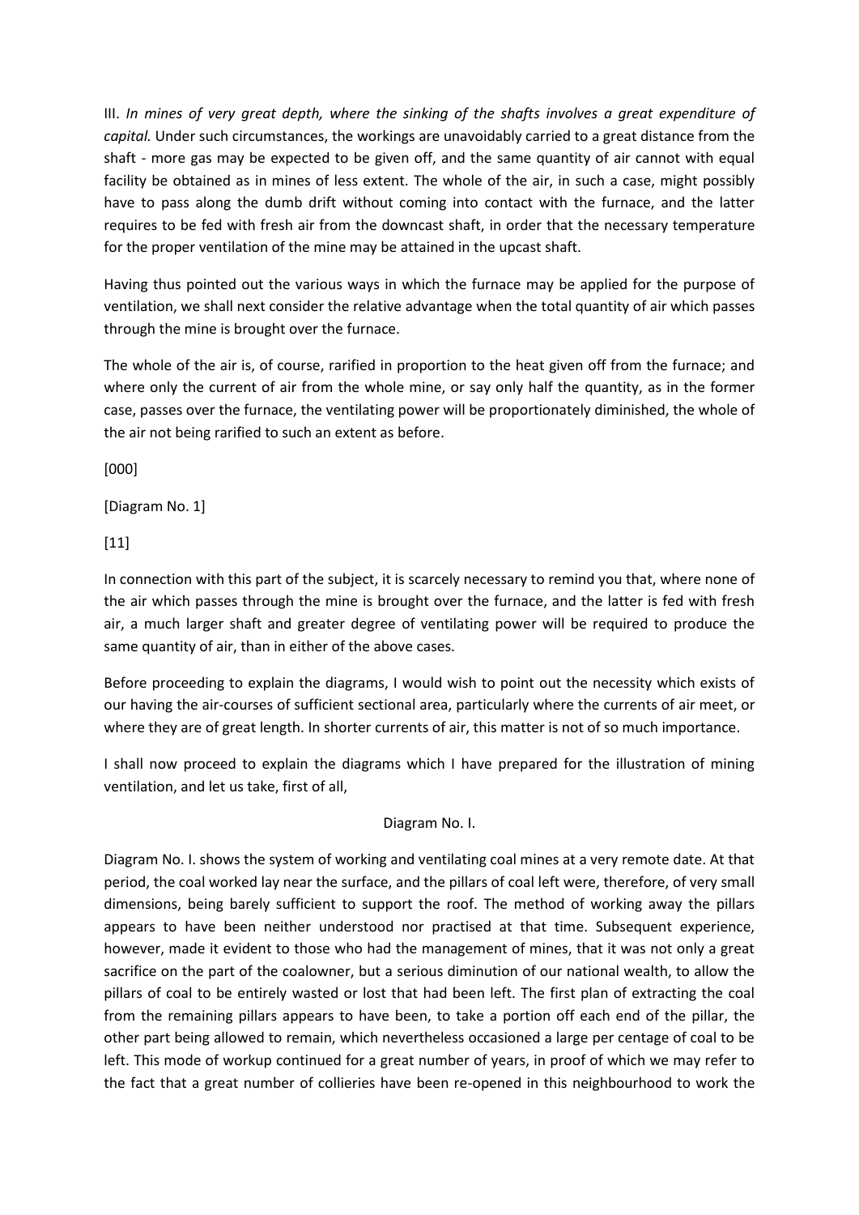III. *In mines of very great depth, where the sinking of the shafts involves a great expenditure of capital.* Under such circumstances, the workings are unavoidably carried to a great distance from the shaft - more gas may be expected to be given off, and the same quantity of air cannot with equal facility be obtained as in mines of less extent. The whole of the air, in such a case, might possibly have to pass along the dumb drift without coming into contact with the furnace, and the latter requires to be fed with fresh air from the downcast shaft, in order that the necessary temperature for the proper ventilation of the mine may be attained in the upcast shaft.

Having thus pointed out the various ways in which the furnace may be applied for the purpose of ventilation, we shall next consider the relative advantage when the total quantity of air which passes through the mine is brought over the furnace.

The whole of the air is, of course, rarified in proportion to the heat given off from the furnace; and where only the current of air from the whole mine, or say only half the quantity, as in the former case, passes over the furnace, the ventilating power will be proportionately diminished, the whole of the air not being rarified to such an extent as before.

[000]

[Diagram No. 1]

[11]

In connection with this part of the subject, it is scarcely necessary to remind you that, where none of the air which passes through the mine is brought over the furnace, and the latter is fed with fresh air, a much larger shaft and greater degree of ventilating power will be required to produce the same quantity of air, than in either of the above cases.

Before proceeding to explain the diagrams, I would wish to point out the necessity which exists of our having the air-courses of sufficient sectional area, particularly where the currents of air meet, or where they are of great length. In shorter currents of air, this matter is not of so much importance.

I shall now proceed to explain the diagrams which I have prepared for the illustration of mining ventilation, and let us take, first of all,

Diagram No. I.

Diagram No. I. shows the system of working and ventilating coal mines at a very remote date. At that period, the coal worked lay near the surface, and the pillars of coal left were, therefore, of very small dimensions, being barely sufficient to support the roof. The method of working away the pillars appears to have been neither understood nor practised at that time. Subsequent experience, however, made it evident to those who had the management of mines, that it was not only a great sacrifice on the part of the coalowner, but a serious diminution of our national wealth, to allow the pillars of coal to be entirely wasted or lost that had been left. The first plan of extracting the coal from the remaining pillars appears to have been, to take a portion off each end of the pillar, the other part being allowed to remain, which nevertheless occasioned a large per centage of coal to be left. This mode of workup continued for a great number of years, in proof of which we may refer to the fact that a great number of collieries have been re-opened in this neighbourhood to work the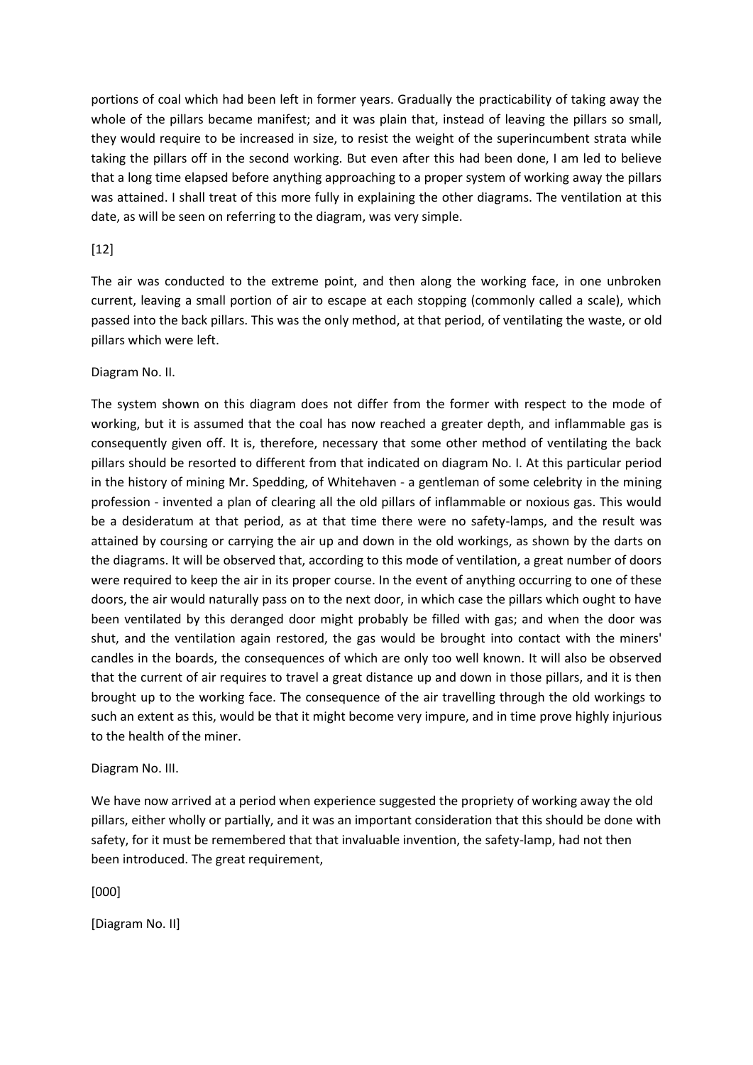portions of coal which had been left in former years. Gradually the practicability of taking away the whole of the pillars became manifest; and it was plain that, instead of leaving the pillars so small, they would require to be increased in size, to resist the weight of the superincumbent strata while taking the pillars off in the second working. But even after this had been done, I am led to believe that a long time elapsed before anything approaching to a proper system of working away the pillars was attained. I shall treat of this more fully in explaining the other diagrams. The ventilation at this date, as will be seen on referring to the diagram, was very simple.

[12]

The air was conducted to the extreme point, and then along the working face, in one unbroken current, leaving a small portion of air to escape at each stopping (commonly called a scale), which passed into the back pillars. This was the only method, at that period, of ventilating the waste, or old pillars which were left.

Diagram No. II.

The system shown on this diagram does not differ from the former with respect to the mode of working, but it is assumed that the coal has now reached a greater depth, and inflammable gas is consequently given off. It is, therefore, necessary that some other method of ventilating the back pillars should be resorted to different from that indicated on diagram No. I. At this particular period in the history of mining Mr. Spedding, of Whitehaven - a gentleman of some celebrity in the mining profession - invented a plan of clearing all the old pillars of inflammable or noxious gas. This would be a desideratum at that period, as at that time there were no safety-lamps, and the result was attained by coursing or carrying the air up and down in the old workings, as shown by the darts on the diagrams. It will be observed that, according to this mode of ventilation, a great number of doors were required to keep the air in its proper course. In the event of anything occurring to one of these doors, the air would naturally pass on to the next door, in which case the pillars which ought to have been ventilated by this deranged door might probably be filled with gas; and when the door was shut, and the ventilation again restored, the gas would be brought into contact with the miners' candles in the boards, the consequences of which are only too well known. It will also be observed that the current of air requires to travel a great distance up and down in those pillars, and it is then brought up to the working face. The consequence of the air travelling through the old workings to such an extent as this, would be that it might become very impure, and in time prove highly injurious to the health of the miner.

Diagram No. III.

We have now arrived at a period when experience suggested the propriety of working away the old pillars, either wholly or partially, and it was an important consideration that this should be done with safety, for it must be remembered that that invaluable invention, the safety-lamp, had not then been introduced. The great requirement,

[000]

[Diagram No. II]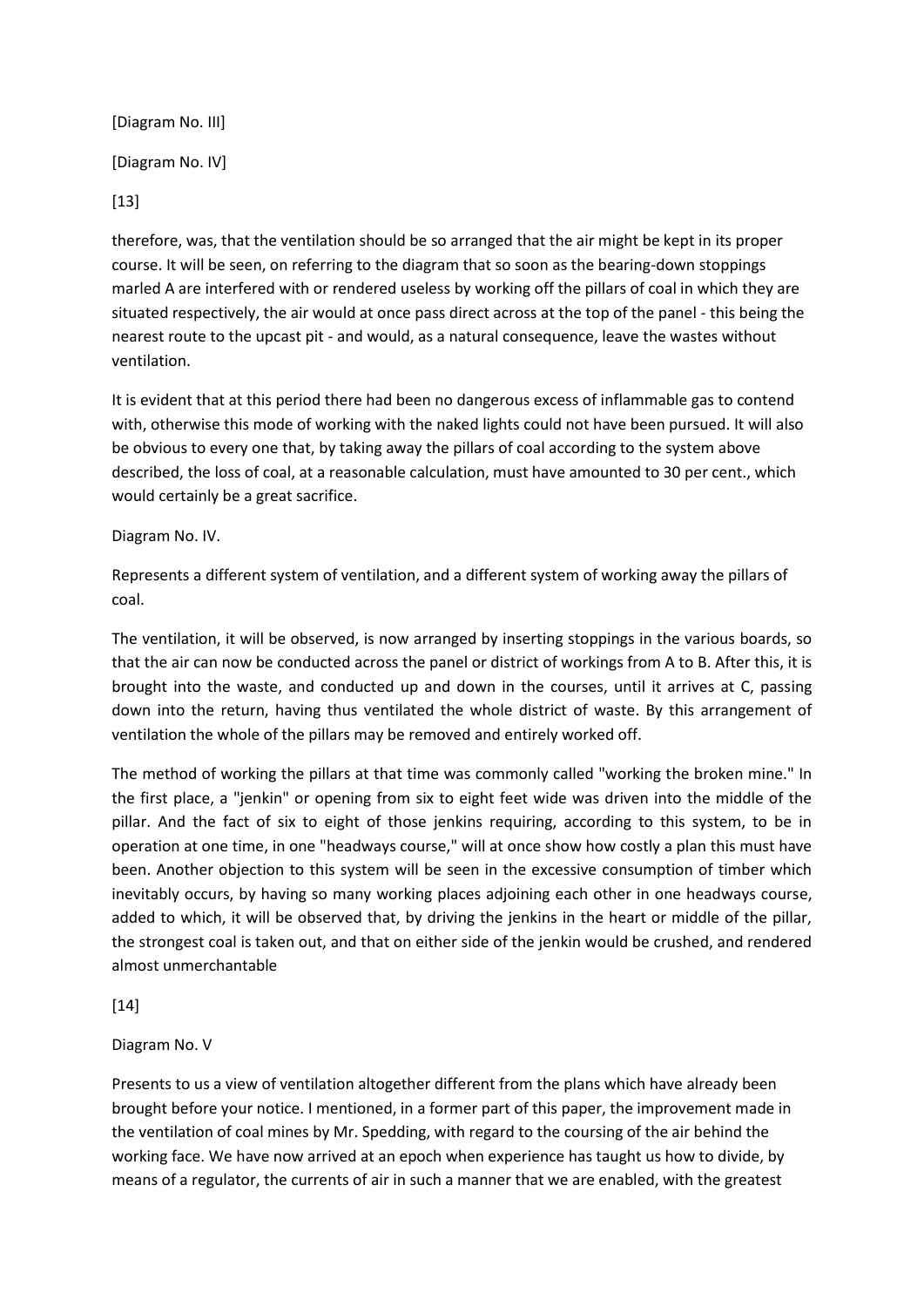[Diagram No. III]

[Diagram No. IV]

[13]

therefore, was, that the ventilation should be so arranged that the air might be kept in its proper course. It will be seen, on referring to the diagram that so soon as the bearing-down stoppings marled A are interfered with or rendered useless by working off the pillars of coal in which they are situated respectively, the air would at once pass direct across at the top of the panel - this being the nearest route to the upcast pit - and would, as a natural consequence, leave the wastes without ventilation.

It is evident that at this period there had been no dangerous excess of inflammable gas to contend with, otherwise this mode of working with the naked lights could not have been pursued. It will also be obvious to every one that, by taking away the pillars of coal according to the system above described, the loss of coal, at a reasonable calculation, must have amounted to 30 per cent., which would certainly be a great sacrifice.

Diagram No. IV.

Represents a different system of ventilation, and a different system of working away the pillars of coal.

The ventilation, it will be observed, is now arranged by inserting stoppings in the various boards, so that the air can now be conducted across the panel or district of workings from A to B. After this, it is brought into the waste, and conducted up and down in the courses, until it arrives at C, passing down into the return, having thus ventilated the whole district of waste. By this arrangement of ventilation the whole of the pillars may be removed and entirely worked off.

The method of working the pillars at that time was commonly called "working the broken mine." In the first place, a "jenkin" or opening from six to eight feet wide was driven into the middle of the pillar. And the fact of six to eight of those jenkins requiring, according to this system, to be in operation at one time, in one "headways course," will at once show how costly a plan this must have been. Another objection to this system will be seen in the excessive consumption of timber which inevitably occurs, by having so many working places adjoining each other in one headways course, added to which, it will be observed that, by driving the jenkins in the heart or middle of the pillar, the strongest coal is taken out, and that on either side of the jenkin would be crushed, and rendered almost unmerchantable

[14]

Diagram No. V

Presents to us a view of ventilation altogether different from the plans which have already been brought before your notice. I mentioned, in a former part of this paper, the improvement made in the ventilation of coal mines by Mr. Spedding, with regard to the coursing of the air behind the working face. We have now arrived at an epoch when experience has taught us how to divide, by means of a regulator, the currents of air in such a manner that we are enabled, with the greatest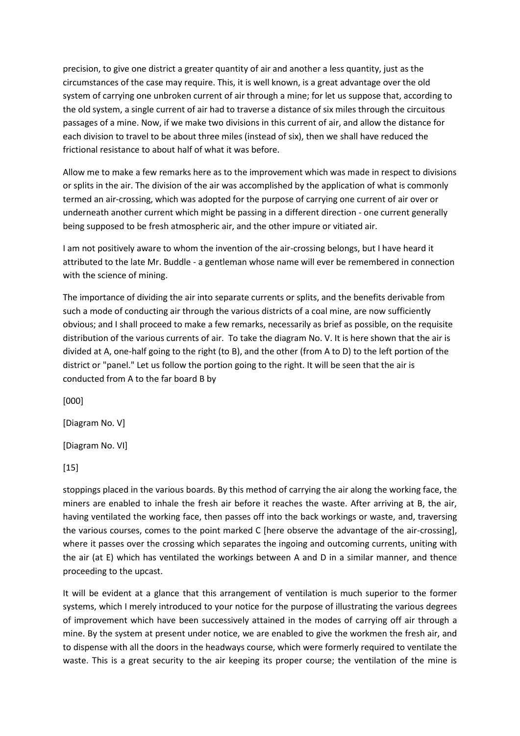precision, to give one district a greater quantity of air and another a less quantity, just as the circumstances of the case may require. This, it is well known, is a great advantage over the old system of carrying one unbroken current of air through a mine; for let us suppose that, according to the old system, a single current of air had to traverse a distance of six miles through the circuitous passages of a mine. Now, if we make two divisions in this current of air, and allow the distance for each division to travel to be about three miles (instead of six), then we shall have reduced the frictional resistance to about half of what it was before.

Allow me to make a few remarks here as to the improvement which was made in respect to divisions or splits in the air. The division of the air was accomplished by the application of what is commonly termed an air-crossing, which was adopted for the purpose of carrying one current of air over or underneath another current which might be passing in a different direction - one current generally being supposed to be fresh atmospheric air, and the other impure or vitiated air.

I am not positively aware to whom the invention of the air-crossing belongs, but I have heard it attributed to the late Mr. Buddle - a gentleman whose name will ever be remembered in connection with the science of mining.

The importance of dividing the air into separate currents or splits, and the benefits derivable from such a mode of conducting air through the various districts of a coal mine, are now sufficiently obvious; and I shall proceed to make a few remarks, necessarily as brief as possible, on the requisite distribution of the various currents of air. To take the diagram No. V. It is here shown that the air is divided at A, one-half going to the right (to B), and the other (from A to D) to the left portion of the district or "panel." Let us follow the portion going to the right. It will be seen that the air is conducted from A to the far board B by

[000]

[Diagram No. V]

[Diagram No. VI]

[15]

stoppings placed in the various boards. By this method of carrying the air along the working face, the miners are enabled to inhale the fresh air before it reaches the waste. After arriving at B, the air, having ventilated the working face, then passes off into the back workings or waste, and, traversing the various courses, comes to the point marked C [here observe the advantage of the air-crossing], where it passes over the crossing which separates the ingoing and outcoming currents, uniting with the air (at E) which has ventilated the workings between A and D in a similar manner, and thence proceeding to the upcast.

It will be evident at a glance that this arrangement of ventilation is much superior to the former systems, which I merely introduced to your notice for the purpose of illustrating the various degrees of improvement which have been successively attained in the modes of carrying off air through a mine. By the system at present under notice, we are enabled to give the workmen the fresh air, and to dispense with all the doors in the headways course, which were formerly required to ventilate the waste. This is a great security to the air keeping its proper course; the ventilation of the mine is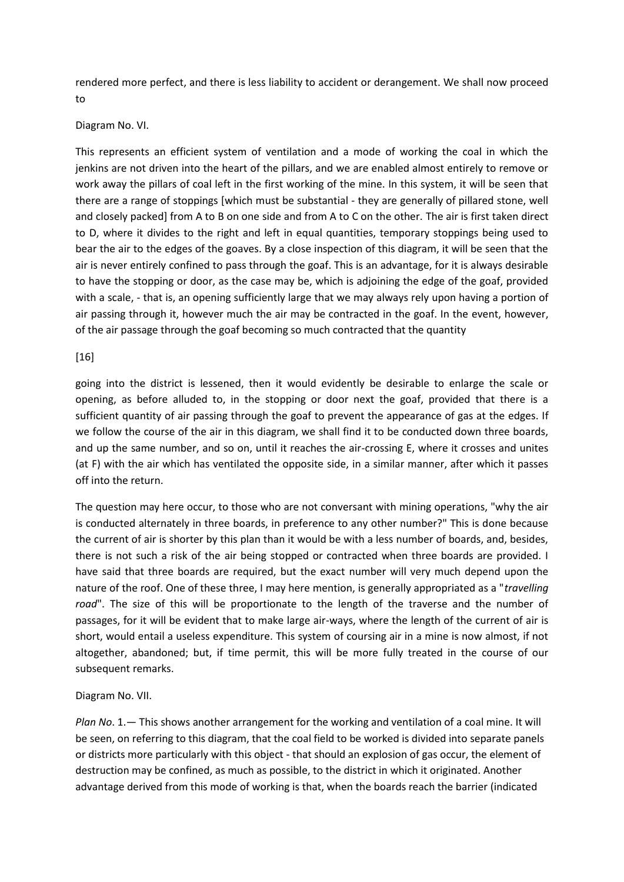rendered more perfect, and there is less liability to accident or derangement. We shall now proceed to

Diagram No. VI.

This represents an efficient system of ventilation and a mode of working the coal in which the jenkins are not driven into the heart of the pillars, and we are enabled almost entirely to remove or work away the pillars of coal left in the first working of the mine. In this system, it will be seen that there are a range of stoppings [which must be substantial - they are generally of pillared stone, well and closely packed] from A to B on one side and from A to C on the other. The air is first taken direct to D, where it divides to the right and left in equal quantities, temporary stoppings being used to bear the air to the edges of the goaves. By a close inspection of this diagram, it will be seen that the air is never entirely confined to pass through the goaf. This is an advantage, for it is always desirable to have the stopping or door, as the case may be, which is adjoining the edge of the goaf, provided with a scale, - that is, an opening sufficiently large that we may always rely upon having a portion of air passing through it, however much the air may be contracted in the goaf. In the event, however, of the air passage through the goaf becoming so much contracted that the quantity

[16]

going into the district is lessened, then it would evidently be desirable to enlarge the scale or opening, as before alluded to, in the stopping or door next the goaf, provided that there is a sufficient quantity of air passing through the goaf to prevent the appearance of gas at the edges. If we follow the course of the air in this diagram, we shall find it to be conducted down three boards, and up the same number, and so on, until it reaches the air-crossing E, where it crosses and unites (at F) with the air which has ventilated the opposite side, in a similar manner, after which it passes off into the return.

The question may here occur, to those who are not conversant with mining operations, "why the air is conducted alternately in three boards, in preference to any other number?" This is done because the current of air is shorter by this plan than it would be with a less number of boards, and, besides, there is not such a risk of the air being stopped or contracted when three boards are provided. I have said that three boards are required, but the exact number will very much depend upon the nature of the roof. One of these three, I may here mention, is generally appropriated as a "*travelling road*". The size of this will be proportionate to the length of the traverse and the number of passages, for it will be evident that to make large air-ways, where the length of the current of air is short, would entail a useless expenditure. This system of coursing air in a mine is now almost, if not altogether, abandoned; but, if time permit, this will be more fully treated in the course of our subsequent remarks.

Diagram No. VII.

*Plan No*. 1.— This shows another arrangement for the working and ventilation of a coal mine. It will be seen, on referring to this diagram, that the coal field to be worked is divided into separate panels or districts more particularly with this object - that should an explosion of gas occur, the element of destruction may be confined, as much as possible, to the district in which it originated. Another advantage derived from this mode of working is that, when the boards reach the barrier (indicated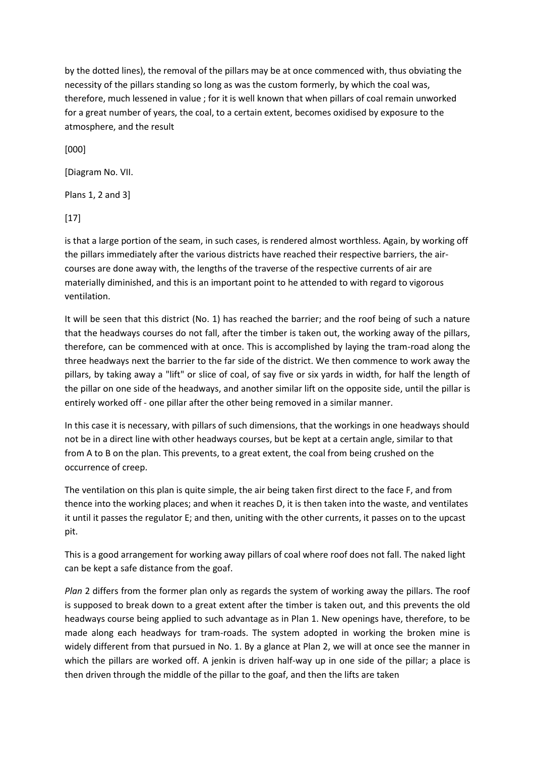by the dotted lines), the removal of the pillars may be at once commenced with, thus obviating the necessity of the pillars standing so long as was the custom formerly, by which the coal was, therefore, much lessened in value ; for it is well known that when pillars of coal remain unworked for a great number of years, the coal, to a certain extent, becomes oxidised by exposure to the atmosphere, and the result

[000]

[Diagram No. VII.

Plans 1, 2 and 3]

[17]

is that a large portion of the seam, in such cases, is rendered almost worthless. Again, by working off the pillars immediately after the various districts have reached their respective barriers, the air-courses are done away with, the lengths of the traverse of the respective currents of air are materially diminished, and this is an important point to he attended to with regard to vigorous ventilation.

It will be seen that this district (No. 1) has reached the barrier; and the roof being of such a nature that the headways courses do not fall, after the timber is taken out, the working away of the pillars, therefore, can be commenced with at once. This is accomplished by laying the tram-road along the three headways next the barrier to the far side of the district. We then commence to work away the pillars, by taking away a "lift" or slice of coal, of say five or six yards in width, for half the length of the pillar on one side of the headways, and another similar lift on the opposite side, until the pillar is entirely worked off - one pillar after the other being removed in a similar manner.

In this case it is necessary, with pillars of such dimensions, that the workings in one headways should not be in a direct line with other headways courses, but be kept at a certain angle, similar to that from A to B on the plan. This prevents, to a great extent, the coal from being crushed on the occurrence of creep.

The ventilation on this plan is quite simple, the air being taken first direct to the face F, and from thence into the working places; and when it reaches D, it is then taken into the waste, and ventilates it until it passes the regulator E; and then, uniting with the other currents, it passes on to the upcast pit.

This is a good arrangement for working away pillars of coal where roof does not fall. The naked light can be kept a safe distance from the goaf.

*Plan* 2 differs from the former plan only as regards the system of working away the pillars. The roof is supposed to break down to a great extent after the timber is taken out, and this prevents the old headways course being applied to such advantage as in Plan 1. New openings have, therefore, to be made along each headways for tram-roads. The system adopted in working the broken mine is widely different from that pursued in No. 1. By a glance at Plan 2, we will at once see the manner in which the pillars are worked off. A jenkin is driven half-way up in one side of the pillar; a place is then driven through the middle of the pillar to the goaf, and then the lifts are taken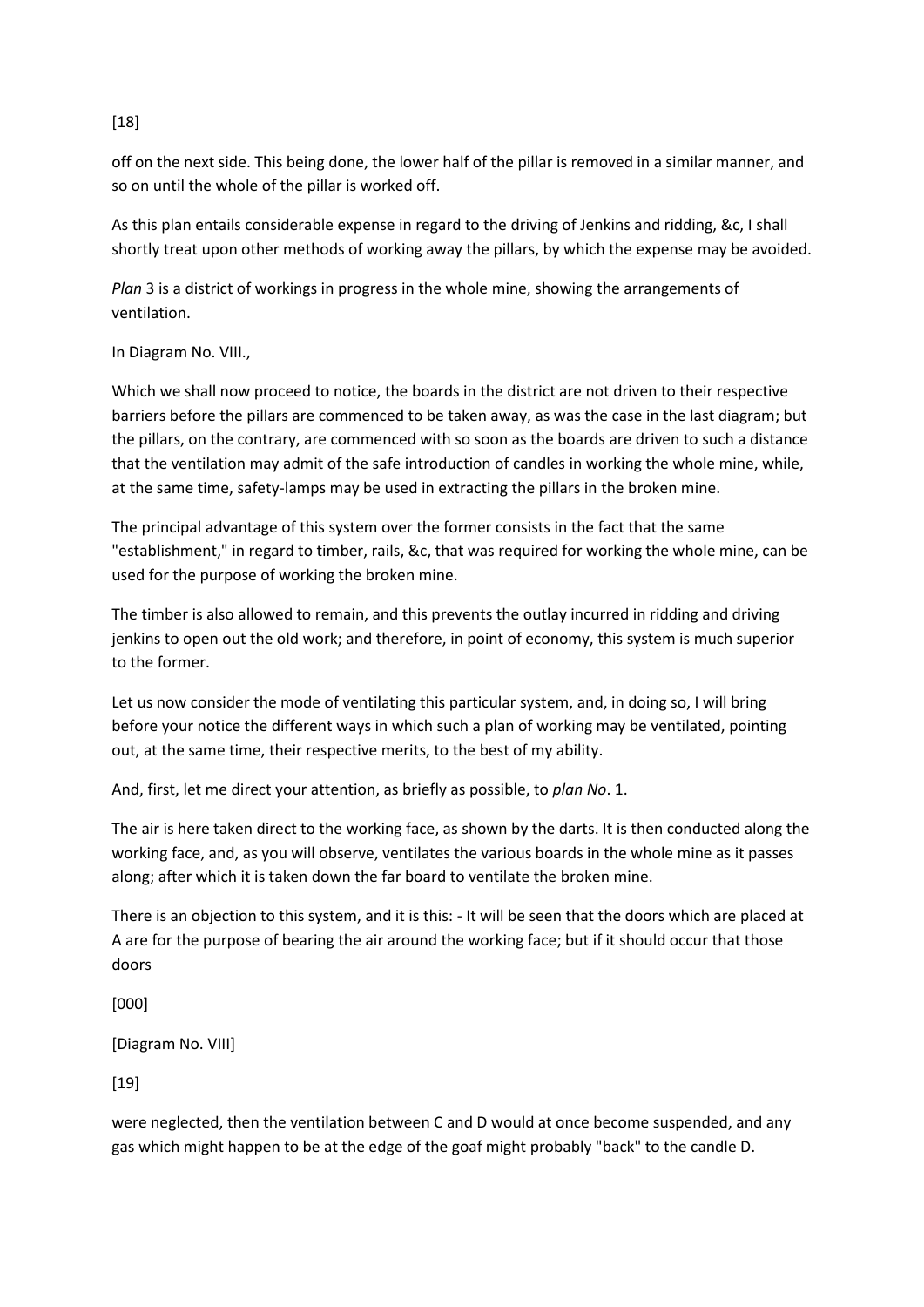off on the next side. This being done, the lower half of the pillar is removed in a similar manner, and so on until the whole of the pillar is worked off.

As this plan entails considerable expense in regard to the driving of Jenkins and ridding, &c, I shall shortly treat upon other methods of working away the pillars, by which the expense may be avoided.

*Plan* 3 is a district of workings in progress in the whole mine, showing the arrangements of ventilation.

In Diagram No. VIII.,

Which we shall now proceed to notice, the boards in the district are not driven to their respective barriers before the pillars are commenced to be taken away, as was the case in the last diagram; but the pillars, on the contrary, are commenced with so soon as the boards are driven to such a distance that the ventilation may admit of the safe introduction of candles in working the whole mine, while, at the same time, safety-lamps may be used in extracting the pillars in the broken mine.

The principal advantage of this system over the former consists in the fact that the same "establishment," in regard to timber, rails, &c, that was required for working the whole mine, can be used for the purpose of working the broken mine.

The timber is also allowed to remain, and this prevents the outlay incurred in ridding and driving jenkins to open out the old work; and therefore, in point of economy, this system is much superior to the former.

Let us now consider the mode of ventilating this particular system, and, in doing so, I will bring before your notice the different ways in which such a plan of working may be ventilated, pointing out, at the same time, their respective merits, to the best of my ability.

And, first, let me direct your attention, as briefly as possible, to *plan No*. 1.

The air is here taken direct to the working face, as shown by the darts. It is then conducted along the working face, and, as you will observe, ventilates the various boards in the whole mine as it passes along; after which it is taken down the far board to ventilate the broken mine.

There is an objection to this system, and it is this: - It will be seen that the doors which are placed at A are for the purpose of bearing the air around the working face; but if it should occur that those doors

[000]

[Diagram No. VIII]

were neglected, then the ventilation between C and D would at once become suspended, and any gas which might happen to be at the edge of the goaf might probably "back" to the candle D.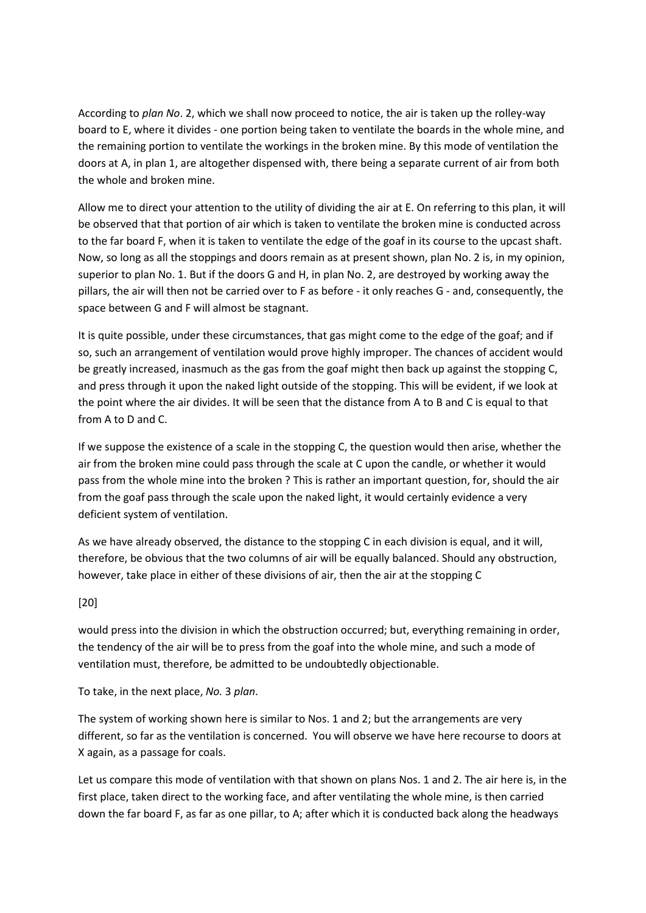According to *plan No*. 2, which we shall now proceed to notice, the air is taken up the rolley-way board to E, where it divides - one portion being taken to ventilate the boards in the whole mine, and the remaining portion to ventilate the workings in the broken mine. By this mode of ventilation the doors at A, in plan 1, are altogether dispensed with, there being a separate current of air from both the whole and broken mine.

Allow me to direct your attention to the utility of dividing the air at E. On referring to this plan, it will be observed that that portion of air which is taken to ventilate the broken mine is conducted across to the far board F, when it is taken to ventilate the edge of the goaf in its course to the upcast shaft. Now, so long as all the stoppings and doors remain as at present shown, plan No. 2 is, in my opinion, superior to plan No. 1. But if the doors G and H, in plan No. 2, are destroyed by working away the pillars, the air will then not be carried over to F as before - it only reaches G - and, consequently, the space between G and F will almost be stagnant.

It is quite possible, under these circumstances, that gas might come to the edge of the goaf; and if so, such an arrangement of ventilation would prove highly improper. The chances of accident would be greatly increased, inasmuch as the gas from the goaf might then back up against the stopping C, and press through it upon the naked light outside of the stopping. This will be evident, if we look at the point where the air divides. It will be seen that the distance from A to B and C is equal to that from A to D and C.

If we suppose the existence of a scale in the stopping C, the question would then arise, whether the air from the broken mine could pass through the scale at C upon the candle, or whether it would pass from the whole mine into the broken ? This is rather an important question, for, should the air from the goaf pass through the scale upon the naked light, it would certainly evidence a very deficient system of ventilation.

As we have already observed, the distance to the stopping C in each division is equal, and it will, therefore, be obvious that the two columns of air will be equally balanced. Should any obstruction, however, take place in either of these divisions of air, then the air at the stopping C would press into the division in which the obstruction occurred; but, everything remaining in order, the tendency of the air will be to press from the goaf into the whole mine, and such a mode of ventilation must, therefore, be admitted to be undoubtedly objectionable.

To take, in the next place, *No.* 3 *plan*.

The system of working shown here is similar to Nos. 1 and 2; but the arrangements are very different, so far as the ventilation is concerned. You will observe we have here recourse to doors at X again, as a passage for coals.

Let us compare this mode of ventilation with that shown on plans Nos. 1 and 2. The air here is, in the first place, taken direct to the working face, and after ventilating the whole mine, is then carried down the far board F, as far as one pillar, to A; after which it is conducted back along the headways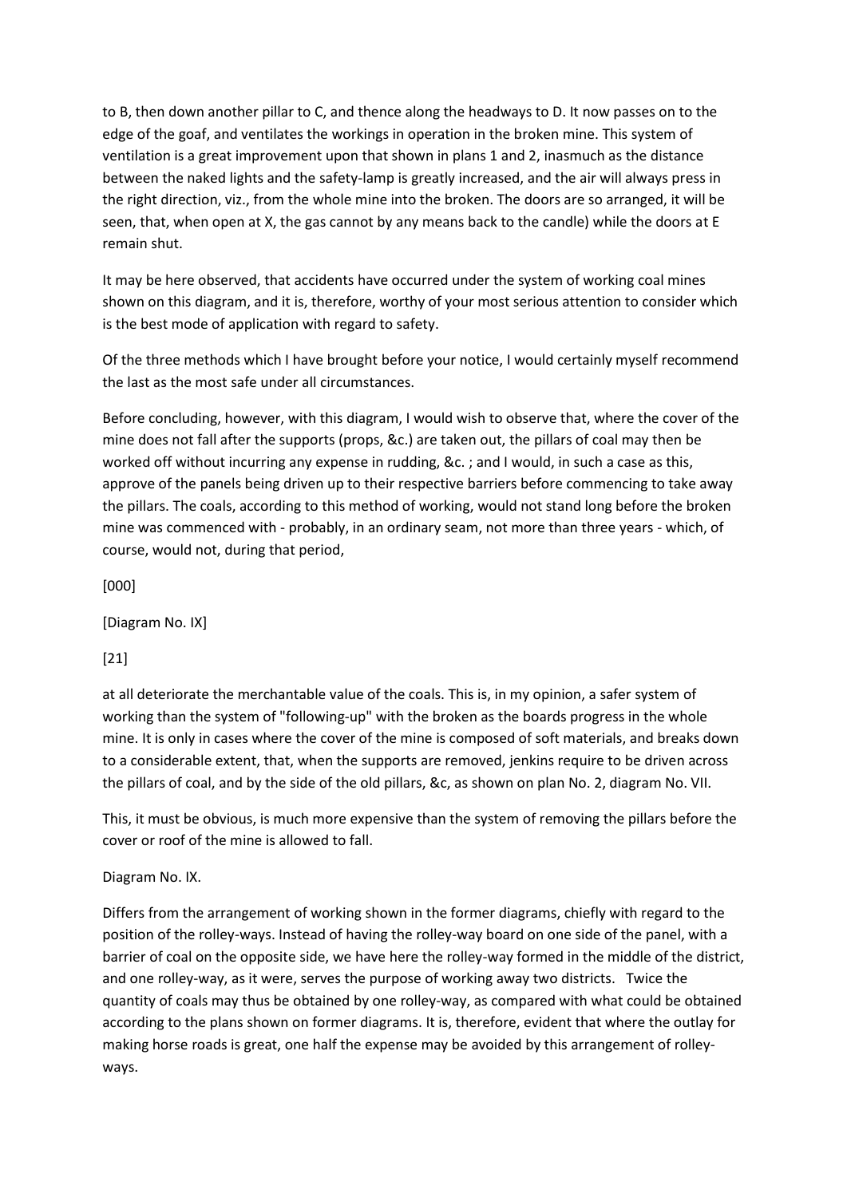to B, then down another pillar to C, and thence along the headways to D. It now passes on to the edge of the goaf, and ventilates the workings in operation in the broken mine. This system of ventilation is a great improvement upon that shown in plans 1 and 2, inasmuch as the distance between the naked lights and the safety-lamp is greatly increased, and the air will always press in the right direction, viz., from the whole mine into the broken. The doors are so arranged, it will be seen, that, when open at X, the gas cannot by any means back to the candle) while the doors at E remain shut.

It may be here observed, that accidents have occurred under the system of working coal mines shown on this diagram, and it is, therefore, worthy of your most serious attention to consider which is the best mode of application with regard to safety.

Of the three methods which I have brought before your notice, I would certainly myself recommend the last as the most safe under all circumstances.

Before concluding, however, with this diagram, I would wish to observe that, where the cover of the mine does not fall after the supports (props, &c.) are taken out, the pillars of coal may then be worked off without incurring any expense in rudding, &c. ; and I would, in such a case as this, approve of the panels being driven up to their respective barriers before commencing to take away the pillars. The coals, according to this method of working, would not stand long before the broken mine was commenced with - probably, in an ordinary seam, not more than three years - which, of course, would not, during that period,

[000]

[Diagram No. IX]

[21]

at all deteriorate the merchantable value of the coals. This is, in my opinion, a safer system of working than the system of "following-up" with the broken as the boards progress in the whole mine. It is only in cases where the cover of the mine is composed of soft materials, and breaks down to a considerable extent, that, when the supports are removed, jenkins require to be driven across the pillars of coal, and by the side of the old pillars, &c, as shown on plan No. 2, diagram No. VII.

This, it must be obvious, is much more expensive than the system of removing the pillars before the cover or roof of the mine is allowed to fall.

Diagram No. IX.

Differs from the arrangement of working shown in the former diagrams, chiefly with regard to the position of the rolley-ways. Instead of having the rolley-way board on one side of the panel, with a barrier of coal on the opposite side, we have here the rolley-way formed in the middle of the district, and one rolley-way, as it were, serves the purpose of working away two districts. Twice the quantity of coals may thus be obtained by one rolley-way, as compared with what could be obtained according to the plans shown on former diagrams. It is, therefore, evident that where the outlay for making horse roads is great, one half the expense may be avoided by this arrangement of rolley-ways.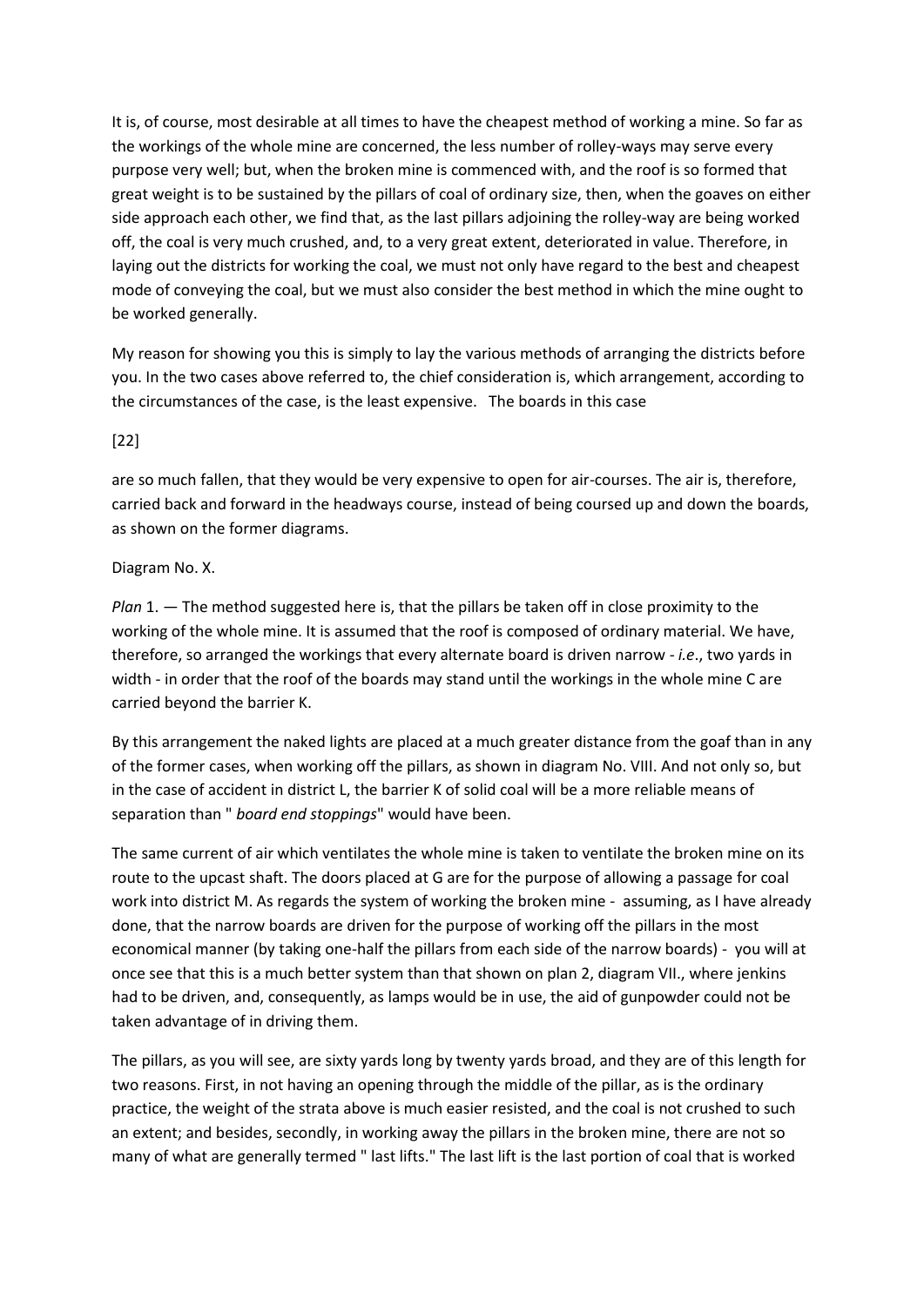It is, of course, most desirable at all times to have the cheapest method of working a mine. So far as the workings of the whole mine are concerned, the less number of rolley-ways may serve every purpose very well; but, when the broken mine is commenced with, and the roof is so formed that great weight is to be sustained by the pillars of coal of ordinary size, then, when the goaves on either side approach each other, we find that, as the last pillars adjoining the rolley-way are being worked off, the coal is very much crushed, and, to a very great extent, deteriorated in value. Therefore, in laying out the districts for working the coal, we must not only have regard to the best and cheapest mode of conveying the coal, but we must also consider the best method in which the mine ought to be worked generally.

My reason for showing you this is simply to lay the various methods of arranging the districts before you. In the two cases above referred to, the chief consideration is, which arrangement, according to the circumstances of the case, is the least expensive. The boards in this case

[22]

are so much fallen, that they would be very expensive to open for air-courses. The air is, therefore, carried back and forward in the headways course, instead of being coursed up and down the boards, as shown on the former diagrams.

Diagram No. X.

*Plan* 1. — The method suggested here is, that the pillars be taken off in close proximity to the working of the whole mine. It is assumed that the roof is composed of ordinary material. We have, therefore, so arranged the workings that every alternate board is driven narrow - *i.e*., two yards in width - in order that the roof of the boards may stand until the workings in the whole mine C are carried beyond the barrier K.

By this arrangement the naked lights are placed at a much greater distance from the goaf than in any of the former cases, when working off the pillars, as shown in diagram No. VIII. And not only so, but in the case of accident in district L, the barrier K of solid coal will be a more reliable means of separation than " *board end stoppings*" would have been.

The same current of air which ventilates the whole mine is taken to ventilate the broken mine on its route to the upcast shaft. The doors placed at G are for the purpose of allowing a passage for coal work into district M. As regards the system of working the broken mine - assuming, as I have already done, that the narrow boards are driven for the purpose of working off the pillars in the most economical manner (by taking one-half the pillars from each side of the narrow boards) - you will at once see that this is a much better system than that shown on plan 2, diagram VII., where jenkins had to be driven, and, consequently, as lamps would be in use, the aid of gunpowder could not be taken advantage of in driving them.

The pillars, as you will see, are sixty yards long by twenty yards broad, and they are of this length for two reasons. First, in not having an opening through the middle of the pillar, as is the ordinary practice, the weight of the strata above is much easier resisted, and the coal is not crushed to such an extent; and besides, secondly, in working away the pillars in the broken mine, there are not so many of what are generally termed " last lifts." The last lift is the last portion of coal that is worked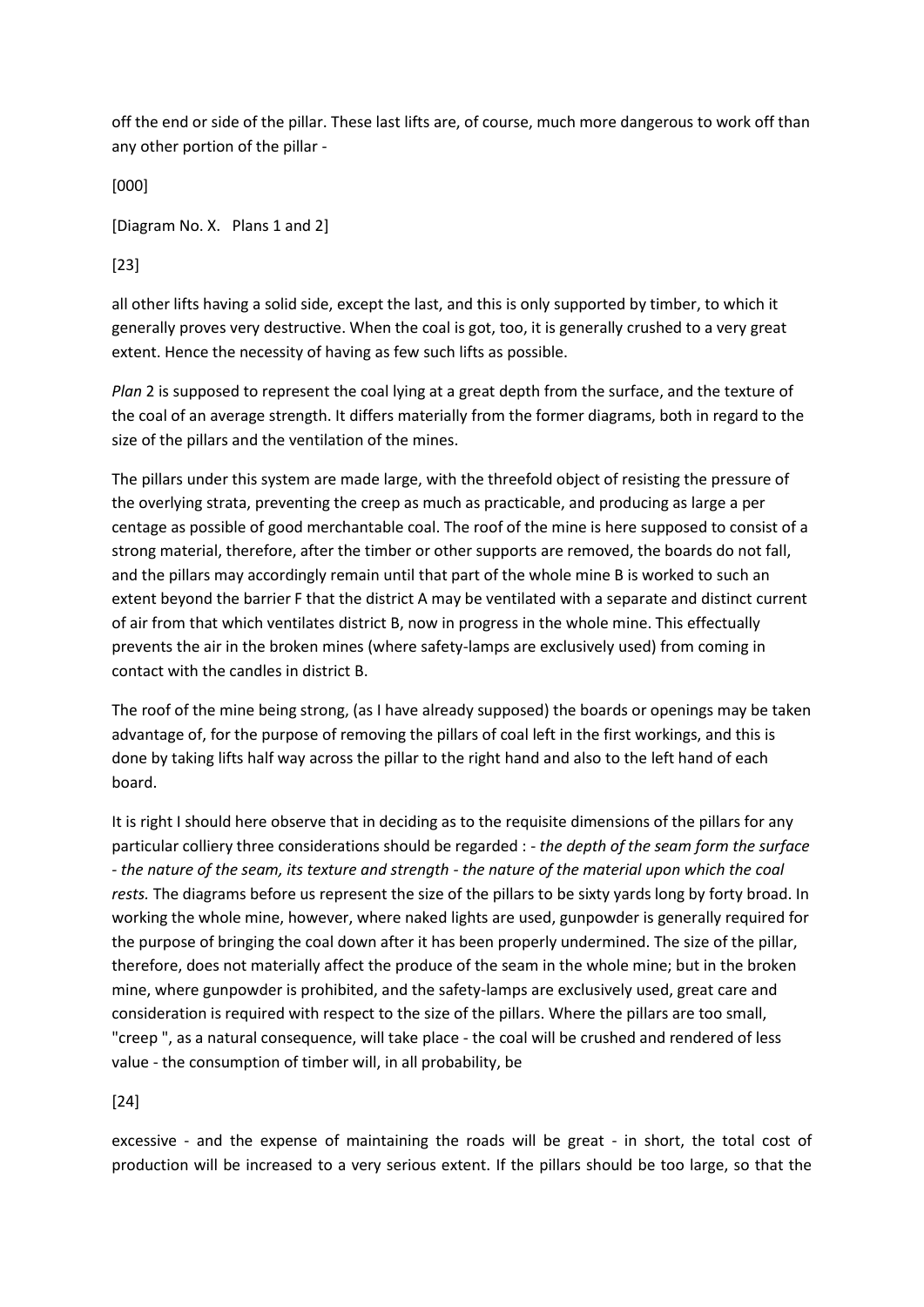off the end or side of the pillar. These last lifts are, of course, much more dangerous to work off than any other portion of the pillar -

[000]

[Diagram No. X. Plans 1 and 2]

[23]

all other lifts having a solid side, except the last, and this is only supported by timber, to which it generally proves very destructive. When the coal is got, too, it is generally crushed to a very great extent. Hence the necessity of having as few such lifts as possible.

*Plan* 2 is supposed to represent the coal lying at a great depth from the surface, and the texture of the coal of an average strength. It differs materially from the former diagrams, both in regard to the size of the pillars and the ventilation of the mines.

The pillars under this system are made large, with the threefold object of resisting the pressure of the overlying strata, preventing the creep as much as practicable, and producing as large a per centage as possible of good merchantable coal. The roof of the mine is here supposed to consist of a strong material, therefore, after the timber or other supports are removed, the boards do not fall, and the pillars may accordingly remain until that part of the whole mine B is worked to such an extent beyond the barrier F that the district A may be ventilated with a separate and distinct current of air from that which ventilates district B, now in progress in the whole mine. This effectually prevents the air in the broken mines (where safety-lamps are exclusively used) from coming in contact with the candles in district B.

The roof of the mine being strong, (as I have already supposed) the boards or openings may be taken advantage of, for the purpose of removing the pillars of coal left in the first workings, and this is done by taking lifts half way across the pillar to the right hand and also to the left hand of each board.

It is right I should here observe that in deciding as to the requisite dimensions of the pillars for any particular colliery three considerations should be regarded : - *the depth of the seam form the surface - the nature of the seam, its texture and strength - the nature of the material upon which the coal rests.* The diagrams before us represent the size of the pillars to be sixty yards long by forty broad. In working the whole mine, however, where naked lights are used, gunpowder is generally required for the purpose of bringing the coal down after it has been properly undermined. The size of the pillar, therefore, does not materially affect the produce of the seam in the whole mine; but in the broken mine, where gunpowder is prohibited, and the safety-lamps are exclusively used, great care and consideration is required with respect to the size of the pillars. Where the pillars are too small, "creep ", as a natural consequence, will take place - the coal will be crushed and rendered of less value - the consumption of timber will, in all probability, be

[24]

excessive - and the expense of maintaining the roads will be great - in short, the total cost of production will be increased to a very serious extent. If the pillars should be too large, so that the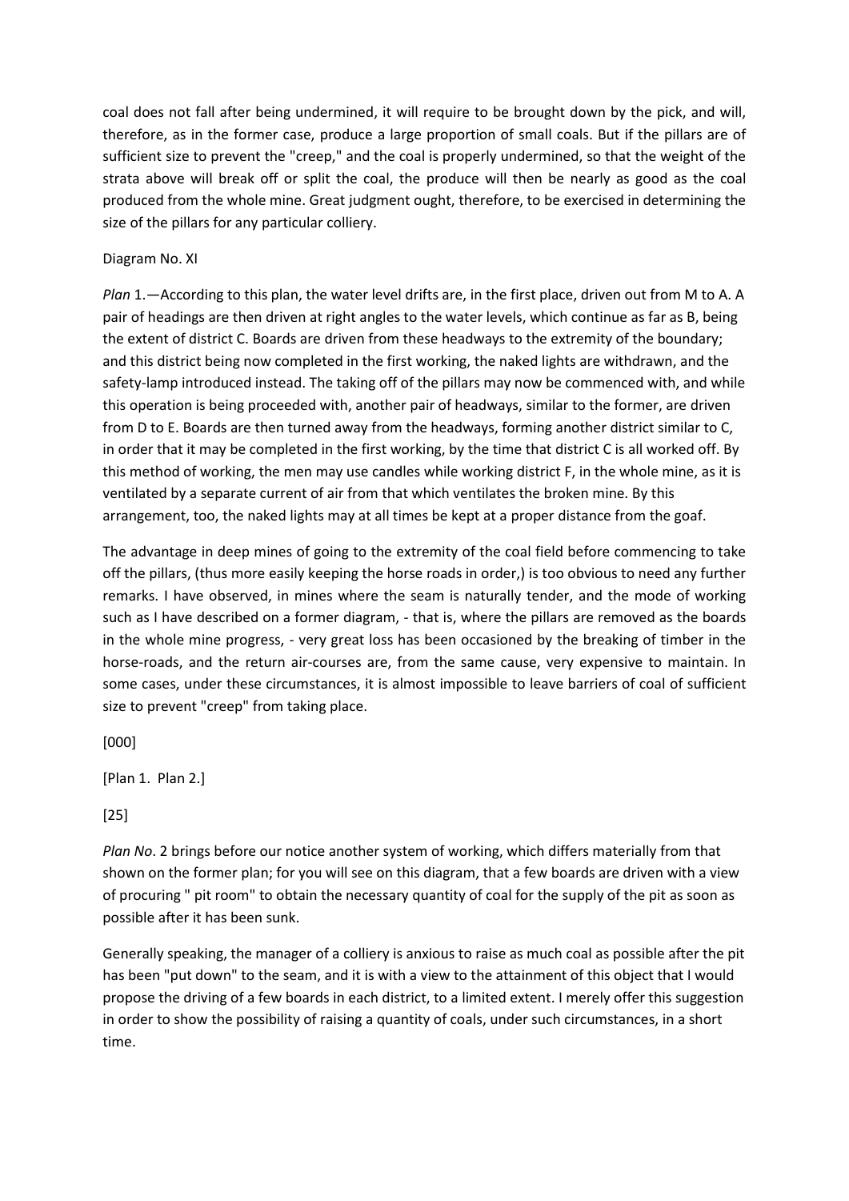coal does not fall after being undermined, it will require to be brought down by the pick, and will, therefore, as in the former case, produce a large proportion of small coals. But if the pillars are of sufficient size to prevent the "creep," and the coal is properly undermined, so that the weight of the strata above will break off or split the coal, the produce will then be nearly as good as the coal produced from the whole mine. Great judgment ought, therefore, to be exercised in determining the size of the pillars for any particular colliery.

Diagram No. XI

*Plan* 1.—According to this plan, the water level drifts are, in the first place, driven out from M to A. A pair of headings are then driven at right angles to the water levels, which continue as far as B, being the extent of district C. Boards are driven from these headways to the extremity of the boundary; and this district being now completed in the first working, the naked lights are withdrawn, and the safety-lamp introduced instead. The taking off of the pillars may now be commenced with, and while this operation is being proceeded with, another pair of headways, similar to the former, are driven from D to E. Boards are then turned away from the headways, forming another district similar to C, in order that it may be completed in the first working, by the time that district C is all worked off. By this method of working, the men may use candles while working district F, in the whole mine, as it is ventilated by a separate current of air from that which ventilates the broken mine. By this arrangement, too, the naked lights may at all times be kept at a proper distance from the goaf.

The advantage in deep mines of going to the extremity of the coal field before commencing to take off the pillars, (thus more easily keeping the horse roads in order,) is too obvious to need any further remarks. I have observed, in mines where the seam is naturally tender, and the mode of working such as I have described on a former diagram, - that is, where the pillars are removed as the boards in the whole mine progress, - very great loss has been occasioned by the breaking of timber in the horse-roads, and the return air-courses are, from the same cause, very expensive to maintain. In some cases, under these circumstances, it is almost impossible to leave barriers of coal of sufficient size to prevent "creep" from taking place.

[000]

[Plan 1. Plan 2.]

[25]

*Plan No*. 2 brings before our notice another system of working, which differs materially from that shown on the former plan; for you will see on this diagram, that a few boards are driven with a view of procuring " pit room" to obtain the necessary quantity of coal for the supply of the pit as soon as possible after it has been sunk.

Generally speaking, the manager of a colliery is anxious to raise as much coal as possible after the pit has been "put down" to the seam, and it is with a view to the attainment of this object that I would propose the driving of a few boards in each district, to a limited extent. I merely offer this suggestion in order to show the possibility of raising a quantity of coals, under such circumstances, in a short time.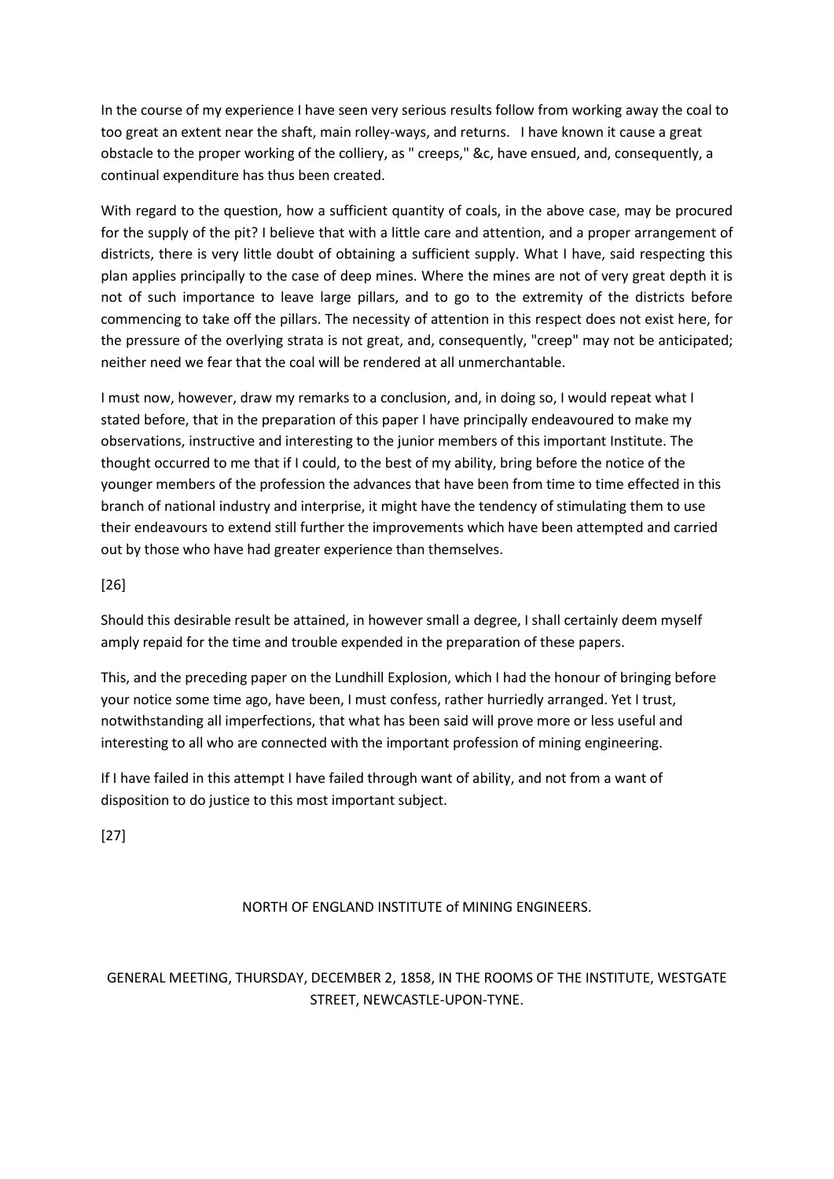In the course of my experience I have seen very serious results follow from working away the coal to too great an extent near the shaft, main rolley-ways, and returns. I have known it cause a great obstacle to the proper working of the colliery, as " creeps," &c, have ensued, and, consequently, a continual expenditure has thus been created.

With regard to the question, how a sufficient quantity of coals, in the above case, may be procured for the supply of the pit? I believe that with a little care and attention, and a proper arrangement of districts, there is very little doubt of obtaining a sufficient supply. What I have, said respecting this plan applies principally to the case of deep mines. Where the mines are not of very great depth it is not of such importance to leave large pillars, and to go to the extremity of the districts before commencing to take off the pillars. The necessity of attention in this respect does not exist here, for the pressure of the overlying strata is not great, and, consequently, "creep" may not be anticipated; neither need we fear that the coal will be rendered at all unmerchantable.

I must now, however, draw my remarks to a conclusion, and, in doing so, I would repeat what I stated before, that in the preparation of this paper I have principally endeavoured to make my observations, instructive and interesting to the junior members of this important Institute. The thought occurred to me that if I could, to the best of my ability, bring before the notice of the younger members of the profession the advances that have been from time to time effected in this branch of national industry and interprise, it might have the tendency of stimulating them to use their endeavours to extend still further the improvements which have been attempted and carried out by those who have had greater experience than themselves.

[26]

Should this desirable result be attained, in however small a degree, I shall certainly deem myself amply repaid for the time and trouble expended in the preparation of these papers.

This, and the preceding paper on the Lundhill Explosion, which I had the honour of bringing before your notice some time ago, have been, I must confess, rather hurriedly arranged. Yet I trust, notwithstanding all imperfections, that what has been said will prove more or less useful and interesting to all who are connected with the important profession of mining engineering.

If I have failed in this attempt I have failed through want of ability, and not from a want of disposition to do justice to this most important subject.

[27]

NORTH OF ENGLAND INSTITUTE of MINING ENGINEERS.

GENERAL MEETING, THURSDAY, DECEMBER 2, 1858, IN THE ROOMS OF THE INSTITUTE, WESTGATE STREET, NEWCASTLE-UPON-TYNE.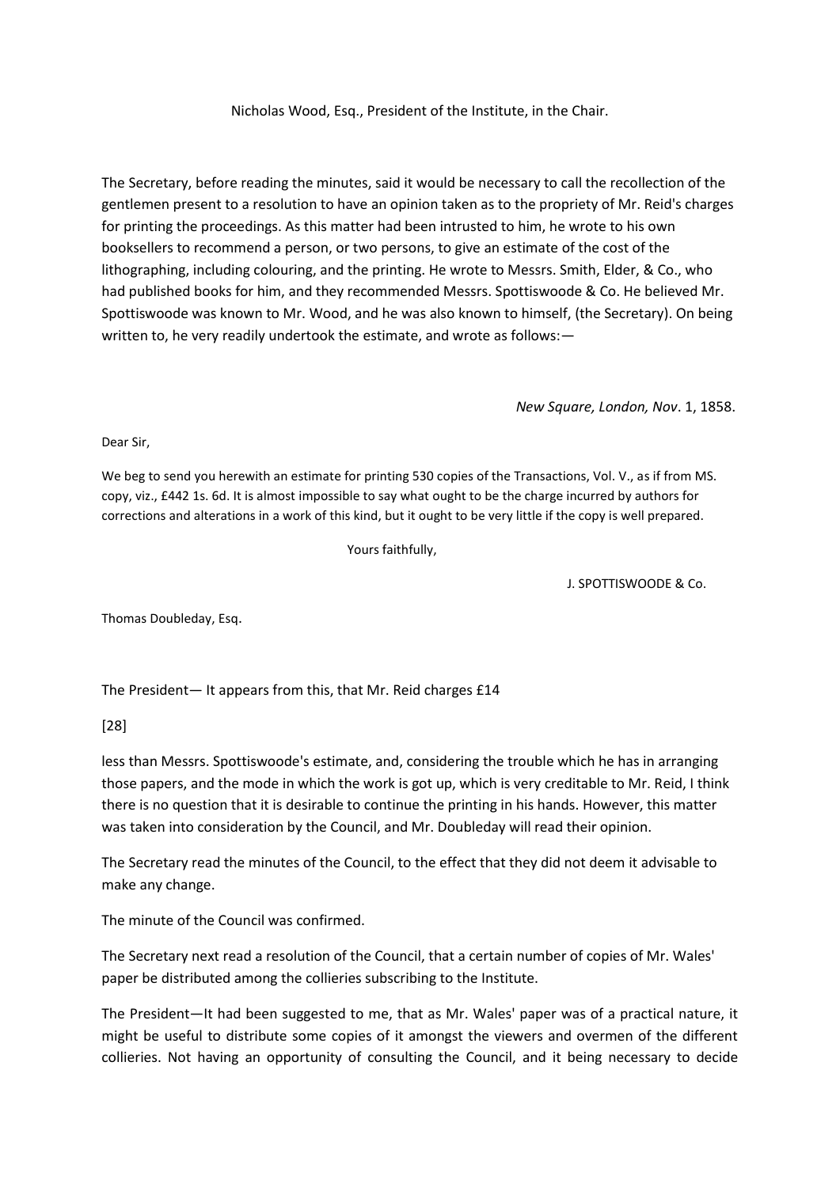Nicholas Wood, Esq., President of the Institute, in the Chair.

The Secretary, before reading the minutes, said it would be necessary to call the recollection of the gentlemen present to a resolution to have an opinion taken as to the propriety of Mr. Reid's charges for printing the proceedings. As this matter had been intrusted to him, he wrote to his own booksellers to recommend a person, or two persons, to give an estimate of the cost of the lithographing, including colouring, and the printing. He wrote to Messrs. Smith, Elder, & Co., who had published books for him, and they recommended Messrs. Spottiswoode & Co. He believed Mr. Spottiswoode was known to Mr. Wood, and he was also known to himself, (the Secretary). On being written to, he very readily undertook the estimate, and wrote as follows:—

*New Square, London, Nov*. 1, 1858.

Dear Sir,

We beg to send you herewith an estimate for printing 530 copies of the Transactions, Vol. V., as if from MS. copy, viz., £442 1s. 6d. It is almost impossible to say what ought to be the charge incurred by authors for corrections and alterations in a work of this kind, but it ought to be very little if the copy is well prepared.

Yours faithfully,

J. SPOTTISWOODE & Co.

Thomas Doubleday, Esq.

The President— It appears from this, that Mr. Reid charges £14

[28]

less than Messrs. Spottiswoode's estimate, and, considering the trouble which he has in arranging those papers, and the mode in which the work is got up, which is very creditable to Mr. Reid, I think there is no question that it is desirable to continue the printing in his hands. However, this matter was taken into consideration by the Council, and Mr. Doubleday will read their opinion.

The Secretary read the minutes of the Council, to the effect that they did not deem it advisable to make any change.

The minute of the Council was confirmed.

The Secretary next read a resolution of the Council, that a certain number of copies of Mr. Wales' paper be distributed among the collieries subscribing to the Institute.

The President—It had been suggested to me, that as Mr. Wales' paper was of a practical nature, it might be useful to distribute some copies of it amongst the viewers and overmen of the different collieries. Not having an opportunity of consulting the Council, and it being necessary to decide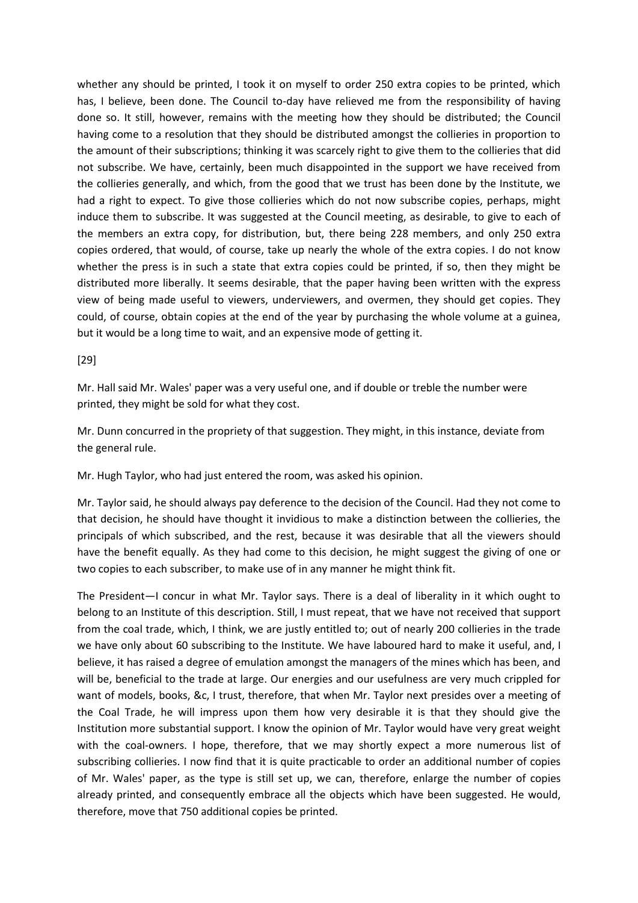whether any should be printed, I took it on myself to order 250 extra copies to be printed, which has, I believe, been done. The Council to-day have relieved me from the responsibility of having done so. It still, however, remains with the meeting how they should be distributed; the Council having come to a resolution that they should be distributed amongst the collieries in proportion to the amount of their subscriptions; thinking it was scarcely right to give them to the collieries that did not subscribe. We have, certainly, been much disappointed in the support we have received from the collieries generally, and which, from the good that we trust has been done by the Institute, we had a right to expect. To give those collieries which do not now subscribe copies, perhaps, might induce them to subscribe. It was suggested at the Council meeting, as desirable, to give to each of the members an extra copy, for distribution, but, there being 228 members, and only 250 extra copies ordered, that would, of course, take up nearly the whole of the extra copies. I do not know whether the press is in such a state that extra copies could be printed, if so, then they might be distributed more liberally. It seems desirable, that the paper having been written with the express view of being made useful to viewers, underviewers, and overmen, they should get copies. They could, of course, obtain copies at the end of the year by purchasing the whole volume at a guinea, but it would be a long time to wait, and an expensive mode of getting it.

[29]

Mr. Hall said Mr. Wales' paper was a very useful one, and if double or treble the number were printed, they might be sold for what they cost.

Mr. Dunn concurred in the propriety of that suggestion. They might, in this instance, deviate from the general rule.

Mr. Hugh Taylor, who had just entered the room, was asked his opinion.

Mr. Taylor said, he should always pay deference to the decision of the Council. Had they not come to that decision, he should have thought it invidious to make a distinction between the collieries, the principals of which subscribed, and the rest, because it was desirable that all the viewers should have the benefit equally. As they had come to this decision, he might suggest the giving of one or two copies to each subscriber, to make use of in any manner he might think fit.

The President—I concur in what Mr. Taylor says. There is a deal of liberality in it which ought to belong to an Institute of this description. Still, I must repeat, that we have not received that support from the coal trade, which, I think, we are justly entitled to; out of nearly 200 collieries in the trade we have only about 60 subscribing to the Institute. We have laboured hard to make it useful, and, I believe, it has raised a degree of emulation amongst the managers of the mines which has been, and will be, beneficial to the trade at large. Our energies and our usefulness are very much crippled for want of models, books, &c, I trust, therefore, that when Mr. Taylor next presides over a meeting of the Coal Trade, he will impress upon them how very desirable it is that they should give the Institution more substantial support. I know the opinion of Mr. Taylor would have very great weight with the coal-owners. I hope, therefore, that we may shortly expect a more numerous list of subscribing collieries. I now find that it is quite practicable to order an additional number of copies of Mr. Wales' paper, as the type is still set up, we can, therefore, enlarge the number of copies already printed, and consequently embrace all the objects which have been suggested. He would, therefore, move that 750 additional copies be printed.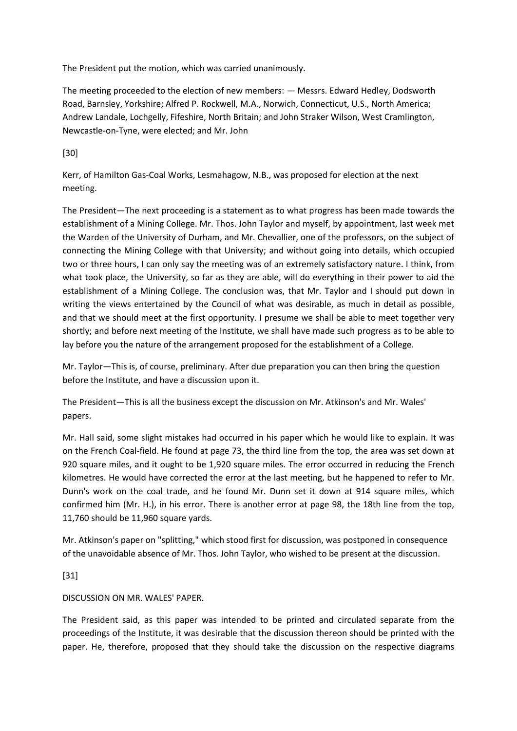The President put the motion, which was carried unanimously.

The meeting proceeded to the election of new members: — Messrs. Edward Hedley, Dodsworth Road, Barnsley, Yorkshire; Alfred P. Rockwell, M.A., Norwich, Connecticut, U.S., North America; Andrew Landale, Lochgelly, Fifeshire, North Britain; and John Straker Wilson, West Cramlington, Newcastle-on-Tyne, were elected; and Mr. John

[30]

Kerr, of Hamilton Gas-Coal Works, Lesmahagow, N.B., was proposed for election at the next meeting.

The President—The next proceeding is a statement as to what progress has been made towards the establishment of a Mining College. Mr. Thos. John Taylor and myself, by appointment, last week met the Warden of the University of Durham, and Mr. Chevallier, one of the professors, on the subject of connecting the Mining College with that University; and without going into details, which occupied two or three hours, I can only say the meeting was of an extremely satisfactory nature. I think, from what took place, the University, so far as they are able, will do everything in their power to aid the establishment of a Mining College. The conclusion was, that Mr. Taylor and I should put down in writing the views entertained by the Council of what was desirable, as much in detail as possible, and that we should meet at the first opportunity. I presume we shall be able to meet together very shortly; and before next meeting of the Institute, we shall have made such progress as to be able to lay before you the nature of the arrangement proposed for the establishment of a College.

Mr. Taylor—This is, of course, preliminary. After due preparation you can then bring the question before the Institute, and have a discussion upon it.

The President—This is all the business except the discussion on Mr. Atkinson's and Mr. Wales' papers.

Mr. Hall said, some slight mistakes had occurred in his paper which he would like to explain. It was on the French Coal-field. He found at page 73, the third line from the top, the area was set down at 920 square miles, and it ought to be 1,920 square miles. The error occurred in reducing the French kilometres. He would have corrected the error at the last meeting, but he happened to refer to Mr. Dunn's work on the coal trade, and he found Mr. Dunn set it down at 914 square miles, which confirmed him (Mr. H.), in his error. There is another error at page 98, the 18th line from the top, 11,760 should be 11,960 square yards.

Mr. Atkinson's paper on "splitting," which stood first for discussion, was postponed in consequence of the unavoidable absence of Mr. Thos. John Taylor, who wished to be present at the discussion.

[31]

## DISCUSSION ON MR. WALES' PAPER.

The President said, as this paper was intended to be printed and circulated separate from the proceedings of the Institute, it was desirable that the discussion thereon should be printed with the paper. He, therefore, proposed that they should take the discussion on the respective diagrams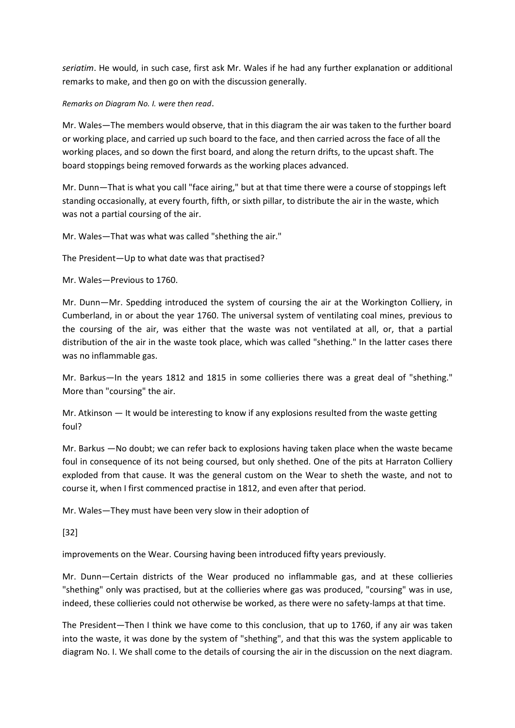*seriatim*. He would, in such case, first ask Mr. Wales if he had any further explanation or additional remarks to make, and then go on with the discussion generally.

*Remarks on Diagram No. I. were then read*.

Mr. Wales—The members would observe, that in this diagram the air was taken to the further board or working place, and carried up such board to the face, and then carried across the face of all the working places, and so down the first board, and along the return drifts, to the upcast shaft. The board stoppings being removed forwards as the working places advanced.

Mr. Dunn—That is what you call "face airing," but at that time there were a course of stoppings left standing occasionally, at every fourth, fifth, or sixth pillar, to distribute the air in the waste, which was not a partial coursing of the air.

Mr. Wales—That was what was called "shething the air."

The President—Up to what date was that practised?

Mr. Wales—Previous to 1760.

Mr. Dunn—Mr. Spedding introduced the system of coursing the air at the Workington Colliery, in Cumberland, in or about the year 1760. The universal system of ventilating coal mines, previous to the coursing of the air, was either that the waste was not ventilated at all, or, that a partial distribution of the air in the waste took place, which was called "shething." In the latter cases there was no inflammable gas.

Mr. Barkus—In the years 1812 and 1815 in some collieries there was a great deal of "shething." More than "coursing" the air.

Mr. Atkinson — It would be interesting to know if any explosions resulted from the waste getting foul?

Mr. Barkus —No doubt; we can refer back to explosions having taken place when the waste became foul in consequence of its not being coursed, but only shethed. One of the pits at Harraton Colliery exploded from that cause. It was the general custom on the Wear to sheth the waste, and not to course it, when I first commenced practise in 1812, and even after that period.

Mr. Wales—They must have been very slow in their adoption of

[32]

improvements on the Wear. Coursing having been introduced fifty years previously.

Mr. Dunn—Certain districts of the Wear produced no inflammable gas, and at these collieries "shething" only was practised, but at the collieries where gas was produced, "coursing" was in use, indeed, these collieries could not otherwise be worked, as there were no safety-lamps at that time.

The President—Then I think we have come to this conclusion, that up to 1760, if any air was taken into the waste, it was done by the system of "shething", and that this was the system applicable to diagram No. I. We shall come to the details of coursing the air in the discussion on the next diagram.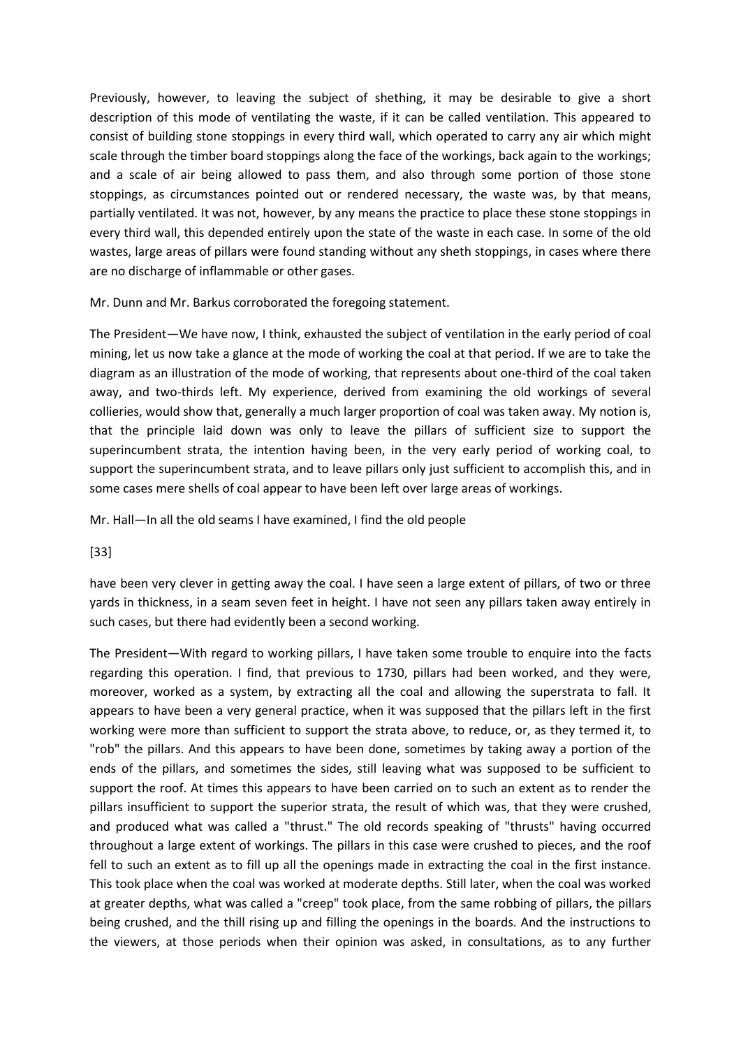Previously, however, to leaving the subject of shething, it may be desirable to give a short description of this mode of ventilating the waste, if it can be called ventilation. This appeared to consist of building stone stoppings in every third wall, which operated to carry any air which might scale through the timber board stoppings along the face of the workings, back again to the workings; and a scale of air being allowed to pass them, and also through some portion of those stone stoppings, as circumstances pointed out or rendered necessary, the waste was, by that means, partially ventilated. It was not, however, by any means the practice to place these stone stoppings in every third wall, this depended entirely upon the state of the waste in each case. In some of the old wastes, large areas of pillars were found standing without any sheth stoppings, in cases where there are no discharge of inflammable or other gases.

Mr. Dunn and Mr. Barkus corroborated the foregoing statement.

The President—We have now, I think, exhausted the subject of ventilation in the early period of coal mining, let us now take a glance at the mode of working the coal at that period. If we are to take the diagram as an illustration of the mode of working, that represents about one-third of the coal taken away, and two-thirds left. My experience, derived from examining the old workings of several collieries, would show that, generally a much larger proportion of coal was taken away. My notion is, that the principle laid down was only to leave the pillars of sufficient size to support the superincumbent strata, the intention having been, in the very early period of working coal, to support the superincumbent strata, and to leave pillars only just sufficient to accomplish this, and in some cases mere shells of coal appear to have been left over large areas of workings.

Mr. Hall—In all the old seams I have examined, I find the old people

[33]

have been very clever in getting away the coal. I have seen a large extent of pillars, of two or three yards in thickness, in a seam seven feet in height. I have not seen any pillars taken away entirely in such cases, but there had evidently been a second working.

The President—With regard to working pillars, I have taken some trouble to enquire into the facts regarding this operation. I find, that previous to 1730, pillars had been worked, and they were, moreover, worked as a system, by extracting all the coal and allowing the superstrata to fall. It appears to have been a very general practice, when it was supposed that the pillars left in the first working were more than sufficient to support the strata above, to reduce, or, as they termed it, to "rob" the pillars. And this appears to have been done, sometimes by taking away a portion of the ends of the pillars, and sometimes the sides, still leaving what was supposed to be sufficient to support the roof. At times this appears to have been carried on to such an extent as to render the pillars insufficient to support the superior strata, the result of which was, that they were crushed, and produced what was called a "thrust." The old records speaking of "thrusts" having occurred throughout a large extent of workings. The pillars in this case were crushed to pieces, and the roof fell to such an extent as to fill up all the openings made in extracting the coal in the first instance. This took place when the coal was worked at moderate depths. Still later, when the coal was worked at greater depths, what was called a "creep" took place, from the same robbing of pillars, the pillars being crushed, and the thill rising up and filling the openings in the boards. And the instructions to the viewers, at those periods when their opinion was asked, in consultations, as to any further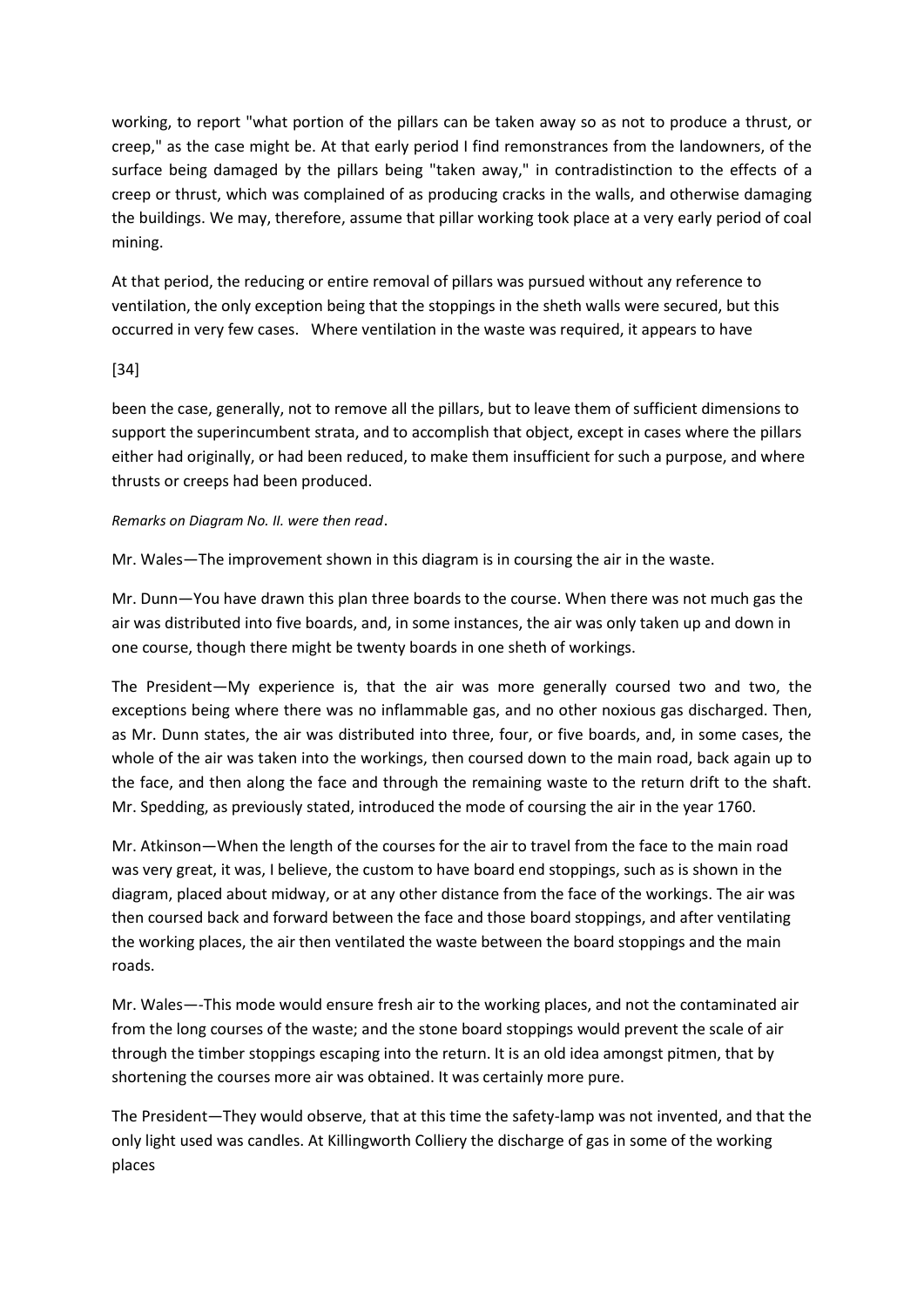working, to report "what portion of the pillars can be taken away so as not to produce a thrust, or creep," as the case might be. At that early period I find remonstrances from the landowners, of the surface being damaged by the pillars being "taken away," in contradistinction to the effects of a creep or thrust, which was complained of as producing cracks in the walls, and otherwise damaging the buildings. We may, therefore, assume that pillar working took place at a very early period of coal mining.

At that period, the reducing or entire removal of pillars was pursued without any reference to ventilation, the only exception being that the stoppings in the sheth walls were secured, but this occurred in very few cases. Where ventilation in the waste was required, it appears to have

[34]

been the case, generally, not to remove all the pillars, but to leave them of sufficient dimensions to support the superincumbent strata, and to accomplish that object, except in cases where the pillars either had originally, or had been reduced, to make them insufficient for such a purpose, and where thrusts or creeps had been produced.

*Remarks on Diagram No. II. were then read*.

Mr. Wales—The improvement shown in this diagram is in coursing the air in the waste.

Mr. Dunn—You have drawn this plan three boards to the course. When there was not much gas the air was distributed into five boards, and, in some instances, the air was only taken up and down in one course, though there might be twenty boards in one sheth of workings.

The President—My experience is, that the air was more generally coursed two and two, the exceptions being where there was no inflammable gas, and no other noxious gas discharged. Then, as Mr. Dunn states, the air was distributed into three, four, or five boards, and, in some cases, the whole of the air was taken into the workings, then coursed down to the main road, back again up to the face, and then along the face and through the remaining waste to the return drift to the shaft. Mr. Spedding, as previously stated, introduced the mode of coursing the air in the year 1760.

Mr. Atkinson—When the length of the courses for the air to travel from the face to the main road was very great, it was, I believe, the custom to have board end stoppings, such as is shown in the diagram, placed about midway, or at any other distance from the face of the workings. The air was then coursed back and forward between the face and those board stoppings, and after ventilating the working places, the air then ventilated the waste between the board stoppings and the main roads.

Mr. Wales—-This mode would ensure fresh air to the working places, and not the contaminated air from the long courses of the waste; and the stone board stoppings would prevent the scale of air through the timber stoppings escaping into the return. It is an old idea amongst pitmen, that by shortening the courses more air was obtained. It was certainly more pure.

The President—They would observe, that at this time the safety-lamp was not invented, and that the only light used was candles. At Killingworth Colliery the discharge of gas in some of the working places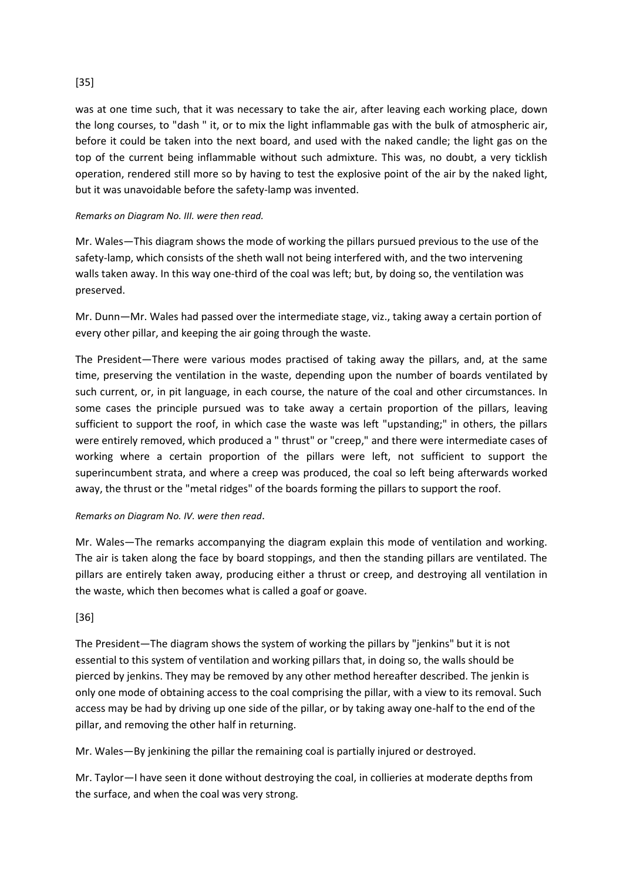[35]

was at one time such, that it was necessary to take the air, after leaving each working place, down the long courses, to "dash " it, or to mix the light inflammable gas with the bulk of atmospheric air, before it could be taken into the next board, and used with the naked candle; the light gas on the top of the current being inflammable without such admixture. This was, no doubt, a very ticklish operation, rendered still more so by having to test the explosive point of the air by the naked light, but it was unavoidable before the safety-lamp was invented.

*Remarks on Diagram No. III. were then read.*

Mr. Wales—This diagram shows the mode of working the pillars pursued previous to the use of the safety-lamp, which consists of the sheth wall not being interfered with, and the two intervening walls taken away. In this way one-third of the coal was left; but, by doing so, the ventilation was preserved.

Mr. Dunn—Mr. Wales had passed over the intermediate stage, viz., taking away a certain portion of every other pillar, and keeping the air going through the waste.

The President—There were various modes practised of taking away the pillars, and, at the same time, preserving the ventilation in the waste, depending upon the number of boards ventilated by such current, or, in pit language, in each course, the nature of the coal and other circumstances. In some cases the principle pursued was to take away a certain proportion of the pillars, leaving sufficient to support the roof, in which case the waste was left "upstanding;" in others, the pillars were entirely removed, which produced a " thrust" or "creep," and there were intermediate cases of working where a certain proportion of the pillars were left, not sufficient to support the superincumbent strata, and where a creep was produced, the coal so left being afterwards worked away, the thrust or the "metal ridges" of the boards forming the pillars to support the roof.

*Remarks on Diagram No. IV. were then read*.

Mr. Wales—The remarks accompanying the diagram explain this mode of ventilation and working. The air is taken along the face by board stoppings, and then the standing pillars are ventilated. The pillars are entirely taken away, producing either a thrust or creep, and destroying all ventilation in the waste, which then becomes what is called a goaf or goave.

[36]

The President—The diagram shows the system of working the pillars by "jenkins" but it is not essential to this system of ventilation and working pillars that, in doing so, the walls should be pierced by jenkins. They may be removed by any other method hereafter described. The jenkin is only one mode of obtaining access to the coal comprising the pillar, with a view to its removal. Such access may be had by driving up one side of the pillar, or by taking away one-half to the end of the pillar, and removing the other half in returning.

Mr. Wales—By jenkining the pillar the remaining coal is partially injured or destroyed.

Mr. Taylor—I have seen it done without destroying the coal, in collieries at moderate depths from the surface, and when the coal was very strong.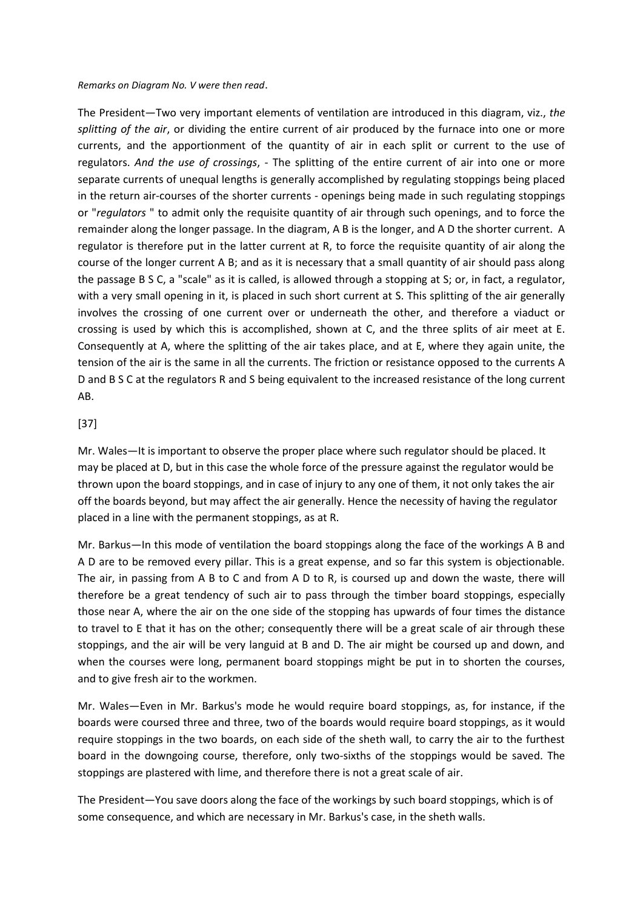*Remarks on Diagram No. V were then read*.

The President—Two very important elements of ventilation are introduced in this diagram, viz., *the splitting of the air*, or dividing the entire current of air produced by the furnace into one or more currents, and the apportionment of the quantity of air in each split or current to the use of regulators. *And the use of crossings*, - The splitting of the entire current of air into one or more separate currents of unequal lengths is generally accomplished by regulating stoppings being placed in the return air-courses of the shorter currents - openings being made in such regulating stoppings or "*regulators* " to admit only the requisite quantity of air through such openings, and to force the remainder along the longer passage. In the diagram, A B is the longer, and A D the shorter current. A regulator is therefore put in the latter current at R, to force the requisite quantity of air along the course of the longer current A B; and as it is necessary that a small quantity of air should pass along the passage B S C, a "scale" as it is called, is allowed through a stopping at S; or, in fact, a regulator, with a very small opening in it, is placed in such short current at S. This splitting of the air generally involves the crossing of one current over or underneath the other, and therefore a viaduct or crossing is used by which this is accomplished, shown at C, and the three splits of air meet at E. Consequently at A, where the splitting of the air takes place, and at E, where they again unite, the tension of the air is the same in all the currents. The friction or resistance opposed to the currents A D and B S C at the regulators R and S being equivalent to the increased resistance of the long current AB.

[37]

Mr. Wales—It is important to observe the proper place where such regulator should be placed. It may be placed at D, but in this case the whole force of the pressure against the regulator would be thrown upon the board stoppings, and in case of injury to any one of them, it not only takes the air off the boards beyond, but may affect the air generally. Hence the necessity of having the regulator placed in a line with the permanent stoppings, as at R.

Mr. Barkus—In this mode of ventilation the board stoppings along the face of the workings A B and A D are to be removed every pillar. This is a great expense, and so far this system is objectionable. The air, in passing from A B to C and from A D to R, is coursed up and down the waste, there will therefore be a great tendency of such air to pass through the timber board stoppings, especially those near A, where the air on the one side of the stopping has upwards of four times the distance to travel to E that it has on the other; consequently there will be a great scale of air through these stoppings, and the air will be very languid at B and D. The air might be coursed up and down, and when the courses were long, permanent board stoppings might be put in to shorten the courses, and to give fresh air to the workmen.

Mr. Wales—Even in Mr. Barkus's mode he would require board stoppings, as, for instance, if the boards were coursed three and three, two of the boards would require board stoppings, as it would require stoppings in the two boards, on each side of the sheth wall, to carry the air to the furthest board in the downgoing course, therefore, only two-sixths of the stoppings would be saved. The stoppings are plastered with lime, and therefore there is not a great scale of air.

The President—You save doors along the face of the workings by such board stoppings, which is of some consequence, and which are necessary in Mr. Barkus's case, in the sheth walls.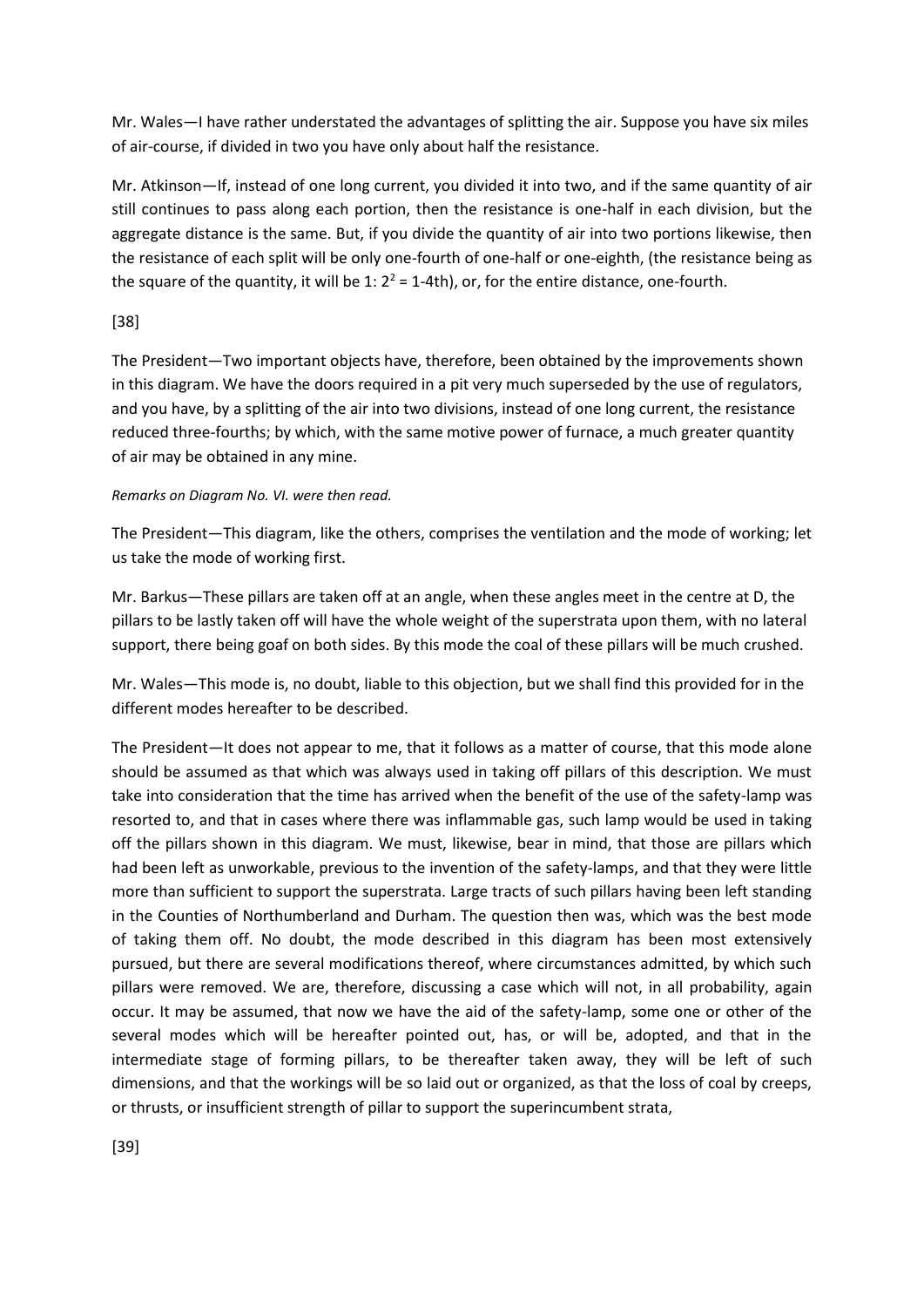Mr. Wales—I have rather understated the advantages of splitting the air. Suppose you have six miles of air-course, if divided in two you have only about half the resistance.

Mr. Atkinson—If, instead of one long current, you divided it into two, and if the same quantity of air still continues to pass along each portion, then the resistance is one-half in each division, but the aggregate distance is the same. But, if you divide the quantity of air into two portions likewise, then the resistance of each split will be only one-fourth of one-half or one-eighth, (the resistance being as the square of the quantity, it will be 1: $2^2$ = 1-4th), or, for the entire distance, one-fourth.

[38]

The President—Two important objects have, therefore, been obtained by the improvements shown in this diagram. We have the doors required in a pit very much superseded by the use of regulators, and you have, by a splitting of the air into two divisions, instead of one long current, the resistance reduced three-fourths; by which, with the same motive power of furnace, a much greater quantity of air may be obtained in any mine.

*Remarks on Diagram No. VI. were then read.*

The President—This diagram, like the others, comprises the ventilation and the mode of working; let us take the mode of working first.

Mr. Barkus—These pillars are taken off at an angle, when these angles meet in the centre at D, the pillars to be lastly taken off will have the whole weight of the superstrata upon them, with no lateral support, there being goaf on both sides. By this mode the coal of these pillars will be much crushed.

Mr. Wales—This mode is, no doubt, liable to this objection, but we shall find this provided for in the different modes hereafter to be described.

The President—It does not appear to me, that it follows as a matter of course, that this mode alone should be assumed as that which was always used in taking off pillars of this description. We must take into consideration that the time has arrived when the benefit of the use of the safety-lamp was resorted to, and that in cases where there was inflammable gas, such lamp would be used in taking off the pillars shown in this diagram. We must, likewise, bear in mind, that those are pillars which had been left as unworkable, previous to the invention of the safety-lamps, and that they were little more than sufficient to support the superstrata. Large tracts of such pillars having been left standing in the Counties of Northumberland and Durham. The question then was, which was the best mode of taking them off. No doubt, the mode described in this diagram has been most extensively pursued, but there are several modifications thereof, where circumstances admitted, by which such pillars were removed. We are, therefore, discussing a case which will not, in all probability, again occur. It may be assumed, that now we have the aid of the safety-lamp, some one or other of the several modes which will be hereafter pointed out, has, or will be, adopted, and that in the intermediate stage of forming pillars, to be thereafter taken away, they will be left of such dimensions, and that the workings will be so laid out or organized, as that the loss of coal by creeps, or thrusts, or insufficient strength of pillar to support the superincumbent strata,

[39]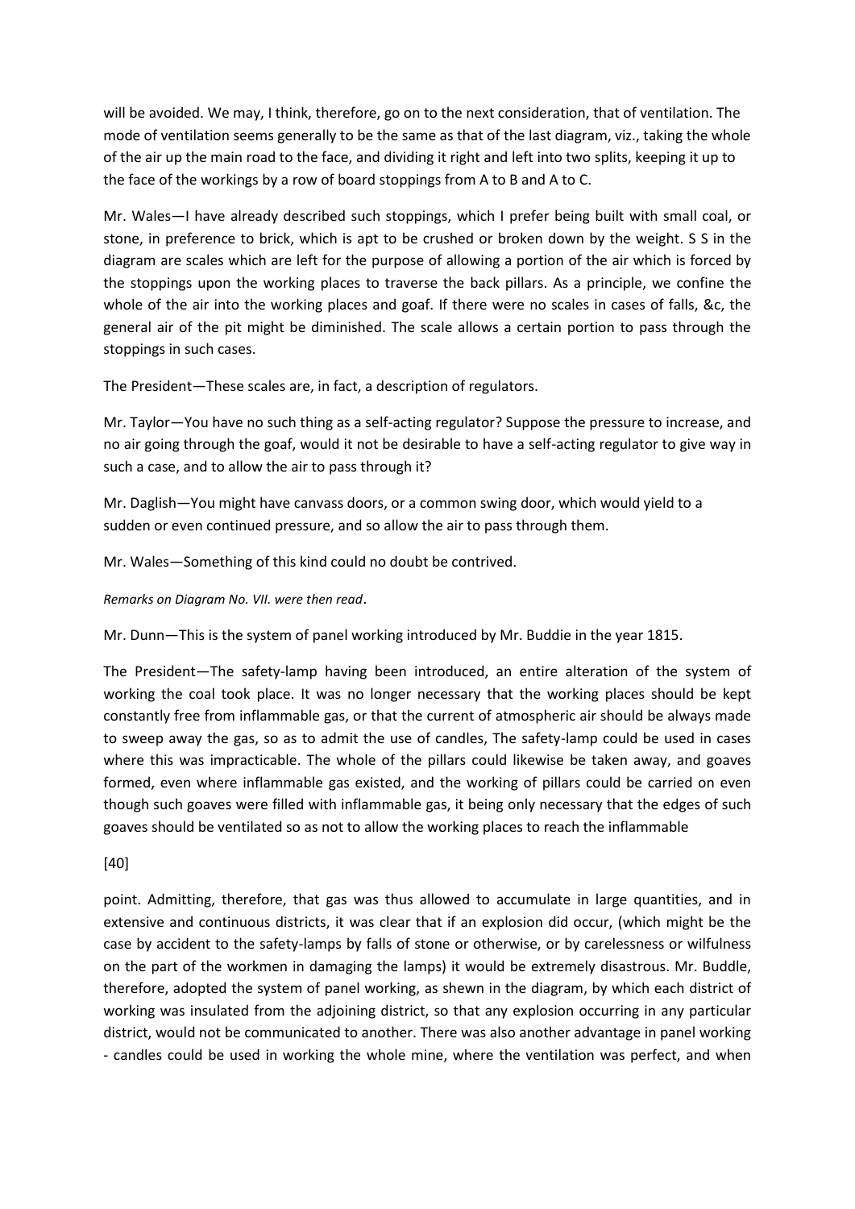will be avoided. We may, I think, therefore, go on to the next consideration, that of ventilation. The mode of ventilation seems generally to be the same as that of the last diagram, viz., taking the whole of the air up the main road to the face, and dividing it right and left into two splits, keeping it up to the face of the workings by a row of board stoppings from A to B and A to C.

Mr. Wales—I have already described such stoppings, which I prefer being built with small coal, or stone, in preference to brick, which is apt to be crushed or broken down by the weight. S S in the diagram are scales which are left for the purpose of allowing a portion of the air which is forced by the stoppings upon the working places to traverse the back pillars. As a principle, we confine the whole of the air into the working places and goaf. If there were no scales in cases of falls, &c, the general air of the pit might be diminished. The scale allows a certain portion to pass through the stoppings in such cases.

The President—These scales are, in fact, a description of regulators.

Mr. Taylor—You have no such thing as a self-acting regulator? Suppose the pressure to increase, and no air going through the goaf, would it not be desirable to have a self-acting regulator to give way in such a case, and to allow the air to pass through it?

Mr. Daglish—You might have canvass doors, or a common swing door, which would yield to a sudden or even continued pressure, and so allow the air to pass through them.

Mr. Wales—Something of this kind could no doubt be contrived.

*Remarks on Diagram No. VII. were then read*.

Mr. Dunn—This is the system of panel working introduced by Mr. Buddie in the year 1815.

The President—The safety-lamp having been introduced, an entire alteration of the system of working the coal took place. It was no longer necessary that the working places should be kept constantly free from inflammable gas, or that the current of atmospheric air should be always made to sweep away the gas, so as to admit the use of candles, The safety-lamp could be used in cases where this was impracticable. The whole of the pillars could likewise be taken away, and goaves formed, even where inflammable gas existed, and the working of pillars could be carried on even though such goaves were filled with inflammable gas, it being only necessary that the edges of such goaves should be ventilated so as not to allow the working places to reach the inflammable

[40]

point. Admitting, therefore, that gas was thus allowed to accumulate in large quantities, and in extensive and continuous districts, it was clear that if an explosion did occur, (which might be the case by accident to the safety-lamps by falls of stone or otherwise, or by carelessness or wilfulness on the part of the workmen in damaging the lamps) it would be extremely disastrous. Mr. Buddle, therefore, adopted the system of panel working, as shewn in the diagram, by which each district of working was insulated from the adjoining district, so that any explosion occurring in any particular district, would not be communicated to another. There was also another advantage in panel working - candles could be used in working the whole mine, where the ventilation was perfect, and when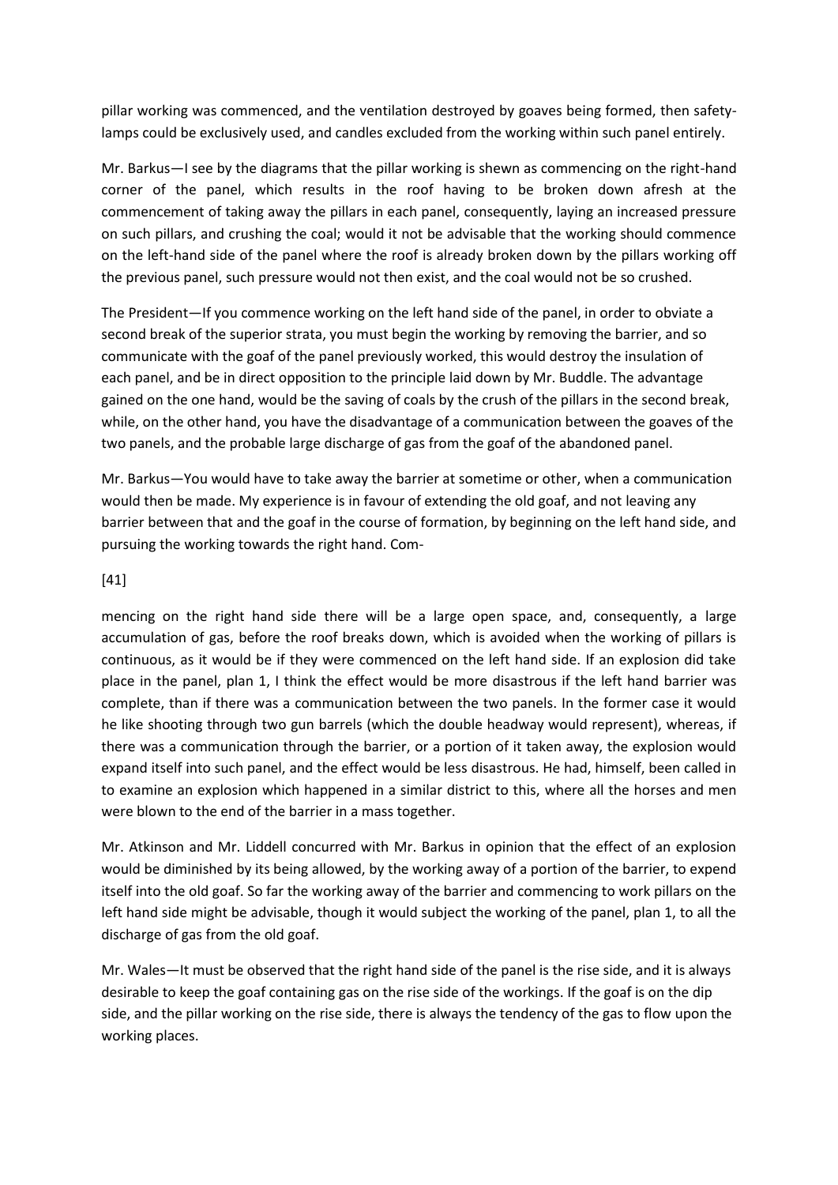pillar working was commenced, and the ventilation destroyed by goaves being formed, then safety-lamps could be exclusively used, and candles excluded from the working within such panel entirely.

Mr. Barkus—I see by the diagrams that the pillar working is shewn as commencing on the right-hand corner of the panel, which results in the roof having to be broken down afresh at the commencement of taking away the pillars in each panel, consequently, laying an increased pressure on such pillars, and crushing the coal; would it not be advisable that the working should commence on the left-hand side of the panel where the roof is already broken down by the pillars working off the previous panel, such pressure would not then exist, and the coal would not be so crushed.

The President—If you commence working on the left hand side of the panel, in order to obviate a second break of the superior strata, you must begin the working by removing the barrier, and so communicate with the goaf of the panel previously worked, this would destroy the insulation of each panel, and be in direct opposition to the principle laid down by Mr. Buddle. The advantage gained on the one hand, would be the saving of coals by the crush of the pillars in the second break, while, on the other hand, you have the disadvantage of a communication between the goaves of the two panels, and the probable large discharge of gas from the goaf of the abandoned panel.

Mr. Barkus—You would have to take away the barrier at sometime or other, when a communication would then be made. My experience is in favour of extending the old goaf, and not leaving any barrier between that and the goaf in the course of formation, by beginning on the left hand side, and pursuing the working towards the right hand. Com-

[41]

mencing on the right hand side there will be a large open space, and, consequently, a large accumulation of gas, before the roof breaks down, which is avoided when the working of pillars is continuous, as it would be if they were commenced on the left hand side. If an explosion did take place in the panel, plan 1, I think the effect would be more disastrous if the left hand barrier was complete, than if there was a communication between the two panels. In the former case it would he like shooting through two gun barrels (which the double headway would represent), whereas, if there was a communication through the barrier, or a portion of it taken away, the explosion would expand itself into such panel, and the effect would be less disastrous. He had, himself, been called in to examine an explosion which happened in a similar district to this, where all the horses and men were blown to the end of the barrier in a mass together.

Mr. Atkinson and Mr. Liddell concurred with Mr. Barkus in opinion that the effect of an explosion would be diminished by its being allowed, by the working away of a portion of the barrier, to expend itself into the old goaf. So far the working away of the barrier and commencing to work pillars on the left hand side might be advisable, though it would subject the working of the panel, plan 1, to all the discharge of gas from the old goaf.

Mr. Wales—It must be observed that the right hand side of the panel is the rise side, and it is always desirable to keep the goaf containing gas on the rise side of the workings. If the goaf is on the dip side, and the pillar working on the rise side, there is always the tendency of the gas to flow upon the working places.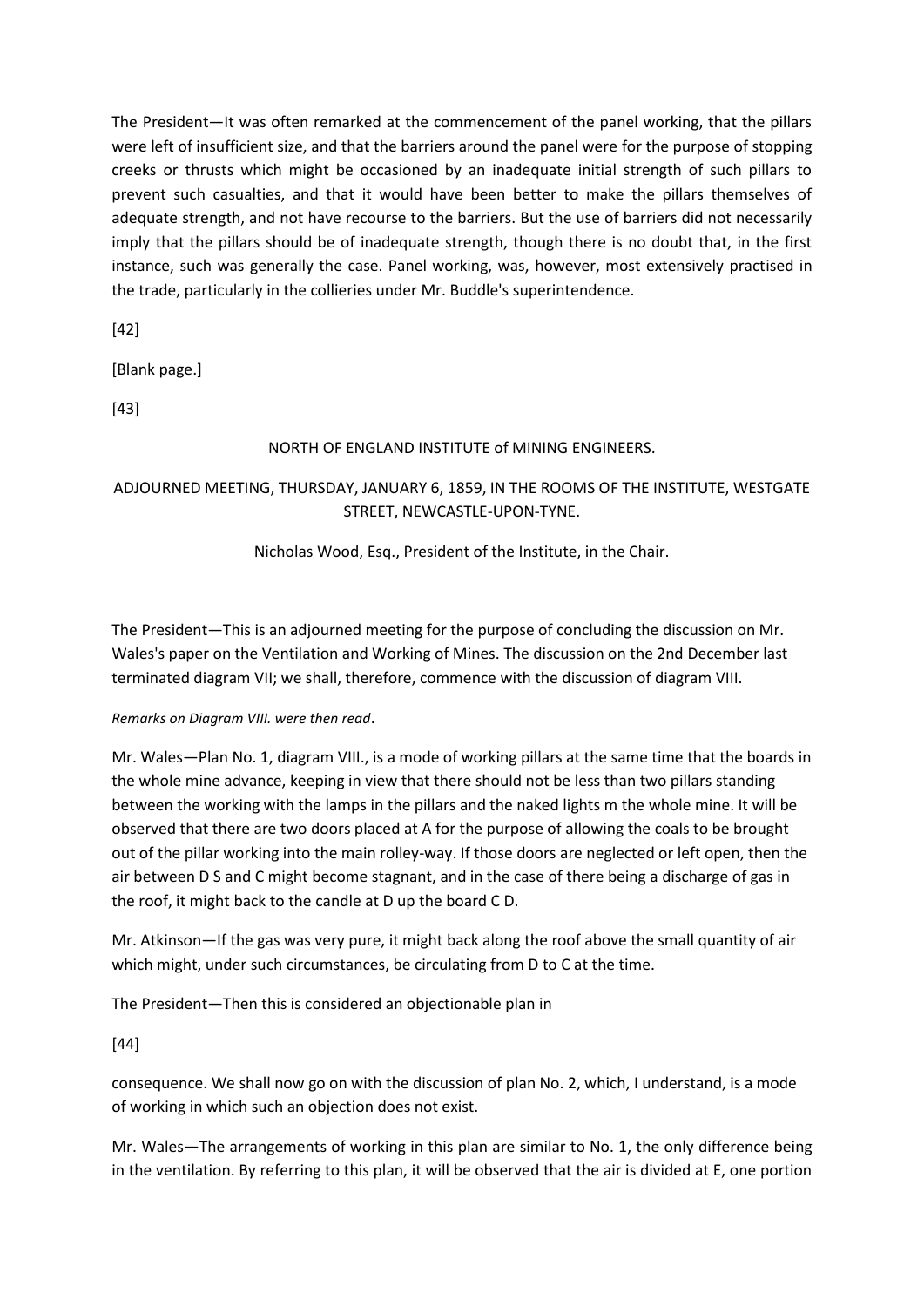The President—It was often remarked at the commencement of the panel working, that the pillars were left of insufficient size, and that the barriers around the panel were for the purpose of stopping creeks or thrusts which might be occasioned by an inadequate initial strength of such pillars to prevent such casualties, and that it would have been better to make the pillars themselves of adequate strength, and not have recourse to the barriers. But the use of barriers did not necessarily imply that the pillars should be of inadequate strength, though there is no doubt that, in the first instance, such was generally the case. Panel working, was, however, most extensively practised in the trade, particularly in the collieries under Mr. Buddle's superintendence.

[42]

[Blank page.]

[43]

NORTH OF ENGLAND INSTITUTE of MINING ENGINEERS.

ADJOURNED MEETING, THURSDAY, JANUARY 6, 1859, IN THE ROOMS OF THE INSTITUTE, WESTGATE STREET, NEWCASTLE-UPON-TYNE.

Nicholas Wood, Esq., President of the Institute, in the Chair.

The President—This is an adjourned meeting for the purpose of concluding the discussion on Mr. Wales's paper on the Ventilation and Working of Mines. The discussion on the 2nd December last terminated diagram VII; we shall, therefore, commence with the discussion of diagram VIII.

*Remarks on Diagram VIII. were then read*.

Mr. Wales—Plan No. 1, diagram VIII., is a mode of working pillars at the same time that the boards in the whole mine advance, keeping in view that there should not be less than two pillars standing between the working with the lamps in the pillars and the naked lights m the whole mine. It will be observed that there are two doors placed at A for the purpose of allowing the coals to be brought out of the pillar working into the main rolley-way. If those doors are neglected or left open, then the air between D S and C might become stagnant, and in the case of there being a discharge of gas in the roof, it might back to the candle at D up the board C D.

Mr. Atkinson—If the gas was very pure, it might back along the roof above the small quantity of air which might, under such circumstances, be circulating from D to C at the time.

The President—Then this is considered an objectionable plan in

[44]

consequence. We shall now go on with the discussion of plan No. 2, which, I understand, is a mode of working in which such an objection does not exist.

Mr. Wales—The arrangements of working in this plan are similar to No. 1, the only difference being in the ventilation. By referring to this plan, it will be observed that the air is divided at E, one portion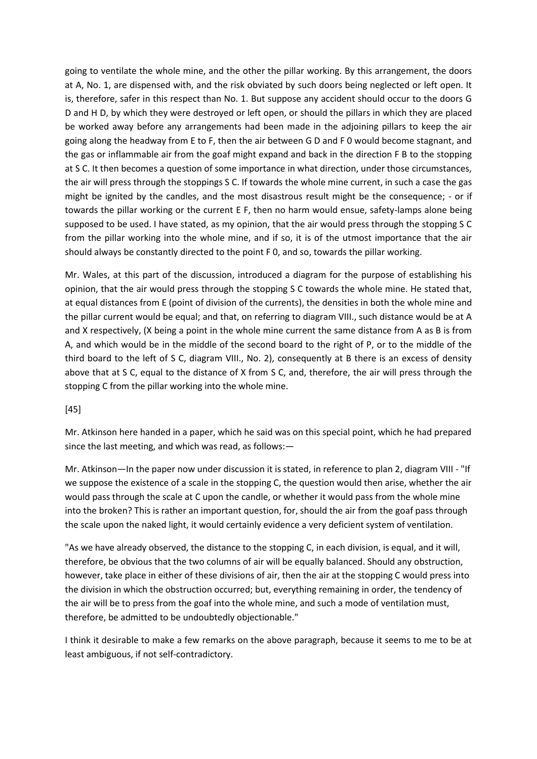going to ventilate the whole mine, and the other the pillar working. By this arrangement, the doors at A, No. 1, are dispensed with, and the risk obviated by such doors being neglected or left open. It is, therefore, safer in this respect than No. 1. But suppose any accident should occur to the doors G D and H D, by which they were destroyed or left open, or should the pillars in which they are placed be worked away before any arrangements had been made in the adjoining pillars to keep the air going along the headway from E to F, then the air between G D and F 0 would become stagnant, and the gas or inflammable air from the goaf might expand and back in the direction F B to the stopping at S C. It then becomes a question of some importance in what direction, under those circumstances, the air will press through the stoppings S C. If towards the whole mine current, in such a case the gas might be ignited by the candles, and the most disastrous result might be the consequence; - or if towards the pillar working or the current E F, then no harm would ensue, safety-lamps alone being supposed to be used. I have stated, as my opinion, that the air would press through the stopping S C from the pillar working into the whole mine, and if so, it is of the utmost importance that the air should always be constantly directed to the point F 0, and so, towards the pillar working.

Mr. Wales, at this part of the discussion, introduced a diagram for the purpose of establishing his opinion, that the air would press through the stopping S C towards the whole mine. He stated that, at equal distances from E (point of division of the currents), the densities in both the whole mine and the pillar current would be equal; and that, on referring to diagram VIII., such distance would be at A and X respectively, (X being a point in the whole mine current the same distance from A as B is from A, and which would be in the middle of the second board to the right of P, or to the middle of the third board to the left of S C, diagram VIII., No. 2), consequently at B there is an excess of density above that at S C, equal to the distance of X from S C, and, therefore, the air will press through the stopping C from the pillar working into the whole mine.

[45]

Mr. Atkinson here handed in a paper, which he said was on this special point, which he had prepared since the last meeting, and which was read, as follows:—

Mr. Atkinson—In the paper now under discussion it is stated, in reference to plan 2, diagram VIII - "If we suppose the existence of a scale in the stopping C, the question would then arise, whether the air would pass through the scale at C upon the candle, or whether it would pass from the whole mine into the broken? This is rather an important question, for, should the air from the goaf pass through the scale upon the naked light, it would certainly evidence a very deficient system of ventilation.

"As we have already observed, the distance to the stopping C, in each division, is equal, and it will, therefore, be obvious that the two columns of air will be equally balanced. Should any obstruction, however, take place in either of these divisions of air, then the air at the stopping C would press into the division in which the obstruction occurred; but, everything remaining in order, the tendency of the air will be to press from the goaf into the whole mine, and such a mode of ventilation must, therefore, be admitted to be undoubtedly objectionable."

I think it desirable to make a few remarks on the above paragraph, because it seems to me to be at least ambiguous, if not self-contradictory.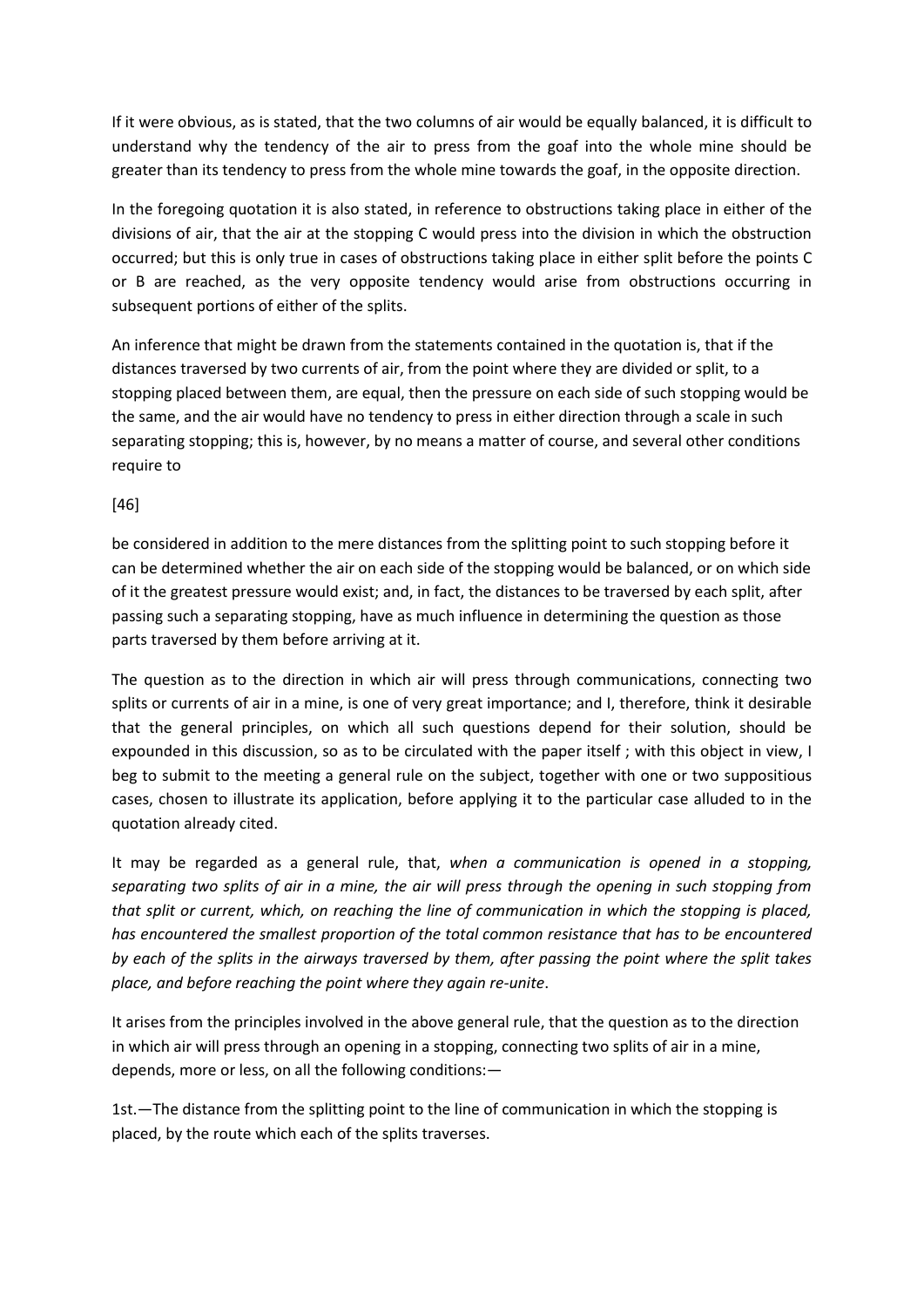If it were obvious, as is stated, that the two columns of air would be equally balanced, it is difficult to understand why the tendency of the air to press from the goaf into the whole mine should be greater than its tendency to press from the whole mine towards the goaf, in the opposite direction.

In the foregoing quotation it is also stated, in reference to obstructions taking place in either of the divisions of air, that the air at the stopping C would press into the division in which the obstruction occurred; but this is only true in cases of obstructions taking place in either split before the points C or B are reached, as the very opposite tendency would arise from obstructions occurring in subsequent portions of either of the splits.

An inference that might be drawn from the statements contained in the quotation is, that if the distances traversed by two currents of air, from the point where they are divided or split, to a stopping placed between them, are equal, then the pressure on each side of such stopping would be the same, and the air would have no tendency to press in either direction through a scale in such separating stopping; this is, however, by no means a matter of course, and several other conditions require to

[46]

be considered in addition to the mere distances from the splitting point to such stopping before it can be determined whether the air on each side of the stopping would be balanced, or on which side of it the greatest pressure would exist; and, in fact, the distances to be traversed by each split, after passing such a separating stopping, have as much influence in determining the question as those parts traversed by them before arriving at it.

The question as to the direction in which air will press through communications, connecting two splits or currents of air in a mine, is one of very great importance; and I, therefore, think it desirable that the general principles, on which all such questions depend for their solution, should be expounded in this discussion, so as to be circulated with the paper itself ; with this object in view, I beg to submit to the meeting a general rule on the subject, together with one or two suppositious cases, chosen to illustrate its application, before applying it to the particular case alluded to in the quotation already cited.

It may be regarded as a general rule, that, *when a communication is opened in a stopping, separating two splits of air in a mine, the air will press through the opening in such stopping from that split or current, which, on reaching the line of communication in which the stopping is placed, has encountered the smallest proportion of the total common resistance that has to be encountered by each of the splits in the airways traversed by them, after passing the point where the split takes place, and before reaching the point where they again re-unite*.

It arises from the principles involved in the above general rule, that the question as to the direction in which air will press through an opening in a stopping, connecting two splits of air in a mine, depends, more or less, on all the following conditions:—

1st.—The distance from the splitting point to the line of communication in which the stopping is placed, by the route which each of the splits traverses.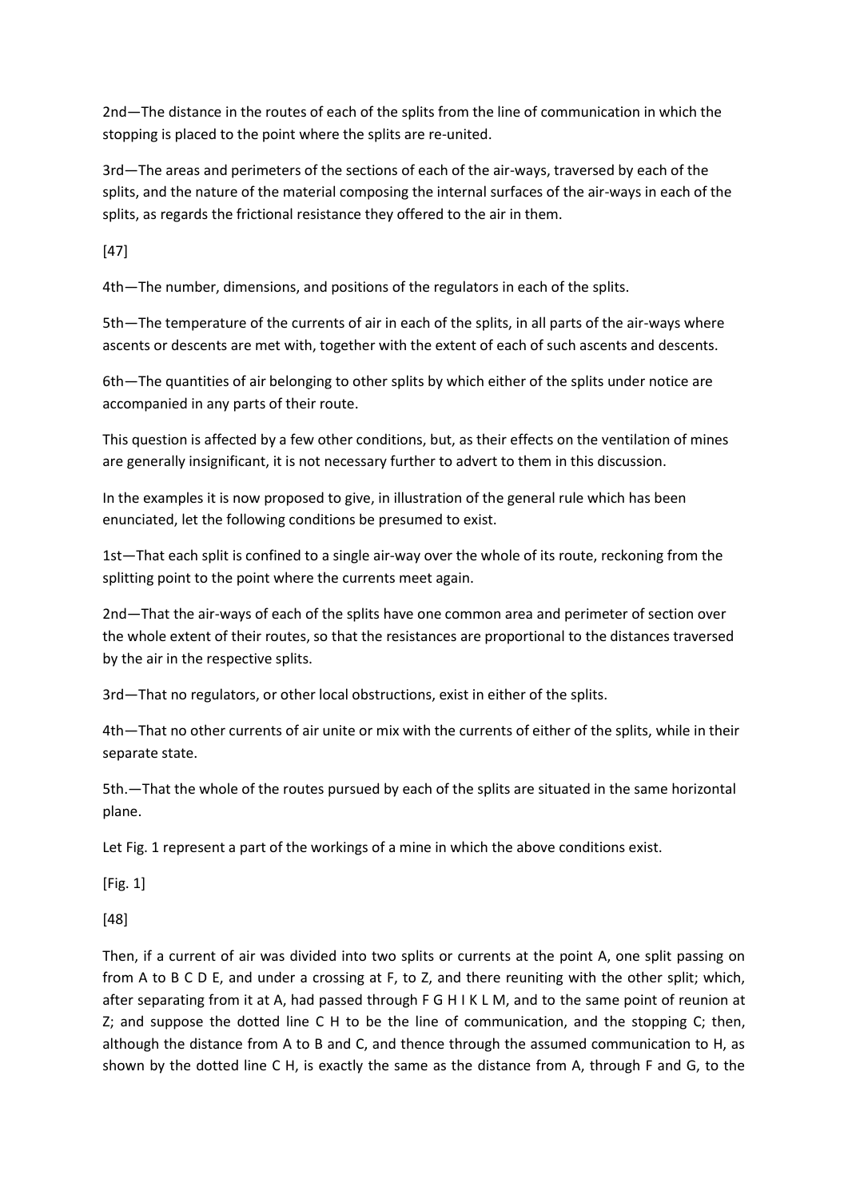2nd—The distance in the routes of each of the splits from the line of communication in which the stopping is placed to the point where the splits are re-united.

3rd—The areas and perimeters of the sections of each of the air-ways, traversed by each of the splits, and the nature of the material composing the internal surfaces of the air-ways in each of the splits, as regards the frictional resistance they offered to the air in them.

[47]

4th—The number, dimensions, and positions of the regulators in each of the splits.

5th—The temperature of the currents of air in each of the splits, in all parts of the air-ways where ascents or descents are met with, together with the extent of each of such ascents and descents.

6th—The quantities of air belonging to other splits by which either of the splits under notice are accompanied in any parts of their route.

This question is affected by a few other conditions, but, as their effects on the ventilation of mines are generally insignificant, it is not necessary further to advert to them in this discussion.

In the examples it is now proposed to give, in illustration of the general rule which has been enunciated, let the following conditions be presumed to exist.

1st—That each split is confined to a single air-way over the whole of its route, reckoning from the splitting point to the point where the currents meet again.

2nd—That the air-ways of each of the splits have one common area and perimeter of section over the whole extent of their routes, so that the resistances are proportional to the distances traversed by the air in the respective splits.

3rd—That no regulators, or other local obstructions, exist in either of the splits.

4th—That no other currents of air unite or mix with the currents of either of the splits, while in their separate state.

5th.—That the whole of the routes pursued by each of the splits are situated in the same horizontal plane.

Let Fig. 1 represent a part of the workings of a mine in which the above conditions exist.

[Fig. 1]

[48]

Then, if a current of air was divided into two splits or currents at the point A, one split passing on from A to B C D E, and under a crossing at F, to Z, and there reuniting with the other split; which, after separating from it at A, had passed through F G H I K L M, and to the same point of reunion at Z; and suppose the dotted line C H to be the line of communication, and the stopping C; then, although the distance from A to B and C, and thence through the assumed communication to H, as shown by the dotted line C H, is exactly the same as the distance from A, through F and G, to the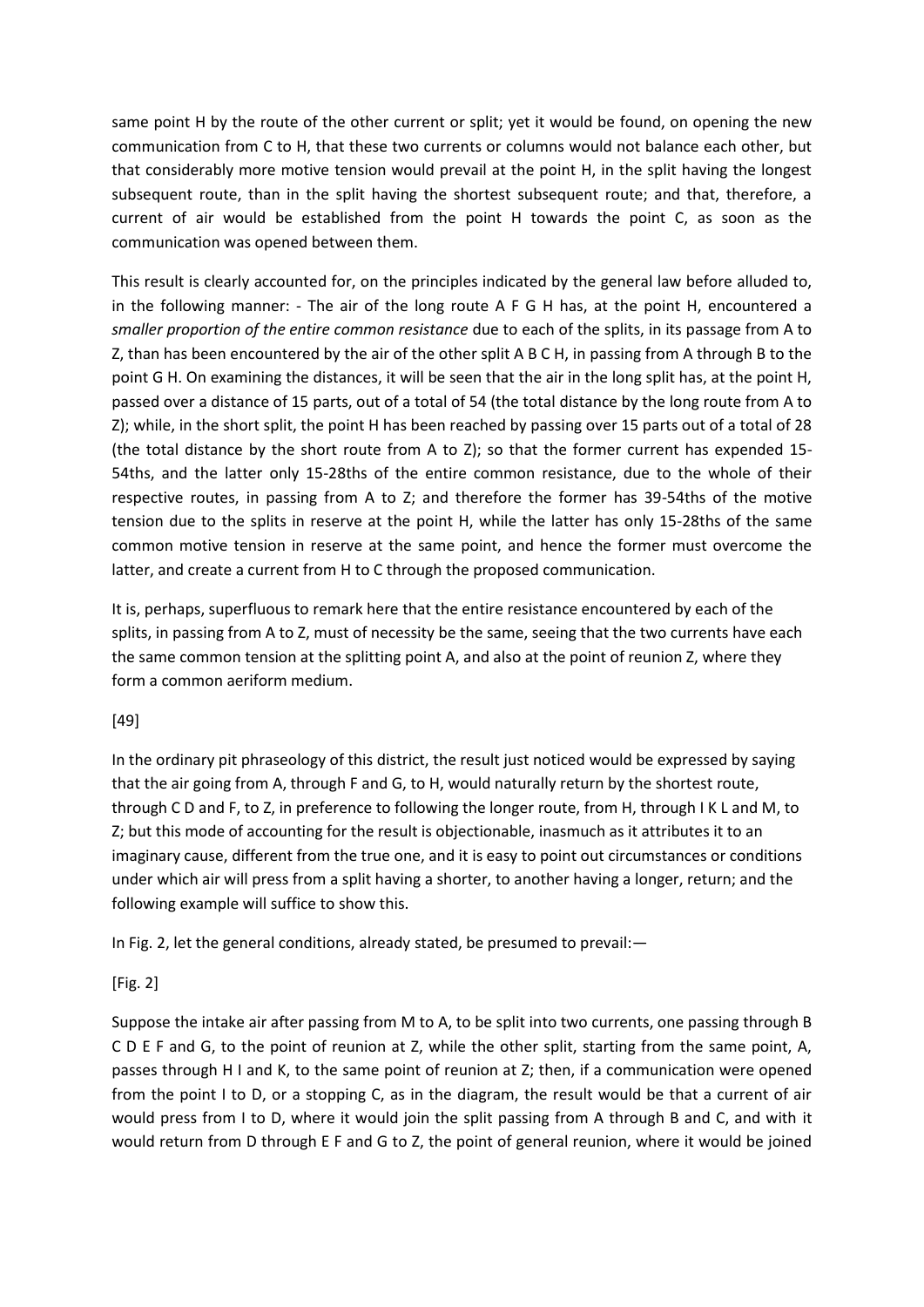same point H by the route of the other current or split; yet it would be found, on opening the new communication from C to H, that these two currents or columns would not balance each other, but that considerably more motive tension would prevail at the point H, in the split having the longest subsequent route, than in the split having the shortest subsequent route; and that, therefore, a current of air would be established from the point H towards the point C, as soon as the communication was opened between them.

This result is clearly accounted for, on the principles indicated by the general law before alluded to, in the following manner: - The air of the long route A F G H has, at the point H, encountered a *smaller proportion of the entire common resistance* due to each of the splits, in its passage from A to Z, than has been encountered by the air of the other split A B C H, in passing from A through B to the point G H. On examining the distances, it will be seen that the air in the long split has, at the point H, passed over a distance of 15 parts, out of a total of 54 (the total distance by the long route from A to Z); while, in the short split, the point H has been reached by passing over 15 parts out of a total of 28 (the total distance by the short route from A to Z); so that the former current has expended 15-54ths, and the latter only 15-28ths of the entire common resistance, due to the whole of their respective routes, in passing from A to Z; and therefore the former has 39-54ths of the motive tension due to the splits in reserve at the point H, while the latter has only 15-28ths of the same common motive tension in reserve at the same point, and hence the former must overcome the latter, and create a current from H to C through the proposed communication.

It is, perhaps, superfluous to remark here that the entire resistance encountered by each of the splits, in passing from A to Z, must of necessity be the same, seeing that the two currents have each the same common tension at the splitting point A, and also at the point of reunion Z, where they form a common aeriform medium.

[49]

In the ordinary pit phraseology of this district, the result just noticed would be expressed by saying that the air going from A, through F and G, to H, would naturally return by the shortest route, through C D and F, to Z, in preference to following the longer route, from H, through I K L and M, to Z; but this mode of accounting for the result is objectionable, inasmuch as it attributes it to an imaginary cause, different from the true one, and it is easy to point out circumstances or conditions under which air will press from a split having a shorter, to another having a longer, return; and the following example will suffice to show this.

In Fig. 2, let the general conditions, already stated, be presumed to prevail:—

[Fig. 2]

Suppose the intake air after passing from M to A, to be split into two currents, one passing through B C D E F and G, to the point of reunion at Z, while the other split, starting from the same point, A, passes through H I and K, to the same point of reunion at Z; then, if a communication were opened from the point I to D, or a stopping C, as in the diagram, the result would be that a current of air would press from I to D, where it would join the split passing from A through B and C, and with it would return from D through E F and G to Z, the point of general reunion, where it would be joined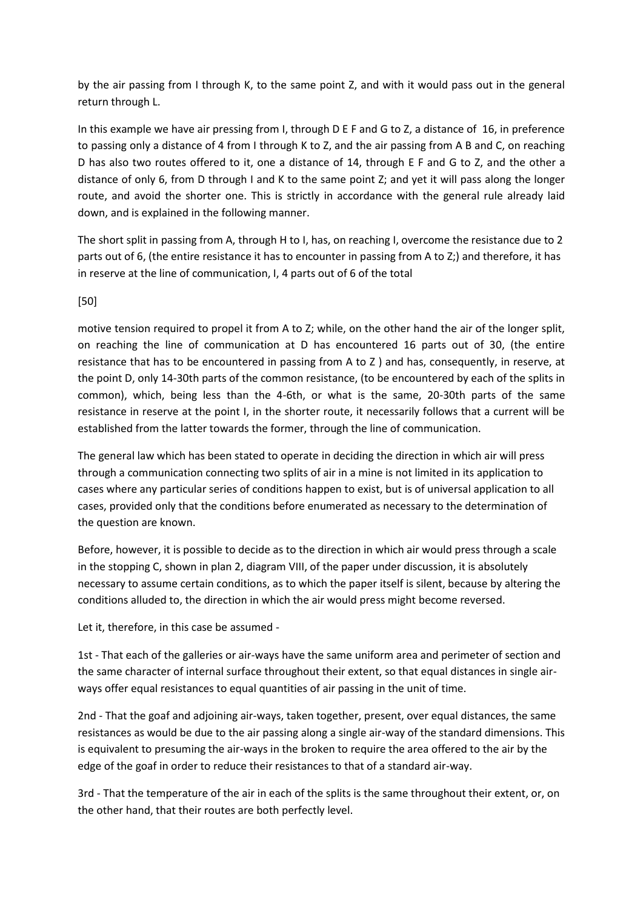by the air passing from I through K, to the same point Z, and with it would pass out in the general return through L.

In this example we have air pressing from I, through D E F and G to Z, a distance of 16, in preference to passing only a distance of 4 from I through K to Z, and the air passing from A B and C, on reaching D has also two routes offered to it, one a distance of 14, through E F and G to Z, and the other a distance of only 6, from D through I and K to the same point Z; and yet it will pass along the longer route, and avoid the shorter one. This is strictly in accordance with the general rule already laid down, and is explained in the following manner.

The short split in passing from A, through H to I, has, on reaching I, overcome the resistance due to 2 parts out of 6, (the entire resistance it has to encounter in passing from A to Z;) and therefore, it has in reserve at the line of communication, I, 4 parts out of 6 of the total

[50]

motive tension required to propel it from A to Z; while, on the other hand the air of the longer split, on reaching the line of communication at D has encountered 16 parts out of 30, (the entire resistance that has to be encountered in passing from A to Z ) and has, consequently, in reserve, at the point D, only 14-30th parts of the common resistance, (to be encountered by each of the splits in common), which, being less than the 4-6th, or what is the same, 20-30th parts of the same resistance in reserve at the point I, in the shorter route, it necessarily follows that a current will be established from the latter towards the former, through the line of communication.

The general law which has been stated to operate in deciding the direction in which air will press through a communication connecting two splits of air in a mine is not limited in its application to cases where any particular series of conditions happen to exist, but is of universal application to all cases, provided only that the conditions before enumerated as necessary to the determination of the question are known.

Before, however, it is possible to decide as to the direction in which air would press through a scale in the stopping C, shown in plan 2, diagram VIII, of the paper under discussion, it is absolutely necessary to assume certain conditions, as to which the paper itself is silent, because by altering the conditions alluded to, the direction in which the air would press might become reversed.

Let it, therefore, in this case be assumed -

1st - That each of the galleries or air-ways have the same uniform area and perimeter of section and the same character of internal surface throughout their extent, so that equal distances in single air-ways offer equal resistances to equal quantities of air passing in the unit of time.

2nd - That the goaf and adjoining air-ways, taken together, present, over equal distances, the same resistances as would be due to the air passing along a single air-way of the standard dimensions. This is equivalent to presuming the air-ways in the broken to require the area offered to the air by the edge of the goaf in order to reduce their resistances to that of a standard air-way.

3rd - That the temperature of the air in each of the splits is the same throughout their extent, or, on the other hand, that their routes are both perfectly level.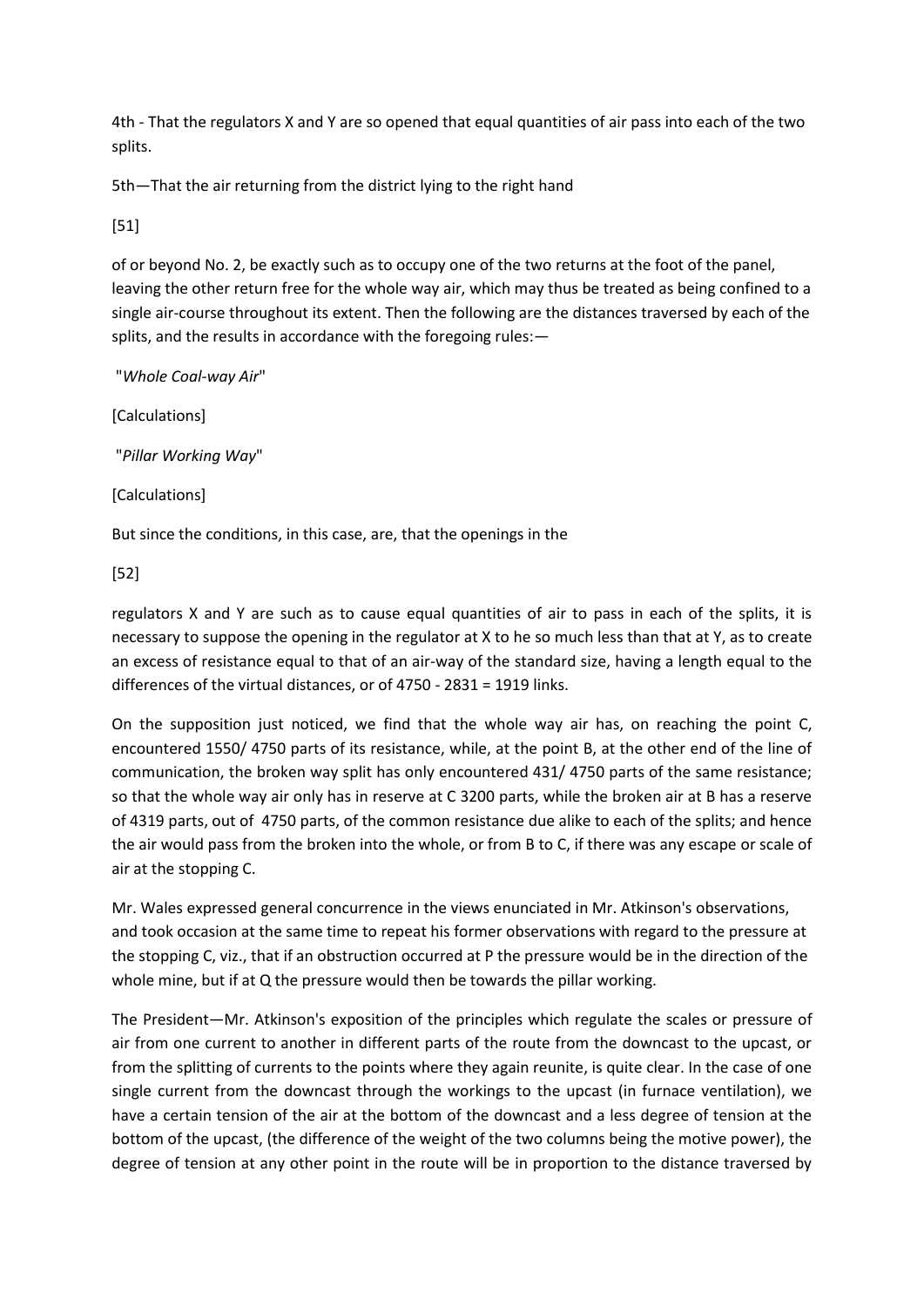4th - That the regulators X and Y are so opened that equal quantities of air pass into each of the two splits.

5th—That the air returning from the district lying to the right hand

[51]

of or beyond No. 2, be exactly such as to occupy one of the two returns at the foot of the panel, leaving the other return free for the whole way air, which may thus be treated as being confined to a single air-course throughout its extent. Then the following are the distances traversed by each of the splits, and the results in accordance with the foregoing rules:—

"*Whole Coal-way Air*"

[Calculations]

"*Pillar Working Way*"

[Calculations]

But since the conditions, in this case, are, that the openings in the

[52]

regulators X and Y are such as to cause equal quantities of air to pass in each of the splits, it is necessary to suppose the opening in the regulator at X to he so much less than that at Y, as to create an excess of resistance equal to that of an air-way of the standard size, having a length equal to the differences of the virtual distances, or of 4750 - 2831 = 1919 links.

On the supposition just noticed, we find that the whole way air has, on reaching the point C, encountered 1550/ 4750 parts of its resistance, while, at the point B, at the other end of the line of communication, the broken way split has only encountered 431/ 4750 parts of the same resistance; so that the whole way air only has in reserve at C 3200 parts, while the broken air at B has a reserve of 4319 parts, out of 4750 parts, of the common resistance due alike to each of the splits; and hence the air would pass from the broken into the whole, or from B to C, if there was any escape or scale of air at the stopping C.

Mr. Wales expressed general concurrence in the views enunciated in Mr. Atkinson's observations, and took occasion at the same time to repeat his former observations with regard to the pressure at the stopping C, viz., that if an obstruction occurred at P the pressure would be in the direction of the whole mine, but if at Q the pressure would then be towards the pillar working.

The President—Mr. Atkinson's exposition of the principles which regulate the scales or pressure of air from one current to another in different parts of the route from the downcast to the upcast, or from the splitting of currents to the points where they again reunite, is quite clear. In the case of one single current from the downcast through the workings to the upcast (in furnace ventilation), we have a certain tension of the air at the bottom of the downcast and a less degree of tension at the bottom of the upcast, (the difference of the weight of the two columns being the motive power), the degree of tension at any other point in the route will be in proportion to the distance traversed by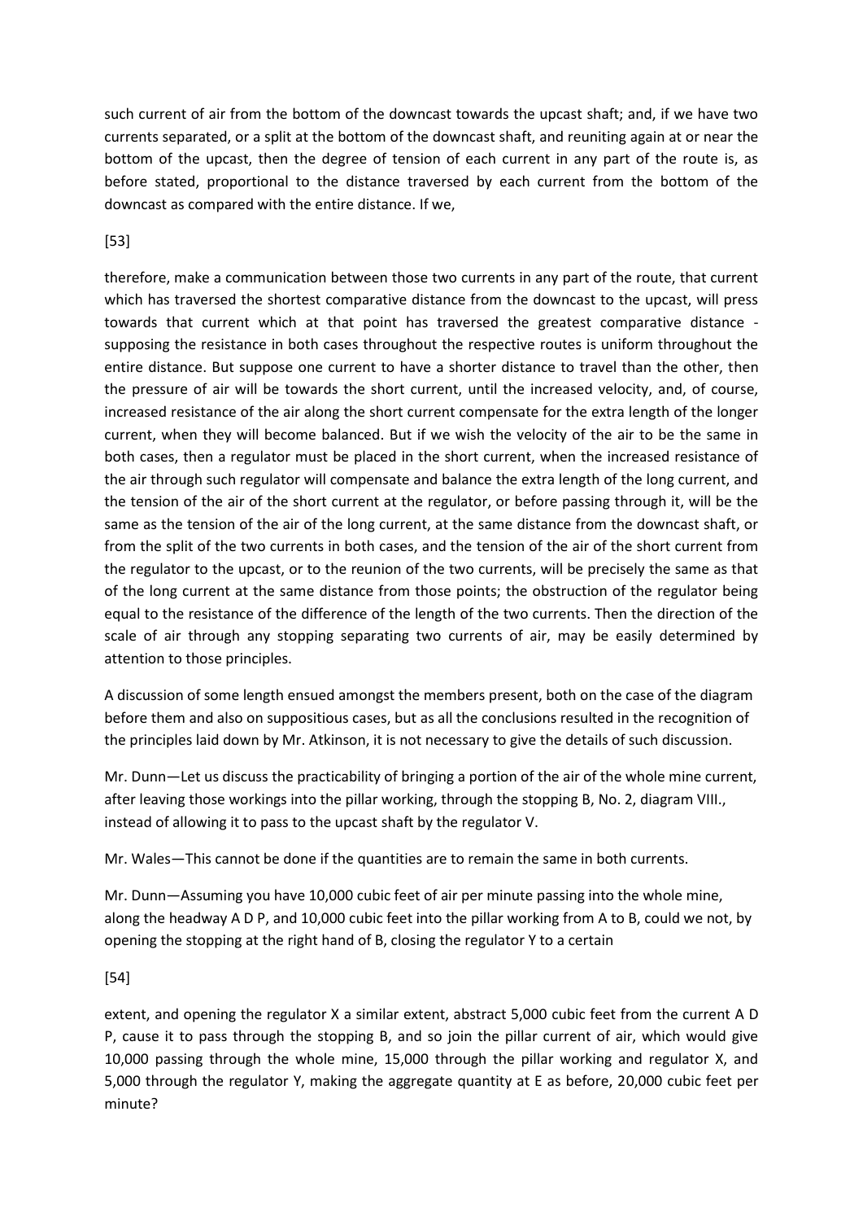such current of air from the bottom of the downcast towards the upcast shaft; and, if we have two currents separated, or a split at the bottom of the downcast shaft, and reuniting again at or near the bottom of the upcast, then the degree of tension of each current in any part of the route is, as before stated, proportional to the distance traversed by each current from the bottom of the downcast as compared with the entire distance. If we,

[53]

therefore, make a communication between those two currents in any part of the route, that current which has traversed the shortest comparative distance from the downcast to the upcast, will press towards that current which at that point has traversed the greatest comparative distance - supposing the resistance in both cases throughout the respective routes is uniform throughout the entire distance. But suppose one current to have a shorter distance to travel than the other, then the pressure of air will be towards the short current, until the increased velocity, and, of course, increased resistance of the air along the short current compensate for the extra length of the longer current, when they will become balanced. But if we wish the velocity of the air to be the same in both cases, then a regulator must be placed in the short current, when the increased resistance of the air through such regulator will compensate and balance the extra length of the long current, and the tension of the air of the short current at the regulator, or before passing through it, will be the same as the tension of the air of the long current, at the same distance from the downcast shaft, or from the split of the two currents in both cases, and the tension of the air of the short current from the regulator to the upcast, or to the reunion of the two currents, will be precisely the same as that of the long current at the same distance from those points; the obstruction of the regulator being equal to the resistance of the difference of the length of the two currents. Then the direction of the scale of air through any stopping separating two currents of air, may be easily determined by attention to those principles.

A discussion of some length ensued amongst the members present, both on the case of the diagram before them and also on suppositious cases, but as all the conclusions resulted in the recognition of the principles laid down by Mr. Atkinson, it is not necessary to give the details of such discussion.

Mr. Dunn—Let us discuss the practicability of bringing a portion of the air of the whole mine current, after leaving those workings into the pillar working, through the stopping B, No. 2, diagram VIII., instead of allowing it to pass to the upcast shaft by the regulator V.

Mr. Wales—This cannot be done if the quantities are to remain the same in both currents.

Mr. Dunn—Assuming you have 10,000 cubic feet of air per minute passing into the whole mine, along the headway A D P, and 10,000 cubic feet into the pillar working from A to B, could we not, by opening the stopping at the right hand of B, closing the regulator Y to a certain

[54]

extent, and opening the regulator X a similar extent, abstract 5,000 cubic feet from the current A D P, cause it to pass through the stopping B, and so join the pillar current of air, which would give 10,000 passing through the whole mine, 15,000 through the pillar working and regulator X, and 5,000 through the regulator Y, making the aggregate quantity at E as before, 20,000 cubic feet per minute?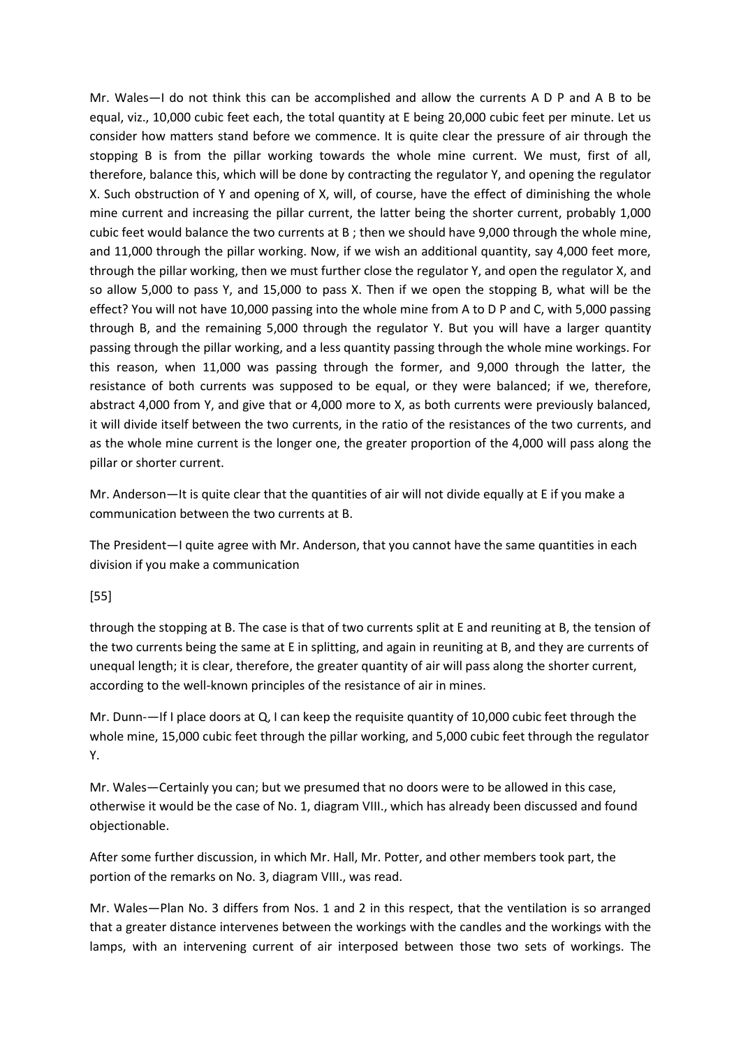Mr. Wales—I do not think this can be accomplished and allow the currents A D P and A B to be equal, viz., 10,000 cubic feet each, the total quantity at E being 20,000 cubic feet per minute. Let us consider how matters stand before we commence. It is quite clear the pressure of air through the stopping B is from the pillar working towards the whole mine current. We must, first of all, therefore, balance this, which will be done by contracting the regulator Y, and opening the regulator X. Such obstruction of Y and opening of X, will, of course, have the effect of diminishing the whole mine current and increasing the pillar current, the latter being the shorter current, probably 1,000 cubic feet would balance the two currents at B ; then we should have 9,000 through the whole mine, and 11,000 through the pillar working. Now, if we wish an additional quantity, say 4,000 feet more, through the pillar working, then we must further close the regulator Y, and open the regulator X, and so allow 5,000 to pass Y, and 15,000 to pass X. Then if we open the stopping B, what will be the effect? You will not have 10,000 passing into the whole mine from A to D P and C, with 5,000 passing through B, and the remaining 5,000 through the regulator Y. But you will have a larger quantity passing through the pillar working, and a less quantity passing through the whole mine workings. For this reason, when 11,000 was passing through the former, and 9,000 through the latter, the resistance of both currents was supposed to be equal, or they were balanced; if we, therefore, abstract 4,000 from Y, and give that or 4,000 more to X, as both currents were previously balanced, it will divide itself between the two currents, in the ratio of the resistances of the two currents, and as the whole mine current is the longer one, the greater proportion of the 4,000 will pass along the pillar or shorter current.

Mr. Anderson—It is quite clear that the quantities of air will not divide equally at E if you make a communication between the two currents at B.

The President—I quite agree with Mr. Anderson, that you cannot have the same quantities in each division if you make a communication

[55]

through the stopping at B. The case is that of two currents split at E and reuniting at B, the tension of the two currents being the same at E in splitting, and again in reuniting at B, and they are currents of unequal length; it is clear, therefore, the greater quantity of air will pass along the shorter current, according to the well-known principles of the resistance of air in mines.

Mr. Dunn-—If I place doors at Q, I can keep the requisite quantity of 10,000 cubic feet through the whole mine, 15,000 cubic feet through the pillar working, and 5,000 cubic feet through the regulator Y.

Mr. Wales—Certainly you can; but we presumed that no doors were to be allowed in this case, otherwise it would be the case of No. 1, diagram VIII., which has already been discussed and found objectionable.

After some further discussion, in which Mr. Hall, Mr. Potter, and other members took part, the portion of the remarks on No. 3, diagram VIII., was read.

Mr. Wales—Plan No. 3 differs from Nos. 1 and 2 in this respect, that the ventilation is so arranged that a greater distance intervenes between the workings with the candles and the workings with the lamps, with an intervening current of air interposed between those two sets of workings. The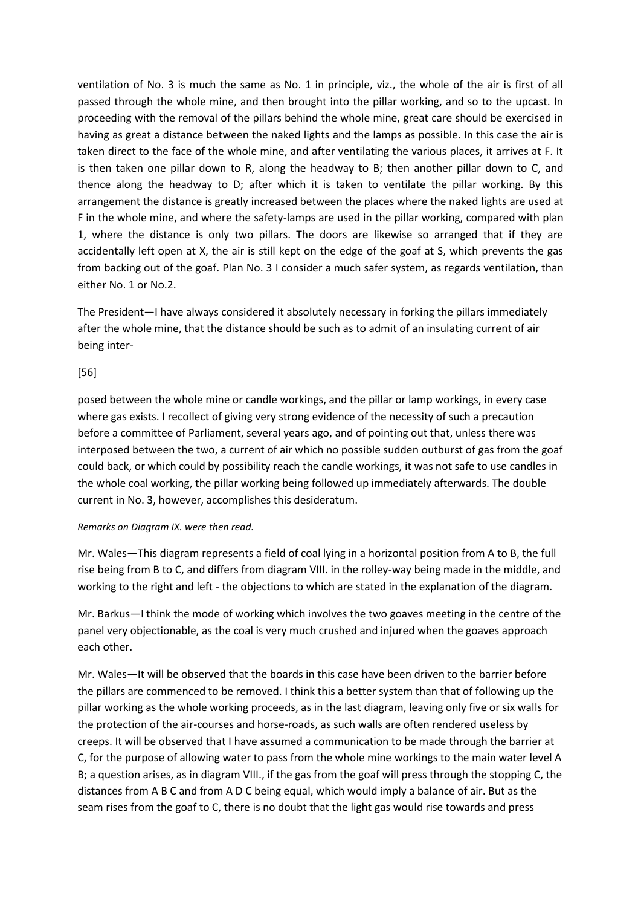ventilation of No. 3 is much the same as No. 1 in principle, viz., the whole of the air is first of all passed through the whole mine, and then brought into the pillar working, and so to the upcast. In proceeding with the removal of the pillars behind the whole mine, great care should be exercised in having as great a distance between the naked lights and the lamps as possible. In this case the air is taken direct to the face of the whole mine, and after ventilating the various places, it arrives at F. It is then taken one pillar down to R, along the headway to B; then another pillar down to C, and thence along the headway to D; after which it is taken to ventilate the pillar working. By this arrangement the distance is greatly increased between the places where the naked lights are used at F in the whole mine, and where the safety-lamps are used in the pillar working, compared with plan 1, where the distance is only two pillars. The doors are likewise so arranged that if they are accidentally left open at X, the air is still kept on the edge of the goaf at S, which prevents the gas from backing out of the goaf. Plan No. 3 I consider a much safer system, as regards ventilation, than either No. 1 or No.2.

The President—I have always considered it absolutely necessary in forking the pillars immediately after the whole mine, that the distance should be such as to admit of an insulating current of air being inter-

[56]

posed between the whole mine or candle workings, and the pillar or lamp workings, in every case where gas exists. I recollect of giving very strong evidence of the necessity of such a precaution before a committee of Parliament, several years ago, and of pointing out that, unless there was interposed between the two, a current of air which no possible sudden outburst of gas from the goaf could back, or which could by possibility reach the candle workings, it was not safe to use candles in the whole coal working, the pillar working being followed up immediately afterwards. The double current in No. 3, however, accomplishes this desideratum.

*Remarks on Diagram IX. were then read.*

Mr. Wales—This diagram represents a field of coal lying in a horizontal position from A to B, the full rise being from B to C, and differs from diagram VIII. in the rolley-way being made in the middle, and working to the right and left - the objections to which are stated in the explanation of the diagram.

Mr. Barkus—I think the mode of working which involves the two goaves meeting in the centre of the panel very objectionable, as the coal is very much crushed and injured when the goaves approach each other.

Mr. Wales—It will be observed that the boards in this case have been driven to the barrier before the pillars are commenced to be removed. I think this a better system than that of following up the pillar working as the whole working proceeds, as in the last diagram, leaving only five or six walls for the protection of the air-courses and horse-roads, as such walls are often rendered useless by creeps. It will be observed that I have assumed a communication to be made through the barrier at C, for the purpose of allowing water to pass from the whole mine workings to the main water level A B; a question arises, as in diagram VIII., if the gas from the goaf will press through the stopping C, the distances from A B C and from A D C being equal, which would imply a balance of air. But as the seam rises from the goaf to C, there is no doubt that the light gas would rise towards and press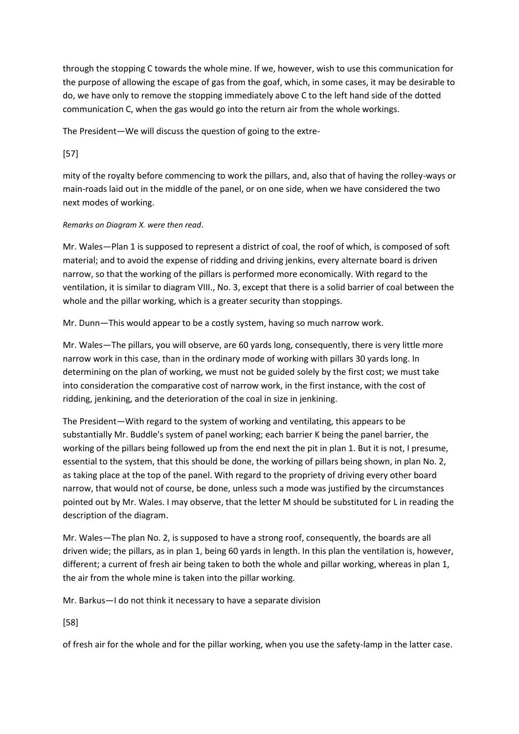through the stopping C towards the whole mine. If we, however, wish to use this communication for the purpose of allowing the escape of gas from the goaf, which, in some cases, it may be desirable to do, we have only to remove the stopping immediately above C to the left hand side of the dotted communication C, when the gas would go into the return air from the whole workings.

The President—We will discuss the question of going to the extre-

[57]

mity of the royalty before commencing to work the pillars, and, also that of having the rolley-ways or main-roads laid out in the middle of the panel, or on one side, when we have considered the two next modes of working.

*Remarks on Diagram X. were then read*.

Mr. Wales—Plan 1 is supposed to represent a district of coal, the roof of which, is composed of soft material; and to avoid the expense of ridding and driving jenkins, every alternate board is driven narrow, so that the working of the pillars is performed more economically. With regard to the ventilation, it is similar to diagram VIII., No. 3, except that there is a solid barrier of coal between the whole and the pillar working, which is a greater security than stoppings.

Mr. Dunn—This would appear to be a costly system, having so much narrow work.

Mr. Wales—The pillars, you will observe, are 60 yards long, consequently, there is very little more narrow work in this case, than in the ordinary mode of working with pillars 30 yards long. In determining on the plan of working, we must not be guided solely by the first cost; we must take into consideration the comparative cost of narrow work, in the first instance, with the cost of ridding, jenkining, and the deterioration of the coal in size in jenkining.

The President—With regard to the system of working and ventilating, this appears to be substantially Mr. Buddle's system of panel working; each barrier K being the panel barrier, the working of the pillars being followed up from the end next the pit in plan 1. But it is not, I presume, essential to the system, that this should be done, the working of pillars being shown, in plan No. 2, as taking place at the top of the panel. With regard to the propriety of driving every other board narrow, that would not of course, be done, unless such a mode was justified by the circumstances pointed out by Mr. Wales. I may observe, that the letter M should be substituted for L in reading the description of the diagram.

Mr. Wales—The plan No. 2, is supposed to have a strong roof, consequently, the boards are all driven wide; the pillars, as in plan 1, being 60 yards in length. In this plan the ventilation is, however, different; a current of fresh air being taken to both the whole and pillar working, whereas in plan 1, the air from the whole mine is taken into the pillar working.

Mr. Barkus—I do not think it necessary to have a separate division

[58]

of fresh air for the whole and for the pillar working, when you use the safety-lamp in the latter case.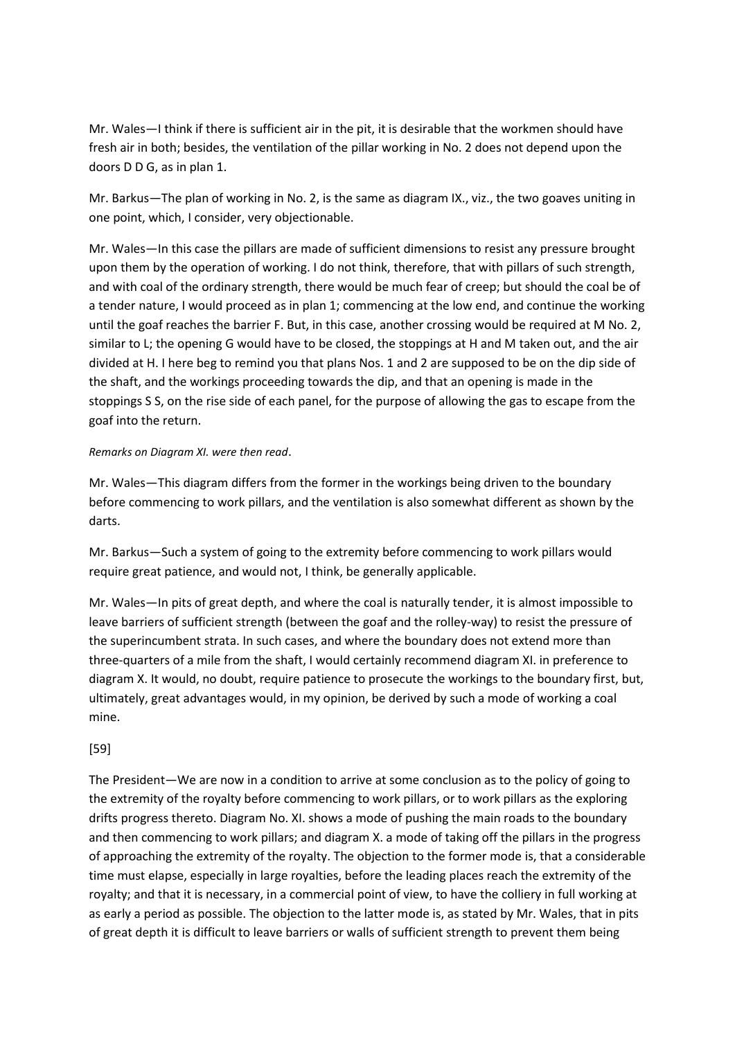Mr. Wales—I think if there is sufficient air in the pit, it is desirable that the workmen should have fresh air in both; besides, the ventilation of the pillar working in No. 2 does not depend upon the doors D D G, as in plan 1.

Mr. Barkus—The plan of working in No. 2, is the same as diagram IX., viz., the two goaves uniting in one point, which, I consider, very objectionable.

Mr. Wales—In this case the pillars are made of sufficient dimensions to resist any pressure brought upon them by the operation of working. I do not think, therefore, that with pillars of such strength, and with coal of the ordinary strength, there would be much fear of creep; but should the coal be of a tender nature, I would proceed as in plan 1; commencing at the low end, and continue the working until the goaf reaches the barrier F. But, in this case, another crossing would be required at M No. 2, similar to L; the opening G would have to be closed, the stoppings at H and M taken out, and the air divided at H. I here beg to remind you that plans Nos. 1 and 2 are supposed to be on the dip side of the shaft, and the workings proceeding towards the dip, and that an opening is made in the stoppings S S, on the rise side of each panel, for the purpose of allowing the gas to escape from the goaf into the return.

*Remarks on Diagram XI. were then read*.

Mr. Wales—This diagram differs from the former in the workings being driven to the boundary before commencing to work pillars, and the ventilation is also somewhat different as shown by the darts.

Mr. Barkus—Such a system of going to the extremity before commencing to work pillars would require great patience, and would not, I think, be generally applicable.

Mr. Wales—In pits of great depth, and where the coal is naturally tender, it is almost impossible to leave barriers of sufficient strength (between the goaf and the rolley-way) to resist the pressure of the superincumbent strata. In such cases, and where the boundary does not extend more than three-quarters of a mile from the shaft, I would certainly recommend diagram XI. in preference to diagram X. It would, no doubt, require patience to prosecute the workings to the boundary first, but, ultimately, great advantages would, in my opinion, be derived by such a mode of working a coal mine.

[59]

The President—We are now in a condition to arrive at some conclusion as to the policy of going to the extremity of the royalty before commencing to work pillars, or to work pillars as the exploring drifts progress thereto. Diagram No. XI. shows a mode of pushing the main roads to the boundary and then commencing to work pillars; and diagram X. a mode of taking off the pillars in the progress of approaching the extremity of the royalty. The objection to the former mode is, that a considerable time must elapse, especially in large royalties, before the leading places reach the extremity of the royalty; and that it is necessary, in a commercial point of view, to have the colliery in full working at as early a period as possible. The objection to the latter mode is, as stated by Mr. Wales, that in pits of great depth it is difficult to leave barriers or walls of sufficient strength to prevent them being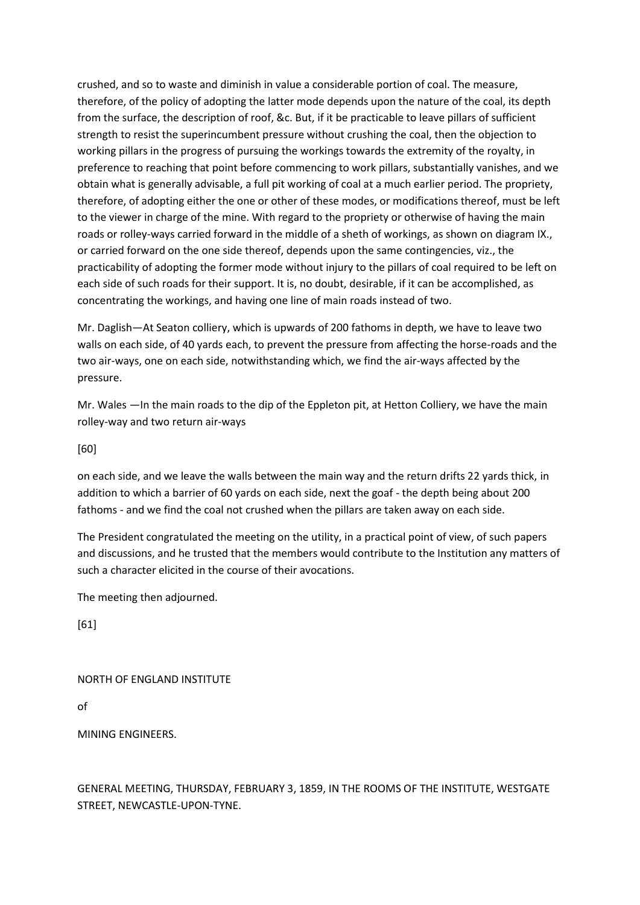crushed, and so to waste and diminish in value a considerable portion of coal. The measure, therefore, of the policy of adopting the latter mode depends upon the nature of the coal, its depth from the surface, the description of roof, &c. But, if it be practicable to leave pillars of sufficient strength to resist the superincumbent pressure without crushing the coal, then the objection to working pillars in the progress of pursuing the workings towards the extremity of the royalty, in preference to reaching that point before commencing to work pillars, substantially vanishes, and we obtain what is generally advisable, a full pit working of coal at a much earlier period. The propriety, therefore, of adopting either the one or other of these modes, or modifications thereof, must be left to the viewer in charge of the mine. With regard to the propriety or otherwise of having the main roads or rolley-ways carried forward in the middle of a sheth of workings, as shown on diagram IX., or carried forward on the one side thereof, depends upon the same contingencies, viz., the practicability of adopting the former mode without injury to the pillars of coal required to be left on each side of such roads for their support. It is, no doubt, desirable, if it can be accomplished, as concentrating the workings, and having one line of main roads instead of two.

Mr. Daglish—At Seaton colliery, which is upwards of 200 fathoms in depth, we have to leave two walls on each side, of 40 yards each, to prevent the pressure from affecting the horse-roads and the two air-ways, one on each side, notwithstanding which, we find the air-ways affected by the pressure.

Mr. Wales —In the main roads to the dip of the Eppleton pit, at Hetton Colliery, we have the main rolley-way and two return air-ways

[60]

on each side, and we leave the walls between the main way and the return drifts 22 yards thick, in addition to which a barrier of 60 yards on each side, next the goaf - the depth being about 200 fathoms - and we find the coal not crushed when the pillars are taken away on each side.

The President congratulated the meeting on the utility, in a practical point of view, of such papers and discussions, and he trusted that the members would contribute to the Institution any matters of such a character elicited in the course of their avocations.

The meeting then adjourned.

[61]

# NORTH OF ENGLAND INSTITUTE

# of

# MINING ENGINEERS.

## GENERAL MEETING, THURSDAY, FEBRUARY 3, 1859, IN THE ROOMS OF THE INSTITUTE, WESTGATE STREET, NEWCASTLE-UPON-TYNE.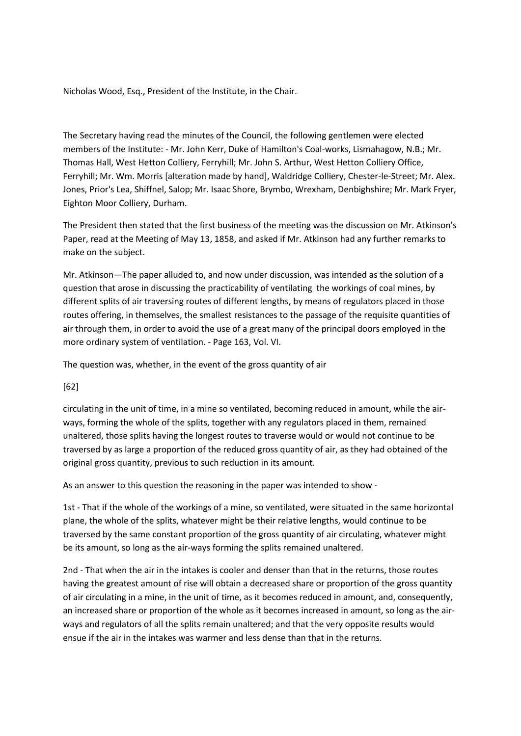Nicholas Wood, Esq., President of the Institute, in the Chair.

The Secretary having read the minutes of the Council, the following gentlemen were elected members of the Institute: - Mr. John Kerr, Duke of Hamilton's Coal-works, Lismahagow, N.B.; Mr. Thomas Hall, West Hetton Colliery, Ferryhill; Mr. John S. Arthur, West Hetton Colliery Office, Ferryhill; Mr. Wm. Morris [alteration made by hand], Waldridge Colliery, Chester-le-Street; Mr. Alex. Jones, Prior's Lea, Shiffnel, Salop; Mr. Isaac Shore, Brymbo, Wrexham, Denbighshire; Mr. Mark Fryer, Eighton Moor Colliery, Durham.

The President then stated that the first business of the meeting was the discussion on Mr. Atkinson's Paper, read at the Meeting of May 13, 1858, and asked if Mr. Atkinson had any further remarks to make on the subject.

Mr. Atkinson—The paper alluded to, and now under discussion, was intended as the solution of a question that arose in discussing the practicability of ventilating the workings of coal mines, by different splits of air traversing routes of different lengths, by means of regulators placed in those routes offering, in themselves, the smallest resistances to the passage of the requisite quantities of air through them, in order to avoid the use of a great many of the principal doors employed in the more ordinary system of ventilation. - Page 163, Vol. VI.

The question was, whether, in the event of the gross quantity of air

[62]

circulating in the unit of time, in a mine so ventilated, becoming reduced in amount, while the air-ways, forming the whole of the splits, together with any regulators placed in them, remained unaltered, those splits having the longest routes to traverse would or would not continue to be traversed by as large a proportion of the reduced gross quantity of air, as they had obtained of the original gross quantity, previous to such reduction in its amount.

As an answer to this question the reasoning in the paper was intended to show -

1st - That if the whole of the workings of a mine, so ventilated, were situated in the same horizontal plane, the whole of the splits, whatever might be their relative lengths, would continue to be traversed by the same constant proportion of the gross quantity of air circulating, whatever might be its amount, so long as the air-ways forming the splits remained unaltered.

2nd - That when the air in the intakes is cooler and denser than that in the returns, those routes having the greatest amount of rise will obtain a decreased share or proportion of the gross quantity of air circulating in a mine, in the unit of time, as it becomes reduced in amount, and, consequently, an increased share or proportion of the whole as it becomes increased in amount, so long as the air-ways and regulators of all the splits remain unaltered; and that the very opposite results would ensue if the air in the intakes was warmer and less dense than that in the returns.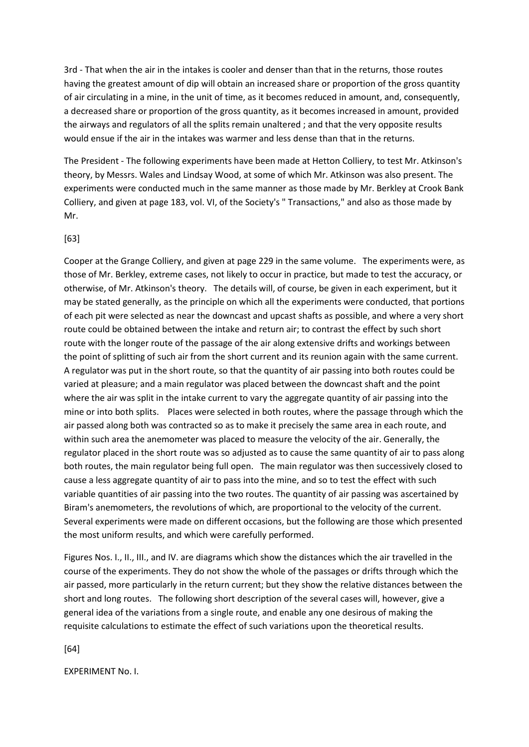3rd - That when the air in the intakes is cooler and denser than that in the returns, those routes having the greatest amount of dip will obtain an increased share or proportion of the gross quantity of air circulating in a mine, in the unit of time, as it becomes reduced in amount, and, consequently, a decreased share or proportion of the gross quantity, as it becomes increased in amount, provided the airways and regulators of all the splits remain unaltered ; and that the very opposite results would ensue if the air in the intakes was warmer and less dense than that in the returns.

The President - The following experiments have been made at Hetton Colliery, to test Mr. Atkinson's theory, by Messrs. Wales and Lindsay Wood, at some of which Mr. Atkinson was also present. The experiments were conducted much in the same manner as those made by Mr. Berkley at Crook Bank Colliery, and given at page 183, vol. VI, of the Society's " Transactions," and also as those made by Mr.

[63]

Cooper at the Grange Colliery, and given at page 229 in the same volume. The experiments were, as those of Mr. Berkley, extreme cases, not likely to occur in practice, but made to test the accuracy, or otherwise, of Mr. Atkinson's theory. The details will, of course, be given in each experiment, but it may be stated generally, as the principle on which all the experiments were conducted, that portions of each pit were selected as near the downcast and upcast shafts as possible, and where a very short route could be obtained between the intake and return air; to contrast the effect by such short route with the longer route of the passage of the air along extensive drifts and workings between the point of splitting of such air from the short current and its reunion again with the same current. A regulator was put in the short route, so that the quantity of air passing into both routes could be varied at pleasure; and a main regulator was placed between the downcast shaft and the point where the air was split in the intake current to vary the aggregate quantity of air passing into the mine or into both splits. Places were selected in both routes, where the passage through which the air passed along both was contracted so as to make it precisely the same area in each route, and within such area the anemometer was placed to measure the velocity of the air. Generally, the regulator placed in the short route was so adjusted as to cause the same quantity of air to pass along both routes, the main regulator being full open. The main regulator was then successively closed to cause a less aggregate quantity of air to pass into the mine, and so to test the effect with such variable quantities of air passing into the two routes. The quantity of air passing was ascertained by Biram's anemometers, the revolutions of which, are proportional to the velocity of the current. Several experiments were made on different occasions, but the following are those which presented the most uniform results, and which were carefully performed.

Figures Nos. I., II., III., and IV. are diagrams which show the distances which the air travelled in the course of the experiments. They do not show the whole of the passages or drifts through which the air passed, more particularly in the return current; but they show the relative distances between the short and long routes. The following short description of the several cases will, however, give a general idea of the variations from a single route, and enable any one desirous of making the requisite calculations to estimate the effect of such variations upon the theoretical results.

[64]

EXPERIMENT No. I.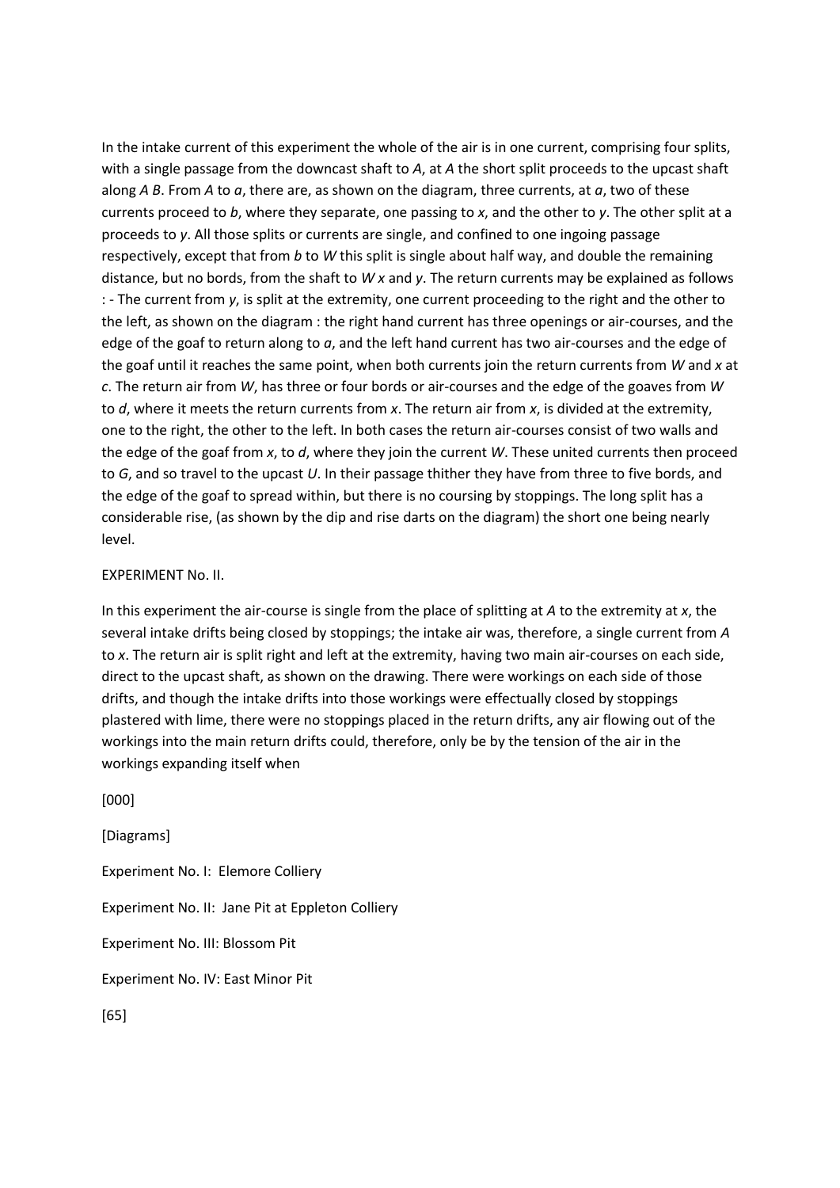In the intake current of this experiment the whole of the air is in one current, comprising four splits, with a single passage from the downcast shaft to *A*, at *A* the short split proceeds to the upcast shaft along *A B*. From *A* to *a*, there are, as shown on the diagram, three currents, at *a*, two of these currents proceed to *b*, where they separate, one passing to *x*, and the other to *y*. The other split at a proceeds to *y*. All those splits or currents are single, and confined to one ingoing passage respectively, except that from *b* to *W* this split is single about half way, and double the remaining distance, but no bords, from the shaft to *W x* and *y*. The return currents may be explained as follows : - The current from *y*, is split at the extremity, one current proceeding to the right and the other to the left, as shown on the diagram : the right hand current has three openings or air-courses, and the edge of the goaf to return along to *a*, and the left hand current has two air-courses and the edge of the goaf until it reaches the same point, when both currents join the return currents from *W* and *x* at *c*. The return air from *W*, has three or four bords or air-courses and the edge of the goaves from *W* to *d*, where it meets the return currents from *x*. The return air from *x*, is divided at the extremity, one to the right, the other to the left. In both cases the return air-courses consist of two walls and the edge of the goaf from *x*, to *d*, where they join the current *W*. These united currents then proceed to *G*, and so travel to the upcast *U*. In their passage thither they have from three to five bords, and the edge of the goaf to spread within, but there is no coursing by stoppings. The long split has a considerable rise, (as shown by the dip and rise darts on the diagram) the short one being nearly level.

EXPERIMENT No. II.

In this experiment the air-course is single from the place of splitting at *A* to the extremity at *x*, the several intake drifts being closed by stoppings; the intake air was, therefore, a single current from *A* to *x*. The return air is split right and left at the extremity, having two main air-courses on each side, direct to the upcast shaft, as shown on the drawing. There were workings on each side of those drifts, and though the intake drifts into those workings were effectually closed by stoppings plastered with lime, there were no stoppings placed in the return drifts, any air flowing out of the workings into the main return drifts could, therefore, only be by the tension of the air in the workings expanding itself when

[000]

[Diagrams]

Experiment No. I: Elemore Colliery

Experiment No. II: Jane Pit at Eppleton Colliery

Experiment No. III: Blossom Pit

Experiment No. IV: East Minor Pit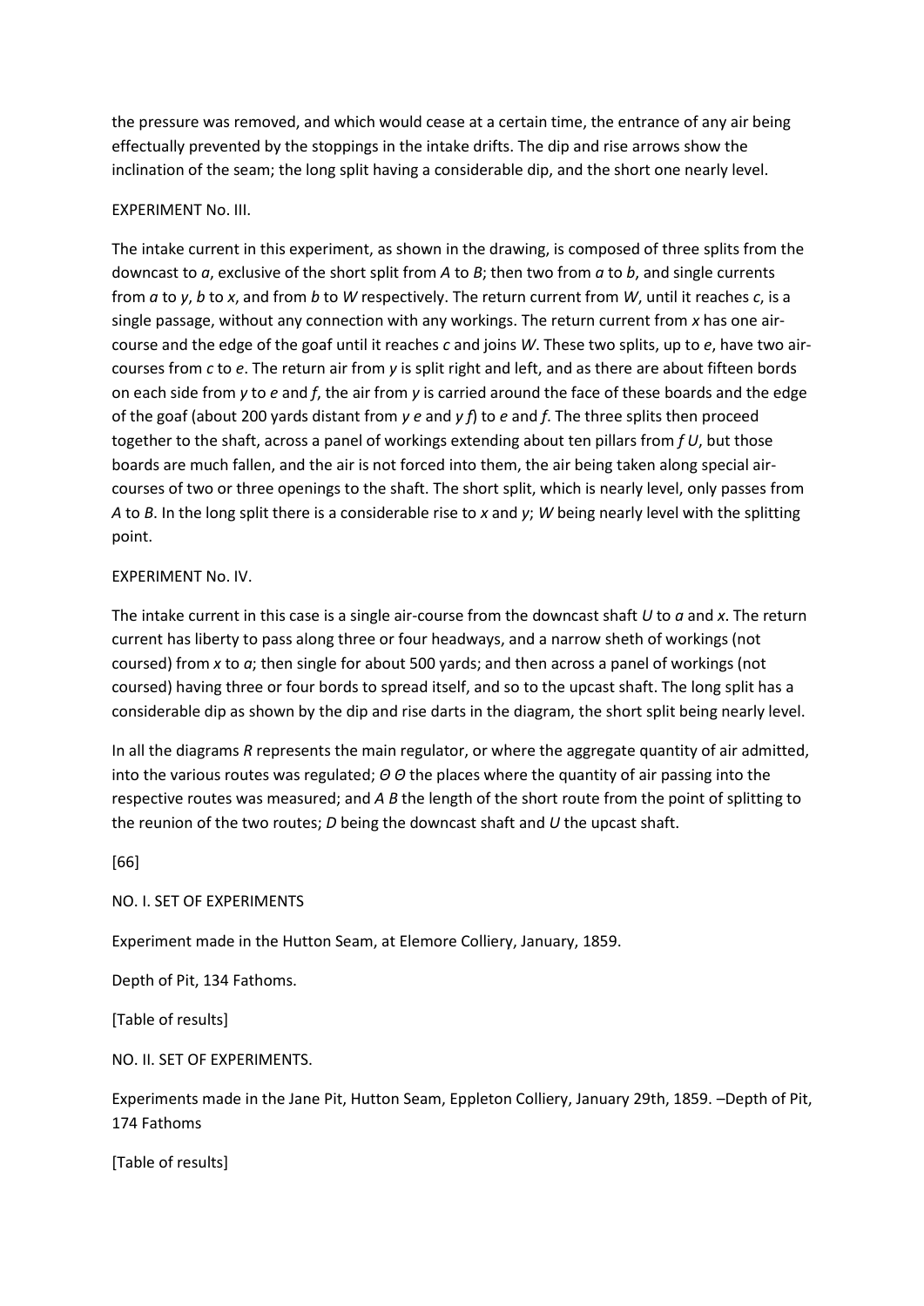the pressure was removed, and which would cease at a certain time, the entrance of any air being effectually prevented by the stoppings in the intake drifts. The dip and rise arrows show the inclination of the seam; the long split having a considerable dip, and the short one nearly level.

EXPERIMENT No. III.

The intake current in this experiment, as shown in the drawing, is composed of three splits from the downcast to *a*, exclusive of the short split from *A* to *B*; then two from *a* to *b*, and single currents from *a* to *y*, *b* to *x*, and from *b* to *W* respectively. The return current from *W*, until it reaches *c*, is a single passage, without any connection with any workings. The return current from *x* has one air-course and the edge of the goaf until it reaches *c* and joins *W*. These two splits, up to *e*, have two air-courses from *c* to *e*. The return air from *y* is split right and left, and as there are about fifteen bords on each side from *y* to *e* and *f*, the air from *y* is carried around the face of these boards and the edge of the goaf (about 200 yards distant from *y e* and *y f*) to *e* and *f*. The three splits then proceed together to the shaft, across a panel of workings extending about ten pillars from *f U*, but those boards are much fallen, and the air is not forced into them, the air being taken along special air-courses of two or three openings to the shaft. The short split, which is nearly level, only passes from *A* to *B*. In the long split there is a considerable rise to *x* and *y*; *W* being nearly level with the splitting point.

EXPERIMENT No. IV.

The intake current in this case is a single air-course from the downcast shaft *U* to *a* and *x*. The return current has liberty to pass along three or four headways, and a narrow sheth of workings (not coursed) from *x* to *a*; then single for about 500 yards; and then across a panel of workings (not coursed) having three or four bords to spread itself, and so to the upcast shaft. The long split has a considerable dip as shown by the dip and rise darts in the diagram, the short split being nearly level.

In all the diagrams *R* represents the main regulator, or where the aggregate quantity of air admitted, into the various routes was regulated; *Θ Θ* the places where the quantity of air passing into the respective routes was measured; and *A B* the length of the short route from the point of splitting to the reunion of the two routes; *D* being the downcast shaft and *U* the upcast shaft.

[66]

NO. I. SET OF EXPERIMENTS

Experiment made in the Hutton Seam, at Elemore Colliery, January, 1859.

Depth of Pit, 134 Fathoms.

[Table of results]

NO. II. SET OF EXPERIMENTS.

Experiments made in the Jane Pit, Hutton Seam, Eppleton Colliery, January 29th, 1859. –Depth of Pit, 174 Fathoms

[Table of results]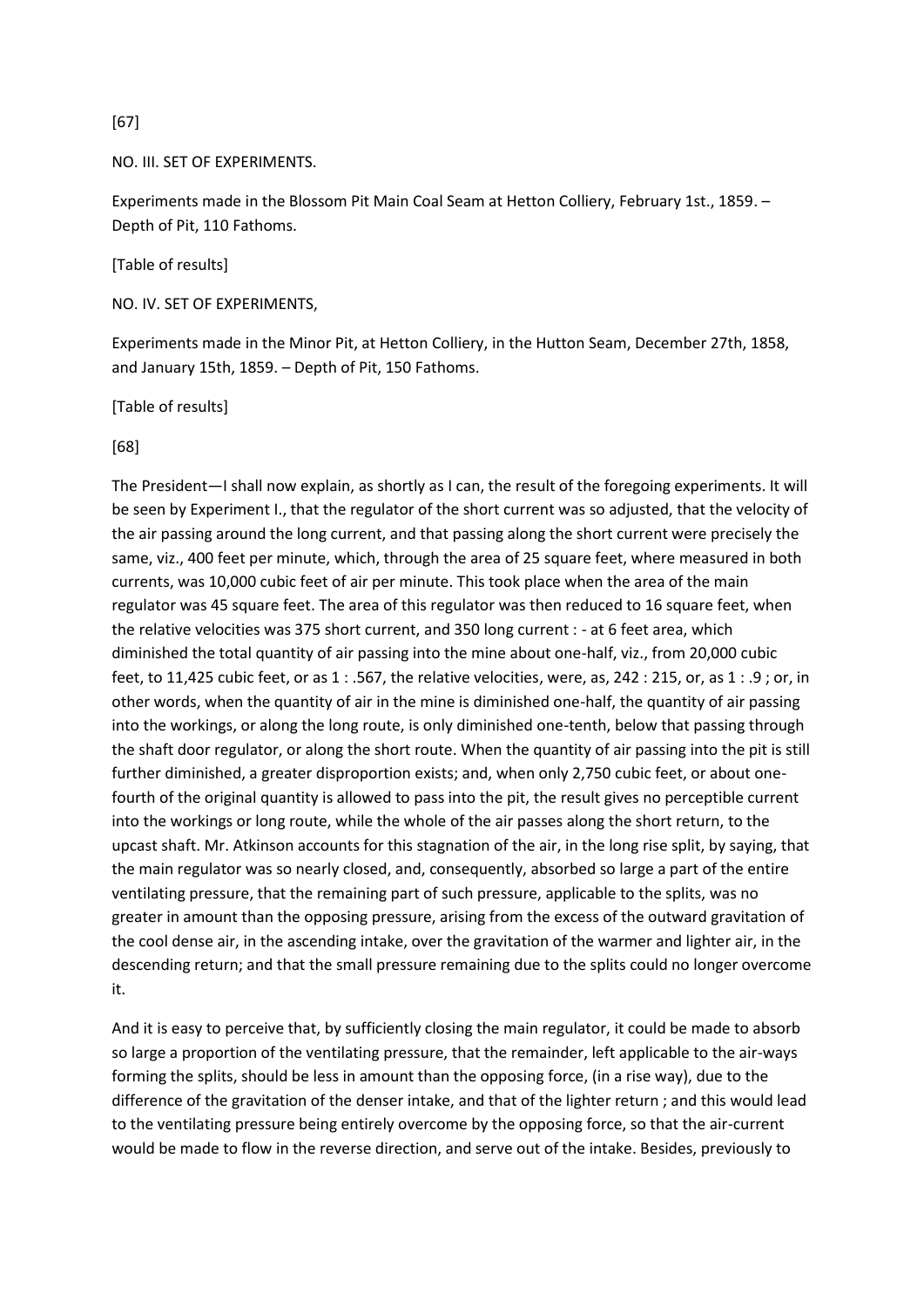[67]

NO. III. SET OF EXPERIMENTS.

Experiments made in the Blossom Pit Main Coal Seam at Hetton Colliery, February 1st., 1859. – Depth of Pit, 110 Fathoms.

[Table of results]

NO. IV. SET OF EXPERIMENTS,

Experiments made in the Minor Pit, at Hetton Colliery, in the Hutton Seam, December 27th, 1858, and January 15th, 1859. – Depth of Pit, 150 Fathoms.

[Table of results]

[68]

The President—I shall now explain, as shortly as I can, the result of the foregoing experiments. It will be seen by Experiment I., that the regulator of the short current was so adjusted, that the velocity of the air passing around the long current, and that passing along the short current were precisely the same, viz., 400 feet per minute, which, through the area of 25 square feet, where measured in both currents, was 10,000 cubic feet of air per minute. This took place when the area of the main regulator was 45 square feet. The area of this regulator was then reduced to 16 square feet, when the relative velocities was 375 short current, and 350 long current : - at 6 feet area, which diminished the total quantity of air passing into the mine about one-half, viz., from 20,000 cubic feet, to 11,425 cubic feet, or as 1 : .567, the relative velocities, were, as, 242 : 215, or, as 1 : .9 ; or, in other words, when the quantity of air in the mine is diminished one-half, the quantity of air passing into the workings, or along the long route, is only diminished one-tenth, below that passing through the shaft door regulator, or along the short route. When the quantity of air passing into the pit is still further diminished, a greater disproportion exists; and, when only 2,750 cubic feet, or about one-fourth of the original quantity is allowed to pass into the pit, the result gives no perceptible current into the workings or long route, while the whole of the air passes along the short return, to the upcast shaft. Mr. Atkinson accounts for this stagnation of the air, in the long rise split, by saying, that the main regulator was so nearly closed, and, consequently, absorbed so large a part of the entire ventilating pressure, that the remaining part of such pressure, applicable to the splits, was no greater in amount than the opposing pressure, arising from the excess of the outward gravitation of the cool dense air, in the ascending intake, over the gravitation of the warmer and lighter air, in the descending return; and that the small pressure remaining due to the splits could no longer overcome it.

And it is easy to perceive that, by sufficiently closing the main regulator, it could be made to absorb so large a proportion of the ventilating pressure, that the remainder, left applicable to the air-ways forming the splits, should be less in amount than the opposing force, (in a rise way), due to the difference of the gravitation of the denser intake, and that of the lighter return ; and this would lead to the ventilating pressure being entirely overcome by the opposing force, so that the air-current would be made to flow in the reverse direction, and serve out of the intake. Besides, previously to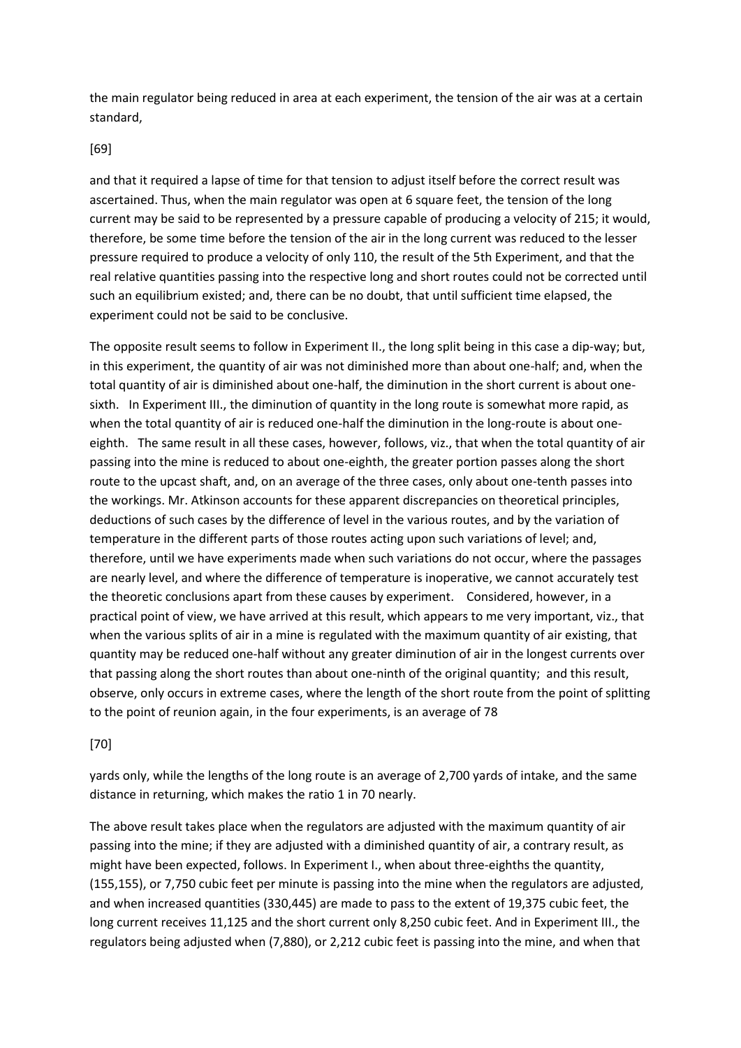the main regulator being reduced in area at each experiment, the tension of the air was at a certain standard,

[69]

and that it required a lapse of time for that tension to adjust itself before the correct result was ascertained. Thus, when the main regulator was open at 6 square feet, the tension of the long current may be said to be represented by a pressure capable of producing a velocity of 215; it would, therefore, be some time before the tension of the air in the long current was reduced to the lesser pressure required to produce a velocity of only 110, the result of the 5th Experiment, and that the real relative quantities passing into the respective long and short routes could not be corrected until such an equilibrium existed; and, there can be no doubt, that until sufficient time elapsed, the experiment could not be said to be conclusive.

The opposite result seems to follow in Experiment II., the long split being in this case a dip-way; but, in this experiment, the quantity of air was not diminished more than about one-half; and, when the total quantity of air is diminished about one-half, the diminution in the short current is about one-sixth. In Experiment III., the diminution of quantity in the long route is somewhat more rapid, as when the total quantity of air is reduced one-half the diminution in the long-route is about one-eighth. The same result in all these cases, however, follows, viz., that when the total quantity of air passing into the mine is reduced to about one-eighth, the greater portion passes along the short route to the upcast shaft, and, on an average of the three cases, only about one-tenth passes into the workings. Mr. Atkinson accounts for these apparent discrepancies on theoretical principles, deductions of such cases by the difference of level in the various routes, and by the variation of temperature in the different parts of those routes acting upon such variations of level; and, therefore, until we have experiments made when such variations do not occur, where the passages are nearly level, and where the difference of temperature is inoperative, we cannot accurately test the theoretic conclusions apart from these causes by experiment. Considered, however, in a practical point of view, we have arrived at this result, which appears to me very important, viz., that when the various splits of air in a mine is regulated with the maximum quantity of air existing, that quantity may be reduced one-half without any greater diminution of air in the longest currents over that passing along the short routes than about one-ninth of the original quantity; and this result, observe, only occurs in extreme cases, where the length of the short route from the point of splitting to the point of reunion again, in the four experiments, is an average of 78

[70]

yards only, while the lengths of the long route is an average of 2,700 yards of intake, and the same distance in returning, which makes the ratio 1 in 70 nearly.

The above result takes place when the regulators are adjusted with the maximum quantity of air passing into the mine; if they are adjusted with a diminished quantity of air, a contrary result, as might have been expected, follows. In Experiment I., when about three-eighths the quantity, (155,155), or 7,750 cubic feet per minute is passing into the mine when the regulators are adjusted, and when increased quantities (330,445) are made to pass to the extent of 19,375 cubic feet, the long current receives 11,125 and the short current only 8,250 cubic feet. And in Experiment III., the regulators being adjusted when (7,880), or 2,212 cubic feet is passing into the mine, and when that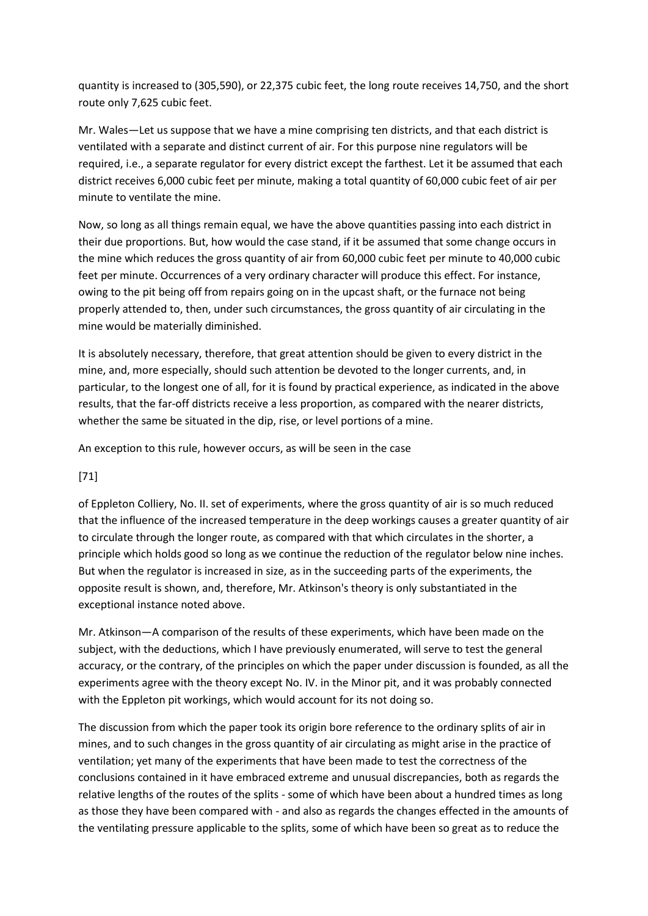quantity is increased to (305,590), or 22,375 cubic feet, the long route receives 14,750, and the short route only 7,625 cubic feet.

Mr. Wales—Let us suppose that we have a mine comprising ten districts, and that each district is ventilated with a separate and distinct current of air. For this purpose nine regulators will be required, i.e., a separate regulator for every district except the farthest. Let it be assumed that each district receives 6,000 cubic feet per minute, making a total quantity of 60,000 cubic feet of air per minute to ventilate the mine.

Now, so long as all things remain equal, we have the above quantities passing into each district in their due proportions. But, how would the case stand, if it be assumed that some change occurs in the mine which reduces the gross quantity of air from 60,000 cubic feet per minute to 40,000 cubic feet per minute. Occurrences of a very ordinary character will produce this effect. For instance, owing to the pit being off from repairs going on in the upcast shaft, or the furnace not being properly attended to, then, under such circumstances, the gross quantity of air circulating in the mine would be materially diminished.

It is absolutely necessary, therefore, that great attention should be given to every district in the mine, and, more especially, should such attention be devoted to the longer currents, and, in particular, to the longest one of all, for it is found by practical experience, as indicated in the above results, that the far-off districts receive a less proportion, as compared with the nearer districts, whether the same be situated in the dip, rise, or level portions of a mine.

An exception to this rule, however occurs, as will be seen in the case

[71]

of Eppleton Colliery, No. II. set of experiments, where the gross quantity of air is so much reduced that the influence of the increased temperature in the deep workings causes a greater quantity of air to circulate through the longer route, as compared with that which circulates in the shorter, a principle which holds good so long as we continue the reduction of the regulator below nine inches. But when the regulator is increased in size, as in the succeeding parts of the experiments, the opposite result is shown, and, therefore, Mr. Atkinson's theory is only substantiated in the exceptional instance noted above.

Mr. Atkinson—A comparison of the results of these experiments, which have been made on the subject, with the deductions, which I have previously enumerated, will serve to test the general accuracy, or the contrary, of the principles on which the paper under discussion is founded, as all the experiments agree with the theory except No. IV. in the Minor pit, and it was probably connected with the Eppleton pit workings, which would account for its not doing so.

The discussion from which the paper took its origin bore reference to the ordinary splits of air in mines, and to such changes in the gross quantity of air circulating as might arise in the practice of ventilation; yet many of the experiments that have been made to test the correctness of the conclusions contained in it have embraced extreme and unusual discrepancies, both as regards the relative lengths of the routes of the splits - some of which have been about a hundred times as long as those they have been compared with - and also as regards the changes effected in the amounts of the ventilating pressure applicable to the splits, some of which have been so great as to reduce the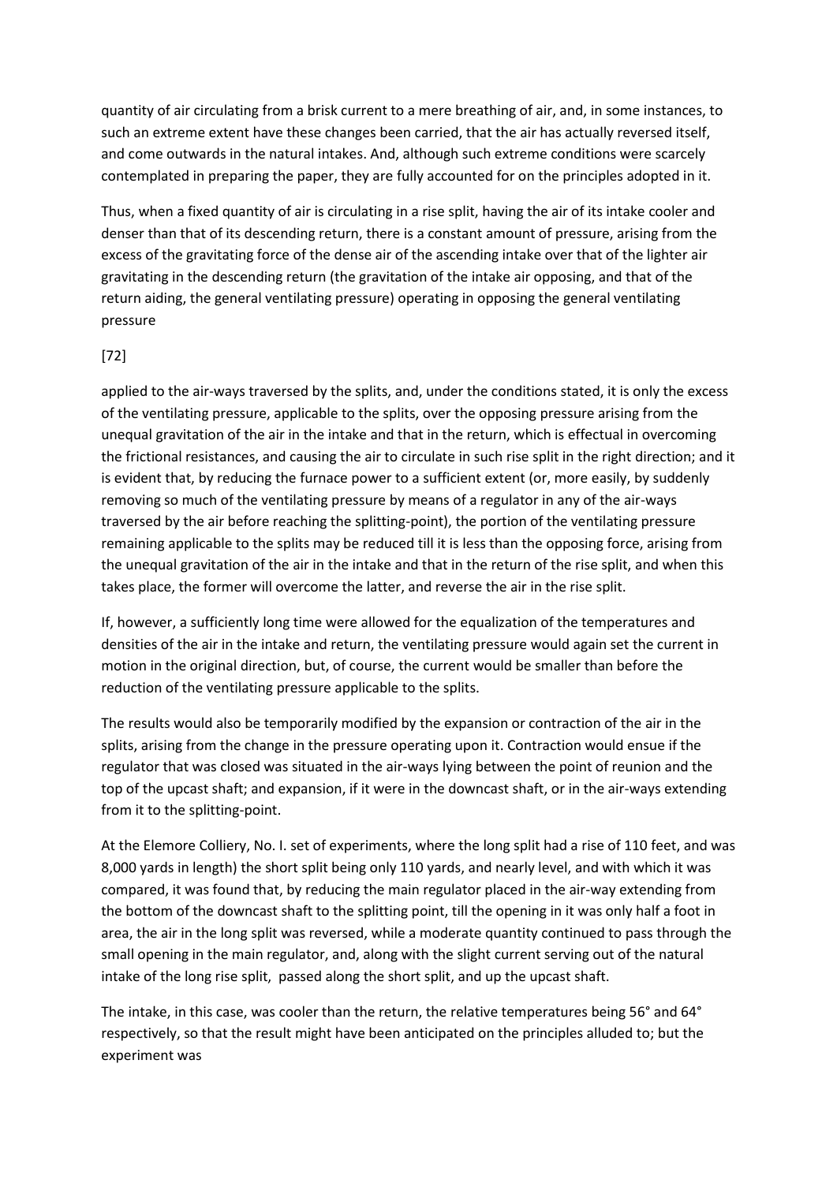quantity of air circulating from a brisk current to a mere breathing of air, and, in some instances, to such an extreme extent have these changes been carried, that the air has actually reversed itself, and come outwards in the natural intakes. And, although such extreme conditions were scarcely contemplated in preparing the paper, they are fully accounted for on the principles adopted in it.

Thus, when a fixed quantity of air is circulating in a rise split, having the air of its intake cooler and denser than that of its descending return, there is a constant amount of pressure, arising from the excess of the gravitating force of the dense air of the ascending intake over that of the lighter air gravitating in the descending return (the gravitation of the intake air opposing, and that of the return aiding, the general ventilating pressure) operating in opposing the general ventilating pressure

[72]

applied to the air-ways traversed by the splits, and, under the conditions stated, it is only the excess of the ventilating pressure, applicable to the splits, over the opposing pressure arising from the unequal gravitation of the air in the intake and that in the return, which is effectual in overcoming the frictional resistances, and causing the air to circulate in such rise split in the right direction; and it is evident that, by reducing the furnace power to a sufficient extent (or, more easily, by suddenly removing so much of the ventilating pressure by means of a regulator in any of the air-ways traversed by the air before reaching the splitting-point), the portion of the ventilating pressure remaining applicable to the splits may be reduced till it is less than the opposing force, arising from the unequal gravitation of the air in the intake and that in the return of the rise split, and when this takes place, the former will overcome the latter, and reverse the air in the rise split.

If, however, a sufficiently long time were allowed for the equalization of the temperatures and densities of the air in the intake and return, the ventilating pressure would again set the current in motion in the original direction, but, of course, the current would be smaller than before the reduction of the ventilating pressure applicable to the splits.

The results would also be temporarily modified by the expansion or contraction of the air in the splits, arising from the change in the pressure operating upon it. Contraction would ensue if the regulator that was closed was situated in the air-ways lying between the point of reunion and the top of the upcast shaft; and expansion, if it were in the downcast shaft, or in the air-ways extending from it to the splitting-point.

At the Elemore Colliery, No. I. set of experiments, where the long split had a rise of 110 feet, and was 8,000 yards in length) the short split being only 110 yards, and nearly level, and with which it was compared, it was found that, by reducing the main regulator placed in the air-way extending from the bottom of the downcast shaft to the splitting point, till the opening in it was only half a foot in area, the air in the long split was reversed, while a moderate quantity continued to pass through the small opening in the main regulator, and, along with the slight current serving out of the natural intake of the long rise split, passed along the short split, and up the upcast shaft.

The intake, in this case, was cooler than the return, the relative temperatures being 56° and 64° respectively, so that the result might have been anticipated on the principles alluded to; but the experiment was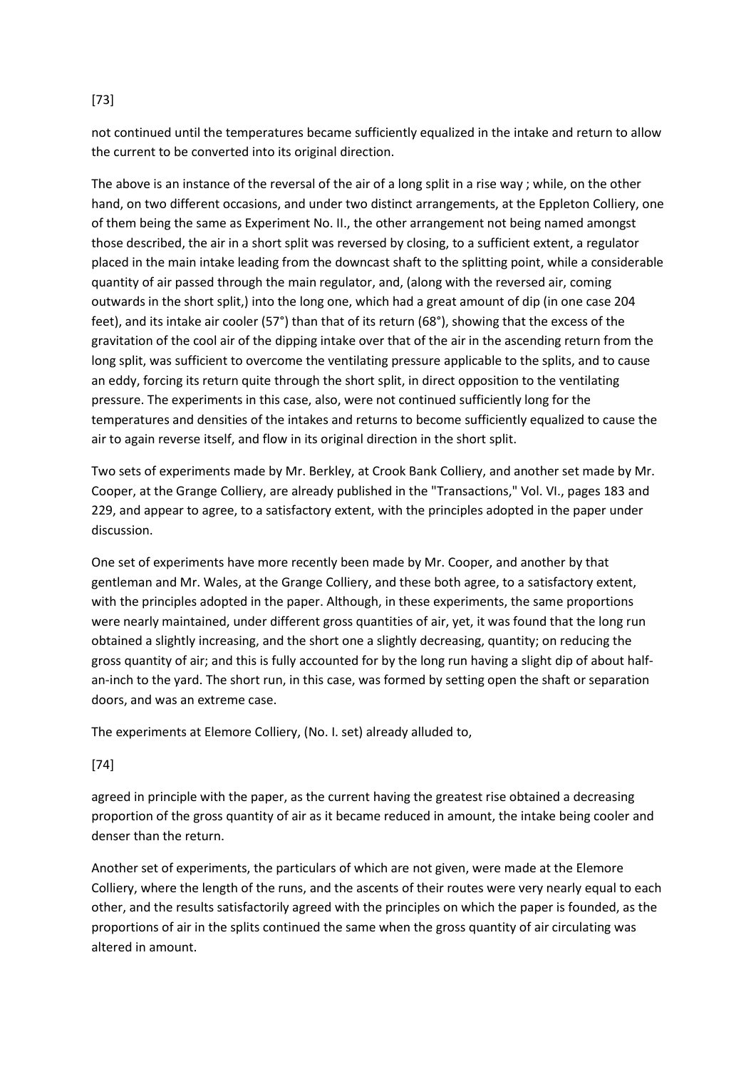not continued until the temperatures became sufficiently equalized in the intake and return to allow the current to be converted into its original direction.

The above is an instance of the reversal of the air of a long split in a rise way ; while, on the other hand, on two different occasions, and under two distinct arrangements, at the Eppleton Colliery, one of them being the same as Experiment No. II., the other arrangement not being named amongst those described, the air in a short split was reversed by closing, to a sufficient extent, a regulator placed in the main intake leading from the downcast shaft to the splitting point, while a considerable quantity of air passed through the main regulator, and, (along with the reversed air, coming outwards in the short split,) into the long one, which had a great amount of dip (in one case 204 feet), and its intake air cooler (57°) than that of its return (68°), showing that the excess of the gravitation of the cool air of the dipping intake over that of the air in the ascending return from the long split, was sufficient to overcome the ventilating pressure applicable to the splits, and to cause an eddy, forcing its return quite through the short split, in direct opposition to the ventilating pressure. The experiments in this case, also, were not continued sufficiently long for the temperatures and densities of the intakes and returns to become sufficiently equalized to cause the air to again reverse itself, and flow in its original direction in the short split.

Two sets of experiments made by Mr. Berkley, at Crook Bank Colliery, and another set made by Mr. Cooper, at the Grange Colliery, are already published in the "Transactions," Vol. VI., pages 183 and 229, and appear to agree, to a satisfactory extent, with the principles adopted in the paper under discussion.

One set of experiments have more recently been made by Mr. Cooper, and another by that gentleman and Mr. Wales, at the Grange Colliery, and these both agree, to a satisfactory extent, with the principles adopted in the paper. Although, in these experiments, the same proportions were nearly maintained, under different gross quantities of air, yet, it was found that the long run obtained a slightly increasing, and the short one a slightly decreasing, quantity; on reducing the gross quantity of air; and this is fully accounted for by the long run having a slight dip of about half-an-inch to the yard. The short run, in this case, was formed by setting open the shaft or separation doors, and was an extreme case.

The experiments at Elemore Colliery, (No. I. set) already alluded to, agreed in principle with the paper, as the current having the greatest rise obtained a decreasing proportion of the gross quantity of air as it became reduced in amount, the intake being cooler and denser than the return.

Another set of experiments, the particulars of which are not given, were made at the Elemore Colliery, where the length of the runs, and the ascents of their routes were very nearly equal to each other, and the results satisfactorily agreed with the principles on which the paper is founded, as the proportions of air in the splits continued the same when the gross quantity of air circulating was altered in amount.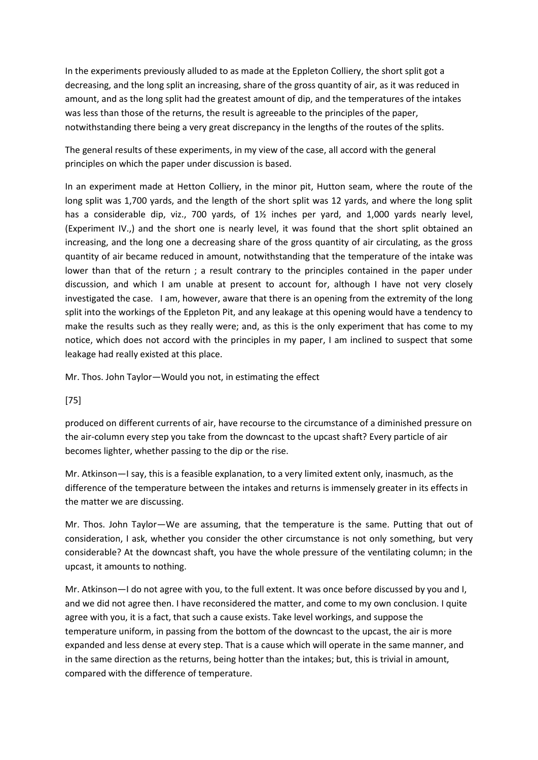In the experiments previously alluded to as made at the Eppleton Colliery, the short split got a decreasing, and the long split an increasing, share of the gross quantity of air, as it was reduced in amount, and as the long split had the greatest amount of dip, and the temperatures of the intakes was less than those of the returns, the result is agreeable to the principles of the paper, notwithstanding there being a very great discrepancy in the lengths of the routes of the splits.

The general results of these experiments, in my view of the case, all accord with the general principles on which the paper under discussion is based.

In an experiment made at Hetton Colliery, in the minor pit, Hutton seam, where the route of the long split was 1,700 yards, and the length of the short split was 12 yards, and where the long split has a considerable dip, viz., 700 yards, of 1½ inches per yard, and 1,000 yards nearly level, (Experiment IV.,) and the short one is nearly level, it was found that the short split obtained an increasing, and the long one a decreasing share of the gross quantity of air circulating, as the gross quantity of air became reduced in amount, notwithstanding that the temperature of the intake was lower than that of the return ; a result contrary to the principles contained in the paper under discussion, and which I am unable at present to account for, although I have not very closely investigated the case. I am, however, aware that there is an opening from the extremity of the long split into the workings of the Eppleton Pit, and any leakage at this opening would have a tendency to make the results such as they really were; and, as this is the only experiment that has come to my notice, which does not accord with the principles in my paper, I am inclined to suspect that some leakage had really existed at this place.

Mr. Thos. John Taylor—Would you not, in estimating the effect

[75]

produced on different currents of air, have recourse to the circumstance of a diminished pressure on the air-column every step you take from the downcast to the upcast shaft? Every particle of air becomes lighter, whether passing to the dip or the rise.

Mr. Atkinson—I say, this is a feasible explanation, to a very limited extent only, inasmuch, as the difference of the temperature between the intakes and returns is immensely greater in its effects in the matter we are discussing.

Mr. Thos. John Taylor—We are assuming, that the temperature is the same. Putting that out of consideration, I ask, whether you consider the other circumstance is not only something, but very considerable? At the downcast shaft, you have the whole pressure of the ventilating column; in the upcast, it amounts to nothing.

Mr. Atkinson—I do not agree with you, to the full extent. It was once before discussed by you and I, and we did not agree then. I have reconsidered the matter, and come to my own conclusion. I quite agree with you, it is a fact, that such a cause exists. Take level workings, and suppose the temperature uniform, in passing from the bottom of the downcast to the upcast, the air is more expanded and less dense at every step. That is a cause which will operate in the same manner, and in the same direction as the returns, being hotter than the intakes; but, this is trivial in amount, compared with the difference of temperature.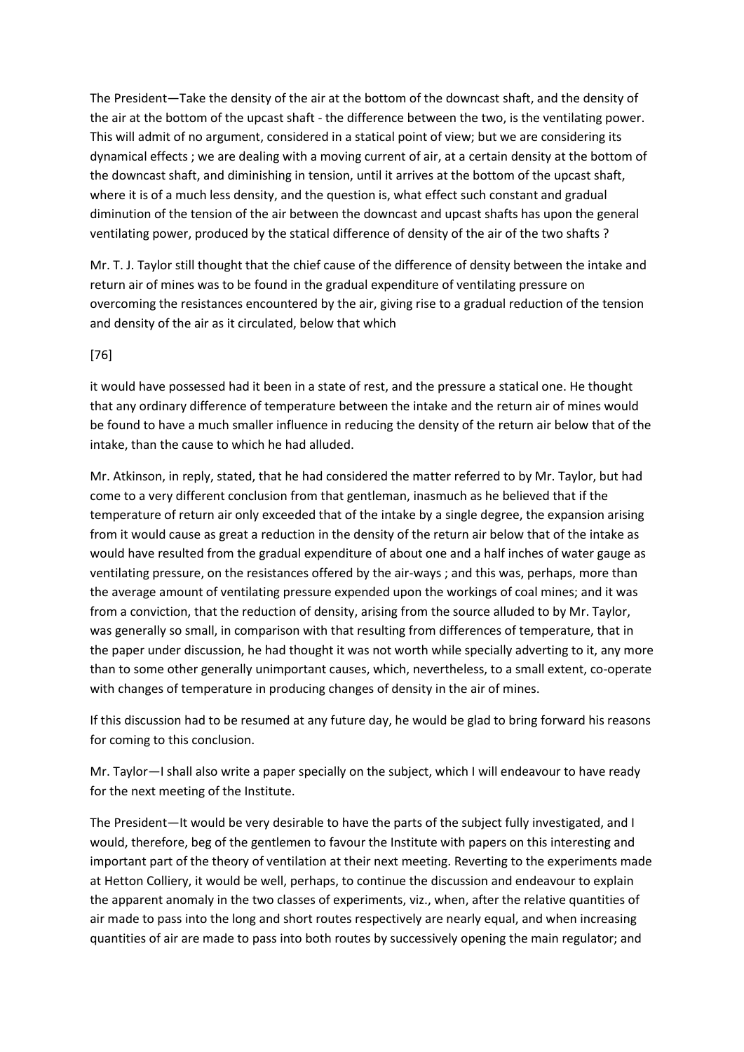The President—Take the density of the air at the bottom of the downcast shaft, and the density of the air at the bottom of the upcast shaft - the difference between the two, is the ventilating power. This will admit of no argument, considered in a statical point of view; but we are considering its dynamical effects ; we are dealing with a moving current of air, at a certain density at the bottom of the downcast shaft, and diminishing in tension, until it arrives at the bottom of the upcast shaft, where it is of a much less density, and the question is, what effect such constant and gradual diminution of the tension of the air between the downcast and upcast shafts has upon the general ventilating power, produced by the statical difference of density of the air of the two shafts ?

Mr. T. J. Taylor still thought that the chief cause of the difference of density between the intake and return air of mines was to be found in the gradual expenditure of ventilating pressure on overcoming the resistances encountered by the air, giving rise to a gradual reduction of the tension and density of the air as it circulated, below that which

[76]

it would have possessed had it been in a state of rest, and the pressure a statical one. He thought that any ordinary difference of temperature between the intake and the return air of mines would be found to have a much smaller influence in reducing the density of the return air below that of the intake, than the cause to which he had alluded.

Mr. Atkinson, in reply, stated, that he had considered the matter referred to by Mr. Taylor, but had come to a very different conclusion from that gentleman, inasmuch as he believed that if the temperature of return air only exceeded that of the intake by a single degree, the expansion arising from it would cause as great a reduction in the density of the return air below that of the intake as would have resulted from the gradual expenditure of about one and a half inches of water gauge as ventilating pressure, on the resistances offered by the air-ways ; and this was, perhaps, more than the average amount of ventilating pressure expended upon the workings of coal mines; and it was from a conviction, that the reduction of density, arising from the source alluded to by Mr. Taylor, was generally so small, in comparison with that resulting from differences of temperature, that in the paper under discussion, he had thought it was not worth while specially adverting to it, any more than to some other generally unimportant causes, which, nevertheless, to a small extent, co-operate with changes of temperature in producing changes of density in the air of mines.

If this discussion had to be resumed at any future day, he would be glad to bring forward his reasons for coming to this conclusion.

Mr. Taylor—I shall also write a paper specially on the subject, which I will endeavour to have ready for the next meeting of the Institute.

The President—It would be very desirable to have the parts of the subject fully investigated, and I would, therefore, beg of the gentlemen to favour the Institute with papers on this interesting and important part of the theory of ventilation at their next meeting. Reverting to the experiments made at Hetton Colliery, it would be well, perhaps, to continue the discussion and endeavour to explain the apparent anomaly in the two classes of experiments, viz., when, after the relative quantities of air made to pass into the long and short routes respectively are nearly equal, and when increasing quantities of air are made to pass into both routes by successively opening the main regulator; and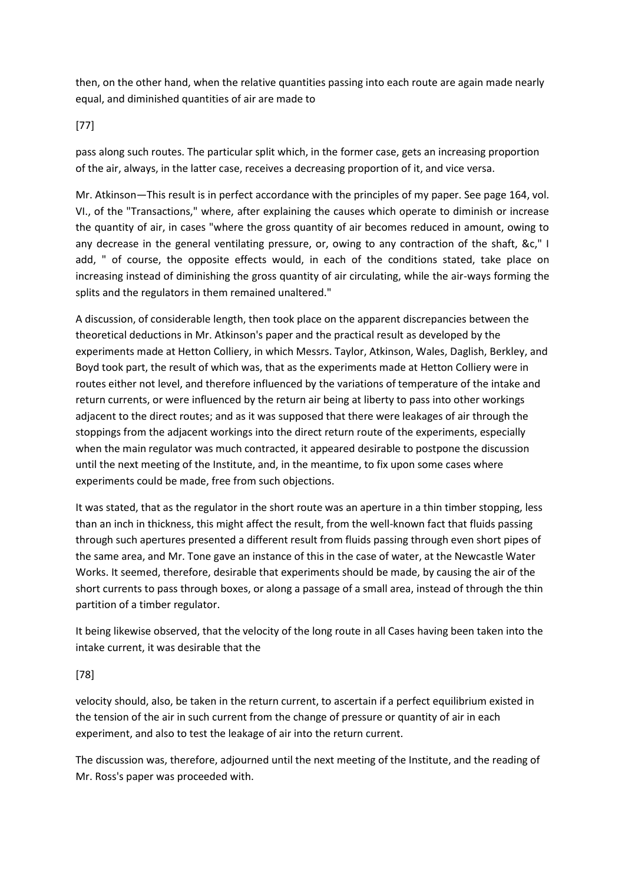then, on the other hand, when the relative quantities passing into each route are again made nearly equal, and diminished quantities of air are made to

[77]

pass along such routes. The particular split which, in the former case, gets an increasing proportion of the air, always, in the latter case, receives a decreasing proportion of it, and vice versa.

Mr. Atkinson—This result is in perfect accordance with the principles of my paper. See page 164, vol. VI., of the "Transactions," where, after explaining the causes which operate to diminish or increase the quantity of air, in cases "where the gross quantity of air becomes reduced in amount, owing to any decrease in the general ventilating pressure, or, owing to any contraction of the shaft, &c," I add, " of course, the opposite effects would, in each of the conditions stated, take place on increasing instead of diminishing the gross quantity of air circulating, while the air-ways forming the splits and the regulators in them remained unaltered."

A discussion, of considerable length, then took place on the apparent discrepancies between the theoretical deductions in Mr. Atkinson's paper and the practical result as developed by the experiments made at Hetton Colliery, in which Messrs. Taylor, Atkinson, Wales, Daglish, Berkley, and Boyd took part, the result of which was, that as the experiments made at Hetton Colliery were in routes either not level, and therefore influenced by the variations of temperature of the intake and return currents, or were influenced by the return air being at liberty to pass into other workings adjacent to the direct routes; and as it was supposed that there were leakages of air through the stoppings from the adjacent workings into the direct return route of the experiments, especially when the main regulator was much contracted, it appeared desirable to postpone the discussion until the next meeting of the Institute, and, in the meantime, to fix upon some cases where experiments could be made, free from such objections.

It was stated, that as the regulator in the short route was an aperture in a thin timber stopping, less than an inch in thickness, this might affect the result, from the well-known fact that fluids passing through such apertures presented a different result from fluids passing through even short pipes of the same area, and Mr. Tone gave an instance of this in the case of water, at the Newcastle Water Works. It seemed, therefore, desirable that experiments should be made, by causing the air of the short currents to pass through boxes, or along a passage of a small area, instead of through the thin partition of a timber regulator.

It being likewise observed, that the velocity of the long route in all Cases having been taken into the intake current, it was desirable that the

[78]

velocity should, also, be taken in the return current, to ascertain if a perfect equilibrium existed in the tension of the air in such current from the change of pressure or quantity of air in each experiment, and also to test the leakage of air into the return current.

The discussion was, therefore, adjourned until the next meeting of the Institute, and the reading of Mr. Ross's paper was proceeded with.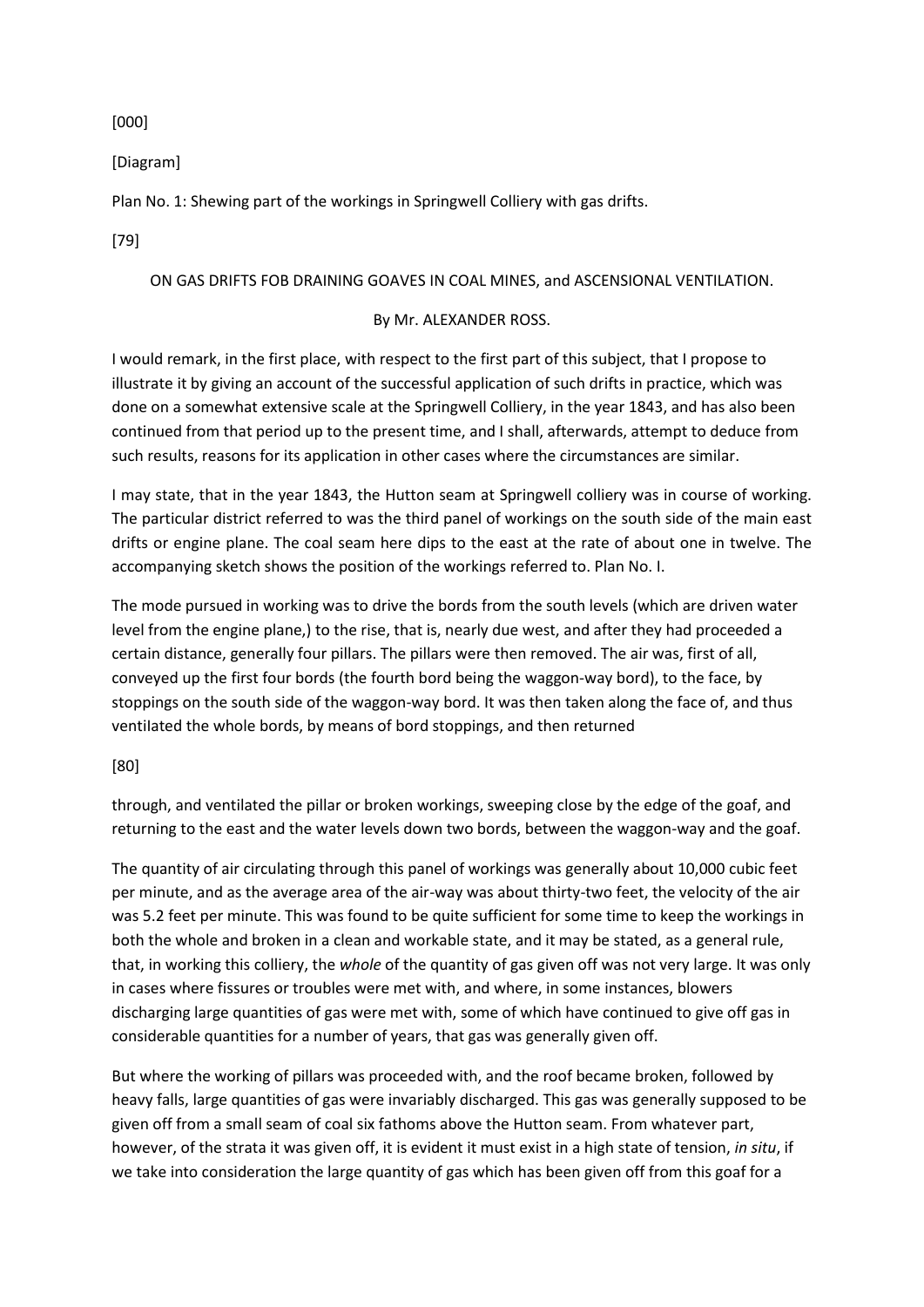[000]

[Diagram]

Plan No. 1: Shewing part of the workings in Springwell Colliery with gas drifts.

[79]

## ON GAS DRIFTS FOB DRAINING GOAVES IN COAL MINES, and ASCENSIONAL VENTILATION.

By Mr. ALEXANDER ROSS.

I would remark, in the first place, with respect to the first part of this subject, that I propose to illustrate it by giving an account of the successful application of such drifts in practice, which was done on a somewhat extensive scale at the Springwell Colliery, in the year 1843, and has also been continued from that period up to the present time, and I shall, afterwards, attempt to deduce from such results, reasons for its application in other cases where the circumstances are similar.

I may state, that in the year 1843, the Hutton seam at Springwell colliery was in course of working. The particular district referred to was the third panel of workings on the south side of the main east drifts or engine plane. The coal seam here dips to the east at the rate of about one in twelve. The accompanying sketch shows the position of the workings referred to. Plan No. I.

The mode pursued in working was to drive the bords from the south levels (which are driven water level from the engine plane,) to the rise, that is, nearly due west, and after they had proceeded a certain distance, generally four pillars. The pillars were then removed. The air was, first of all, conveyed up the first four bords (the fourth bord being the waggon-way bord), to the face, by stoppings on the south side of the waggon-way bord. It was then taken along the face of, and thus ventilated the whole bords, by means of bord stoppings, and then returned

[80]

through, and ventilated the pillar or broken workings, sweeping close by the edge of the goaf, and returning to the east and the water levels down two bords, between the waggon-way and the goaf.

The quantity of air circulating through this panel of workings was generally about 10,000 cubic feet per minute, and as the average area of the air-way was about thirty-two feet, the velocity of the air was 5.2 feet per minute. This was found to be quite sufficient for some time to keep the workings in both the whole and broken in a clean and workable state, and it may be stated, as a general rule, that, in working this colliery, the *whole* of the quantity of gas given off was not very large. It was only in cases where fissures or troubles were met with, and where, in some instances, blowers discharging large quantities of gas were met with, some of which have continued to give off gas in considerable quantities for a number of years, that gas was generally given off.

But where the working of pillars was proceeded with, and the roof became broken, followed by heavy falls, large quantities of gas were invariably discharged. This gas was generally supposed to be given off from a small seam of coal six fathoms above the Hutton seam. From whatever part, however, of the strata it was given off, it is evident it must exist in a high state of tension, *in situ*, if we take into consideration the large quantity of gas which has been given off from this goaf for a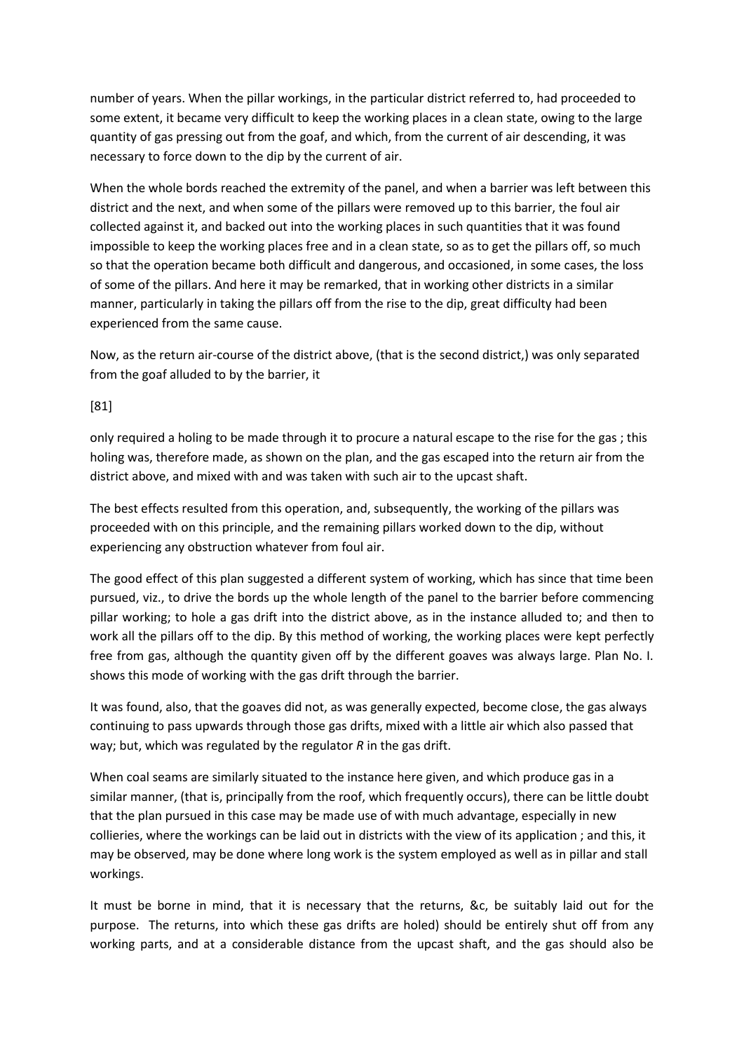number of years. When the pillar workings, in the particular district referred to, had proceeded to some extent, it became very difficult to keep the working places in a clean state, owing to the large quantity of gas pressing out from the goaf, and which, from the current of air descending, it was necessary to force down to the dip by the current of air.

When the whole bords reached the extremity of the panel, and when a barrier was left between this district and the next, and when some of the pillars were removed up to this barrier, the foul air collected against it, and backed out into the working places in such quantities that it was found impossible to keep the working places free and in a clean state, so as to get the pillars off, so much so that the operation became both difficult and dangerous, and occasioned, in some cases, the loss of some of the pillars. And here it may be remarked, that in working other districts in a similar manner, particularly in taking the pillars off from the rise to the dip, great difficulty had been experienced from the same cause.

Now, as the return air-course of the district above, (that is the second district,) was only separated from the goaf alluded to by the barrier, it

[81]

only required a holing to be made through it to procure a natural escape to the rise for the gas ; this holing was, therefore made, as shown on the plan, and the gas escaped into the return air from the district above, and mixed with and was taken with such air to the upcast shaft.

The best effects resulted from this operation, and, subsequently, the working of the pillars was proceeded with on this principle, and the remaining pillars worked down to the dip, without experiencing any obstruction whatever from foul air.

The good effect of this plan suggested a different system of working, which has since that time been pursued, viz., to drive the bords up the whole length of the panel to the barrier before commencing pillar working; to hole a gas drift into the district above, as in the instance alluded to; and then to work all the pillars off to the dip. By this method of working, the working places were kept perfectly free from gas, although the quantity given off by the different goaves was always large. Plan No. I. shows this mode of working with the gas drift through the barrier.

It was found, also, that the goaves did not, as was generally expected, become close, the gas always continuing to pass upwards through those gas drifts, mixed with a little air which also passed that way; but, which was regulated by the regulator *R* in the gas drift.

When coal seams are similarly situated to the instance here given, and which produce gas in a similar manner, (that is, principally from the roof, which frequently occurs), there can be little doubt that the plan pursued in this case may be made use of with much advantage, especially in new collieries, where the workings can be laid out in districts with the view of its application ; and this, it may be observed, may be done where long work is the system employed as well as in pillar and stall workings.

It must be borne in mind, that it is necessary that the returns, &c, be suitably laid out for the purpose. The returns, into which these gas drifts are holed) should be entirely shut off from any working parts, and at a considerable distance from the upcast shaft, and the gas should also be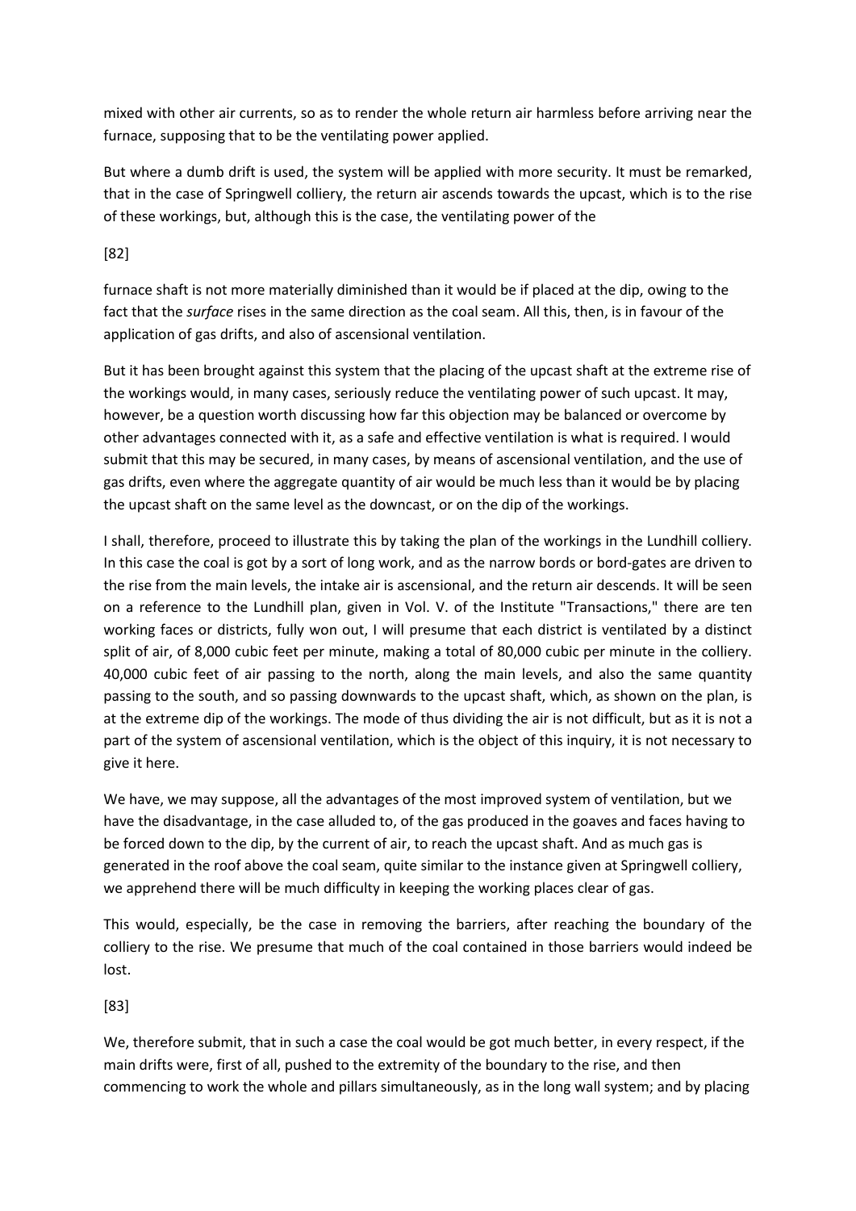mixed with other air currents, so as to render the whole return air harmless before arriving near the furnace, supposing that to be the ventilating power applied.

But where a dumb drift is used, the system will be applied with more security. It must be remarked, that in the case of Springwell colliery, the return air ascends towards the upcast, which is to the rise of these workings, but, although this is the case, the ventilating power of the

[82]

furnace shaft is not more materially diminished than it would be if placed at the dip, owing to the fact that the *surface* rises in the same direction as the coal seam. All this, then, is in favour of the application of gas drifts, and also of ascensional ventilation.

But it has been brought against this system that the placing of the upcast shaft at the extreme rise of the workings would, in many cases, seriously reduce the ventilating power of such upcast. It may, however, be a question worth discussing how far this objection may be balanced or overcome by other advantages connected with it, as a safe and effective ventilation is what is required. I would submit that this may be secured, in many cases, by means of ascensional ventilation, and the use of gas drifts, even where the aggregate quantity of air would be much less than it would be by placing the upcast shaft on the same level as the downcast, or on the dip of the workings.

I shall, therefore, proceed to illustrate this by taking the plan of the workings in the Lundhill colliery. In this case the coal is got by a sort of long work, and as the narrow bords or bord-gates are driven to the rise from the main levels, the intake air is ascensional, and the return air descends. It will be seen on a reference to the Lundhill plan, given in Vol. V. of the Institute "Transactions," there are ten working faces or districts, fully won out, I will presume that each district is ventilated by a distinct split of air, of 8,000 cubic feet per minute, making a total of 80,000 cubic per minute in the colliery. 40,000 cubic feet of air passing to the north, along the main levels, and also the same quantity passing to the south, and so passing downwards to the upcast shaft, which, as shown on the plan, is at the extreme dip of the workings. The mode of thus dividing the air is not difficult, but as it is not a part of the system of ascensional ventilation, which is the object of this inquiry, it is not necessary to give it here.

We have, we may suppose, all the advantages of the most improved system of ventilation, but we have the disadvantage, in the case alluded to, of the gas produced in the goaves and faces having to be forced down to the dip, by the current of air, to reach the upcast shaft. And as much gas is generated in the roof above the coal seam, quite similar to the instance given at Springwell colliery, we apprehend there will be much difficulty in keeping the working places clear of gas.

This would, especially, be the case in removing the barriers, after reaching the boundary of the colliery to the rise. We presume that much of the coal contained in those barriers would indeed be lost.

[83]

We, therefore submit, that in such a case the coal would be got much better, in every respect, if the main drifts were, first of all, pushed to the extremity of the boundary to the rise, and then commencing to work the whole and pillars simultaneously, as in the long wall system; and by placing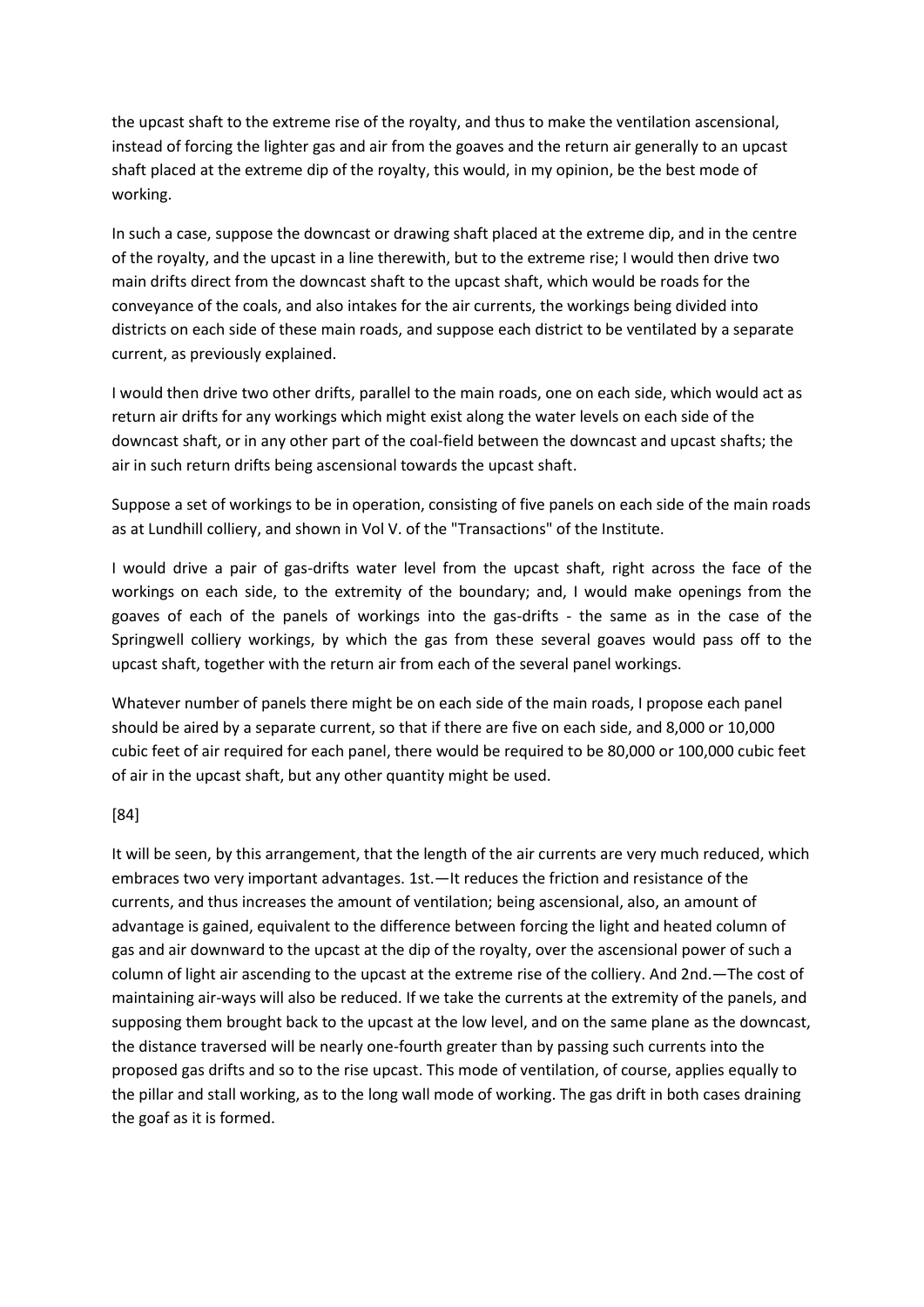the upcast shaft to the extreme rise of the royalty, and thus to make the ventilation ascensional, instead of forcing the lighter gas and air from the goaves and the return air generally to an upcast shaft placed at the extreme dip of the royalty, this would, in my opinion, be the best mode of working.

In such a case, suppose the downcast or drawing shaft placed at the extreme dip, and in the centre of the royalty, and the upcast in a line therewith, but to the extreme rise; I would then drive two main drifts direct from the downcast shaft to the upcast shaft, which would be roads for the conveyance of the coals, and also intakes for the air currents, the workings being divided into districts on each side of these main roads, and suppose each district to be ventilated by a separate current, as previously explained.

I would then drive two other drifts, parallel to the main roads, one on each side, which would act as return air drifts for any workings which might exist along the water levels on each side of the downcast shaft, or in any other part of the coal-field between the downcast and upcast shafts; the air in such return drifts being ascensional towards the upcast shaft.

Suppose a set of workings to be in operation, consisting of five panels on each side of the main roads as at Lundhill colliery, and shown in Vol V. of the "Transactions" of the Institute.

I would drive a pair of gas-drifts water level from the upcast shaft, right across the face of the workings on each side, to the extremity of the boundary; and, I would make openings from the goaves of each of the panels of workings into the gas-drifts - the same as in the case of the Springwell colliery workings, by which the gas from these several goaves would pass off to the upcast shaft, together with the return air from each of the several panel workings.

Whatever number of panels there might be on each side of the main roads, I propose each panel should be aired by a separate current, so that if there are five on each side, and 8,000 or 10,000 cubic feet of air required for each panel, there would be required to be 80,000 or 100,000 cubic feet of air in the upcast shaft, but any other quantity might be used.

[84]

It will be seen, by this arrangement, that the length of the air currents are very much reduced, which embraces two very important advantages. 1st.—It reduces the friction and resistance of the currents, and thus increases the amount of ventilation; being ascensional, also, an amount of advantage is gained, equivalent to the difference between forcing the light and heated column of gas and air downward to the upcast at the dip of the royalty, over the ascensional power of such a column of light air ascending to the upcast at the extreme rise of the colliery. And 2nd.—The cost of maintaining air-ways will also be reduced. If we take the currents at the extremity of the panels, and supposing them brought back to the upcast at the low level, and on the same plane as the downcast, the distance traversed will be nearly one-fourth greater than by passing such currents into the proposed gas drifts and so to the rise upcast. This mode of ventilation, of course, applies equally to the pillar and stall working, as to the long wall mode of working. The gas drift in both cases draining the goaf as it is formed.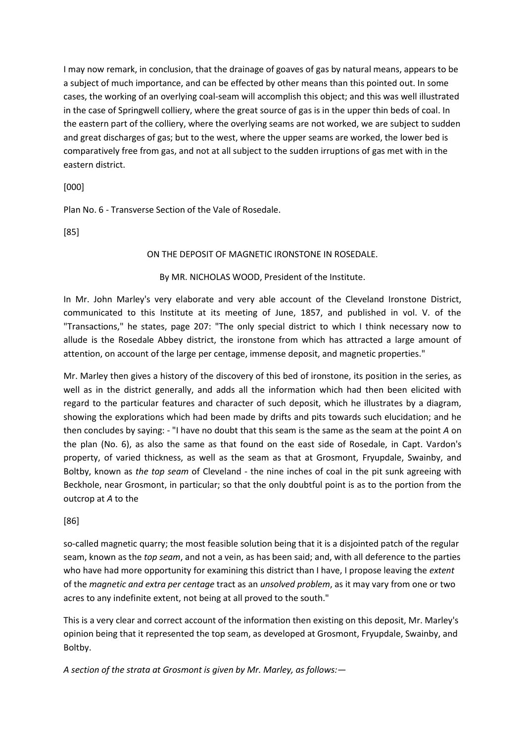I may now remark, in conclusion, that the drainage of goaves of gas by natural means, appears to be a subject of much importance, and can be effected by other means than this pointed out. In some cases, the working of an overlying coal-seam will accomplish this object; and this was well illustrated in the case of Springwell colliery, where the great source of gas is in the upper thin beds of coal. In the eastern part of the colliery, where the overlying seams are not worked, we are subject to sudden and great discharges of gas; but to the west, where the upper seams are worked, the lower bed is comparatively free from gas, and not at all subject to the sudden irruptions of gas met with in the eastern district.

[000]

Plan No. 6 - Transverse Section of the Vale of Rosedale.

[85]

## ON THE DEPOSIT OF MAGNETIC IRONSTONE IN ROSEDALE.

By MR. NICHOLAS WOOD, President of the Institute.

In Mr. John Marley's very elaborate and very able account of the Cleveland Ironstone District, communicated to this Institute at its meeting of June, 1857, and published in vol. V. of the "Transactions," he states, page 207: "The only special district to which I think necessary now to allude is the Rosedale Abbey district, the ironstone from which has attracted a large amount of attention, on account of the large per centage, immense deposit, and magnetic properties."

Mr. Marley then gives a history of the discovery of this bed of ironstone, its position in the series, as well as in the district generally, and adds all the information which had then been elicited with regard to the particular features and character of such deposit, which he illustrates by a diagram, showing the explorations which had been made by drifts and pits towards such elucidation; and he then concludes by saying: - "I have no doubt that this seam is the same as the seam at the point *A* on the plan (No. 6), as also the same as that found on the east side of Rosedale, in Capt. Vardon's property, of varied thickness, as well as the seam as that at Grosmont, Fryupdale, Swainby, and Boltby, known as *the top seam* of Cleveland - the nine inches of coal in the pit sunk agreeing with Beckhole, near Grosmont, in particular; so that the only doubtful point is as to the portion from the outcrop at *A* to the

[86]

so-called magnetic quarry; the most feasible solution being that it is a disjointed patch of the regular seam, known as the *top seam*, and not a vein, as has been said; and, with all deference to the parties who have had more opportunity for examining this district than I have, I propose leaving the *extent* of the *magnetic and extra per centage* tract as an *unsolved problem*, as it may vary from one or two acres to any indefinite extent, not being at all proved to the south."

This is a very clear and correct account of the information then existing on this deposit, Mr. Marley's opinion being that it represented the top seam, as developed at Grosmont, Fryupdale, Swainby, and Boltby.

*A section of the strata at Grosmont is given by Mr. Marley, as follows:—*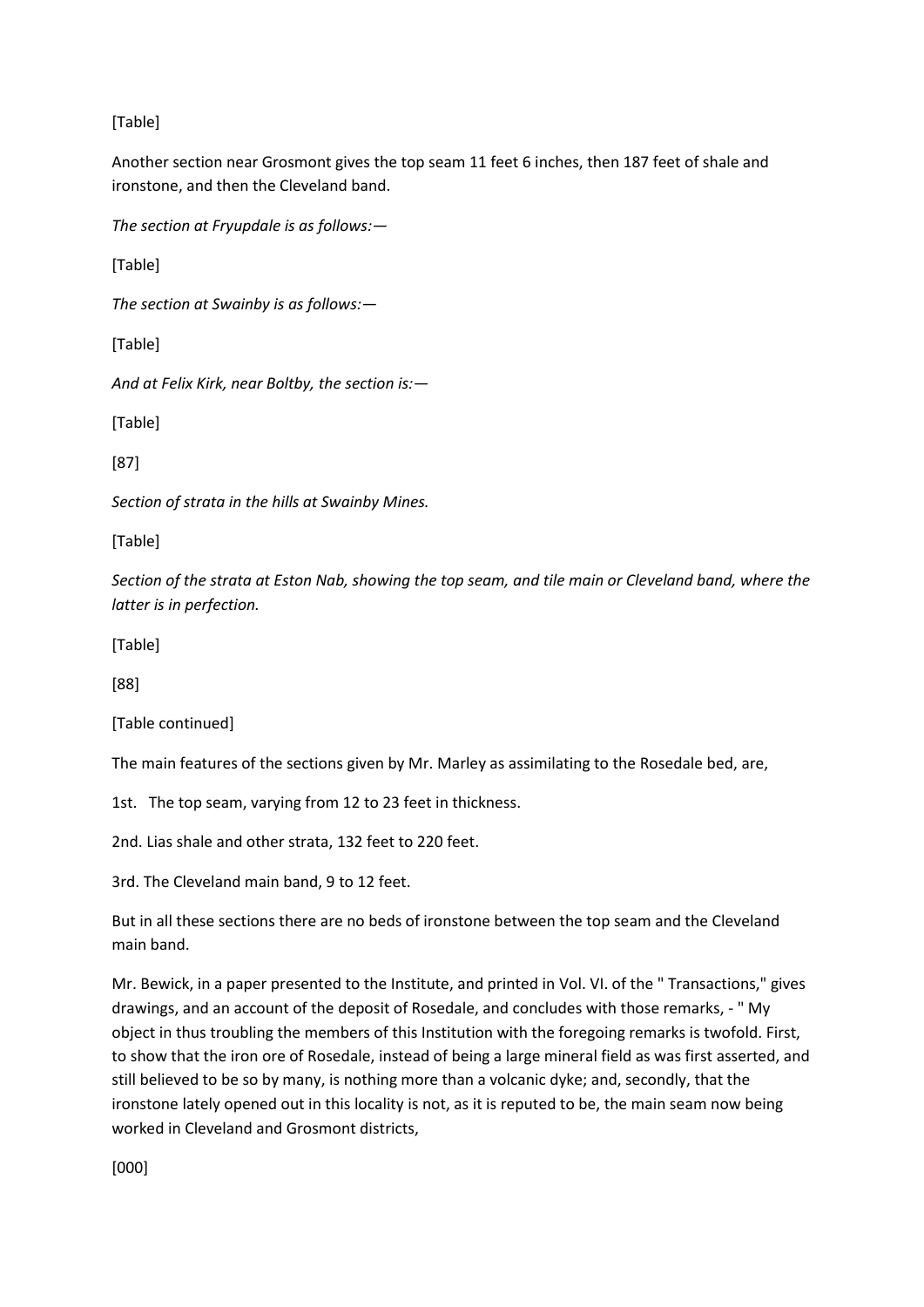[Table]

Another section near Grosmont gives the top seam 11 feet 6 inches, then 187 feet of shale and ironstone, and then the Cleveland band.

*The section at Fryupdale is as follows:—*

[Table]

*The section at Swainby is as follows:—*

[Table]

*And at Felix Kirk, near Boltby, the section is:—*

[Table]

[87]

*Section of strata in the hills at Swainby Mines.*

[Table]

*Section of the strata at Eston Nab, showing the top seam, and tile main or Cleveland band, where the latter is in perfection.*

[Table]

[88]

[Table continued]

The main features of the sections given by Mr. Marley as assimilating to the Rosedale bed, are,

1st. The top seam, varying from 12 to 23 feet in thickness.

2nd. Lias shale and other strata, 132 feet to 220 feet.

3rd. The Cleveland main band, 9 to 12 feet.

But in all these sections there are no beds of ironstone between the top seam and the Cleveland main band.

Mr. Bewick, in a paper presented to the Institute, and printed in Vol. VI. of the " Transactions," gives drawings, and an account of the deposit of Rosedale, and concludes with those remarks, - " My object in thus troubling the members of this Institution with the foregoing remarks is twofold. First, to show that the iron ore of Rosedale, instead of being a large mineral field as was first asserted, and still believed to be so by many, is nothing more than a volcanic dyke; and, secondly, that the ironstone lately opened out in this locality is not, as it is reputed to be, the main seam now being worked in Cleveland and Grosmont districts,

[000]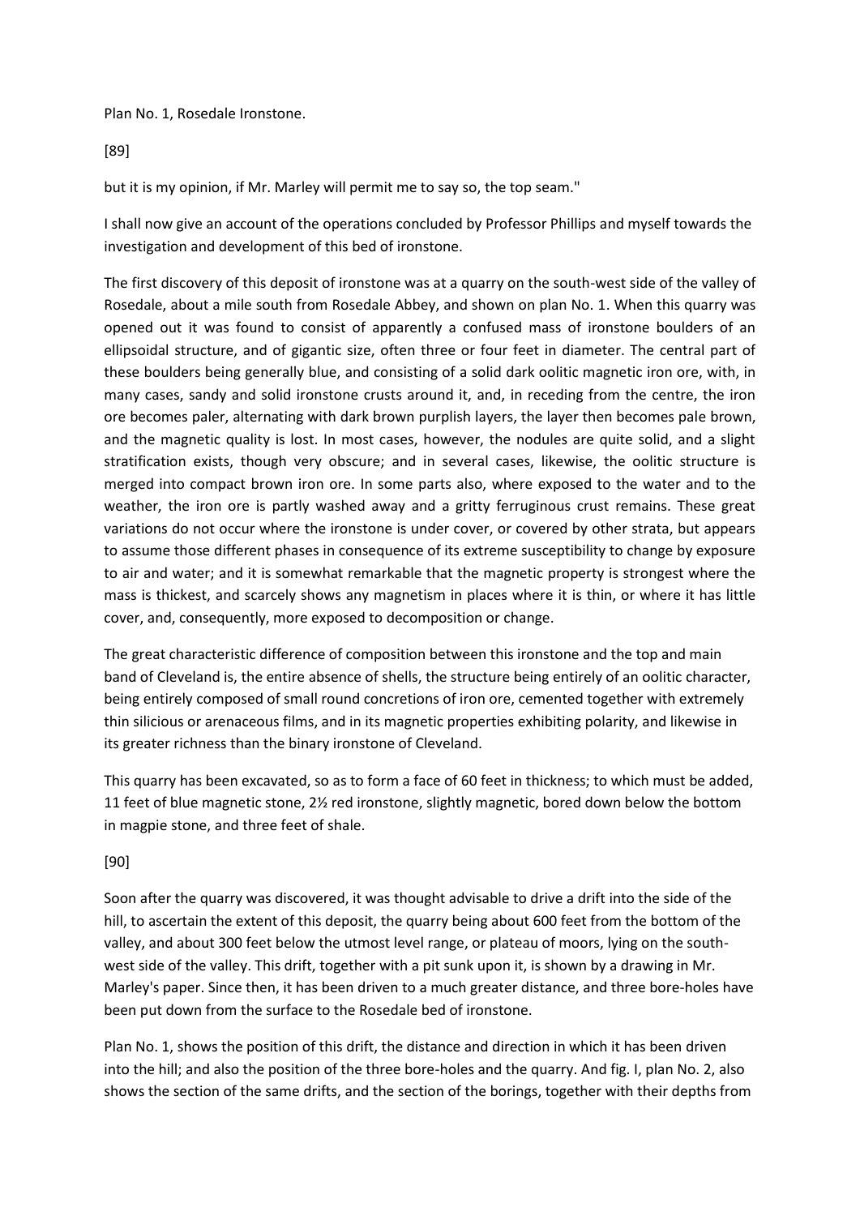Plan No. 1, Rosedale Ironstone.

[89]

but it is my opinion, if Mr. Marley will permit me to say so, the top seam."

I shall now give an account of the operations concluded by Professor Phillips and myself towards the investigation and development of this bed of ironstone.

The first discovery of this deposit of ironstone was at a quarry on the south-west side of the valley of Rosedale, about a mile south from Rosedale Abbey, and shown on plan No. 1. When this quarry was opened out it was found to consist of apparently a confused mass of ironstone boulders of an ellipsoidal structure, and of gigantic size, often three or four feet in diameter. The central part of these boulders being generally blue, and consisting of a solid dark oolitic magnetic iron ore, with, in many cases, sandy and solid ironstone crusts around it, and, in receding from the centre, the iron ore becomes paler, alternating with dark brown purplish layers, the layer then becomes pale brown, and the magnetic quality is lost. In most cases, however, the nodules are quite solid, and a slight stratification exists, though very obscure; and in several cases, likewise, the oolitic structure is merged into compact brown iron ore. In some parts also, where exposed to the water and to the weather, the iron ore is partly washed away and a gritty ferruginous crust remains. These great variations do not occur where the ironstone is under cover, or covered by other strata, but appears to assume those different phases in consequence of its extreme susceptibility to change by exposure to air and water; and it is somewhat remarkable that the magnetic property is strongest where the mass is thickest, and scarcely shows any magnetism in places where it is thin, or where it has little cover, and, consequently, more exposed to decomposition or change.

The great characteristic difference of composition between this ironstone and the top and main band of Cleveland is, the entire absence of shells, the structure being entirely of an oolitic character, being entirely composed of small round concretions of iron ore, cemented together with extremely thin silicious or arenaceous films, and in its magnetic properties exhibiting polarity, and likewise in its greater richness than the binary ironstone of Cleveland.

This quarry has been excavated, so as to form a face of 60 feet in thickness; to which must be added, 11 feet of blue magnetic stone, 2½ red ironstone, slightly magnetic, bored down below the bottom in magpie stone, and three feet of shale.

[90]

Soon after the quarry was discovered, it was thought advisable to drive a drift into the side of the hill, to ascertain the extent of this deposit, the quarry being about 600 feet from the bottom of the valley, and about 300 feet below the utmost level range, or plateau of moors, lying on the south-west side of the valley. This drift, together with a pit sunk upon it, is shown by a drawing in Mr. Marley's paper. Since then, it has been driven to a much greater distance, and three bore-holes have been put down from the surface to the Rosedale bed of ironstone.

Plan No. 1, shows the position of this drift, the distance and direction in which it has been driven into the hill; and also the position of the three bore-holes and the quarry. And fig. I, plan No. 2, also shows the section of the same drifts, and the section of the borings, together with their depths from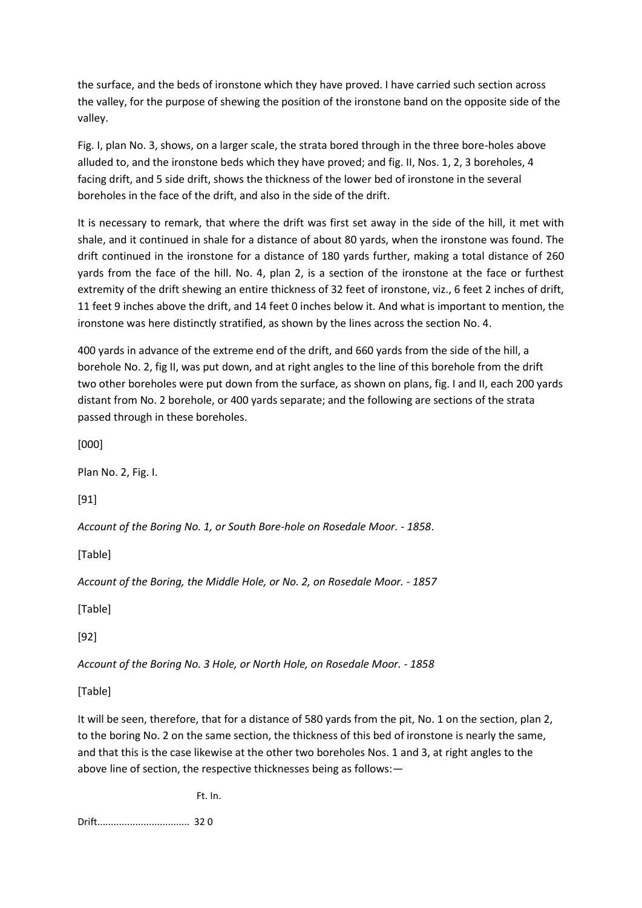the surface, and the beds of ironstone which they have proved. I have carried such section across the valley, for the purpose of shewing the position of the ironstone band on the opposite side of the valley.

Fig. I, plan No. 3, shows, on a larger scale, the strata bored through in the three bore-holes above alluded to, and the ironstone beds which they have proved; and fig. II, Nos. 1, 2, 3 boreholes, 4 facing drift, and 5 side drift, shows the thickness of the lower bed of ironstone in the several boreholes in the face of the drift, and also in the side of the drift.

It is necessary to remark, that where the drift was first set away in the side of the hill, it met with shale, and it continued in shale for a distance of about 80 yards, when the ironstone was found. The drift continued in the ironstone for a distance of 180 yards further, making a total distance of 260 yards from the face of the hill. No. 4, plan 2, is a section of the ironstone at the face or furthest extremity of the drift shewing an entire thickness of 32 feet of ironstone, viz., 6 feet 2 inches of drift, 11 feet 9 inches above the drift, and 14 feet 0 inches below it. And what is important to mention, the ironstone was here distinctly stratified, as shown by the lines across the section No. 4.

400 yards in advance of the extreme end of the drift, and 660 yards from the side of the hill, a borehole No. 2, fig II, was put down, and at right angles to the line of this borehole from the drift two other boreholes were put down from the surface, as shown on plans, fig. I and II, each 200 yards distant from No. 2 borehole, or 400 yards separate; and the following are sections of the strata passed through in these boreholes.

[000]

Plan No. 2, Fig. I.

[91]

*Account of the Boring No. 1, or South Bore-hole on Rosedale Moor. - 1858*.

[Table]

*Account of the Boring, the Middle Hole, or No. 2, on Rosedale Moor. - 1857*

[Table]

[92]

*Account of the Boring No. 3 Hole, or North Hole, on Rosedale Moor. - 1858*

[Table]

It will be seen, therefore, that for a distance of 580 yards from the pit, No. 1 on the section, plan 2, to the boring No. 2 on the same section, the thickness of this bed of ironstone is nearly the same, and that this is the case likewise at the other two boreholes Nos. 1 and 3, at right angles to the above line of section, the respective thicknesses being as follows:—

| | Ft. In. |
|---|---|
| Drift................................. | 32 0 |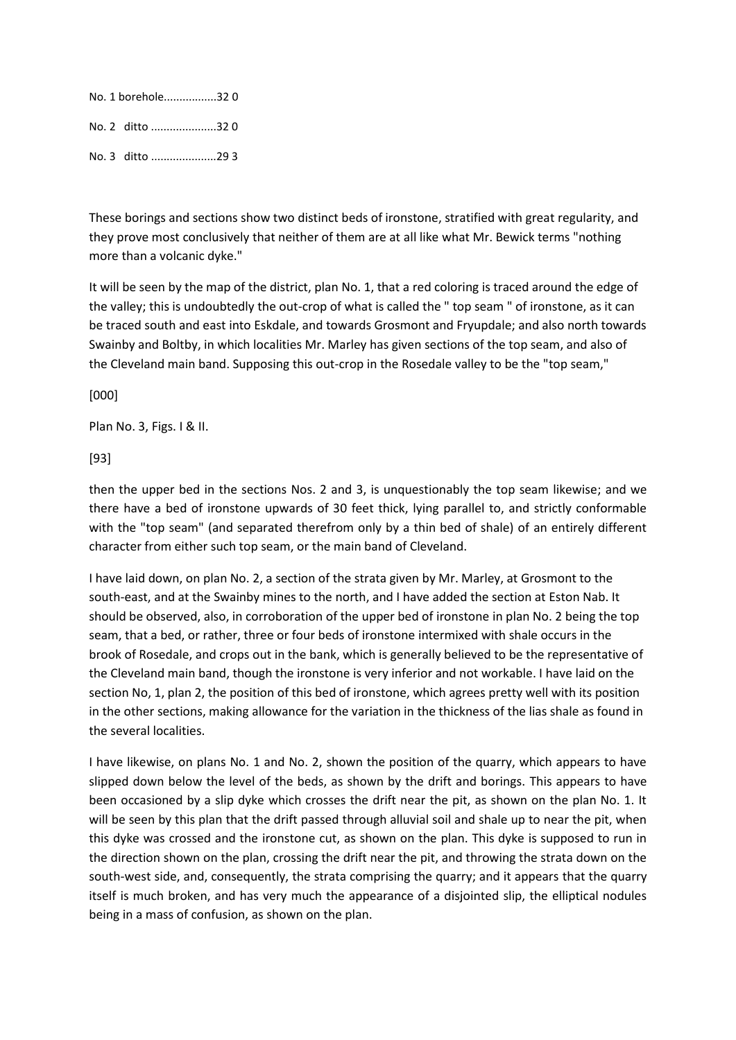No. 1 borehole.................32 0

No. 2 ditto .....................32 0

No. 3 ditto .....................29 3

These borings and sections show two distinct beds of ironstone, stratified with great regularity, and they prove most conclusively that neither of them are at all like what Mr. Bewick terms "nothing more than a volcanic dyke."

It will be seen by the map of the district, plan No. 1, that a red coloring is traced around the edge of the valley; this is undoubtedly the out-crop of what is called the " top seam " of ironstone, as it can be traced south and east into Eskdale, and towards Grosmont and Fryupdale; and also north towards Swainby and Boltby, in which localities Mr. Marley has given sections of the top seam, and also of the Cleveland main band. Supposing this out-crop in the Rosedale valley to be the "top seam,"

[000]

Plan No. 3, Figs. I & II.

[93]

then the upper bed in the sections Nos. 2 and 3, is unquestionably the top seam likewise; and we there have a bed of ironstone upwards of 30 feet thick, lying parallel to, and strictly conformable with the "top seam" (and separated therefrom only by a thin bed of shale) of an entirely different character from either such top seam, or the main band of Cleveland.

I have laid down, on plan No. 2, a section of the strata given by Mr. Marley, at Grosmont to the south-east, and at the Swainby mines to the north, and I have added the section at Eston Nab. It should be observed, also, in corroboration of the upper bed of ironstone in plan No. 2 being the top seam, that a bed, or rather, three or four beds of ironstone intermixed with shale occurs in the brook of Rosedale, and crops out in the bank, which is generally believed to be the representative of the Cleveland main band, though the ironstone is very inferior and not workable. I have laid on the section No, 1, plan 2, the position of this bed of ironstone, which agrees pretty well with its position in the other sections, making allowance for the variation in the thickness of the lias shale as found in the several localities.

I have likewise, on plans No. 1 and No. 2, shown the position of the quarry, which appears to have slipped down below the level of the beds, as shown by the drift and borings. This appears to have been occasioned by a slip dyke which crosses the drift near the pit, as shown on the plan No. 1. It will be seen by this plan that the drift passed through alluvial soil and shale up to near the pit, when this dyke was crossed and the ironstone cut, as shown on the plan. This dyke is supposed to run in the direction shown on the plan, crossing the drift near the pit, and throwing the strata down on the south-west side, and, consequently, the strata comprising the quarry; and it appears that the quarry itself is much broken, and has very much the appearance of a disjointed slip, the elliptical nodules being in a mass of confusion, as shown on the plan.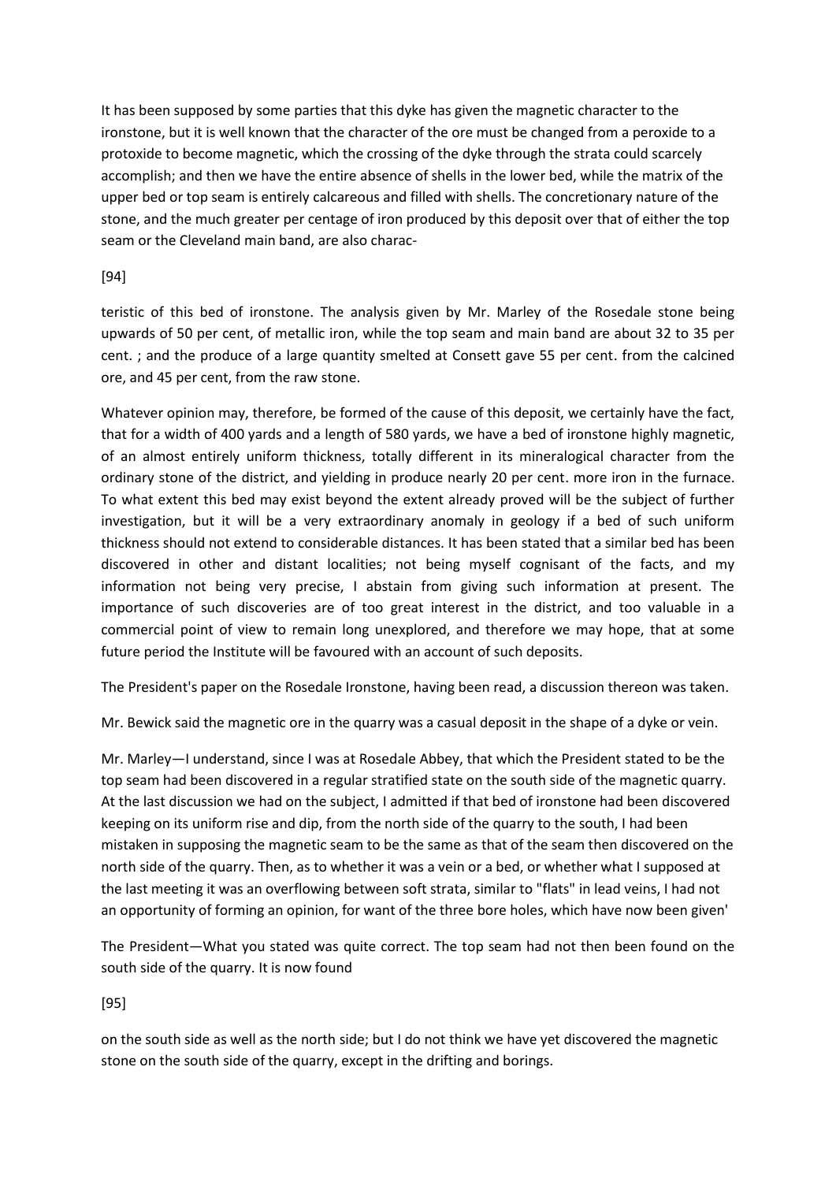It has been supposed by some parties that this dyke has given the magnetic character to the ironstone, but it is well known that the character of the ore must be changed from a peroxide to a protoxide to become magnetic, which the crossing of the dyke through the strata could scarcely accomplish; and then we have the entire absence of shells in the lower bed, while the matrix of the upper bed or top seam is entirely calcareous and filled with shells. The concretionary nature of the stone, and the much greater per centage of iron produced by this deposit over that of either the top seam or the Cleveland main band, are also charac-

[94]

teristic of this bed of ironstone. The analysis given by Mr. Marley of the Rosedale stone being upwards of 50 per cent, of metallic iron, while the top seam and main band are about 32 to 35 per cent. ; and the produce of a large quantity smelted at Consett gave 55 per cent. from the calcined ore, and 45 per cent, from the raw stone.

Whatever opinion may, therefore, be formed of the cause of this deposit, we certainly have the fact, that for a width of 400 yards and a length of 580 yards, we have a bed of ironstone highly magnetic, of an almost entirely uniform thickness, totally different in its mineralogical character from the ordinary stone of the district, and yielding in produce nearly 20 per cent. more iron in the furnace. To what extent this bed may exist beyond the extent already proved will be the subject of further investigation, but it will be a very extraordinary anomaly in geology if a bed of such uniform thickness should not extend to considerable distances. It has been stated that a similar bed has been discovered in other and distant localities; not being myself cognisant of the facts, and my information not being very precise, I abstain from giving such information at present. The importance of such discoveries are of too great interest in the district, and too valuable in a commercial point of view to remain long unexplored, and therefore we may hope, that at some future period the Institute will be favoured with an account of such deposits.

The President's paper on the Rosedale Ironstone, having been read, a discussion thereon was taken.

Mr. Bewick said the magnetic ore in the quarry was a casual deposit in the shape of a dyke or vein.

Mr. Marley—I understand, since I was at Rosedale Abbey, that which the President stated to be the top seam had been discovered in a regular stratified state on the south side of the magnetic quarry. At the last discussion we had on the subject, I admitted if that bed of ironstone had been discovered keeping on its uniform rise and dip, from the north side of the quarry to the south, I had been mistaken in supposing the magnetic seam to be the same as that of the seam then discovered on the north side of the quarry. Then, as to whether it was a vein or a bed, or whether what I supposed at the last meeting it was an overflowing between soft strata, similar to "flats" in lead veins, I had not an opportunity of forming an opinion, for want of the three bore holes, which have now been given'

The President—What you stated was quite correct. The top seam had not then been found on the south side of the quarry. It is now found

[95]

on the south side as well as the north side; but I do not think we have yet discovered the magnetic stone on the south side of the quarry, except in the drifting and borings.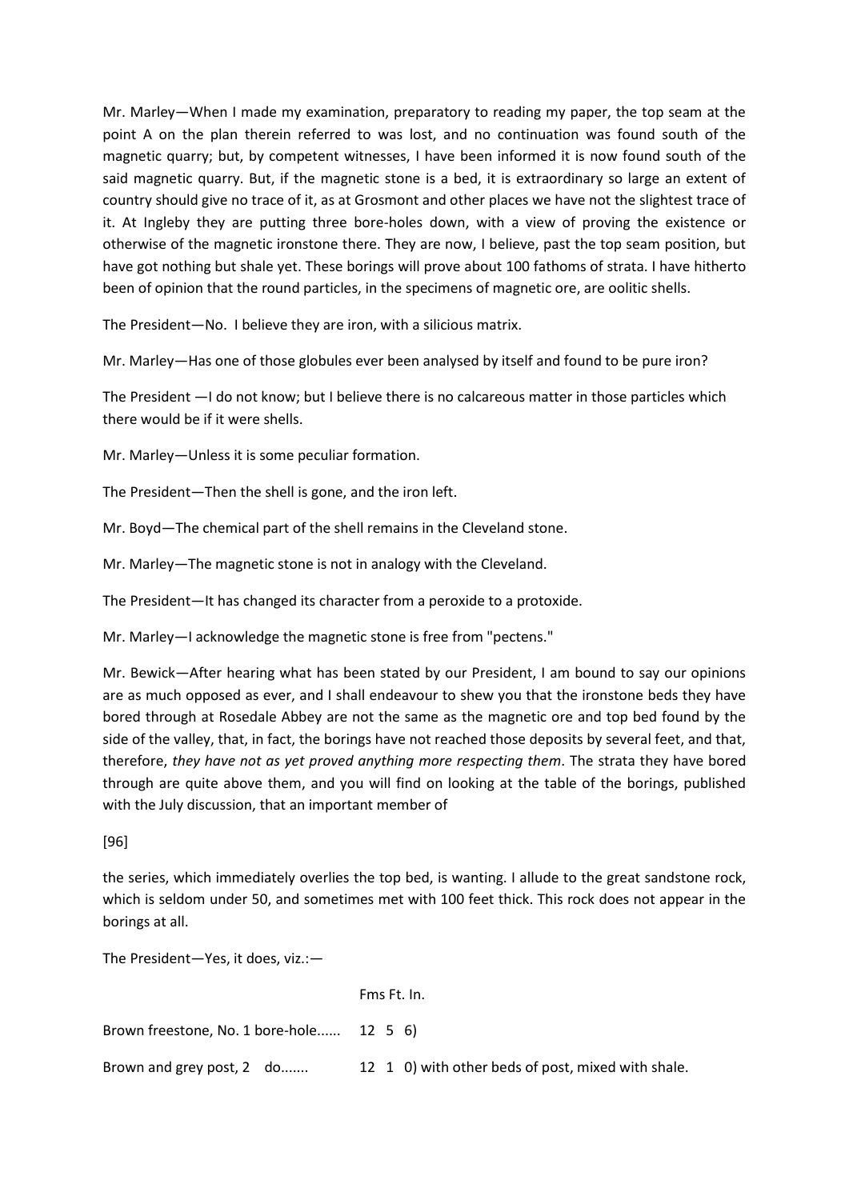Mr. Marley—When I made my examination, preparatory to reading my paper, the top seam at the point A on the plan therein referred to was lost, and no continuation was found south of the magnetic quarry; but, by competent witnesses, I have been informed it is now found south of the said magnetic quarry. But, if the magnetic stone is a bed, it is extraordinary so large an extent of country should give no trace of it, as at Grosmont and other places we have not the slightest trace of it. At Ingleby they are putting three bore-holes down, with a view of proving the existence or otherwise of the magnetic ironstone there. They are now, I believe, past the top seam position, but have got nothing but shale yet. These borings will prove about 100 fathoms of strata. I have hitherto been of opinion that the round particles, in the specimens of magnetic ore, are oolitic shells.

The President—No. I believe they are iron, with a silicious matrix.

Mr. Marley—Has one of those globules ever been analysed by itself and found to be pure iron?

The President —I do not know; but I believe there is no calcareous matter in those particles which there would be if it were shells.

Mr. Marley—Unless it is some peculiar formation.

The President—Then the shell is gone, and the iron left.

Mr. Boyd—The chemical part of the shell remains in the Cleveland stone.

Mr. Marley—The magnetic stone is not in analogy with the Cleveland.

The President—It has changed its character from a peroxide to a protoxide.

Mr. Marley—I acknowledge the magnetic stone is free from "pectens."

Mr. Bewick—After hearing what has been stated by our President, I am bound to say our opinions are as much opposed as ever, and I shall endeavour to shew you that the ironstone beds they have bored through at Rosedale Abbey are not the same as the magnetic ore and top bed found by the side of the valley, that, in fact, the borings have not reached those deposits by several feet, and that, therefore, *they have not as yet proved anything more respecting them*. The strata they have bored through are quite above them, and you will find on looking at the table of the borings, published with the July discussion, that an important member of

[96]

the series, which immediately overlies the top bed, is wanting. I allude to the great sandstone rock, which is seldom under 50, and sometimes met with 100 feet thick. This rock does not appear in the borings at all.

The President—Yes, it does, viz.:—

| | Fms | Ft. | In. | |
|---|---|---|---|---|
| Brown freestone, No. 1 bore-hole...... | 12 | 5 | 6) | |
| Brown and grey post, 2 do....... | 12 | 1 | 0) | with other beds of post, mixed with shale. |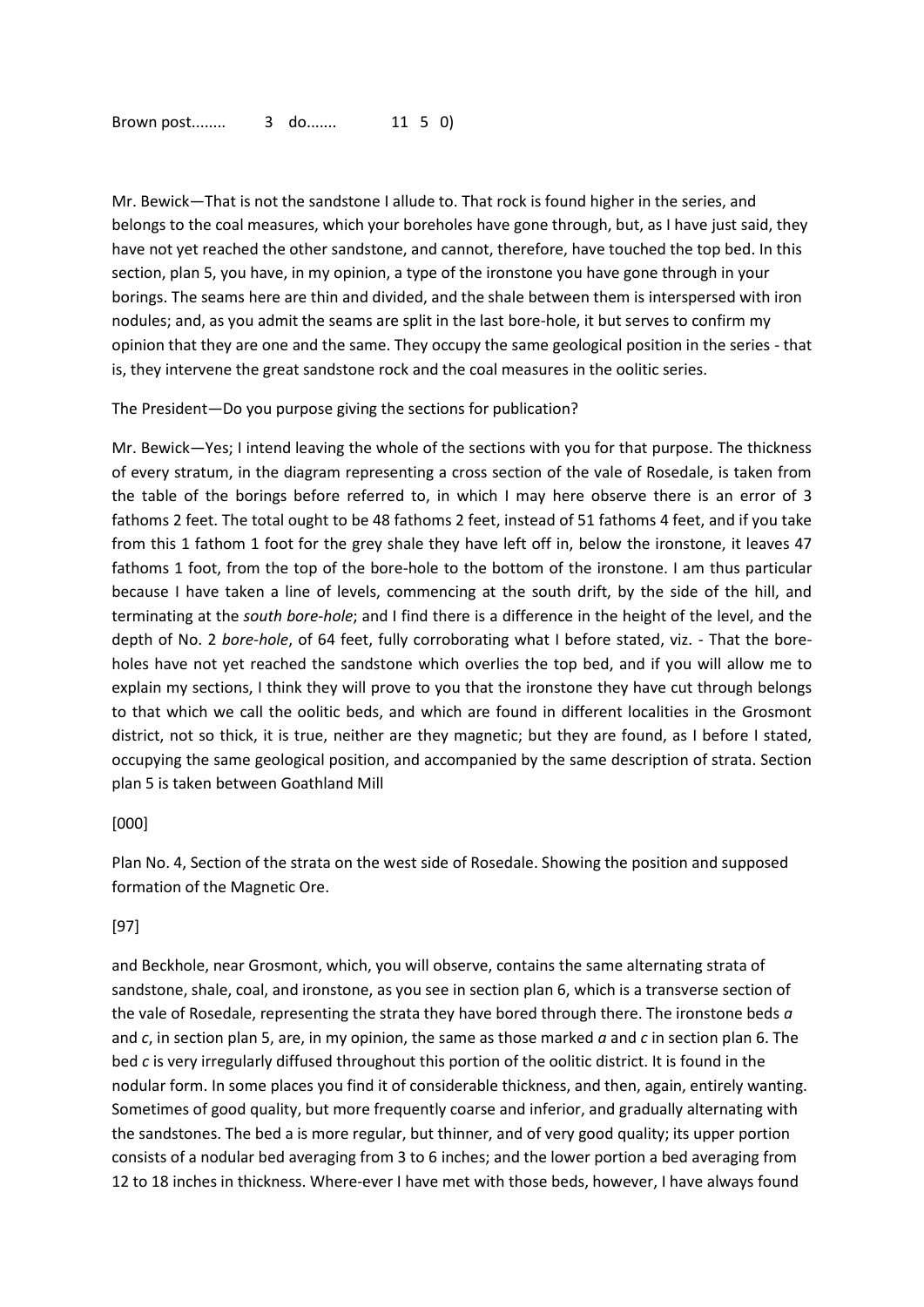Brown post........ 3 do....... 11 5 0)

Mr. Bewick—That is not the sandstone I allude to. That rock is found higher in the series, and belongs to the coal measures, which your boreholes have gone through, but, as I have just said, they have not yet reached the other sandstone, and cannot, therefore, have touched the top bed. In this section, plan 5, you have, in my opinion, a type of the ironstone you have gone through in your borings. The seams here are thin and divided, and the shale between them is interspersed with iron nodules; and, as you admit the seams are split in the last bore-hole, it but serves to confirm my opinion that they are one and the same. They occupy the same geological position in the series - that is, they intervene the great sandstone rock and the coal measures in the oolitic series.

The President—Do you purpose giving the sections for publication?

Mr. Bewick—Yes; I intend leaving the whole of the sections with you for that purpose. The thickness of every stratum, in the diagram representing a cross section of the vale of Rosedale, is taken from the table of the borings before referred to, in which I may here observe there is an error of 3 fathoms 2 feet. The total ought to be 48 fathoms 2 feet, instead of 51 fathoms 4 feet, and if you take from this 1 fathom 1 foot for the grey shale they have left off in, below the ironstone, it leaves 47 fathoms 1 foot, from the top of the bore-hole to the bottom of the ironstone. I am thus particular because I have taken a line of levels, commencing at the south drift, by the side of the hill, and terminating at the *south bore-hole*; and I find there is a difference in the height of the level, and the depth of No. 2 *bore-hole*, of 64 feet, fully corroborating what I before stated, viz. - That the bore-holes have not yet reached the sandstone which overlies the top bed, and if you will allow me to explain my sections, I think they will prove to you that the ironstone they have cut through belongs to that which we call the oolitic beds, and which are found in different localities in the Grosmont district, not so thick, it is true, neither are they magnetic; but they are found, as I before I stated, occupying the same geological position, and accompanied by the same description of strata. Section plan 5 is taken between Goathland Mill

[000]

Plan No. 4, Section of the strata on the west side of Rosedale. Showing the position and supposed formation of the Magnetic Ore.

[97]

and Beckhole, near Grosmont, which, you will observe, contains the same alternating strata of sandstone, shale, coal, and ironstone, as you see in section plan 6, which is a transverse section of the vale of Rosedale, representing the strata they have bored through there. The ironstone beds *a* and *c*, in section plan 5, are, in my opinion, the same as those marked *a* and *c* in section plan 6. The bed *c* is very irregularly diffused throughout this portion of the oolitic district. It is found in the nodular form. In some places you find it of considerable thickness, and then, again, entirely wanting. Sometimes of good quality, but more frequently coarse and inferior, and gradually alternating with the sandstones. The bed a is more regular, but thinner, and of very good quality; its upper portion consists of a nodular bed averaging from 3 to 6 inches; and the lower portion a bed averaging from 12 to 18 inches in thickness. Where-ever I have met with those beds, however, I have always found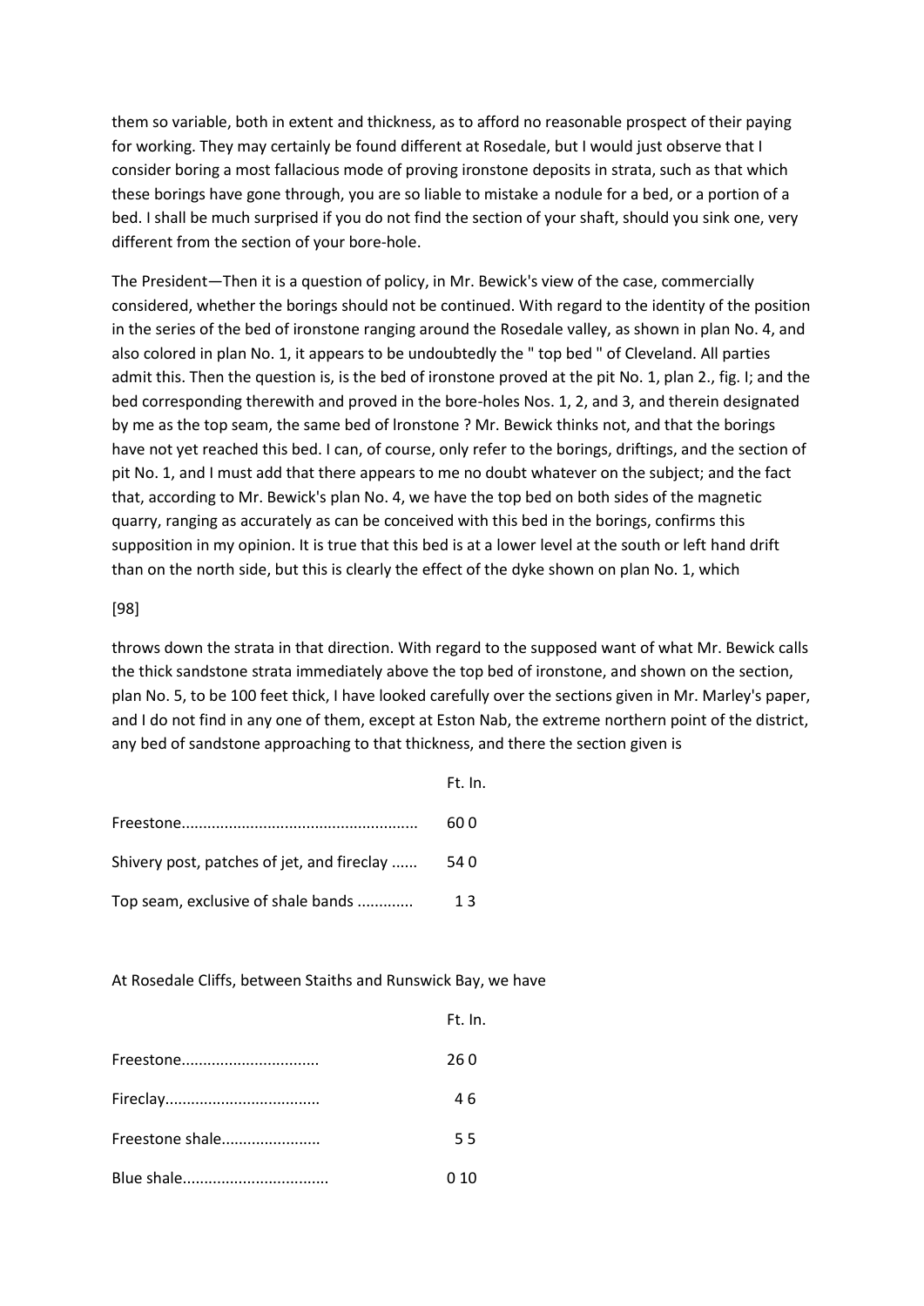them so variable, both in extent and thickness, as to afford no reasonable prospect of their paying for working. They may certainly be found different at Rosedale, but I would just observe that I consider boring a most fallacious mode of proving ironstone deposits in strata, such as that which these borings have gone through, you are so liable to mistake a nodule for a bed, or a portion of a bed. I shall be much surprised if you do not find the section of your shaft, should you sink one, very different from the section of your bore-hole.

The President—Then it is a question of policy, in Mr. Bewick's view of the case, commercially considered, whether the borings should not be continued. With regard to the identity of the position in the series of the bed of ironstone ranging around the Rosedale valley, as shown in plan No. 4, and also colored in plan No. 1, it appears to be undoubtedly the " top bed " of Cleveland. All parties admit this. Then the question is, is the bed of ironstone proved at the pit No. 1, plan 2., fig. I; and the bed corresponding therewith and proved in the bore-holes Nos. 1, 2, and 3, and therein designated by me as the top seam, the same bed of lronstone ? Mr. Bewick thinks not, and that the borings have not yet reached this bed. I can, of course, only refer to the borings, driftings, and the section of pit No. 1, and I must add that there appears to me no doubt whatever on the subject; and the fact that, according to Mr. Bewick's plan No. 4, we have the top bed on both sides of the magnetic quarry, ranging as accurately as can be conceived with this bed in the borings, confirms this supposition in my opinion. It is true that this bed is at a lower level at the south or left hand drift than on the north side, but this is clearly the effect of the dyke shown on plan No. 1, which

[98]

throws down the strata in that direction. With regard to the supposed want of what Mr. Bewick calls the thick sandstone strata immediately above the top bed of ironstone, and shown on the section, plan No. 5, to be 100 feet thick, I have looked carefully over the sections given in Mr. Marley's paper, and I do not find in any one of them, except at Eston Nab, the extreme northern point of the district, any bed of sandstone approaching to that thickness, and there the section given is

| | Ft. In. |
|---|---|
| Freestone...................................................... | 60 0 |
| Shivery post, patches of jet, and fireclay ...... | 54 0 |
| Top seam, exclusive of shale bands ............ | 1 3 |

At Rosedale Cliffs, between Staiths and Runswick Bay, we have

| | Ft. In. |
|---|---|
| Freestone................................ | 26 0 |
| Fireclay.................................... | 4 6 |
| Freestone shale....................... | 5 5 |
| Blue shale................................. | 0 10 |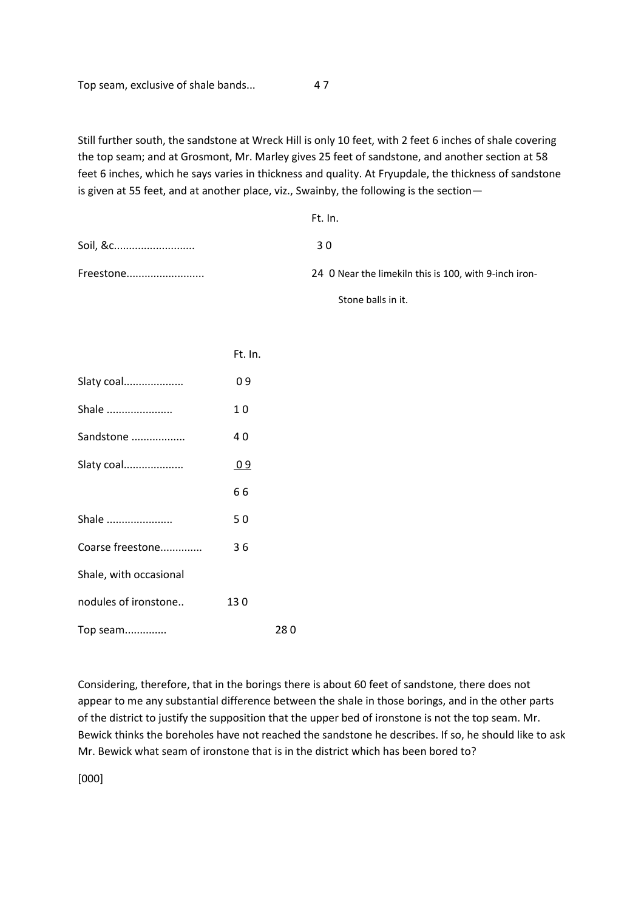| | |
|---|---|
| Top seam, exclusive of shale bands... | 4 7 |

Still further south, the sandstone at Wreck Hill is only 10 feet, with 2 feet 6 inches of shale covering the top seam; and at Grosmont, Mr. Marley gives 25 feet of sandstone, and another section at 58 feet 6 inches, which he says varies in thickness and quality. At Fryupdale, the thickness of sandstone is given at 55 feet, and at another place, viz., Swainby, the following is the section—

| | Ft. In. | |
|---|---|---|
| Soil, &c.......................... | 3 0 | |
| Freestone......................... | 24 0 | Near the limekiln this is 100, with 9-inch iron-Stone balls in it. |

| | Ft. In. | |
|---|---|---|
| Slaty coal................... | 0 9 | |
| Shale ..................... | 1 0 | |
| Sandstone ................. | 4 0 | |
| Slaty coal................... | 0 9 | |
| | 6 6 | |
| Shale ..................... | 5 0 | |
| Coarse freestone............. | 3 6 | |
| Shale, with occasional nodules of ironstone.. | 13 0 | |
| Top seam............. | | 28 0 |

Considering, therefore, that in the borings there is about 60 feet of sandstone, there does not appear to me any substantial difference between the shale in those borings, and in the other parts of the district to justify the supposition that the upper bed of ironstone is not the top seam. Mr. Bewick thinks the boreholes have not reached the sandstone he describes. If so, he should like to ask Mr. Bewick what seam of ironstone that is in the district which has been bored to?

[000]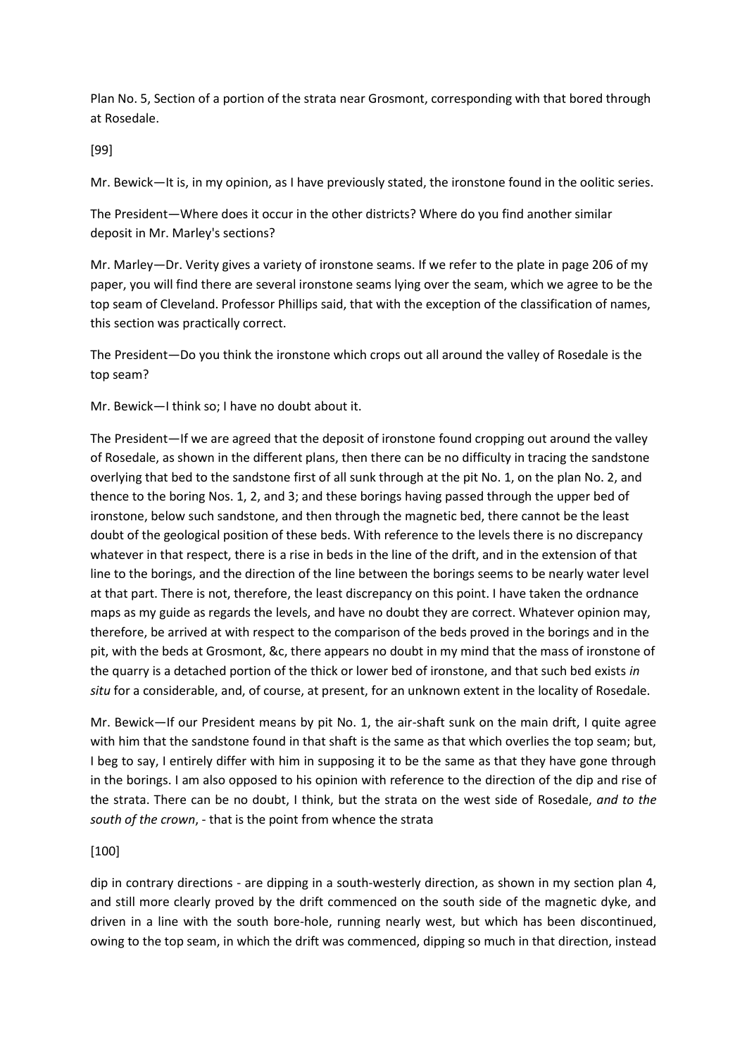Plan No. 5, Section of a portion of the strata near Grosmont, corresponding with that bored through at Rosedale.

[99]

Mr. Bewick—It is, in my opinion, as I have previously stated, the ironstone found in the oolitic series.

The President—Where does it occur in the other districts? Where do you find another similar deposit in Mr. Marley's sections?

Mr. Marley—Dr. Verity gives a variety of ironstone seams. If we refer to the plate in page 206 of my paper, you will find there are several ironstone seams lying over the seam, which we agree to be the top seam of Cleveland. Professor Phillips said, that with the exception of the classification of names, this section was practically correct.

The President—Do you think the ironstone which crops out all around the valley of Rosedale is the top seam?

Mr. Bewick—I think so; I have no doubt about it.

The President—If we are agreed that the deposit of ironstone found cropping out around the valley of Rosedale, as shown in the different plans, then there can be no difficulty in tracing the sandstone overlying that bed to the sandstone first of all sunk through at the pit No. 1, on the plan No. 2, and thence to the boring Nos. 1, 2, and 3; and these borings having passed through the upper bed of ironstone, below such sandstone, and then through the magnetic bed, there cannot be the least doubt of the geological position of these beds. With reference to the levels there is no discrepancy whatever in that respect, there is a rise in beds in the line of the drift, and in the extension of that line to the borings, and the direction of the line between the borings seems to be nearly water level at that part. There is not, therefore, the least discrepancy on this point. I have taken the ordnance maps as my guide as regards the levels, and have no doubt they are correct. Whatever opinion may, therefore, be arrived at with respect to the comparison of the beds proved in the borings and in the pit, with the beds at Grosmont, &c, there appears no doubt in my mind that the mass of ironstone of the quarry is a detached portion of the thick or lower bed of ironstone, and that such bed exists *in situ* for a considerable, and, of course, at present, for an unknown extent in the locality of Rosedale.

Mr. Bewick—If our President means by pit No. 1, the air-shaft sunk on the main drift, I quite agree with him that the sandstone found in that shaft is the same as that which overlies the top seam; but, I beg to say, I entirely differ with him in supposing it to be the same as that they have gone through in the borings. I am also opposed to his opinion with reference to the direction of the dip and rise of the strata. There can be no doubt, I think, but the strata on the west side of Rosedale, *and to the south of the crown*, - that is the point from whence the strata

[100]

dip in contrary directions - are dipping in a south-westerly direction, as shown in my section plan 4, and still more clearly proved by the drift commenced on the south side of the magnetic dyke, and driven in a line with the south bore-hole, running nearly west, but which has been discontinued, owing to the top seam, in which the drift was commenced, dipping so much in that direction, instead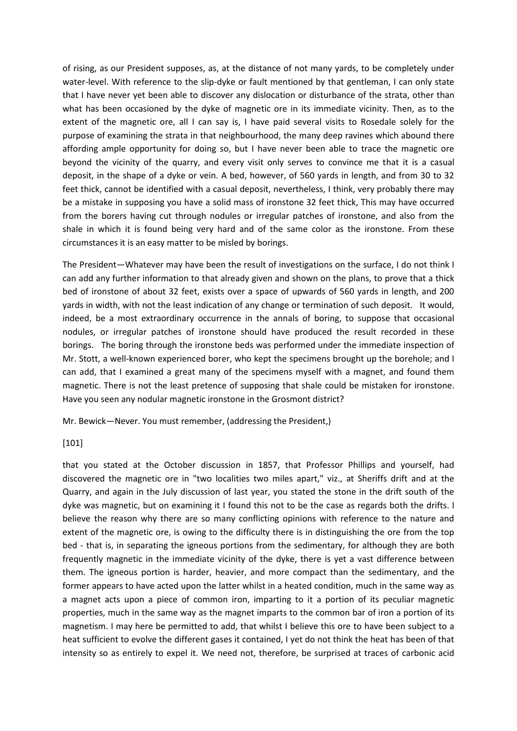of rising, as our President supposes, as, at the distance of not many yards, to be completely under water-level. With reference to the slip-dyke or fault mentioned by that gentleman, I can only state that I have never yet been able to discover any dislocation or disturbance of the strata, other than what has been occasioned by the dyke of magnetic ore in its immediate vicinity. Then, as to the extent of the magnetic ore, all I can say is, I have paid several visits to Rosedale solely for the purpose of examining the strata in that neighbourhood, the many deep ravines which abound there affording ample opportunity for doing so, but I have never been able to trace the magnetic ore beyond the vicinity of the quarry, and every visit only serves to convince me that it is a casual deposit, in the shape of a dyke or vein. A bed, however, of 560 yards in length, and from 30 to 32 feet thick, cannot be identified with a casual deposit, nevertheless, I think, very probably there may be a mistake in supposing you have a solid mass of ironstone 32 feet thick, This may have occurred from the borers having cut through nodules or irregular patches of ironstone, and also from the shale in which it is found being very hard and of the same color as the ironstone. From these circumstances it is an easy matter to be misled by borings.

The President—Whatever may have been the result of investigations on the surface, I do not think I can add any further information to that already given and shown on the plans, to prove that a thick bed of ironstone of about 32 feet, exists over a space of upwards of 560 yards in length, and 200 yards in width, with not the least indication of any change or termination of such deposit. It would, indeed, be a most extraordinary occurrence in the annals of boring, to suppose that occasional nodules, or irregular patches of ironstone should have produced the result recorded in these borings. The boring through the ironstone beds was performed under the immediate inspection of Mr. Stott, a well-known experienced borer, who kept the specimens brought up the borehole; and I can add, that I examined a great many of the specimens myself with a magnet, and found them magnetic. There is not the least pretence of supposing that shale could be mistaken for ironstone. Have you seen any nodular magnetic ironstone in the Grosmont district?

Mr. Bewick—Never. You must remember, (addressing the President,)

[101]

that you stated at the October discussion in 1857, that Professor Phillips and yourself, had discovered the magnetic ore in "two localities two miles apart," viz., at Sheriffs drift and at the Quarry, and again in the July discussion of last year, you stated the stone in the drift south of the dyke was magnetic, but on examining it I found this not to be the case as regards both the drifts. I believe the reason why there are so many conflicting opinions with reference to the nature and extent of the magnetic ore, is owing to the difficulty there is in distinguishing the ore from the top bed - that is, in separating the igneous portions from the sedimentary, for although they are both frequently magnetic in the immediate vicinity of the dyke, there is yet a vast difference between them. The igneous portion is harder, heavier, and more compact than the sedimentary, and the former appears to have acted upon the latter whilst in a heated condition, much in the same way as a magnet acts upon a piece of common iron, imparting to it a portion of its peculiar magnetic properties, much in the same way as the magnet imparts to the common bar of iron a portion of its magnetism. I may here be permitted to add, that whilst I believe this ore to have been subject to a heat sufficient to evolve the different gases it contained, I yet do not think the heat has been of that intensity so as entirely to expel it. We need not, therefore, be surprised at traces of carbonic acid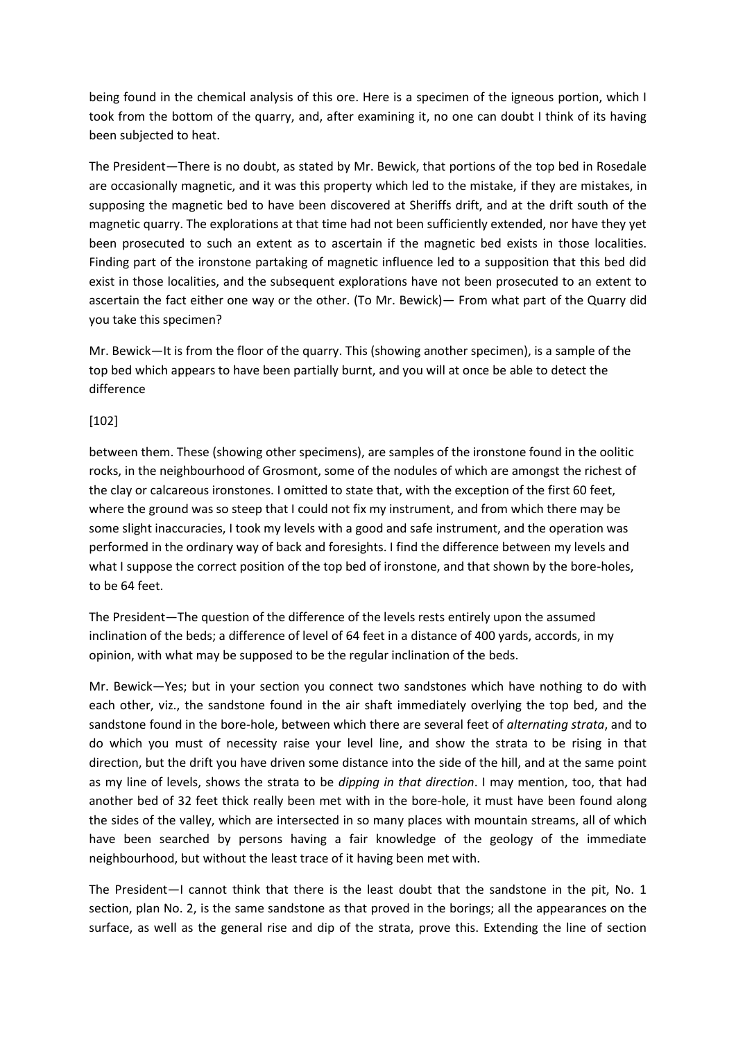being found in the chemical analysis of this ore. Here is a specimen of the igneous portion, which I took from the bottom of the quarry, and, after examining it, no one can doubt I think of its having been subjected to heat.

The President—There is no doubt, as stated by Mr. Bewick, that portions of the top bed in Rosedale are occasionally magnetic, and it was this property which led to the mistake, if they are mistakes, in supposing the magnetic bed to have been discovered at Sheriffs drift, and at the drift south of the magnetic quarry. The explorations at that time had not been sufficiently extended, nor have they yet been prosecuted to such an extent as to ascertain if the magnetic bed exists in those localities. Finding part of the ironstone partaking of magnetic influence led to a supposition that this bed did exist in those localities, and the subsequent explorations have not been prosecuted to an extent to ascertain the fact either one way or the other. (To Mr. Bewick)— From what part of the Quarry did you take this specimen?

Mr. Bewick—It is from the floor of the quarry. This (showing another specimen), is a sample of the top bed which appears to have been partially burnt, and you will at once be able to detect the difference

[102]

between them. These (showing other specimens), are samples of the ironstone found in the oolitic rocks, in the neighbourhood of Grosmont, some of the nodules of which are amongst the richest of the clay or calcareous ironstones. I omitted to state that, with the exception of the first 60 feet, where the ground was so steep that I could not fix my instrument, and from which there may be some slight inaccuracies, I took my levels with a good and safe instrument, and the operation was performed in the ordinary way of back and foresights. I find the difference between my levels and what I suppose the correct position of the top bed of ironstone, and that shown by the bore-holes, to be 64 feet.

The President—The question of the difference of the levels rests entirely upon the assumed inclination of the beds; a difference of level of 64 feet in a distance of 400 yards, accords, in my opinion, with what may be supposed to be the regular inclination of the beds.

Mr. Bewick—Yes; but in your section you connect two sandstones which have nothing to do with each other, viz., the sandstone found in the air shaft immediately overlying the top bed, and the sandstone found in the bore-hole, between which there are several feet of *alternating strata*, and to do which you must of necessity raise your level line, and show the strata to be rising in that direction, but the drift you have driven some distance into the side of the hill, and at the same point as my line of levels, shows the strata to be *dipping in that direction*. I may mention, too, that had another bed of 32 feet thick really been met with in the bore-hole, it must have been found along the sides of the valley, which are intersected in so many places with mountain streams, all of which have been searched by persons having a fair knowledge of the geology of the immediate neighbourhood, but without the least trace of it having been met with.

The President—I cannot think that there is the least doubt that the sandstone in the pit, No. 1 section, plan No. 2, is the same sandstone as that proved in the borings; all the appearances on the surface, as well as the general rise and dip of the strata, prove this. Extending the line of section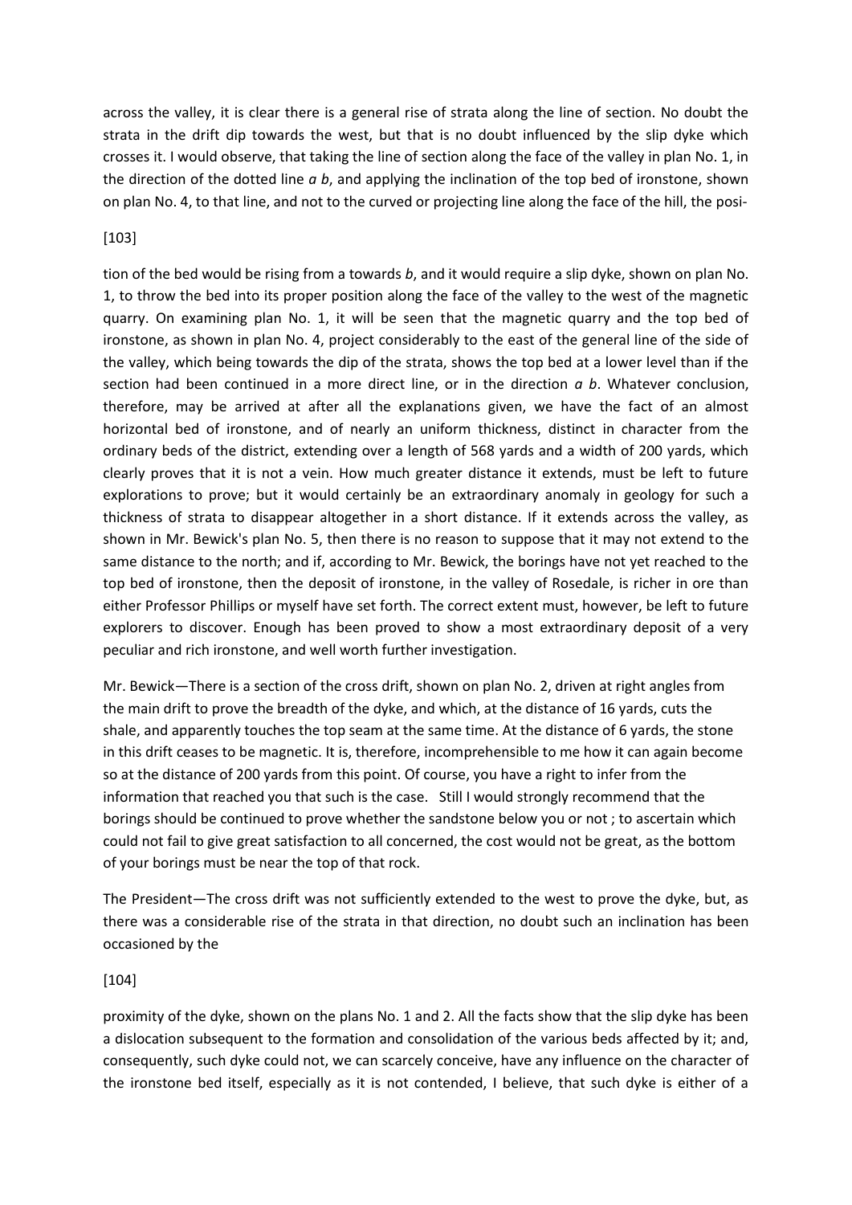across the valley, it is clear there is a general rise of strata along the line of section. No doubt the strata in the drift dip towards the west, but that is no doubt influenced by the slip dyke which crosses it. I would observe, that taking the line of section along the face of the valley in plan No. 1, in the direction of the dotted line *a b*, and applying the inclination of the top bed of ironstone, shown on plan No. 4, to that line, and not to the curved or projecting line along the face of the hill, the posi-

[103]

tion of the bed would be rising from a towards *b*, and it would require a slip dyke, shown on plan No. 1, to throw the bed into its proper position along the face of the valley to the west of the magnetic quarry. On examining plan No. 1, it will be seen that the magnetic quarry and the top bed of ironstone, as shown in plan No. 4, project considerably to the east of the general line of the side of the valley, which being towards the dip of the strata, shows the top bed at a lower level than if the section had been continued in a more direct line, or in the direction *a b*. Whatever conclusion, therefore, may be arrived at after all the explanations given, we have the fact of an almost horizontal bed of ironstone, and of nearly an uniform thickness, distinct in character from the ordinary beds of the district, extending over a length of 568 yards and a width of 200 yards, which clearly proves that it is not a vein. How much greater distance it extends, must be left to future explorations to prove; but it would certainly be an extraordinary anomaly in geology for such a thickness of strata to disappear altogether in a short distance. If it extends across the valley, as shown in Mr. Bewick's plan No. 5, then there is no reason to suppose that it may not extend to the same distance to the north; and if, according to Mr. Bewick, the borings have not yet reached to the top bed of ironstone, then the deposit of ironstone, in the valley of Rosedale, is richer in ore than either Professor Phillips or myself have set forth. The correct extent must, however, be left to future explorers to discover. Enough has been proved to show a most extraordinary deposit of a very peculiar and rich ironstone, and well worth further investigation.

Mr. Bewick—There is a section of the cross drift, shown on plan No. 2, driven at right angles from the main drift to prove the breadth of the dyke, and which, at the distance of 16 yards, cuts the shale, and apparently touches the top seam at the same time. At the distance of 6 yards, the stone in this drift ceases to be magnetic. It is, therefore, incomprehensible to me how it can again become so at the distance of 200 yards from this point. Of course, you have a right to infer from the information that reached you that such is the case. Still I would strongly recommend that the borings should be continued to prove whether the sandstone below you or not ; to ascertain which could not fail to give great satisfaction to all concerned, the cost would not be great, as the bottom of your borings must be near the top of that rock.

The President—The cross drift was not sufficiently extended to the west to prove the dyke, but, as there was a considerable rise of the strata in that direction, no doubt such an inclination has been occasioned by the

[104]

proximity of the dyke, shown on the plans No. 1 and 2. All the facts show that the slip dyke has been a dislocation subsequent to the formation and consolidation of the various beds affected by it; and, consequently, such dyke could not, we can scarcely conceive, have any influence on the character of the ironstone bed itself, especially as it is not contended, I believe, that such dyke is either of a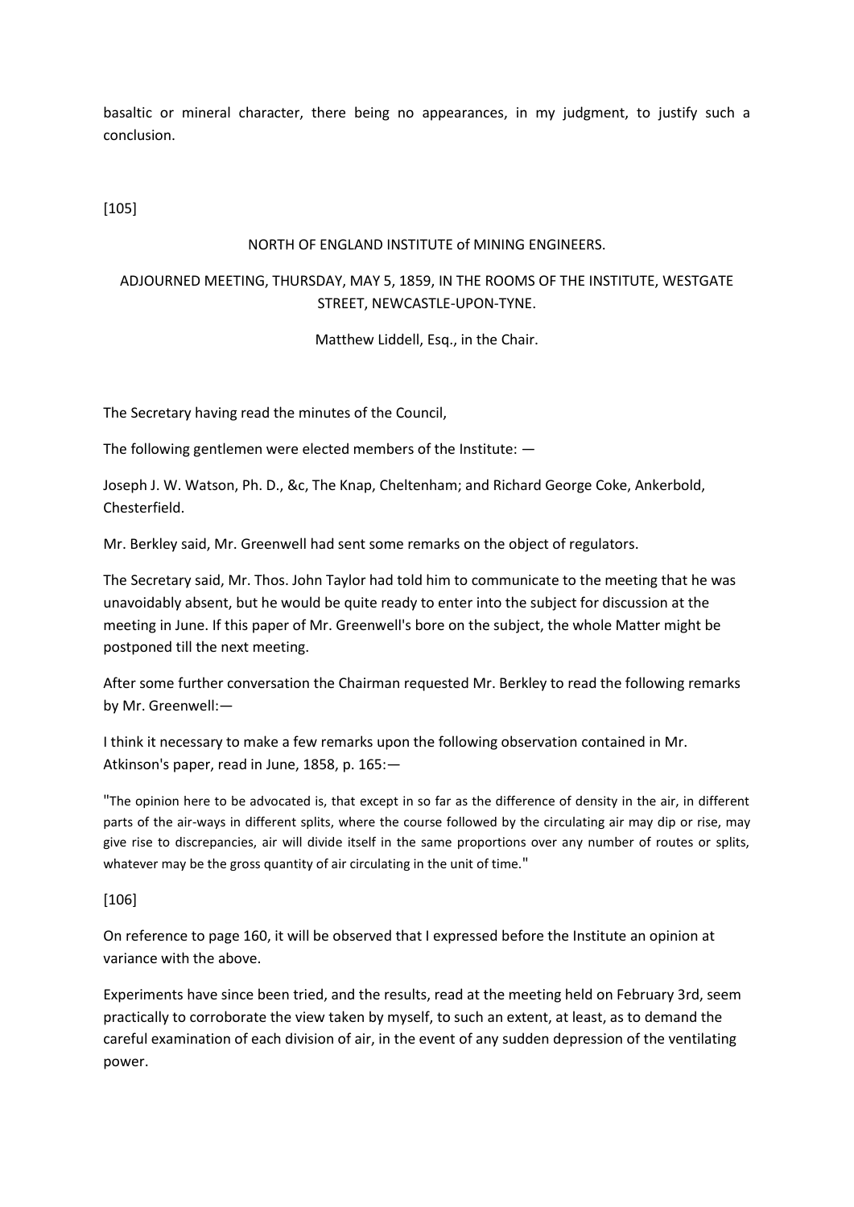basaltic or mineral character, there being no appearances, in my judgment, to justify such a conclusion.

[105]

## NORTH OF ENGLAND INSTITUTE of MINING ENGINEERS.

### ADJOURNED MEETING, THURSDAY, MAY 5, 1859, IN THE ROOMS OF THE INSTITUTE, WESTGATE STREET, NEWCASTLE-UPON-TYNE.

Matthew Liddell, Esq., in the Chair.

The Secretary having read the minutes of the Council,

The following gentlemen were elected members of the Institute: —

Joseph J. W. Watson, Ph. D., &c, The Knap, Cheltenham; and Richard George Coke, Ankerbold, Chesterfield.

Mr. Berkley said, Mr. Greenwell had sent some remarks on the object of regulators.

The Secretary said, Mr. Thos. John Taylor had told him to communicate to the meeting that he was unavoidably absent, but he would be quite ready to enter into the subject for discussion at the meeting in June. If this paper of Mr. Greenwell's bore on the subject, the whole Matter might be postponed till the next meeting.

After some further conversation the Chairman requested Mr. Berkley to read the following remarks by Mr. Greenwell:—

I think it necessary to make a few remarks upon the following observation contained in Mr. Atkinson's paper, read in June, 1858, p. 165:—

"The opinion here to be advocated is, that except in so far as the difference of density in the air, in different parts of the air-ways in different splits, where the course followed by the circulating air may dip or rise, may give rise to discrepancies, air will divide itself in the same proportions over any number of routes or splits, whatever may be the gross quantity of air circulating in the unit of time."

[106]

On reference to page 160, it will be observed that I expressed before the Institute an opinion at variance with the above.

Experiments have since been tried, and the results, read at the meeting held on February 3rd, seem practically to corroborate the view taken by myself, to such an extent, at least, as to demand the careful examination of each division of air, in the event of any sudden depression of the ventilating power.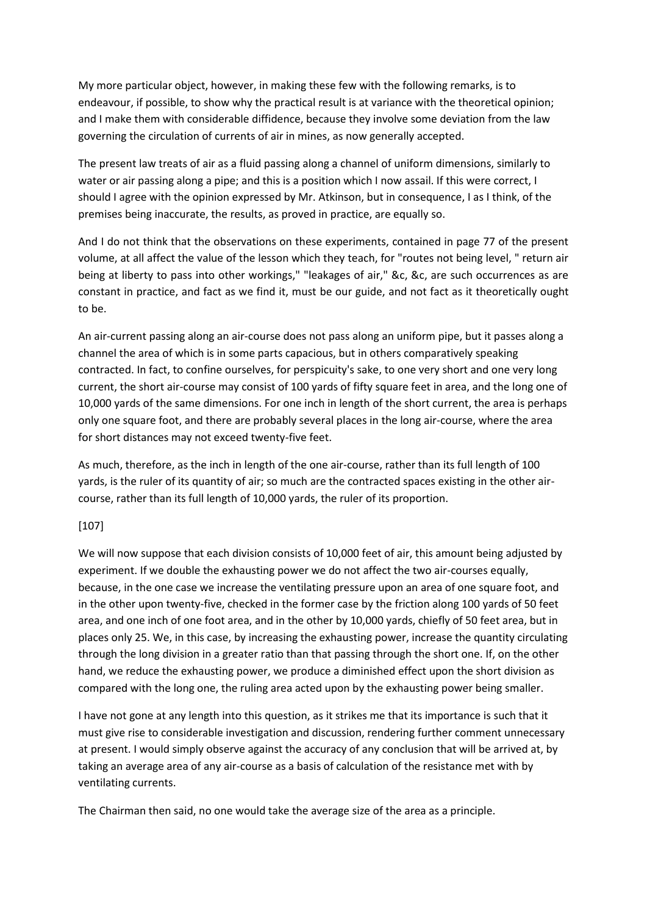My more particular object, however, in making these few with the following remarks, is to endeavour, if possible, to show why the practical result is at variance with the theoretical opinion; and I make them with considerable diffidence, because they involve some deviation from the law governing the circulation of currents of air in mines, as now generally accepted.

The present law treats of air as a fluid passing along a channel of uniform dimensions, similarly to water or air passing along a pipe; and this is a position which I now assail. If this were correct, I should I agree with the opinion expressed by Mr. Atkinson, but in consequence, I as I think, of the premises being inaccurate, the results, as proved in practice, are equally so.

And I do not think that the observations on these experiments, contained in page 77 of the present volume, at all affect the value of the lesson which they teach, for "routes not being level, " return air being at liberty to pass into other workings," "leakages of air," &c, &c, are such occurrences as are constant in practice, and fact as we find it, must be our guide, and not fact as it theoretically ought to be.

An air-current passing along an air-course does not pass along an uniform pipe, but it passes along a channel the area of which is in some parts capacious, but in others comparatively speaking contracted. In fact, to confine ourselves, for perspicuity's sake, to one very short and one very long current, the short air-course may consist of 100 yards of fifty square feet in area, and the long one of 10,000 yards of the same dimensions. For one inch in length of the short current, the area is perhaps only one square foot, and there are probably several places in the long air-course, where the area for short distances may not exceed twenty-five feet.

As much, therefore, as the inch in length of the one air-course, rather than its full length of 100 yards, is the ruler of its quantity of air; so much are the contracted spaces existing in the other air-course, rather than its full length of 10,000 yards, the ruler of its proportion.

[107]

We will now suppose that each division consists of 10,000 feet of air, this amount being adjusted by experiment. If we double the exhausting power we do not affect the two air-courses equally, because, in the one case we increase the ventilating pressure upon an area of one square foot, and in the other upon twenty-five, checked in the former case by the friction along 100 yards of 50 feet area, and one inch of one foot area, and in the other by 10,000 yards, chiefly of 50 feet area, but in places only 25. We, in this case, by increasing the exhausting power, increase the quantity circulating through the long division in a greater ratio than that passing through the short one. If, on the other hand, we reduce the exhausting power, we produce a diminished effect upon the short division as compared with the long one, the ruling area acted upon by the exhausting power being smaller.

I have not gone at any length into this question, as it strikes me that its importance is such that it must give rise to considerable investigation and discussion, rendering further comment unnecessary at present. I would simply observe against the accuracy of any conclusion that will be arrived at, by taking an average area of any air-course as a basis of calculation of the resistance met with by ventilating currents.

The Chairman then said, no one would take the average size of the area as a principle.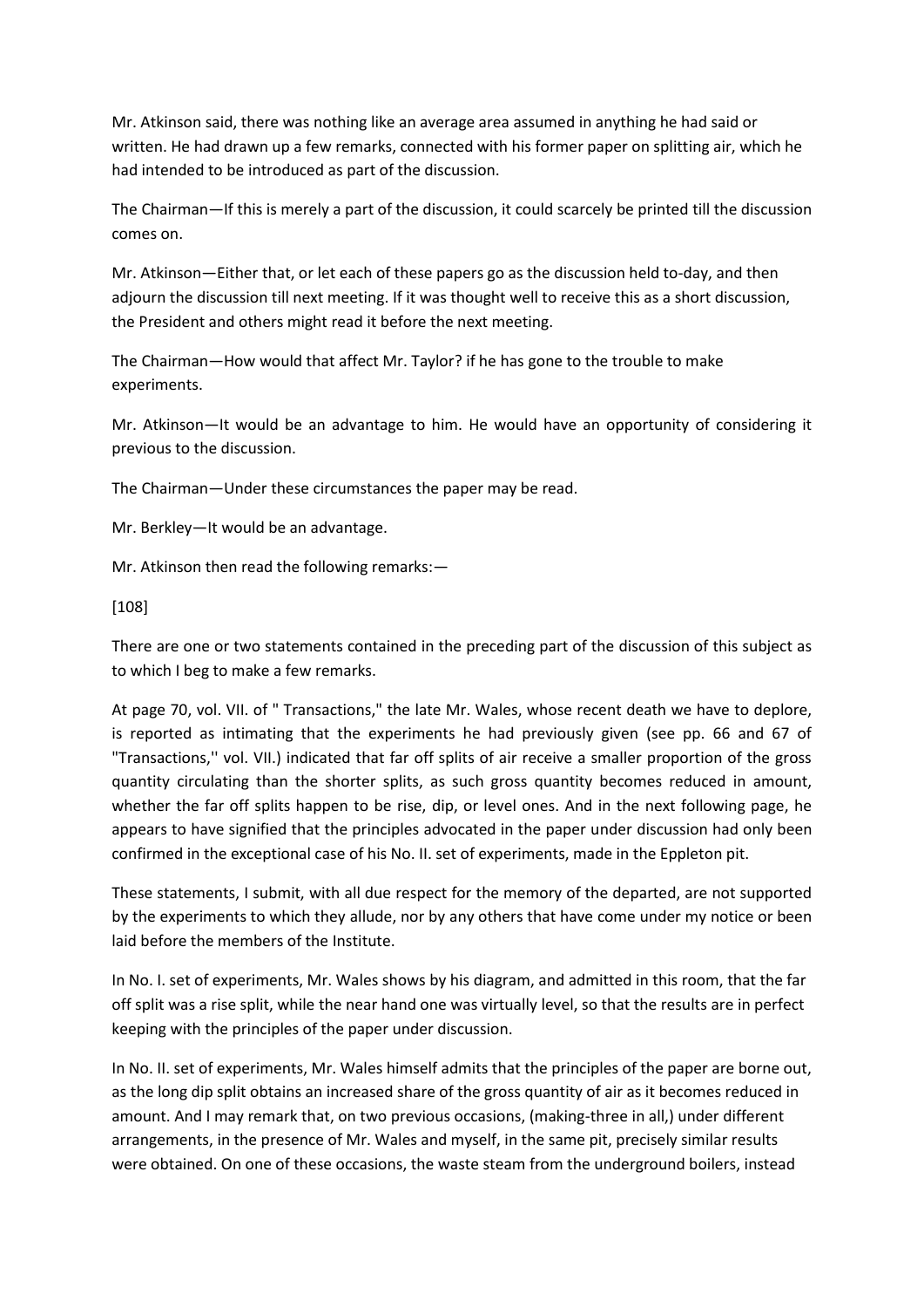Mr. Atkinson said, there was nothing like an average area assumed in anything he had said or written. He had drawn up a few remarks, connected with his former paper on splitting air, which he had intended to be introduced as part of the discussion.

The Chairman—If this is merely a part of the discussion, it could scarcely be printed till the discussion comes on.

Mr. Atkinson—Either that, or let each of these papers go as the discussion held to-day, and then adjourn the discussion till next meeting. If it was thought well to receive this as a short discussion, the President and others might read it before the next meeting.

The Chairman—How would that affect Mr. Taylor? if he has gone to the trouble to make experiments.

Mr. Atkinson—It would be an advantage to him. He would have an opportunity of considering it previous to the discussion.

The Chairman—Under these circumstances the paper may be read.

Mr. Berkley—It would be an advantage.

Mr. Atkinson then read the following remarks:—

[108]

There are one or two statements contained in the preceding part of the discussion of this subject as to which I beg to make a few remarks.

At page 70, vol. VII. of " Transactions," the late Mr. Wales, whose recent death we have to deplore, is reported as intimating that the experiments he had previously given (see pp. 66 and 67 of "Transactions,'' vol. VII.) indicated that far off splits of air receive a smaller proportion of the gross quantity circulating than the shorter splits, as such gross quantity becomes reduced in amount, whether the far off splits happen to be rise, dip, or level ones. And in the next following page, he appears to have signified that the principles advocated in the paper under discussion had only been confirmed in the exceptional case of his No. II. set of experiments, made in the Eppleton pit.

These statements, I submit, with all due respect for the memory of the departed, are not supported by the experiments to which they allude, nor by any others that have come under my notice or been laid before the members of the Institute.

In No. I. set of experiments, Mr. Wales shows by his diagram, and admitted in this room, that the far off split was a rise split, while the near hand one was virtually level, so that the results are in perfect keeping with the principles of the paper under discussion.

In No. II. set of experiments, Mr. Wales himself admits that the principles of the paper are borne out, as the long dip split obtains an increased share of the gross quantity of air as it becomes reduced in amount. And I may remark that, on two previous occasions, (making-three in all,) under different arrangements, in the presence of Mr. Wales and myself, in the same pit, precisely similar results were obtained. On one of these occasions, the waste steam from the underground boilers, instead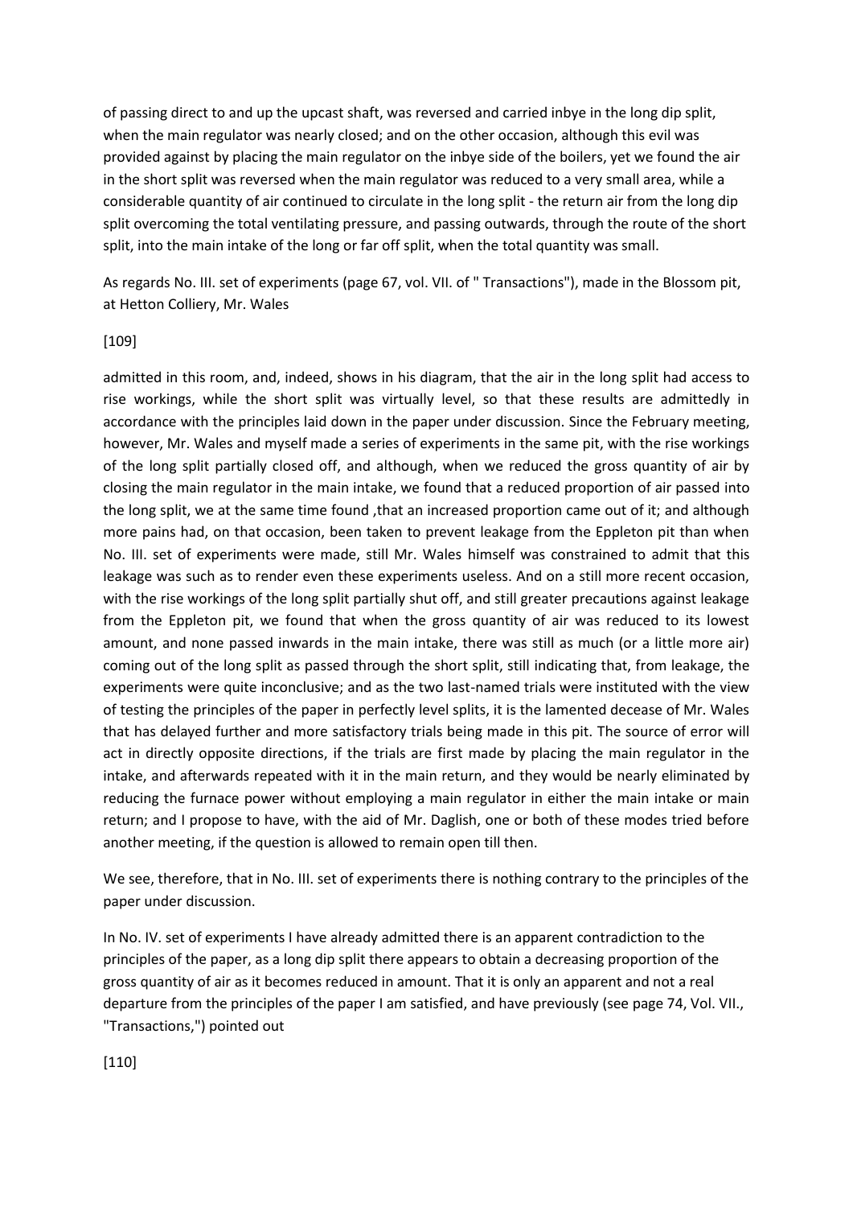of passing direct to and up the upcast shaft, was reversed and carried inbye in the long dip split, when the main regulator was nearly closed; and on the other occasion, although this evil was provided against by placing the main regulator on the inbye side of the boilers, yet we found the air in the short split was reversed when the main regulator was reduced to a very small area, while a considerable quantity of air continued to circulate in the long split - the return air from the long dip split overcoming the total ventilating pressure, and passing outwards, through the route of the short split, into the main intake of the long or far off split, when the total quantity was small.

As regards No. III. set of experiments (page 67, vol. VII. of " Transactions"), made in the Blossom pit, at Hetton Colliery, Mr. Wales

[109]

admitted in this room, and, indeed, shows in his diagram, that the air in the long split had access to rise workings, while the short split was virtually level, so that these results are admittedly in accordance with the principles laid down in the paper under discussion. Since the February meeting, however, Mr. Wales and myself made a series of experiments in the same pit, with the rise workings of the long split partially closed off, and although, when we reduced the gross quantity of air by closing the main regulator in the main intake, we found that a reduced proportion of air passed into the long split, we at the same time found ,that an increased proportion came out of it; and although more pains had, on that occasion, been taken to prevent leakage from the Eppleton pit than when No. III. set of experiments were made, still Mr. Wales himself was constrained to admit that this leakage was such as to render even these experiments useless. And on a still more recent occasion, with the rise workings of the long split partially shut off, and still greater precautions against leakage from the Eppleton pit, we found that when the gross quantity of air was reduced to its lowest amount, and none passed inwards in the main intake, there was still as much (or a little more air) coming out of the long split as passed through the short split, still indicating that, from leakage, the experiments were quite inconclusive; and as the two last-named trials were instituted with the view of testing the principles of the paper in perfectly level splits, it is the lamented decease of Mr. Wales that has delayed further and more satisfactory trials being made in this pit. The source of error will act in directly opposite directions, if the trials are first made by placing the main regulator in the intake, and afterwards repeated with it in the main return, and they would be nearly eliminated by reducing the furnace power without employing a main regulator in either the main intake or main return; and I propose to have, with the aid of Mr. Daglish, one or both of these modes tried before another meeting, if the question is allowed to remain open till then.

We see, therefore, that in No. III. set of experiments there is nothing contrary to the principles of the paper under discussion.

In No. IV. set of experiments I have already admitted there is an apparent contradiction to the principles of the paper, as a long dip split there appears to obtain a decreasing proportion of the gross quantity of air as it becomes reduced in amount. That it is only an apparent and not a real departure from the principles of the paper I am satisfied, and have previously (see page 74, Vol. VII., "Transactions,") pointed out

[110]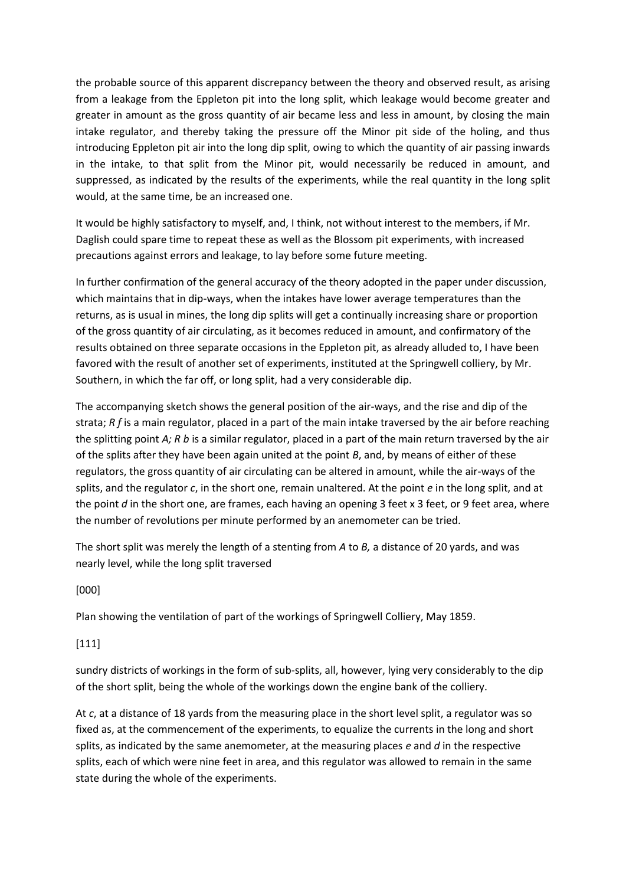the probable source of this apparent discrepancy between the theory and observed result, as arising from a leakage from the Eppleton pit into the long split, which leakage would become greater and greater in amount as the gross quantity of air became less and less in amount, by closing the main intake regulator, and thereby taking the pressure off the Minor pit side of the holing, and thus introducing Eppleton pit air into the long dip split, owing to which the quantity of air passing inwards in the intake, to that split from the Minor pit, would necessarily be reduced in amount, and suppressed, as indicated by the results of the experiments, while the real quantity in the long split would, at the same time, be an increased one.

It would be highly satisfactory to myself, and, I think, not without interest to the members, if Mr. Daglish could spare time to repeat these as well as the Blossom pit experiments, with increased precautions against errors and leakage, to lay before some future meeting.

In further confirmation of the general accuracy of the theory adopted in the paper under discussion, which maintains that in dip-ways, when the intakes have lower average temperatures than the returns, as is usual in mines, the long dip splits will get a continually increasing share or proportion of the gross quantity of air circulating, as it becomes reduced in amount, and confirmatory of the results obtained on three separate occasions in the Eppleton pit, as already alluded to, I have been favored with the result of another set of experiments, instituted at the Springwell colliery, by Mr. Southern, in which the far off, or long split, had a very considerable dip.

The accompanying sketch shows the general position of the air-ways, and the rise and dip of the strata; *R f* is a main regulator, placed in a part of the main intake traversed by the air before reaching the splitting point *A; R b* is a similar regulator, placed in a part of the main return traversed by the air of the splits after they have been again united at the point *B*, and, by means of either of these regulators, the gross quantity of air circulating can be altered in amount, while the air-ways of the splits, and the regulator *c*, in the short one, remain unaltered. At the point *e* in the long split, and at the point *d* in the short one, are frames, each having an opening 3 feet x 3 feet, or 9 feet area, where the number of revolutions per minute performed by an anemometer can be tried.

The short split was merely the length of a stenting from *A* to *B,* a distance of 20 yards, and was nearly level, while the long split traversed

[000]

Plan showing the ventilation of part of the workings of Springwell Colliery, May 1859.

[111]

sundry districts of workings in the form of sub-splits, all, however, lying very considerably to the dip of the short split, being the whole of the workings down the engine bank of the colliery.

At *c*, at a distance of 18 yards from the measuring place in the short level split, a regulator was so fixed as, at the commencement of the experiments, to equalize the currents in the long and short splits, as indicated by the same anemometer, at the measuring places *e* and *d* in the respective splits, each of which were nine feet in area, and this regulator was allowed to remain in the same state during the whole of the experiments.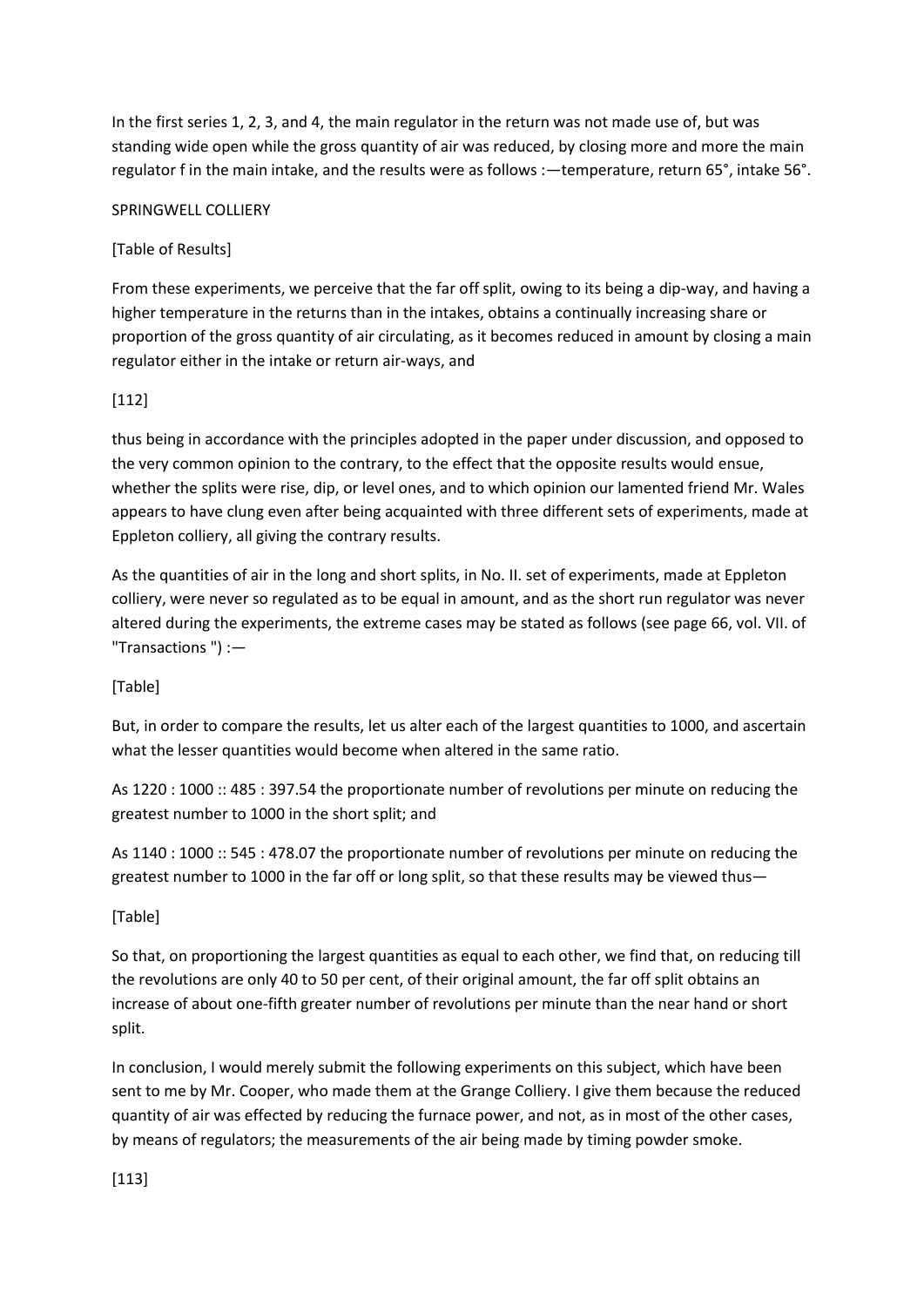In the first series 1, 2, 3, and 4, the main regulator in the return was not made use of, but was standing wide open while the gross quantity of air was reduced, by closing more and more the main regulator f in the main intake, and the results were as follows :—temperature, return 65°, intake 56°.

SPRINGWELL COLLIERY

[Table of Results]

From these experiments, we perceive that the far off split, owing to its being a dip-way, and having a higher temperature in the returns than in the intakes, obtains a continually increasing share or proportion of the gross quantity of air circulating, as it becomes reduced in amount by closing a main regulator either in the intake or return air-ways, and

[112]

thus being in accordance with the principles adopted in the paper under discussion, and opposed to the very common opinion to the contrary, to the effect that the opposite results would ensue, whether the splits were rise, dip, or level ones, and to which opinion our lamented friend Mr. Wales appears to have clung even after being acquainted with three different sets of experiments, made at Eppleton colliery, all giving the contrary results.

As the quantities of air in the long and short splits, in No. II. set of experiments, made at Eppleton colliery, were never so regulated as to be equal in amount, and as the short run regulator was never altered during the experiments, the extreme cases may be stated as follows (see page 66, vol. VII. of "Transactions ") :—

[Table]

But, in order to compare the results, let us alter each of the largest quantities to 1000, and ascertain what the lesser quantities would become when altered in the same ratio.

As 1220 : 1000 :: 485 : 397.54 the proportionate number of revolutions per minute on reducing the greatest number to 1000 in the short split; and

As 1140 : 1000 :: 545 : 478.07 the proportionate number of revolutions per minute on reducing the greatest number to 1000 in the far off or long split, so that these results may be viewed thus—

[Table]

So that, on proportioning the largest quantities as equal to each other, we find that, on reducing till the revolutions are only 40 to 50 per cent, of their original amount, the far off split obtains an increase of about one-fifth greater number of revolutions per minute than the near hand or short split.

In conclusion, I would merely submit the following experiments on this subject, which have been sent to me by Mr. Cooper, who made them at the Grange Colliery. I give them because the reduced quantity of air was effected by reducing the furnace power, and not, as in most of the other cases, by means of regulators; the measurements of the air being made by timing powder smoke.

[113]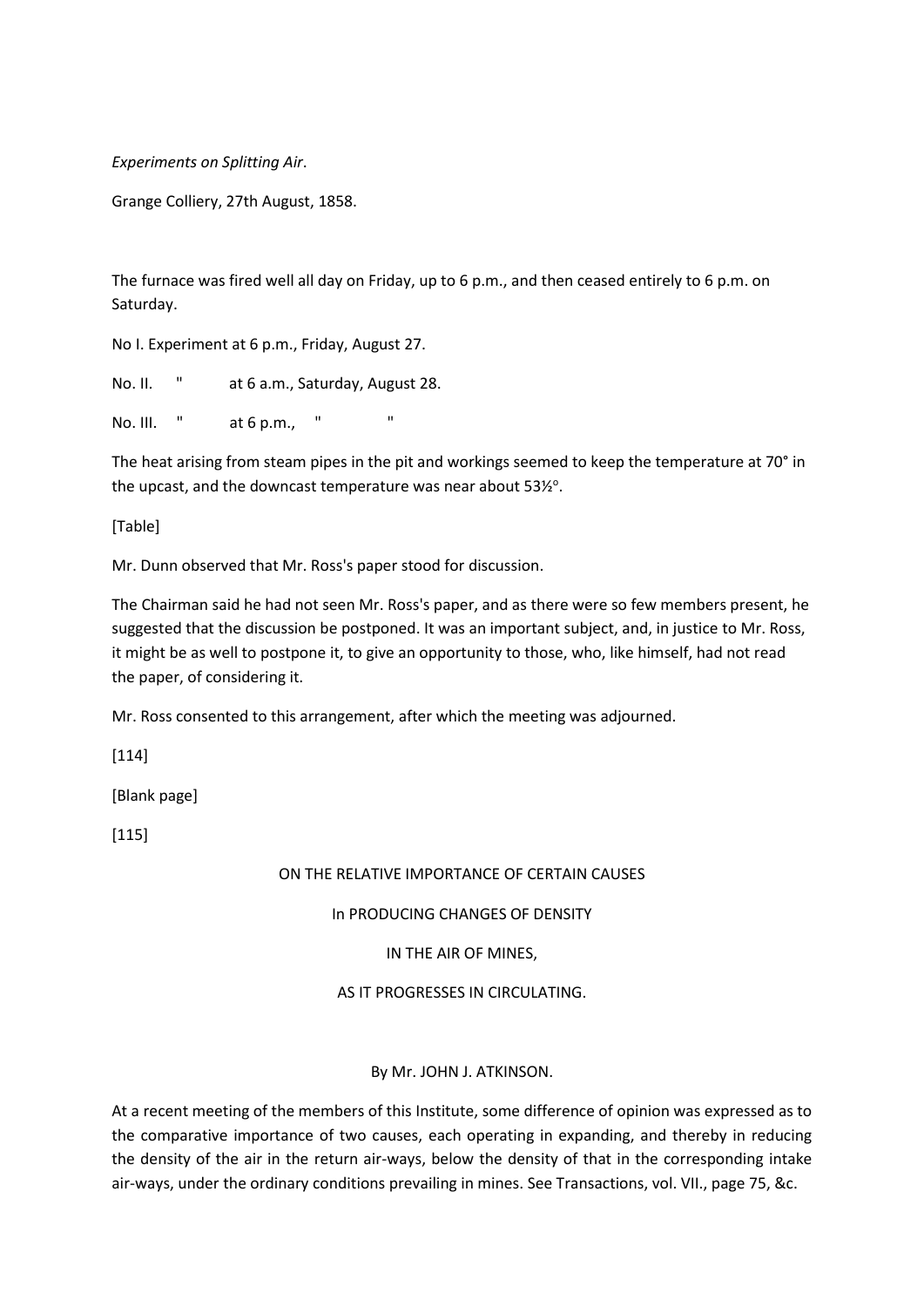*Experiments on Splitting Air.*

Grange Colliery, 27th August, 1858.

The furnace was fired well all day on Friday, up to 6 p.m., and then ceased entirely to 6 p.m. on Saturday.

No I. Experiment at 6 p.m., Friday, August 27.

No. II. " at 6 a.m., Saturday, August 28.

No. III. " at 6 p.m., " "

The heat arising from steam pipes in the pit and workings seemed to keep the temperature at 70° in the upcast, and the downcast temperature was near about 53½°.

[Table]

Mr. Dunn observed that Mr. Ross's paper stood for discussion.

The Chairman said he had not seen Mr. Ross's paper, and as there were so few members present, he suggested that the discussion be postponed. It was an important subject, and, in justice to Mr. Ross, it might be as well to postpone it, to give an opportunity to those, who, like himself, had not read the paper, of considering it.

Mr. Ross consented to this arrangement, after which the meeting was adjourned.

[114]

[Blank page]

[115]

# ON THE RELATIVE IMPORTANCE OF CERTAIN CAUSES

## In PRODUCING CHANGES OF DENSITY

## IN THE AIR OF MINES,

## AS IT PROGRESSES IN CIRCULATING.

By Mr. JOHN J. ATKINSON.

At a recent meeting of the members of this Institute, some difference of opinion was expressed as to the comparative importance of two causes, each operating in expanding, and thereby in reducing the density of the air in the return air-ways, below the density of that in the corresponding intake air-ways, under the ordinary conditions prevailing in mines. See Transactions, vol. VII., page 75, &c.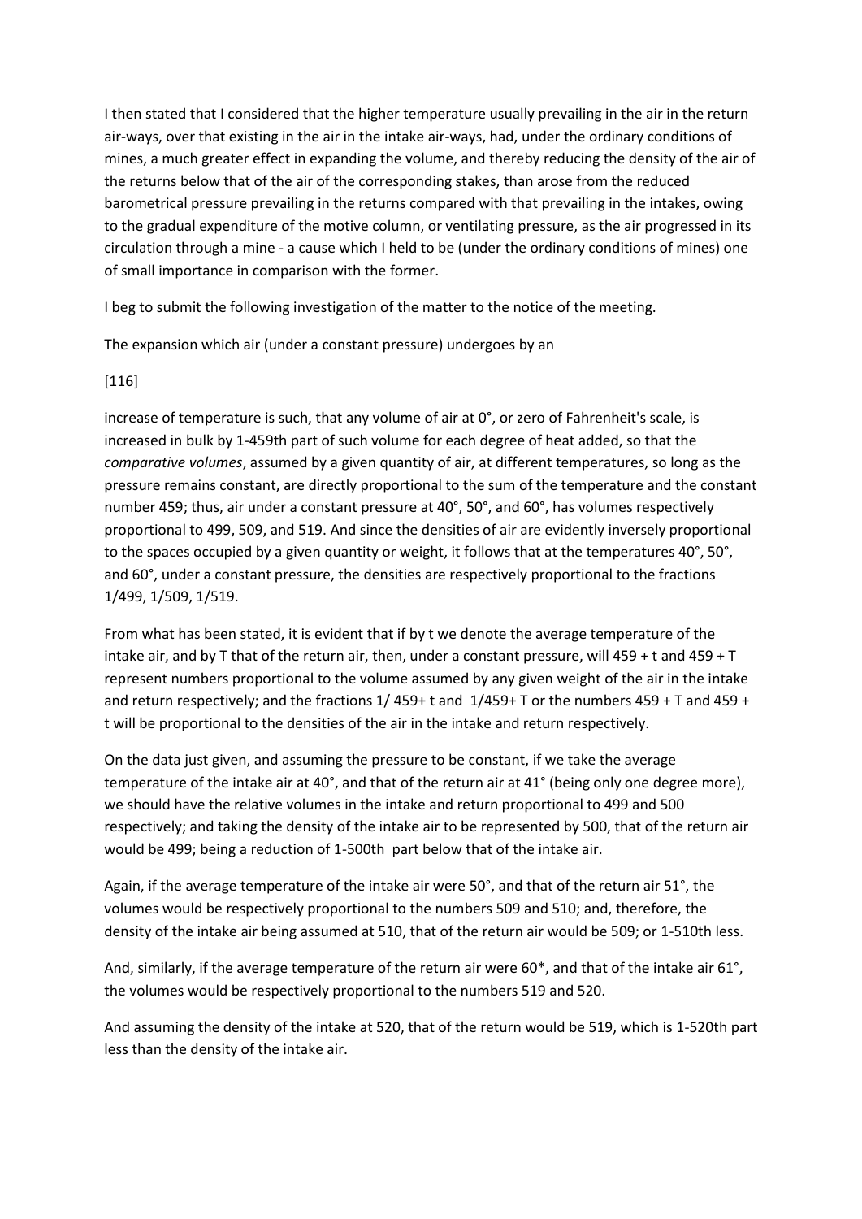I then stated that I considered that the higher temperature usually prevailing in the air in the return air-ways, over that existing in the air in the intake air-ways, had, under the ordinary conditions of mines, a much greater effect in expanding the volume, and thereby reducing the density of the air of the returns below that of the air of the corresponding stakes, than arose from the reduced barometrical pressure prevailing in the returns compared with that prevailing in the intakes, owing to the gradual expenditure of the motive column, or ventilating pressure, as the air progressed in its circulation through a mine - a cause which I held to be (under the ordinary conditions of mines) one of small importance in comparison with the former.

I beg to submit the following investigation of the matter to the notice of the meeting.

The expansion which air (under a constant pressure) undergoes by an

[116]

increase of temperature is such, that any volume of air at 0°, or zero of Fahrenheit's scale, is increased in bulk by 1-459th part of such volume for each degree of heat added, so that the *comparative volumes*, assumed by a given quantity of air, at different temperatures, so long as the pressure remains constant, are directly proportional to the sum of the temperature and the constant number 459; thus, air under a constant pressure at 40°, 50°, and 60°, has volumes respectively proportional to 499, 509, and 519. And since the densities of air are evidently inversely proportional to the spaces occupied by a given quantity or weight, it follows that at the temperatures 40°, 50°, and 60°, under a constant pressure, the densities are respectively proportional to the fractions 1/499, 1/509, 1/519.

From what has been stated, it is evident that if by t we denote the average temperature of the intake air, and by T that of the return air, then, under a constant pressure, will 459 + t and 459 + T represent numbers proportional to the volume assumed by any given weight of the air in the intake and return respectively; and the fractions 1/ 459+ t and 1/459+ T or the numbers 459 + T and 459 + t will be proportional to the densities of the air in the intake and return respectively.

On the data just given, and assuming the pressure to be constant, if we take the average temperature of the intake air at 40°, and that of the return air at 41° (being only one degree more), we should have the relative volumes in the intake and return proportional to 499 and 500 respectively; and taking the density of the intake air to be represented by 500, that of the return air would be 499; being a reduction of 1-500th part below that of the intake air.

Again, if the average temperature of the intake air were 50°, and that of the return air 51°, the volumes would be respectively proportional to the numbers 509 and 510; and, therefore, the density of the intake air being assumed at 510, that of the return air would be 509; or 1-510th less.

And, similarly, if the average temperature of the return air were 60*, and that of the intake air 61°, the volumes would be respectively proportional to the numbers 519 and 520.

And assuming the density of the intake at 520, that of the return would be 519, which is 1-520th part less than the density of the intake air.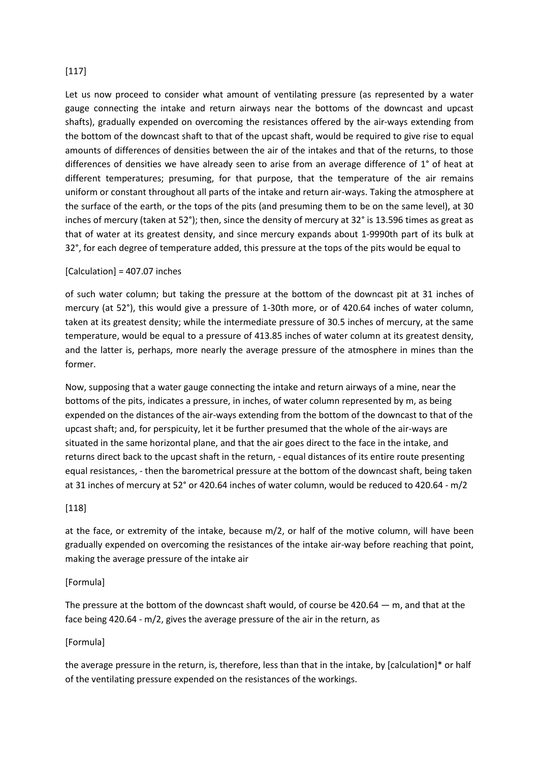[117]

Let us now proceed to consider what amount of ventilating pressure (as represented by a water gauge connecting the intake and return airways near the bottoms of the downcast and upcast shafts), gradually expended on overcoming the resistances offered by the air-ways extending from the bottom of the downcast shaft to that of the upcast shaft, would be required to give rise to equal amounts of differences of densities between the air of the intakes and that of the returns, to those differences of densities we have already seen to arise from an average difference of 1° of heat at different temperatures; presuming, for that purpose, that the temperature of the air remains uniform or constant throughout all parts of the intake and return air-ways. Taking the atmosphere at the surface of the earth, or the tops of the pits (and presuming them to be on the same level), at 30 inches of mercury (taken at 52°); then, since the density of mercury at 32° is 13.596 times as great as that of water at its greatest density, and since mercury expands about 1-9990th part of its bulk at 32°, for each degree of temperature added, this pressure at the tops of the pits would be equal to

[Calculation] = 407.07 inches

of such water column; but taking the pressure at the bottom of the downcast pit at 31 inches of mercury (at 52°), this would give a pressure of 1-30th more, or of 420.64 inches of water column, taken at its greatest density; while the intermediate pressure of 30.5 inches of mercury, at the same temperature, would be equal to a pressure of 413.85 inches of water column at its greatest density, and the latter is, perhaps, more nearly the average pressure of the atmosphere in mines than the former.

Now, supposing that a water gauge connecting the intake and return airways of a mine, near the bottoms of the pits, indicates a pressure, in inches, of water column represented by m, as being expended on the distances of the air-ways extending from the bottom of the downcast to that of the upcast shaft; and, for perspicuity, let it be further presumed that the whole of the air-ways are situated in the same horizontal plane, and that the air goes direct to the face in the intake, and returns direct back to the upcast shaft in the return, - equal distances of its entire route presenting equal resistances, - then the barometrical pressure at the bottom of the downcast shaft, being taken at 31 inches of mercury at 52° or 420.64 inches of water column, would be reduced to 420.64 - m/2

[118]

at the face, or extremity of the intake, because m/2, or half of the motive column, will have been gradually expended on overcoming the resistances of the intake air-way before reaching that point, making the average pressure of the intake air

[Formula]

The pressure at the bottom of the downcast shaft would, of course be 420.64 — m, and that at the face being 420.64 - m/2, gives the average pressure of the air in the return, as

[Formula]

the average pressure in the return, is, therefore, less than that in the intake, by [calculation]* or half of the ventilating pressure expended on the resistances of the workings.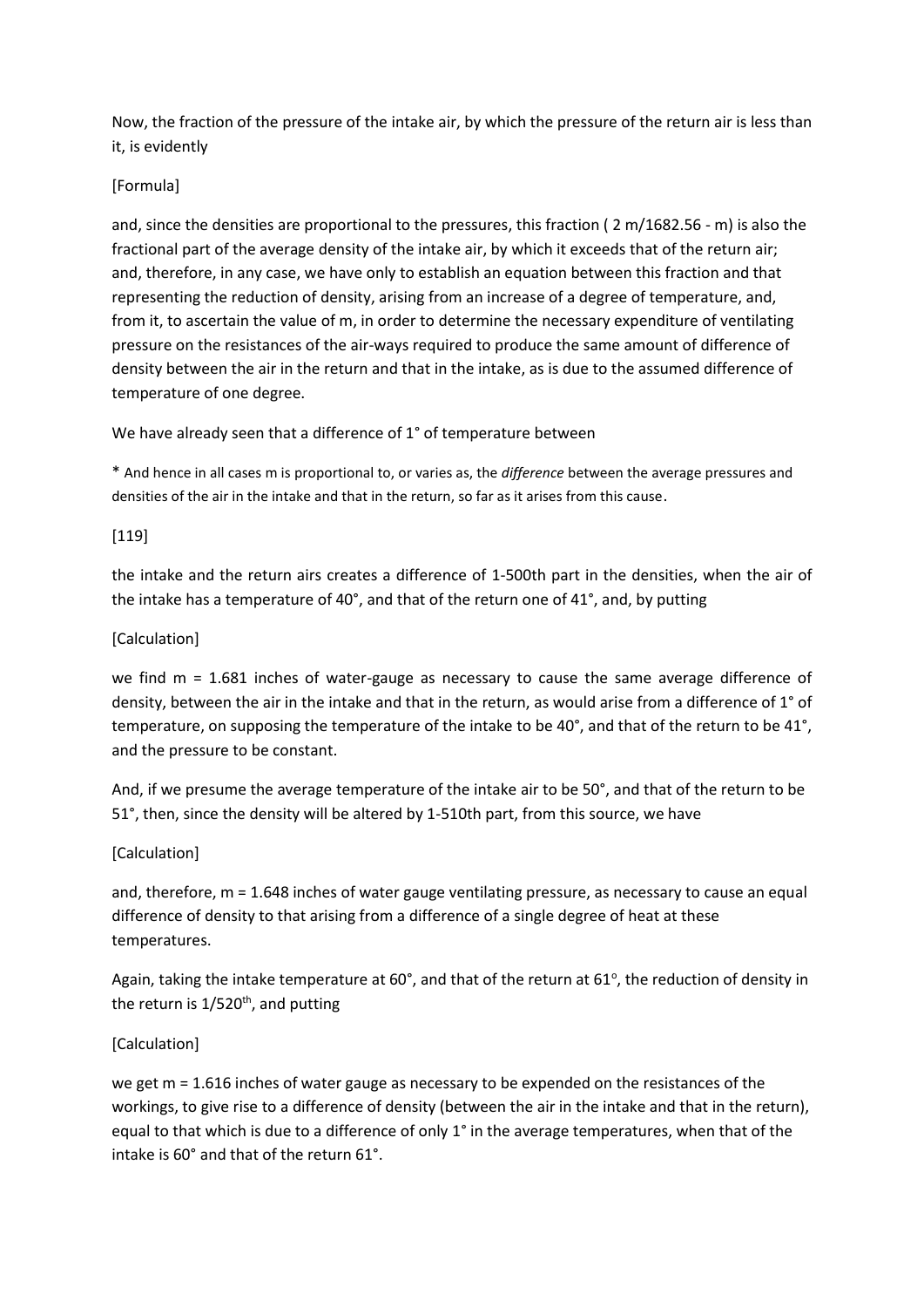Now, the fraction of the pressure of the intake air, by which the pressure of the return air is less than it, is evidently

[Formula]

and, since the densities are proportional to the pressures, this fraction ( 2 m/1682.56 - m) is also the fractional part of the average density of the intake air, by which it exceeds that of the return air; and, therefore, in any case, we have only to establish an equation between this fraction and that representing the reduction of density, arising from an increase of a degree of temperature, and, from it, to ascertain the value of m, in order to determine the necessary expenditure of ventilating pressure on the resistances of the air-ways required to produce the same amount of difference of density between the air in the return and that in the intake, as is due to the assumed difference of temperature of one degree.

We have already seen that a difference of 1° of temperature between

* And hence in all cases m is proportional to, or varies as, the *difference* between the average pressures and densities of the air in the intake and that in the return, so far as it arises from this cause.

[119]

the intake and the return airs creates a difference of 1-500th part in the densities, when the air of the intake has a temperature of 40°, and that of the return one of 41°, and, by putting

[Calculation]

we find m = 1.681 inches of water-gauge as necessary to cause the same average difference of density, between the air in the intake and that in the return, as would arise from a difference of 1° of temperature, on supposing the temperature of the intake to be 40°, and that of the return to be 41°, and the pressure to be constant.

And, if we presume the average temperature of the intake air to be 50°, and that of the return to be 51°, then, since the density will be altered by 1-510th part, from this source, we have

[Calculation]

and, therefore, m = 1.648 inches of water gauge ventilating pressure, as necessary to cause an equal difference of density to that arising from a difference of a single degree of heat at these temperatures.

Again, taking the intake temperature at 60°, and that of the return at 61°, the reduction of density in the return is 1/520th, and putting

[Calculation]

we get m = 1.616 inches of water gauge as necessary to be expended on the resistances of the workings, to give rise to a difference of density (between the air in the intake and that in the return), equal to that which is due to a difference of only 1° in the average temperatures, when that of the intake is 60° and that of the return 61°.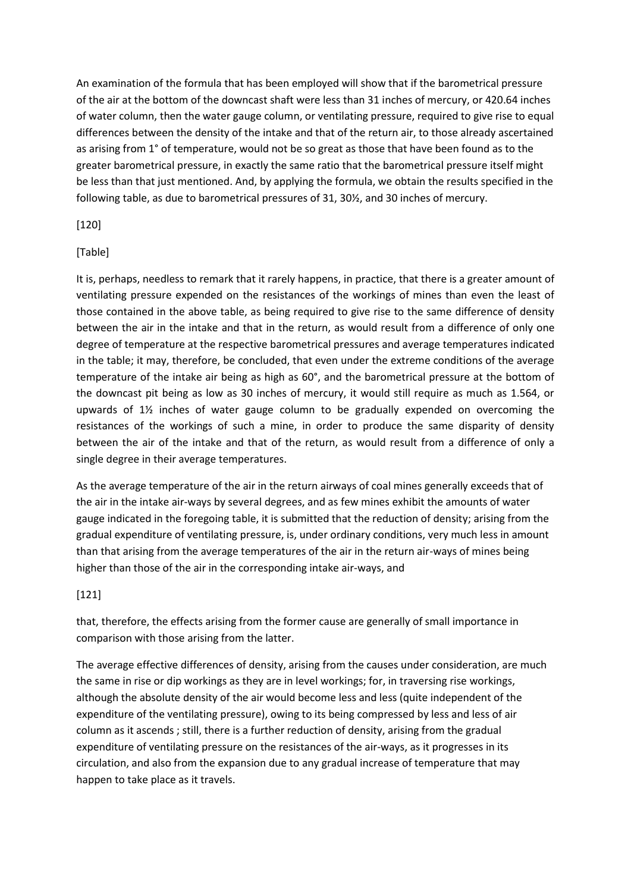An examination of the formula that has been employed will show that if the barometrical pressure of the air at the bottom of the downcast shaft were less than 31 inches of mercury, or 420.64 inches of water column, then the water gauge column, or ventilating pressure, required to give rise to equal differences between the density of the intake and that of the return air, to those already ascertained as arising from 1° of temperature, would not be so great as those that have been found as to the greater barometrical pressure, in exactly the same ratio that the barometrical pressure itself might be less than that just mentioned. And, by applying the formula, we obtain the results specified in the following table, as due to barometrical pressures of 31, 30½, and 30 inches of mercury.

[120]

[Table]

It is, perhaps, needless to remark that it rarely happens, in practice, that there is a greater amount of ventilating pressure expended on the resistances of the workings of mines than even the least of those contained in the above table, as being required to give rise to the same difference of density between the air in the intake and that in the return, as would result from a difference of only one degree of temperature at the respective barometrical pressures and average temperatures indicated in the table; it may, therefore, be concluded, that even under the extreme conditions of the average temperature of the intake air being as high as 60°, and the barometrical pressure at the bottom of the downcast pit being as low as 30 inches of mercury, it would still require as much as 1.564, or upwards of 1½ inches of water gauge column to be gradually expended on overcoming the resistances of the workings of such a mine, in order to produce the same disparity of density between the air of the intake and that of the return, as would result from a difference of only a single degree in their average temperatures.

As the average temperature of the air in the return airways of coal mines generally exceeds that of the air in the intake air-ways by several degrees, and as few mines exhibit the amounts of water gauge indicated in the foregoing table, it is submitted that the reduction of density; arising from the gradual expenditure of ventilating pressure, is, under ordinary conditions, very much less in amount than that arising from the average temperatures of the air in the return air-ways of mines being higher than those of the air in the corresponding intake air-ways, and

[121]

that, therefore, the effects arising from the former cause are generally of small importance in comparison with those arising from the latter.

The average effective differences of density, arising from the causes under consideration, are much the same in rise or dip workings as they are in level workings; for, in traversing rise workings, although the absolute density of the air would become less and less (quite independent of the expenditure of the ventilating pressure), owing to its being compressed by less and less of air column as it ascends ; still, there is a further reduction of density, arising from the gradual expenditure of ventilating pressure on the resistances of the air-ways, as it progresses in its circulation, and also from the expansion due to any gradual increase of temperature that may happen to take place as it travels.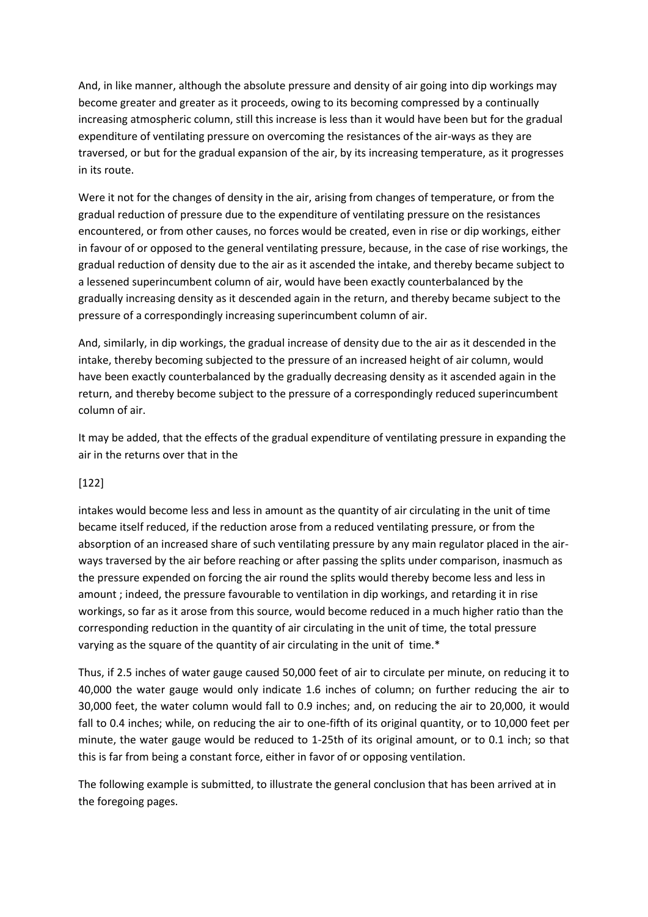And, in like manner, although the absolute pressure and density of air going into dip workings may become greater and greater as it proceeds, owing to its becoming compressed by a continually increasing atmospheric column, still this increase is less than it would have been but for the gradual expenditure of ventilating pressure on overcoming the resistances of the air-ways as they are traversed, or but for the gradual expansion of the air, by its increasing temperature, as it progresses in its route.

Were it not for the changes of density in the air, arising from changes of temperature, or from the gradual reduction of pressure due to the expenditure of ventilating pressure on the resistances encountered, or from other causes, no forces would be created, even in rise or dip workings, either in favour of or opposed to the general ventilating pressure, because, in the case of rise workings, the gradual reduction of density due to the air as it ascended the intake, and thereby became subject to a lessened superincumbent column of air, would have been exactly counterbalanced by the gradually increasing density as it descended again in the return, and thereby became subject to the pressure of a correspondingly increasing superincumbent column of air.

And, similarly, in dip workings, the gradual increase of density due to the air as it descended in the intake, thereby becoming subjected to the pressure of an increased height of air column, would have been exactly counterbalanced by the gradually decreasing density as it ascended again in the return, and thereby become subject to the pressure of a correspondingly reduced superincumbent column of air.

It may be added, that the effects of the gradual expenditure of ventilating pressure in expanding the air in the returns over that in the

[122]

intakes would become less and less in amount as the quantity of air circulating in the unit of time became itself reduced, if the reduction arose from a reduced ventilating pressure, or from the absorption of an increased share of such ventilating pressure by any main regulator placed in the air-ways traversed by the air before reaching or after passing the splits under comparison, inasmuch as the pressure expended on forcing the air round the splits would thereby become less and less in amount ; indeed, the pressure favourable to ventilation in dip workings, and retarding it in rise workings, so far as it arose from this source, would become reduced in a much higher ratio than the corresponding reduction in the quantity of air circulating in the unit of time, the total pressure varying as the square of the quantity of air circulating in the unit of time.*

Thus, if 2.5 inches of water gauge caused 50,000 feet of air to circulate per minute, on reducing it to 40,000 the water gauge would only indicate 1.6 inches of column; on further reducing the air to 30,000 feet, the water column would fall to 0.9 inches; and, on reducing the air to 20,000, it would fall to 0.4 inches; while, on reducing the air to one-fifth of its original quantity, or to 10,000 feet per minute, the water gauge would be reduced to 1-25th of its original amount, or to 0.1 inch; so that this is far from being a constant force, either in favor of or opposing ventilation.

The following example is submitted, to illustrate the general conclusion that has been arrived at in the foregoing pages.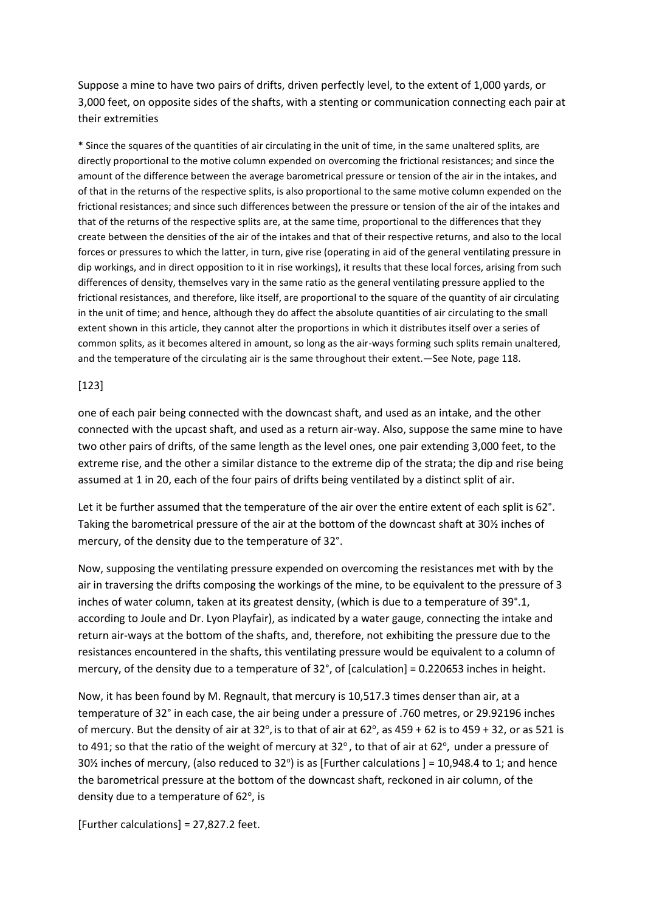Suppose a mine to have two pairs of drifts, driven perfectly level, to the extent of 1,000 yards, or 3,000 feet, on opposite sides of the shafts, with a stenting or communication connecting each pair at their extremities

* Since the squares of the quantities of air circulating in the unit of time, in the same unaltered splits, are directly proportional to the motive column expended on overcoming the frictional resistances; and since the amount of the difference between the average barometrical pressure or tension of the air in the intakes, and of that in the returns of the respective splits, is also proportional to the same motive column expended on the frictional resistances; and since such differences between the pressure or tension of the air of the intakes and that of the returns of the respective splits are, at the same time, proportional to the differences that they create between the densities of the air of the intakes and that of their respective returns, and also to the local forces or pressures to which the latter, in turn, give rise (operating in aid of the general ventilating pressure in dip workings, and in direct opposition to it in rise workings), it results that these local forces, arising from such differences of density, themselves vary in the same ratio as the general ventilating pressure applied to the frictional resistances, and therefore, like itself, are proportional to the square of the quantity of air circulating in the unit of time; and hence, although they do affect the absolute quantities of air circulating to the small extent shown in this article, they cannot alter the proportions in which it distributes itself over a series of common splits, as it becomes altered in amount, so long as the air-ways forming such splits remain unaltered, and the temperature of the circulating air is the same throughout their extent.—See Note, page 118.

[123]

one of each pair being connected with the downcast shaft, and used as an intake, and the other connected with the upcast shaft, and used as a return air-way. Also, suppose the same mine to have two other pairs of drifts, of the same length as the level ones, one pair extending 3,000 feet, to the extreme rise, and the other a similar distance to the extreme dip of the strata; the dip and rise being assumed at 1 in 20, each of the four pairs of drifts being ventilated by a distinct split of air.

Let it be further assumed that the temperature of the air over the entire extent of each split is 62°. Taking the barometrical pressure of the air at the bottom of the downcast shaft at 30½ inches of mercury, of the density due to the temperature of 32°.

Now, supposing the ventilating pressure expended on overcoming the resistances met with by the air in traversing the drifts composing the workings of the mine, to be equivalent to the pressure of 3 inches of water column, taken at its greatest density, (which is due to a temperature of 39°.1, according to Joule and Dr. Lyon Playfair), as indicated by a water gauge, connecting the intake and return air-ways at the bottom of the shafts, and, therefore, not exhibiting the pressure due to the resistances encountered in the shafts, this ventilating pressure would be equivalent to a column of mercury, of the density due to a temperature of 32°, of [calculation] = 0.220653 inches in height.

Now, it has been found by M. Regnault, that mercury is 10,517.3 times denser than air, at a temperature of 32° in each case, the air being under a pressure of .760 metres, or 29.92196 inches of mercury. But the density of air at 32°, is to that of air at 62°, as 459 + 62 is to 459 + 32, or as 521 is to 491; so that the ratio of the weight of mercury at 32°, to that of air at 62°, under a pressure of 30½ inches of mercury, (also reduced to 32°) is as [Further calculations ] = 10,948.4 to 1; and hence the barometrical pressure at the bottom of the downcast shaft, reckoned in air column, of the density due to a temperature of 62°, is

[Further calculations] = 27,827.2 feet.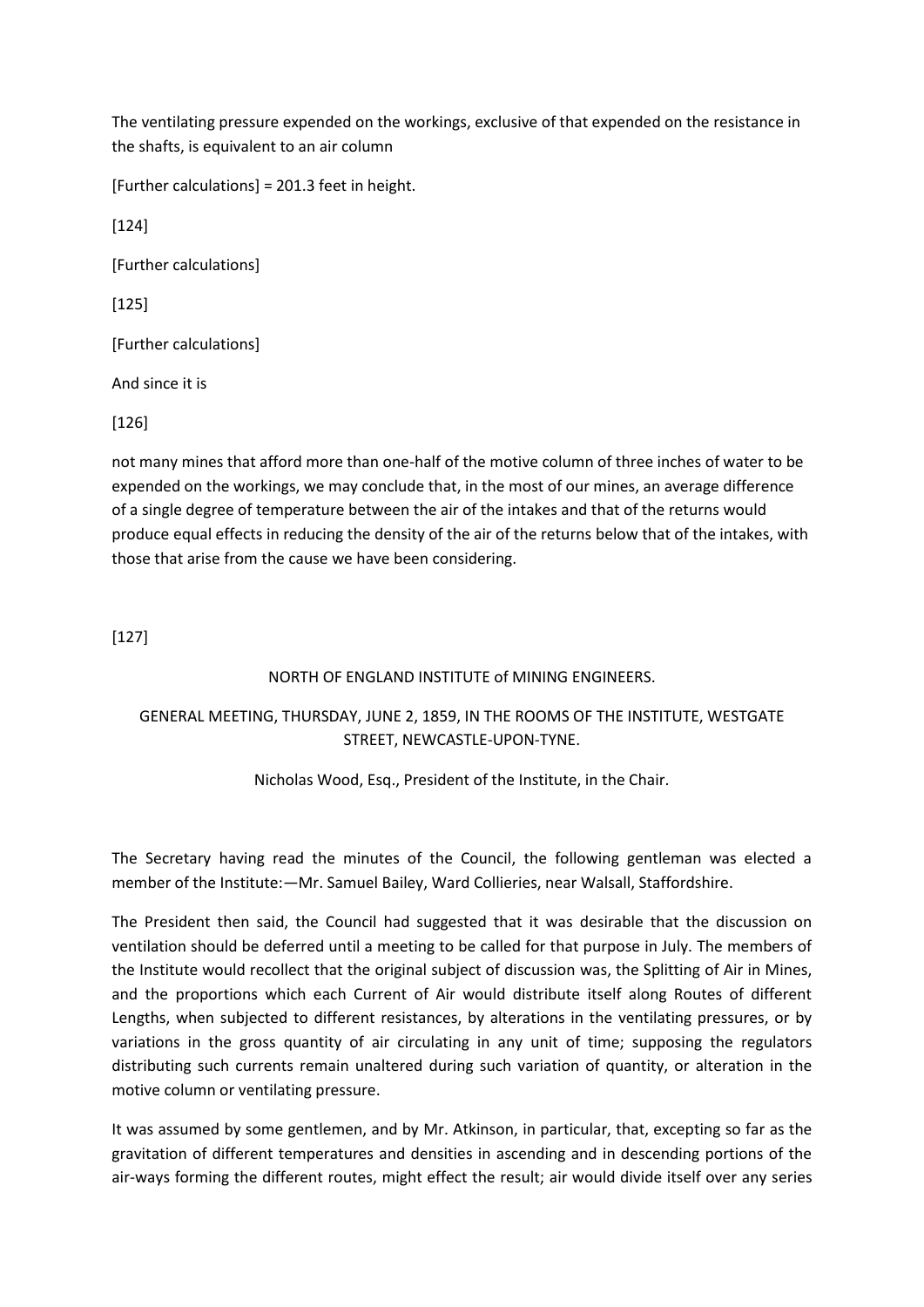The ventilating pressure expended on the workings, exclusive of that expended on the resistance in the shafts, is equivalent to an air column

[Further calculations] = 201.3 feet in height.

[124]

[Further calculations]

[125]

[Further calculations]

And since it is

[126]

not many mines that afford more than one-half of the motive column of three inches of water to be expended on the workings, we may conclude that, in the most of our mines, an average difference of a single degree of temperature between the air of the intakes and that of the returns would produce equal effects in reducing the density of the air of the returns below that of the intakes, with those that arise from the cause we have been considering.

[127]

## NORTH OF ENGLAND INSTITUTE of MINING ENGINEERS.

### GENERAL MEETING, THURSDAY, JUNE 2, 1859, IN THE ROOMS OF THE INSTITUTE, WESTGATE STREET, NEWCASTLE-UPON-TYNE.

Nicholas Wood, Esq., President of the Institute, in the Chair.

The Secretary having read the minutes of the Council, the following gentleman was elected a member of the Institute:—Mr. Samuel Bailey, Ward Collieries, near Walsall, Staffordshire.

The President then said, the Council had suggested that it was desirable that the discussion on ventilation should be deferred until a meeting to be called for that purpose in July. The members of the Institute would recollect that the original subject of discussion was, the Splitting of Air in Mines, and the proportions which each Current of Air would distribute itself along Routes of different Lengths, when subjected to different resistances, by alterations in the ventilating pressures, or by variations in the gross quantity of air circulating in any unit of time; supposing the regulators distributing such currents remain unaltered during such variation of quantity, or alteration in the motive column or ventilating pressure.

It was assumed by some gentlemen, and by Mr. Atkinson, in particular, that, excepting so far as the gravitation of different temperatures and densities in ascending and in descending portions of the air-ways forming the different routes, might effect the result; air would divide itself over any series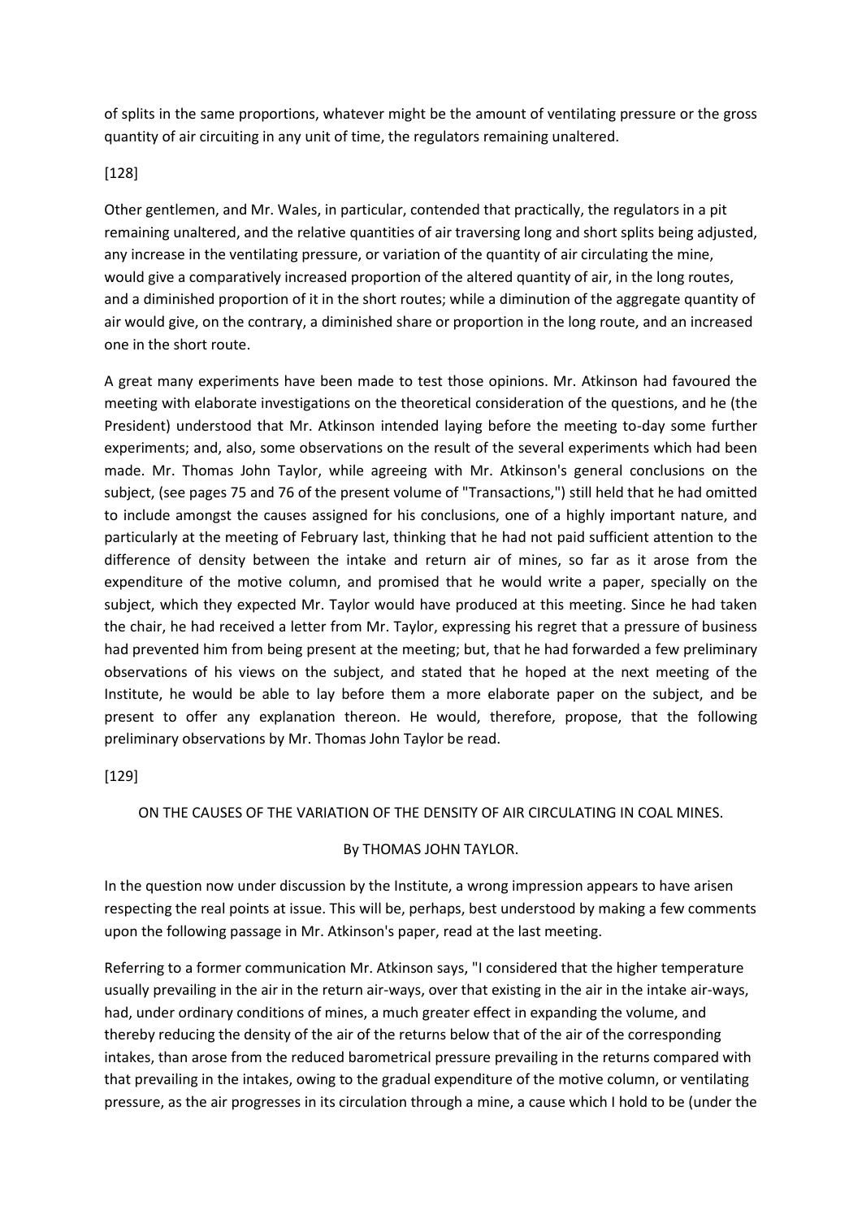of splits in the same proportions, whatever might be the amount of ventilating pressure or the gross quantity of air circuiting in any unit of time, the regulators remaining unaltered.

[128]

Other gentlemen, and Mr. Wales, in particular, contended that practically, the regulators in a pit remaining unaltered, and the relative quantities of air traversing long and short splits being adjusted, any increase in the ventilating pressure, or variation of the quantity of air circulating the mine, would give a comparatively increased proportion of the altered quantity of air, in the long routes, and a diminished proportion of it in the short routes; while a diminution of the aggregate quantity of air would give, on the contrary, a diminished share or proportion in the long route, and an increased one in the short route.

A great many experiments have been made to test those opinions. Mr. Atkinson had favoured the meeting with elaborate investigations on the theoretical consideration of the questions, and he (the President) understood that Mr. Atkinson intended laying before the meeting to-day some further experiments; and, also, some observations on the result of the several experiments which had been made. Mr. Thomas John Taylor, while agreeing with Mr. Atkinson's general conclusions on the subject, (see pages 75 and 76 of the present volume of "Transactions,") still held that he had omitted to include amongst the causes assigned for his conclusions, one of a highly important nature, and particularly at the meeting of February last, thinking that he had not paid sufficient attention to the difference of density between the intake and return air of mines, so far as it arose from the expenditure of the motive column, and promised that he would write a paper, specially on the subject, which they expected Mr. Taylor would have produced at this meeting. Since he had taken the chair, he had received a letter from Mr. Taylor, expressing his regret that a pressure of business had prevented him from being present at the meeting; but, that he had forwarded a few preliminary observations of his views on the subject, and stated that he hoped at the next meeting of the Institute, he would be able to lay before them a more elaborate paper on the subject, and be present to offer any explanation thereon. He would, therefore, propose, that the following preliminary observations by Mr. Thomas John Taylor be read.

[129]

## ON THE CAUSES OF THE VARIATION OF THE DENSITY OF AIR CIRCULATING IN COAL MINES.

By THOMAS JOHN TAYLOR.

In the question now under discussion by the Institute, a wrong impression appears to have arisen respecting the real points at issue. This will be, perhaps, best understood by making a few comments upon the following passage in Mr. Atkinson's paper, read at the last meeting.

Referring to a former communication Mr. Atkinson says, "I considered that the higher temperature usually prevailing in the air in the return air-ways, over that existing in the air in the intake air-ways, had, under ordinary conditions of mines, a much greater effect in expanding the volume, and thereby reducing the density of the air of the returns below that of the air of the corresponding intakes, than arose from the reduced barometrical pressure prevailing in the returns compared with that prevailing in the intakes, owing to the gradual expenditure of the motive column, or ventilating pressure, as the air progresses in its circulation through a mine, a cause which I hold to be (under the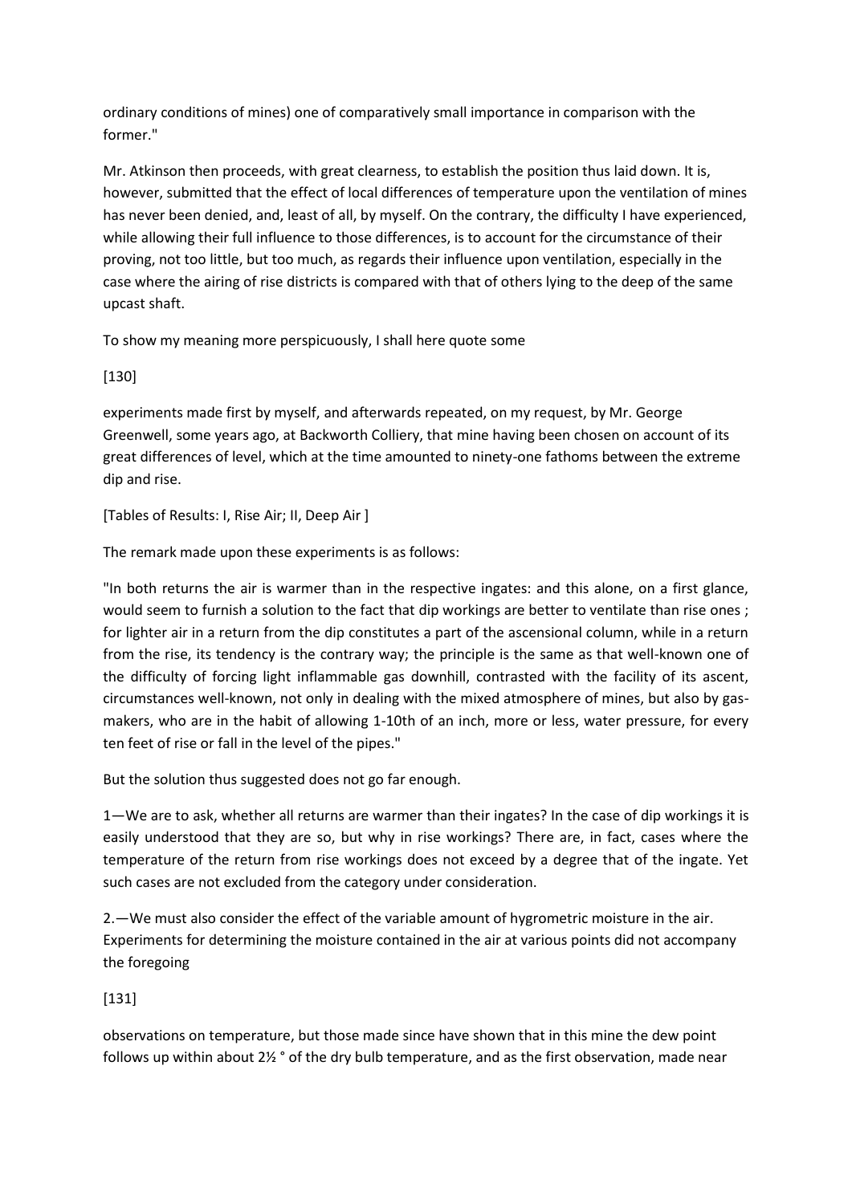ordinary conditions of mines) one of comparatively small importance in comparison with the former."

Mr. Atkinson then proceeds, with great clearness, to establish the position thus laid down. It is, however, submitted that the effect of local differences of temperature upon the ventilation of mines has never been denied, and, least of all, by myself. On the contrary, the difficulty I have experienced, while allowing their full influence to those differences, is to account for the circumstance of their proving, not too little, but too much, as regards their influence upon ventilation, especially in the case where the airing of rise districts is compared with that of others lying to the deep of the same upcast shaft.

To show my meaning more perspicuously, I shall here quote some

[130]

experiments made first by myself, and afterwards repeated, on my request, by Mr. George Greenwell, some years ago, at Backworth Colliery, that mine having been chosen on account of its great differences of level, which at the time amounted to ninety-one fathoms between the extreme dip and rise.

[Tables of Results: I, Rise Air; II, Deep Air ]

The remark made upon these experiments is as follows:

"In both returns the air is warmer than in the respective ingates: and this alone, on a first glance, would seem to furnish a solution to the fact that dip workings are better to ventilate than rise ones ; for lighter air in a return from the dip constitutes a part of the ascensional column, while in a return from the rise, its tendency is the contrary way; the principle is the same as that well-known one of the difficulty of forcing light inflammable gas downhill, contrasted with the facility of its ascent, circumstances well-known, not only in dealing with the mixed atmosphere of mines, but also by gas-makers, who are in the habit of allowing 1-10th of an inch, more or less, water pressure, for every ten feet of rise or fall in the level of the pipes."

But the solution thus suggested does not go far enough.

1—We are to ask, whether all returns are warmer than their ingates? In the case of dip workings it is easily understood that they are so, but why in rise workings? There are, in fact, cases where the temperature of the return from rise workings does not exceed by a degree that of the ingate. Yet such cases are not excluded from the category under consideration.

2.—We must also consider the effect of the variable amount of hygrometric moisture in the air. Experiments for determining the moisture contained in the air at various points did not accompany the foregoing

[131]

observations on temperature, but those made since have shown that in this mine the dew point follows up within about 2½ ° of the dry bulb temperature, and as the first observation, made near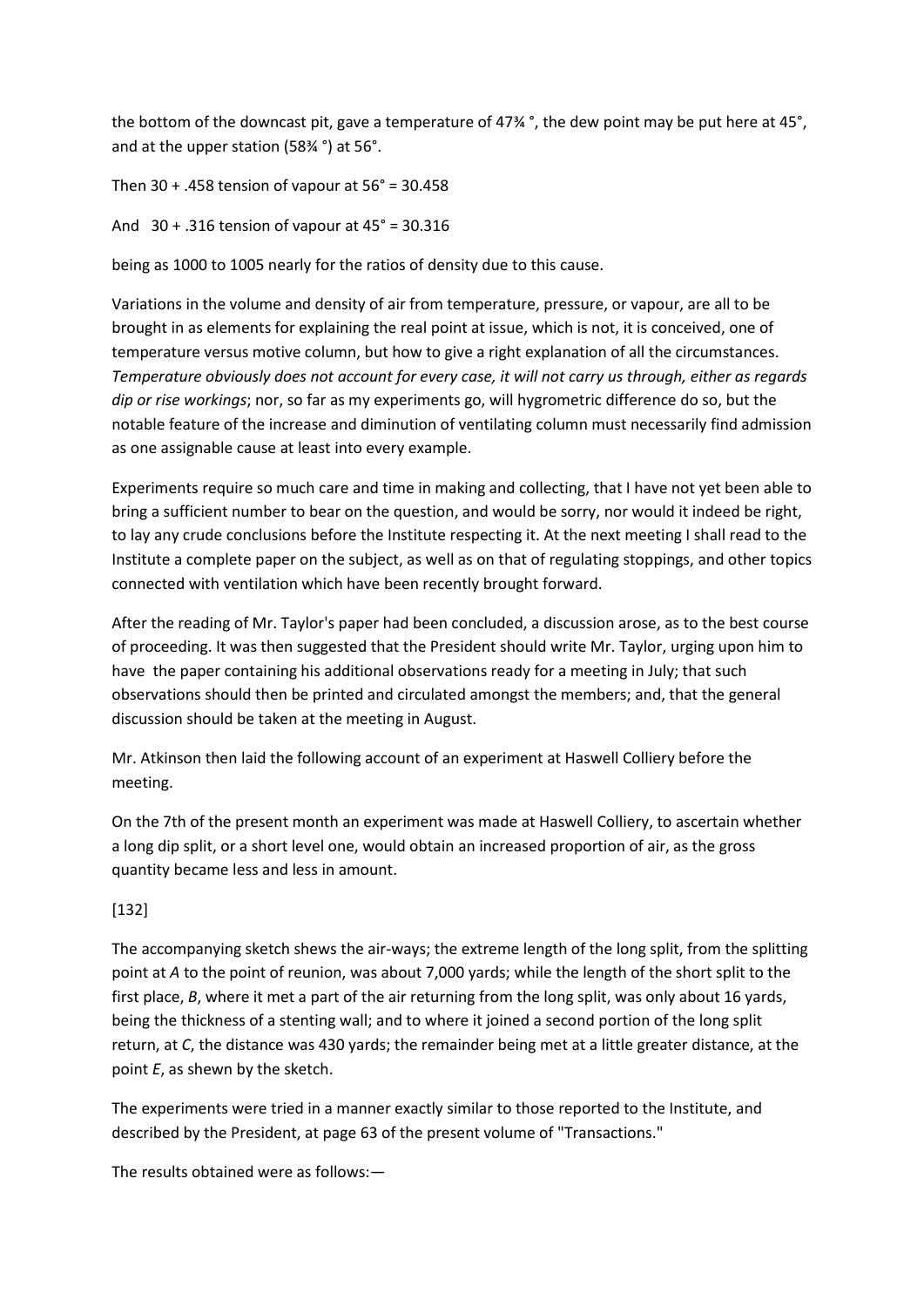the bottom of the downcast pit, gave a temperature of 47¾ °, the dew point may be put here at 45°, and at the upper station (58¾ °) at 56°.

Then 30 + .458 tension of vapour at 56° = 30.458

And 30 + .316 tension of vapour at 45° = 30.316

being as 1000 to 1005 nearly for the ratios of density due to this cause.

Variations in the volume and density of air from temperature, pressure, or vapour, are all to be brought in as elements for explaining the real point at issue, which is not, it is conceived, one of temperature versus motive column, but how to give a right explanation of all the circumstances. *Temperature obviously does not account for every case, it will not carry us through, either as regards dip or rise workings*; nor, so far as my experiments go, will hygrometric difference do so, but the notable feature of the increase and diminution of ventilating column must necessarily find admission as one assignable cause at least into every example.

Experiments require so much care and time in making and collecting, that I have not yet been able to bring a sufficient number to bear on the question, and would be sorry, nor would it indeed be right, to lay any crude conclusions before the Institute respecting it. At the next meeting I shall read to the Institute a complete paper on the subject, as well as on that of regulating stoppings, and other topics connected with ventilation which have been recently brought forward.

After the reading of Mr. Taylor's paper had been concluded, a discussion arose, as to the best course of proceeding. It was then suggested that the President should write Mr. Taylor, urging upon him to have the paper containing his additional observations ready for a meeting in July; that such observations should then be printed and circulated amongst the members; and, that the general discussion should be taken at the meeting in August.

Mr. Atkinson then laid the following account of an experiment at Haswell Colliery before the meeting.

On the 7th of the present month an experiment was made at Haswell Colliery, to ascertain whether a long dip split, or a short level one, would obtain an increased proportion of air, as the gross quantity became less and less in amount.

[132]

The accompanying sketch shews the air-ways; the extreme length of the long split, from the splitting point at *A* to the point of reunion, was about 7,000 yards; while the length of the short split to the first place, *B*, where it met a part of the air returning from the long split, was only about 16 yards, being the thickness of a stenting wall; and to where it joined a second portion of the long split return, at *C*, the distance was 430 yards; the remainder being met at a little greater distance, at the point *E*, as shewn by the sketch.

The experiments were tried in a manner exactly similar to those reported to the Institute, and described by the President, at page 63 of the present volume of "Transactions."

The results obtained were as follows:—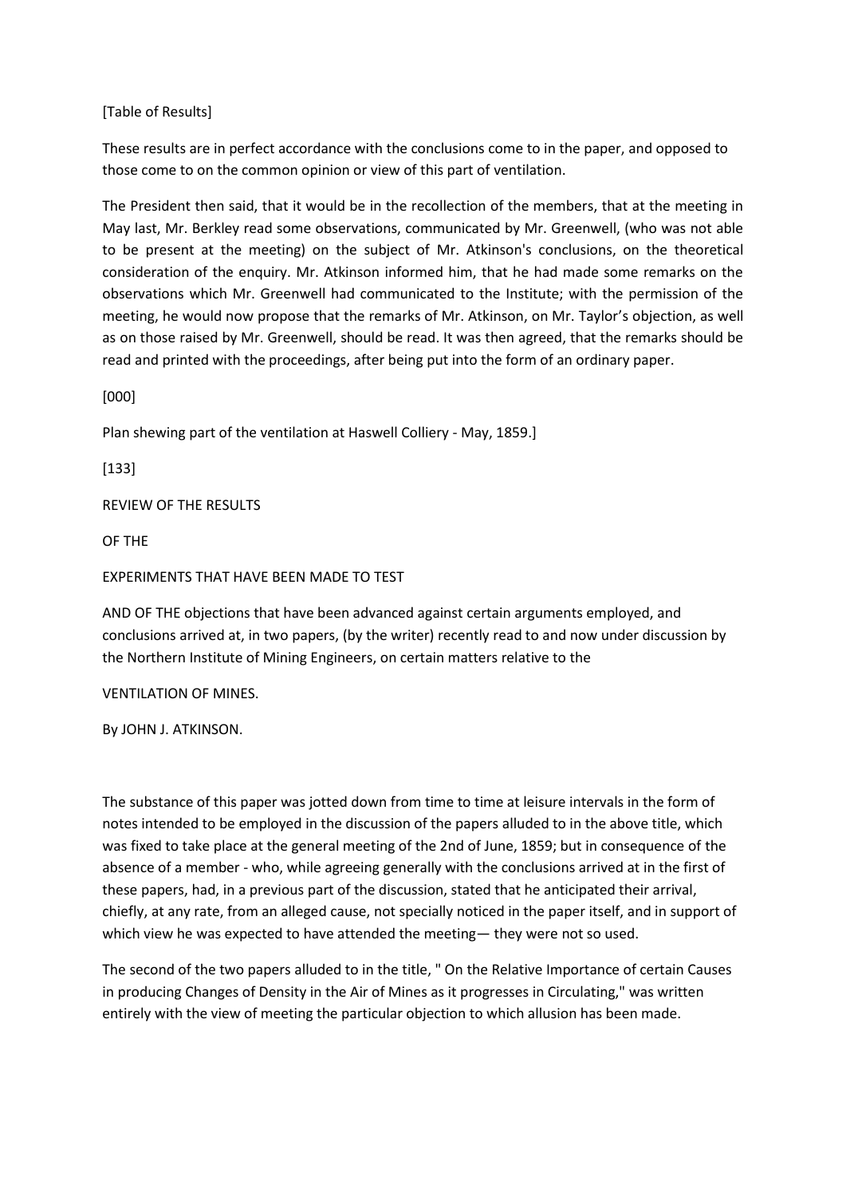[Table of Results]

These results are in perfect accordance with the conclusions come to in the paper, and opposed to those come to on the common opinion or view of this part of ventilation.

The President then said, that it would be in the recollection of the members, that at the meeting in May last, Mr. Berkley read some observations, communicated by Mr. Greenwell, (who was not able to be present at the meeting) on the subject of Mr. Atkinson's conclusions, on the theoretical consideration of the enquiry. Mr. Atkinson informed him, that he had made some remarks on the observations which Mr. Greenwell had communicated to the Institute; with the permission of the meeting, he would now propose that the remarks of Mr. Atkinson, on Mr. Taylor's objection, as well as on those raised by Mr. Greenwell, should be read. It was then agreed, that the remarks should be read and printed with the proceedings, after being put into the form of an ordinary paper.

[000]

Plan shewing part of the ventilation at Haswell Colliery - May, 1859.]

[133]

REVIEW OF THE RESULTS

OF THE

EXPERIMENTS THAT HAVE BEEN MADE TO TEST

AND OF THE objections that have been advanced against certain arguments employed, and conclusions arrived at, in two papers, (by the writer) recently read to and now under discussion by the Northern Institute of Mining Engineers, on certain matters relative to the

VENTILATION OF MINES.

By JOHN J. ATKINSON.

The substance of this paper was jotted down from time to time at leisure intervals in the form of notes intended to be employed in the discussion of the papers alluded to in the above title, which was fixed to take place at the general meeting of the 2nd of June, 1859; but in consequence of the absence of a member - who, while agreeing generally with the conclusions arrived at in the first of these papers, had, in a previous part of the discussion, stated that he anticipated their arrival, chiefly, at any rate, from an alleged cause, not specially noticed in the paper itself, and in support of which view he was expected to have attended the meeting— they were not so used.

The second of the two papers alluded to in the title, " On the Relative Importance of certain Causes in producing Changes of Density in the Air of Mines as it progresses in Circulating," was written entirely with the view of meeting the particular objection to which allusion has been made.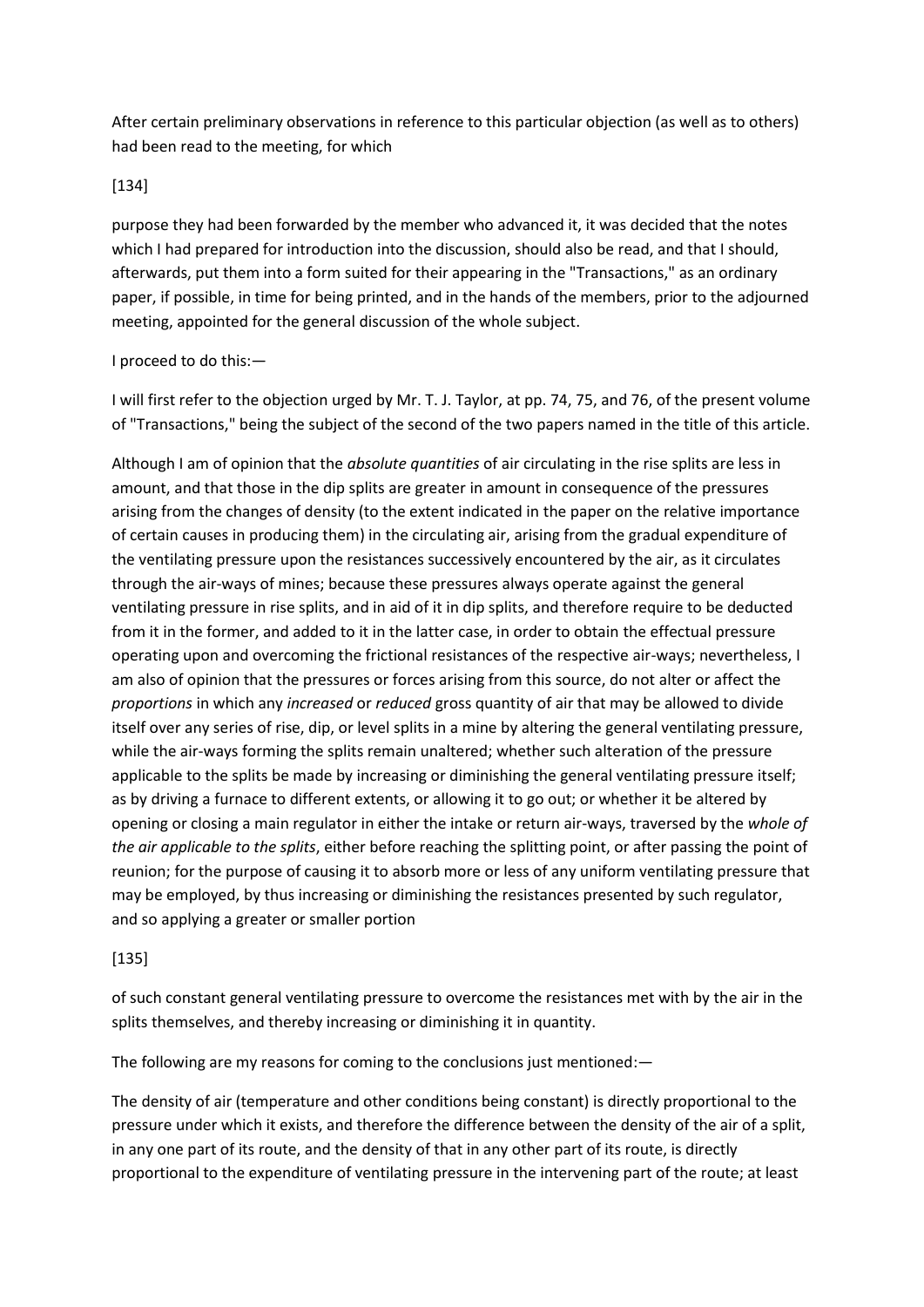After certain preliminary observations in reference to this particular objection (as well as to others) had been read to the meeting, for which

[134]

purpose they had been forwarded by the member who advanced it, it was decided that the notes which I had prepared for introduction into the discussion, should also be read, and that I should, afterwards, put them into a form suited for their appearing in the "Transactions," as an ordinary paper, if possible, in time for being printed, and in the hands of the members, prior to the adjourned meeting, appointed for the general discussion of the whole subject.

I proceed to do this:—

I will first refer to the objection urged by Mr. T. J. Taylor, at pp. 74, 75, and 76, of the present volume of "Transactions," being the subject of the second of the two papers named in the title of this article.

Although I am of opinion that the *absolute quantities* of air circulating in the rise splits are less in amount, and that those in the dip splits are greater in amount in consequence of the pressures arising from the changes of density (to the extent indicated in the paper on the relative importance of certain causes in producing them) in the circulating air, arising from the gradual expenditure of the ventilating pressure upon the resistances successively encountered by the air, as it circulates through the air-ways of mines; because these pressures always operate against the general ventilating pressure in rise splits, and in aid of it in dip splits, and therefore require to be deducted from it in the former, and added to it in the latter case, in order to obtain the effectual pressure operating upon and overcoming the frictional resistances of the respective air-ways; nevertheless, I am also of opinion that the pressures or forces arising from this source, do not alter or affect the *proportions* in which any *increased* or *reduced* gross quantity of air that may be allowed to divide itself over any series of rise, dip, or level splits in a mine by altering the general ventilating pressure, while the air-ways forming the splits remain unaltered; whether such alteration of the pressure applicable to the splits be made by increasing or diminishing the general ventilating pressure itself; as by driving a furnace to different extents, or allowing it to go out; or whether it be altered by opening or closing a main regulator in either the intake or return air-ways, traversed by the *whole of the air applicable to the splits*, either before reaching the splitting point, or after passing the point of reunion; for the purpose of causing it to absorb more or less of any uniform ventilating pressure that may be employed, by thus increasing or diminishing the resistances presented by such regulator, and so applying a greater or smaller portion

[135]

of such constant general ventilating pressure to overcome the resistances met with by the air in the splits themselves, and thereby increasing or diminishing it in quantity.

The following are my reasons for coming to the conclusions just mentioned:—

The density of air (temperature and other conditions being constant) is directly proportional to the pressure under which it exists, and therefore the difference between the density of the air of a split, in any one part of its route, and the density of that in any other part of its route, is directly proportional to the expenditure of ventilating pressure in the intervening part of the route; at least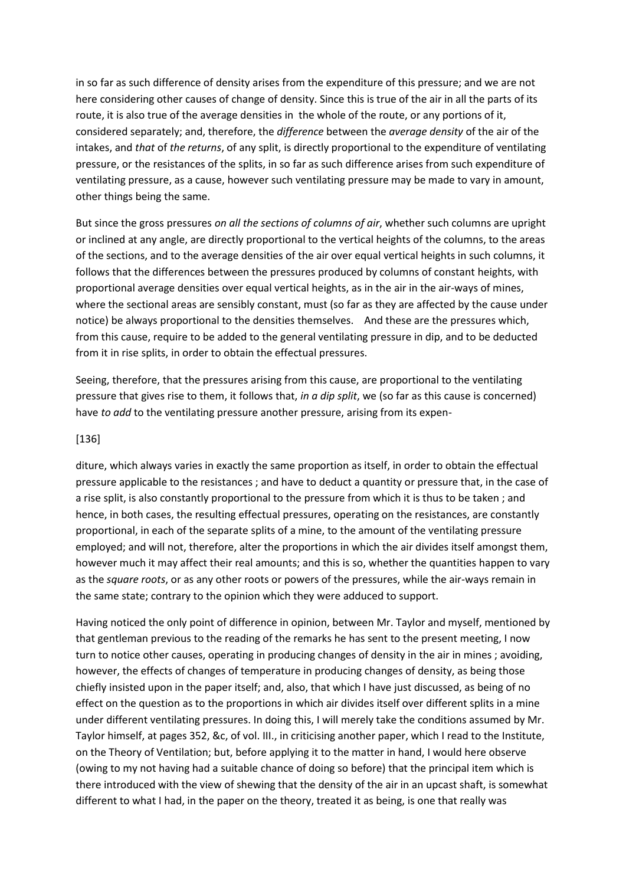in so far as such difference of density arises from the expenditure of this pressure; and we are not here considering other causes of change of density. Since this is true of the air in all the parts of its route, it is also true of the average densities in the whole of the route, or any portions of it, considered separately; and, therefore, the *difference* between the *average density* of the air of the intakes, and *that* of *the returns*, of any split, is directly proportional to the expenditure of ventilating pressure, or the resistances of the splits, in so far as such difference arises from such expenditure of ventilating pressure, as a cause, however such ventilating pressure may be made to vary in amount, other things being the same.

But since the gross pressures *on all the sections of columns of air*, whether such columns are upright or inclined at any angle, are directly proportional to the vertical heights of the columns, to the areas of the sections, and to the average densities of the air over equal vertical heights in such columns, it follows that the differences between the pressures produced by columns of constant heights, with proportional average densities over equal vertical heights, as in the air in the air-ways of mines, where the sectional areas are sensibly constant, must (so far as they are affected by the cause under notice) be always proportional to the densities themselves. And these are the pressures which, from this cause, require to be added to the general ventilating pressure in dip, and to be deducted from it in rise splits, in order to obtain the effectual pressures.

Seeing, therefore, that the pressures arising from this cause, are proportional to the ventilating pressure that gives rise to them, it follows that, *in a dip split*, we (so far as this cause is concerned) have *to add* to the ventilating pressure another pressure, arising from its expen-

[136]

diture, which always varies in exactly the same proportion as itself, in order to obtain the effectual pressure applicable to the resistances ; and have to deduct a quantity or pressure that, in the case of a rise split, is also constantly proportional to the pressure from which it is thus to be taken ; and hence, in both cases, the resulting effectual pressures, operating on the resistances, are constantly proportional, in each of the separate splits of a mine, to the amount of the ventilating pressure employed; and will not, therefore, alter the proportions in which the air divides itself amongst them, however much it may affect their real amounts; and this is so, whether the quantities happen to vary as the *square roots*, or as any other roots or powers of the pressures, while the air-ways remain in the same state; contrary to the opinion which they were adduced to support.

Having noticed the only point of difference in opinion, between Mr. Taylor and myself, mentioned by that gentleman previous to the reading of the remarks he has sent to the present meeting, I now turn to notice other causes, operating in producing changes of density in the air in mines ; avoiding, however, the effects of changes of temperature in producing changes of density, as being those chiefly insisted upon in the paper itself; and, also, that which I have just discussed, as being of no effect on the question as to the proportions in which air divides itself over different splits in a mine under different ventilating pressures. In doing this, I will merely take the conditions assumed by Mr. Taylor himself, at pages 352, &c, of vol. III., in criticising another paper, which I read to the Institute, on the Theory of Ventilation; but, before applying it to the matter in hand, I would here observe (owing to my not having had a suitable chance of doing so before) that the principal item which is there introduced with the view of shewing that the density of the air in an upcast shaft, is somewhat different to what I had, in the paper on the theory, treated it as being, is one that really was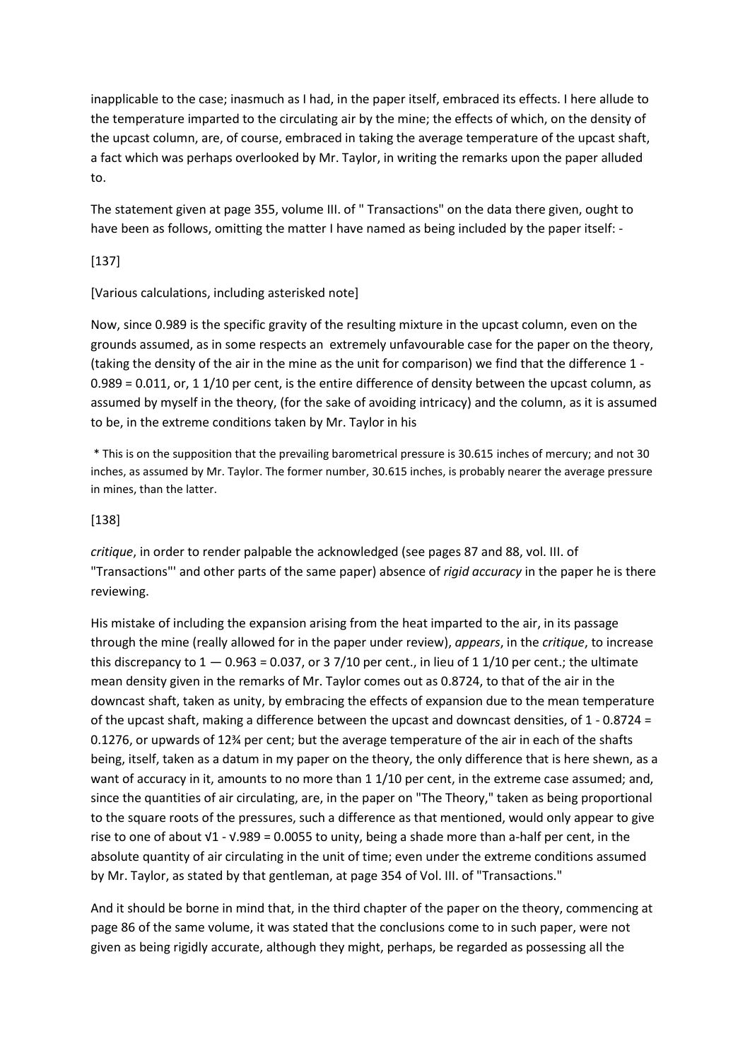inapplicable to the case; inasmuch as I had, in the paper itself, embraced its effects. I here allude to the temperature imparted to the circulating air by the mine; the effects of which, on the density of the upcast column, are, of course, embraced in taking the average temperature of the upcast shaft, a fact which was perhaps overlooked by Mr. Taylor, in writing the remarks upon the paper alluded to.

The statement given at page 355, volume III. of " Transactions" on the data there given, ought to have been as follows, omitting the matter I have named as being included by the paper itself: -

[137]

[Various calculations, including asterisked note]

Now, since 0.989 is the specific gravity of the resulting mixture in the upcast column, even on the grounds assumed, as in some respects an extremely unfavourable case for the paper on the theory, (taking the density of the air in the mine as the unit for comparison) we find that the difference 1 - 0.989 = 0.011, or, 1 1/10 per cent, is the entire difference of density between the upcast column, as assumed by myself in the theory, (for the sake of avoiding intricacy) and the column, as it is assumed to be, in the extreme conditions taken by Mr. Taylor in his

\* This is on the supposition that the prevailing barometrical pressure is 30.615 inches of mercury; and not 30 inches, as assumed by Mr. Taylor. The former number, 30.615 inches, is probably nearer the average pressure in mines, than the latter.

[138]

*critique*, in order to render palpable the acknowledged (see pages 87 and 88, vol. III. of "Transactions"' and other parts of the same paper) absence of *rigid accuracy* in the paper he is there reviewing.

His mistake of including the expansion arising from the heat imparted to the air, in its passage through the mine (really allowed for in the paper under review), *appears*, in the *critique*, to increase this discrepancy to 1 — 0.963 = 0.037, or 3 7/10 per cent., in lieu of 1 1/10 per cent.; the ultimate mean density given in the remarks of Mr. Taylor comes out as 0.8724, to that of the air in the downcast shaft, taken as unity, by embracing the effects of expansion due to the mean temperature of the upcast shaft, making a difference between the upcast and downcast densities, of 1 - 0.8724 = 0.1276, or upwards of 12¾ per cent; but the average temperature of the air in each of the shafts being, itself, taken as a datum in my paper on the theory, the only difference that is here shewn, as a want of accuracy in it, amounts to no more than 1 1/10 per cent, in the extreme case assumed; and, since the quantities of air circulating, are, in the paper on "The Theory," taken as being proportional to the square roots of the pressures, such a difference as that mentioned, would only appear to give rise to one of about $\sqrt{1} - \sqrt{.989} = 0.0055$ to unity, being a shade more than a-half per cent, in the absolute quantity of air circulating in the unit of time; even under the extreme conditions assumed by Mr. Taylor, as stated by that gentleman, at page 354 of Vol. III. of "Transactions."

And it should be borne in mind that, in the third chapter of the paper on the theory, commencing at page 86 of the same volume, it was stated that the conclusions come to in such paper, were not given as being rigidly accurate, although they might, perhaps, be regarded as possessing all the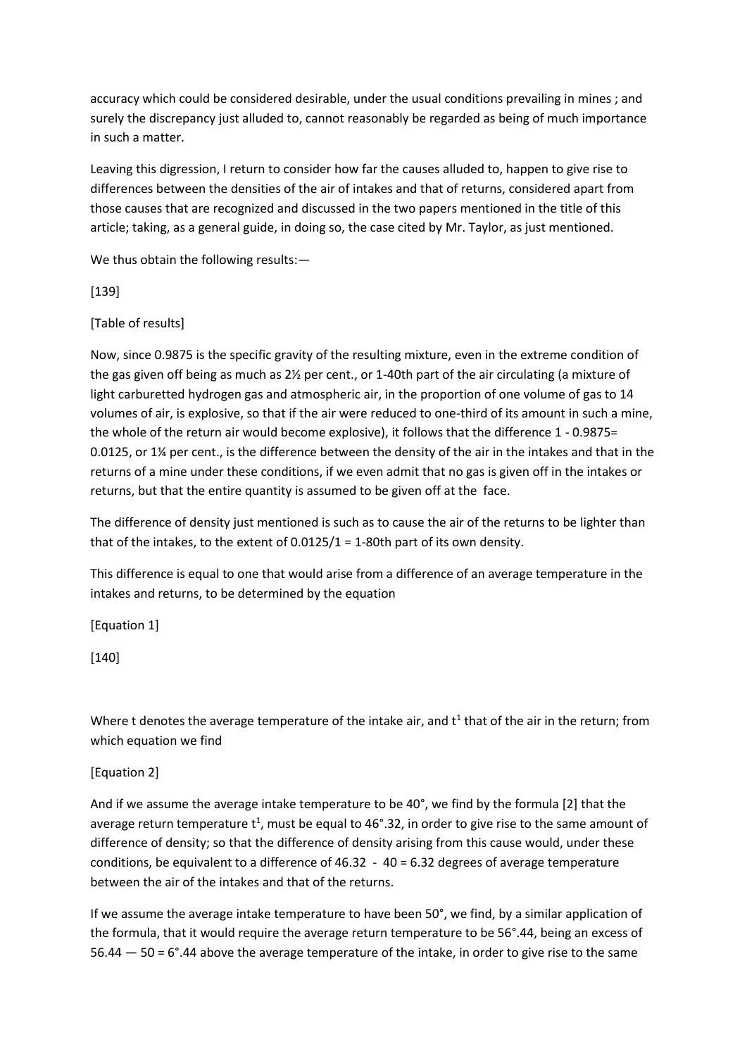accuracy which could be considered desirable, under the usual conditions prevailing in mines ; and surely the discrepancy just alluded to, cannot reasonably be regarded as being of much importance in such a matter.

Leaving this digression, I return to consider how far the causes alluded to, happen to give rise to differences between the densities of the air of intakes and that of returns, considered apart from those causes that are recognized and discussed in the two papers mentioned in the title of this article; taking, as a general guide, in doing so, the case cited by Mr. Taylor, as just mentioned.

We thus obtain the following results:—

[139]

[Table of results]

Now, since 0.9875 is the specific gravity of the resulting mixture, even in the extreme condition of the gas given off being as much as 2½ per cent., or 1-40th part of the air circulating (a mixture of light carburetted hydrogen gas and atmospheric air, in the proportion of one volume of gas to 14 volumes of air, is explosive, so that if the air were reduced to one-third of its amount in such a mine, the whole of the return air would become explosive), it follows that the difference 1 - 0.9875= 0.0125, or 1¼ per cent., is the difference between the density of the air in the intakes and that in the returns of a mine under these conditions, if we even admit that no gas is given off in the intakes or returns, but that the entire quantity is assumed to be given off at the face.

The difference of density just mentioned is such as to cause the air of the returns to be lighter than that of the intakes, to the extent of 0.0125/1 = 1-80th part of its own density.

This difference is equal to one that would arise from a difference of an average temperature in the intakes and returns, to be determined by the equation

[Equation 1]

[140]

Where t denotes the average temperature of the intake air, and $t^1$ that of the air in the return; from which equation we find

[Equation 2]

And if we assume the average intake temperature to be 40°, we find by the formula [2] that the average return temperature $t^1$, must be equal to 46°.32, in order to give rise to the same amount of difference of density; so that the difference of density arising from this cause would, under these conditions, be equivalent to a difference of 46.32 - 40 = 6.32 degrees of average temperature between the air of the intakes and that of the returns.

If we assume the average intake temperature to have been 50°, we find, by a similar application of the formula, that it would require the average return temperature to be 56°.44, being an excess of 56.44 — 50 = 6°.44 above the average temperature of the intake, in order to give rise to the same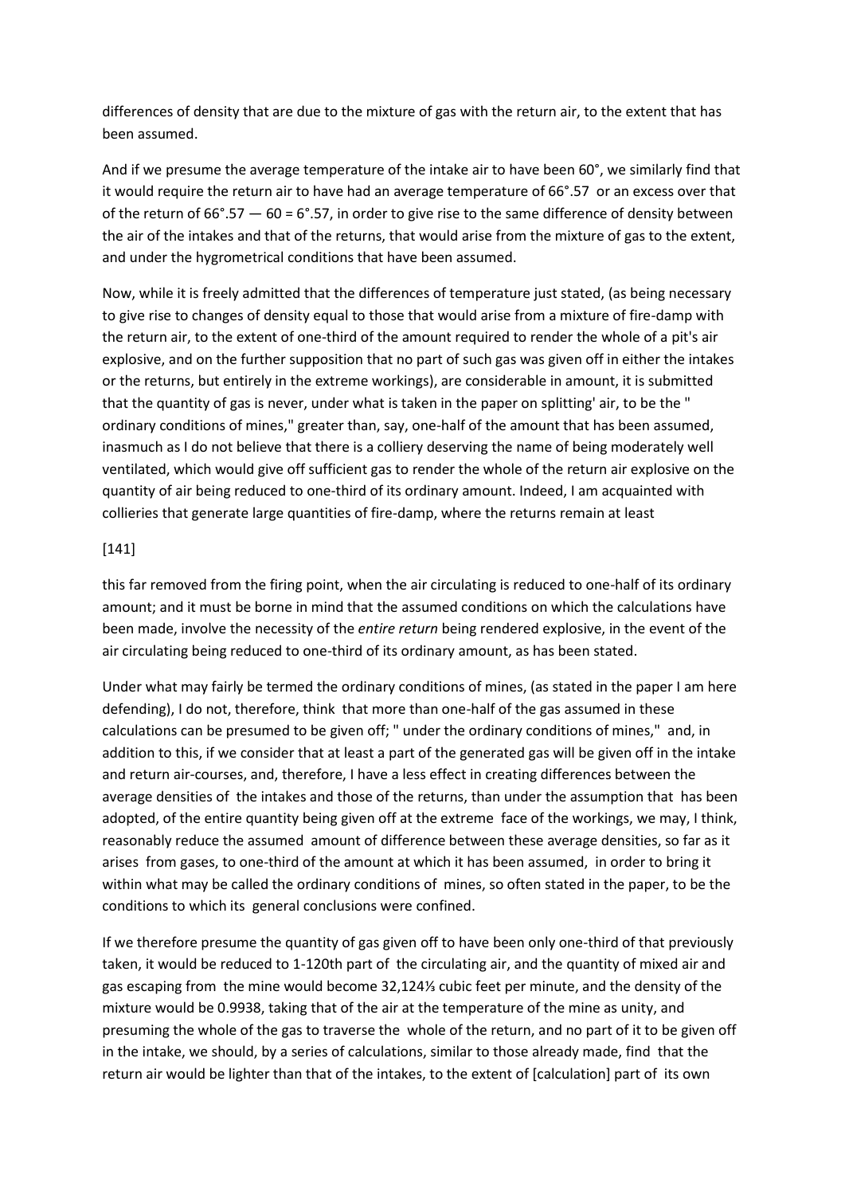differences of density that are due to the mixture of gas with the return air, to the extent that has been assumed.

And if we presume the average temperature of the intake air to have been 60°, we similarly find that it would require the return air to have had an average temperature of 66°.57 or an excess over that of the return of 66°.57 — 60 = 6°.57, in order to give rise to the same difference of density between the air of the intakes and that of the returns, that would arise from the mixture of gas to the extent, and under the hygrometrical conditions that have been assumed.

Now, while it is freely admitted that the differences of temperature just stated, (as being necessary to give rise to changes of density equal to those that would arise from a mixture of fire-damp with the return air, to the extent of one-third of the amount required to render the whole of a pit's air explosive, and on the further supposition that no part of such gas was given off in either the intakes or the returns, but entirely in the extreme workings), are considerable in amount, it is submitted that the quantity of gas is never, under what is taken in the paper on splitting' air, to be the " ordinary conditions of mines," greater than, say, one-half of the amount that has been assumed, inasmuch as I do not believe that there is a colliery deserving the name of being moderately well ventilated, which would give off sufficient gas to render the whole of the return air explosive on the quantity of air being reduced to one-third of its ordinary amount. Indeed, I am acquainted with collieries that generate large quantities of fire-damp, where the returns remain at least

[141]

this far removed from the firing point, when the air circulating is reduced to one-half of its ordinary amount; and it must be borne in mind that the assumed conditions on which the calculations have been made, involve the necessity of the *entire return* being rendered explosive, in the event of the air circulating being reduced to one-third of its ordinary amount, as has been stated.

Under what may fairly be termed the ordinary conditions of mines, (as stated in the paper I am here defending), I do not, therefore, think that more than one-half of the gas assumed in these calculations can be presumed to be given off; " under the ordinary conditions of mines," and, in addition to this, if we consider that at least a part of the generated gas will be given off in the intake and return air-courses, and, therefore, I have a less effect in creating differences between the average densities of the intakes and those of the returns, than under the assumption that has been adopted, of the entire quantity being given off at the extreme face of the workings, we may, I think, reasonably reduce the assumed amount of difference between these average densities, so far as it arises from gases, to one-third of the amount at which it has been assumed, in order to bring it within what may be called the ordinary conditions of mines, so often stated in the paper, to be the conditions to which its general conclusions were confined.

If we therefore presume the quantity of gas given off to have been only one-third of that previously taken, it would be reduced to 1-120th part of the circulating air, and the quantity of mixed air and gas escaping from the mine would become 32,124⅓ cubic feet per minute, and the density of the mixture would be 0.9938, taking that of the air at the temperature of the mine as unity, and presuming the whole of the gas to traverse the whole of the return, and no part of it to be given off in the intake, we should, by a series of calculations, similar to those already made, find that the return air would be lighter than that of the intakes, to the extent of [calculation] part of its own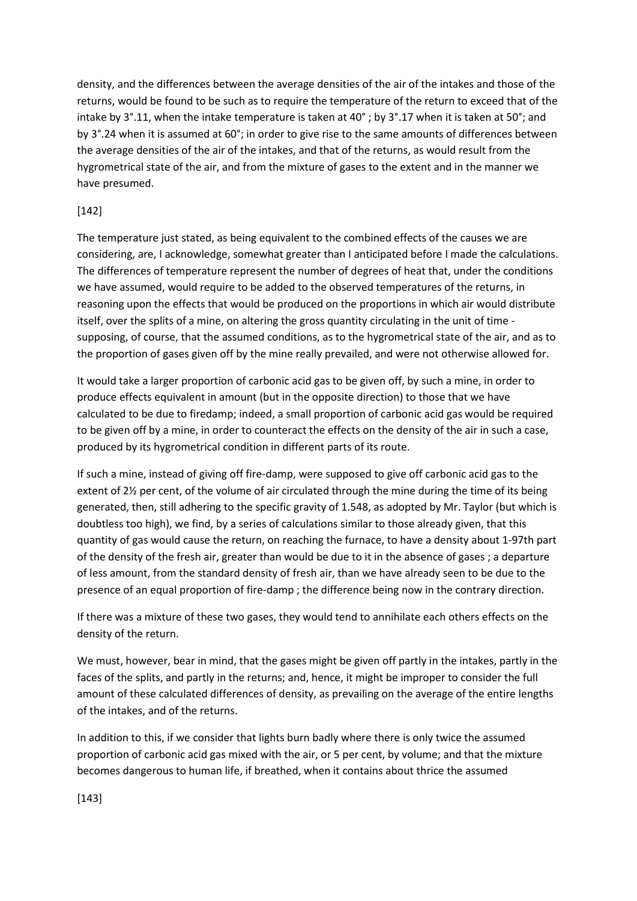density, and the differences between the average densities of the air of the intakes and those of the returns, would be found to be such as to require the temperature of the return to exceed that of the intake by 3°.11, when the intake temperature is taken at 40° ; by 3°.17 when it is taken at 50°; and by 3°.24 when it is assumed at 60°; in order to give rise to the same amounts of differences between the average densities of the air of the intakes, and that of the returns, as would result from the hygrometrical state of the air, and from the mixture of gases to the extent and in the manner we have presumed.

[142]

The temperature just stated, as being equivalent to the combined effects of the causes we are considering, are, I acknowledge, somewhat greater than I anticipated before I made the calculations. The differences of temperature represent the number of degrees of heat that, under the conditions we have assumed, would require to be added to the observed temperatures of the returns, in reasoning upon the effects that would be produced on the proportions in which air would distribute itself, over the splits of a mine, on altering the gross quantity circulating in the unit of time - supposing, of course, that the assumed conditions, as to the hygrometrical state of the air, and as to the proportion of gases given off by the mine really prevailed, and were not otherwise allowed for.

It would take a larger proportion of carbonic acid gas to be given off, by such a mine, in order to produce effects equivalent in amount (but in the opposite direction) to those that we have calculated to be due to firedamp; indeed, a small proportion of carbonic acid gas would be required to be given off by a mine, in order to counteract the effects on the density of the air in such a case, produced by its hygrometrical condition in different parts of its route.

If such a mine, instead of giving off fire-damp, were supposed to give off carbonic acid gas to the extent of 2½ per cent, of the volume of air circulated through the mine during the time of its being generated, then, still adhering to the specific gravity of 1.548, as adopted by Mr. Taylor (but which is doubtless too high), we find, by a series of calculations similar to those already given, that this quantity of gas would cause the return, on reaching the furnace, to have a density about 1-97th part of the density of the fresh air, greater than would be due to it in the absence of gases ; a departure of less amount, from the standard density of fresh air, than we have already seen to be due to the presence of an equal proportion of fire-damp ; the difference being now in the contrary direction.

If there was a mixture of these two gases, they would tend to annihilate each others effects on the density of the return.

We must, however, bear in mind, that the gases might be given off partly in the intakes, partly in the faces of the splits, and partly in the returns; and, hence, it might be improper to consider the full amount of these calculated differences of density, as prevailing on the average of the entire lengths of the intakes, and of the returns.

In addition to this, if we consider that lights burn badly where there is only twice the assumed proportion of carbonic acid gas mixed with the air, or 5 per cent, by volume; and that the mixture becomes dangerous to human life, if breathed, when it contains about thrice the assumed

[143]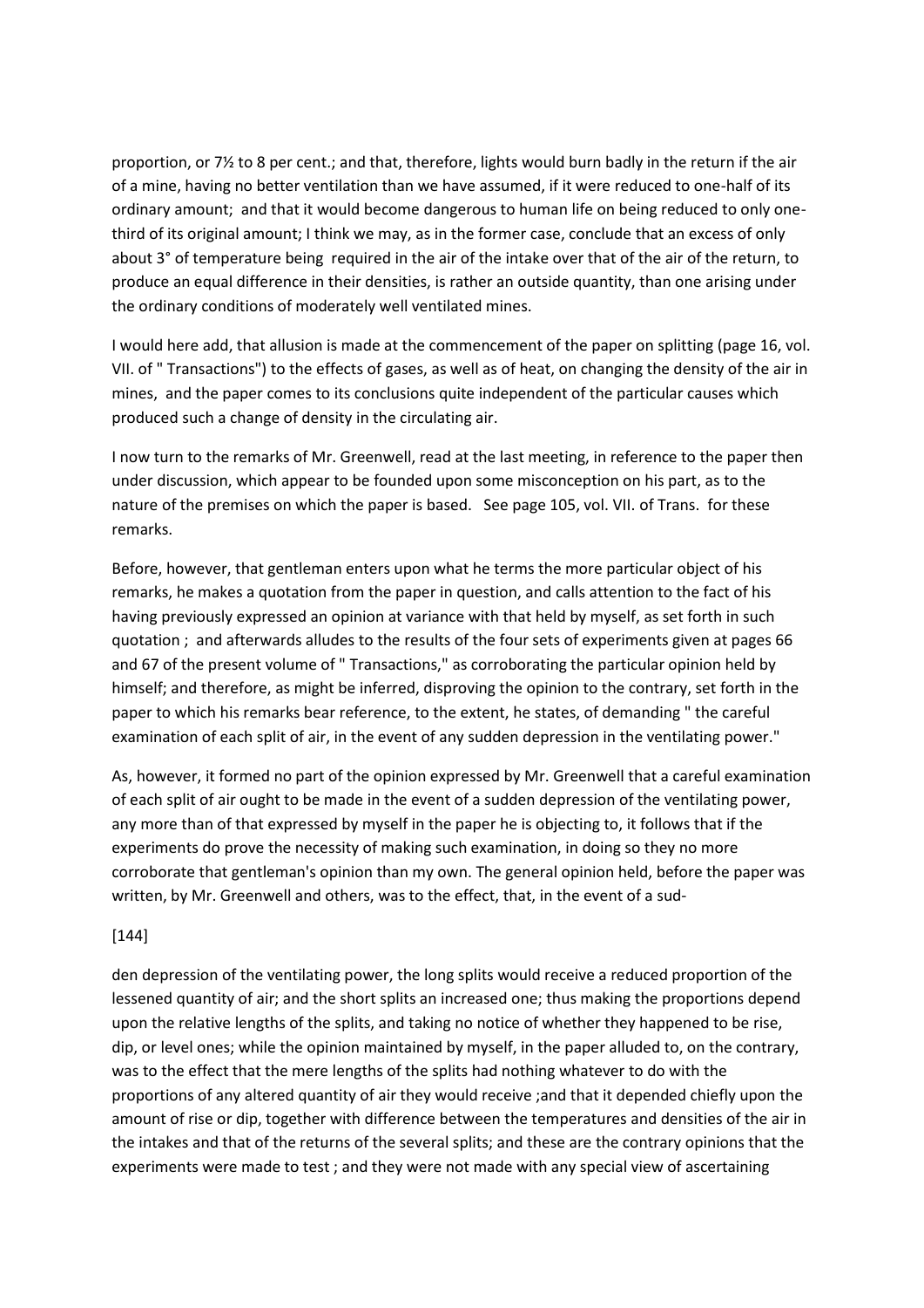proportion, or 7½ to 8 per cent.; and that, therefore, lights would burn badly in the return if the air of a mine, having no better ventilation than we have assumed, if it were reduced to one-half of its ordinary amount; and that it would become dangerous to human life on being reduced to only one-third of its original amount; I think we may, as in the former case, conclude that an excess of only about 3° of temperature being required in the air of the intake over that of the air of the return, to produce an equal difference in their densities, is rather an outside quantity, than one arising under the ordinary conditions of moderately well ventilated mines.

I would here add, that allusion is made at the commencement of the paper on splitting (page 16, vol. VII. of " Transactions") to the effects of gases, as well as of heat, on changing the density of the air in mines, and the paper comes to its conclusions quite independent of the particular causes which produced such a change of density in the circulating air.

I now turn to the remarks of Mr. Greenwell, read at the last meeting, in reference to the paper then under discussion, which appear to be founded upon some misconception on his part, as to the nature of the premises on which the paper is based. See page 105, vol. VII. of Trans. for these remarks.

Before, however, that gentleman enters upon what he terms the more particular object of his remarks, he makes a quotation from the paper in question, and calls attention to the fact of his having previously expressed an opinion at variance with that held by myself, as set forth in such quotation ; and afterwards alludes to the results of the four sets of experiments given at pages 66 and 67 of the present volume of " Transactions," as corroborating the particular opinion held by himself; and therefore, as might be inferred, disproving the opinion to the contrary, set forth in the paper to which his remarks bear reference, to the extent, he states, of demanding " the careful examination of each split of air, in the event of any sudden depression in the ventilating power."

As, however, it formed no part of the opinion expressed by Mr. Greenwell that a careful examination of each split of air ought to be made in the event of a sudden depression of the ventilating power, any more than of that expressed by myself in the paper he is objecting to, it follows that if the experiments do prove the necessity of making such examination, in doing so they no more corroborate that gentleman's opinion than my own. The general opinion held, before the paper was written, by Mr. Greenwell and others, was to the effect, that, in the event of a sud-

[144]

den depression of the ventilating power, the long splits would receive a reduced proportion of the lessened quantity of air; and the short splits an increased one; thus making the proportions depend upon the relative lengths of the splits, and taking no notice of whether they happened to be rise, dip, or level ones; while the opinion maintained by myself, in the paper alluded to, on the contrary, was to the effect that the mere lengths of the splits had nothing whatever to do with the proportions of any altered quantity of air they would receive ;and that it depended chiefly upon the amount of rise or dip, together with difference between the temperatures and densities of the air in the intakes and that of the returns of the several splits; and these are the contrary opinions that the experiments were made to test ; and they were not made with any special view of ascertaining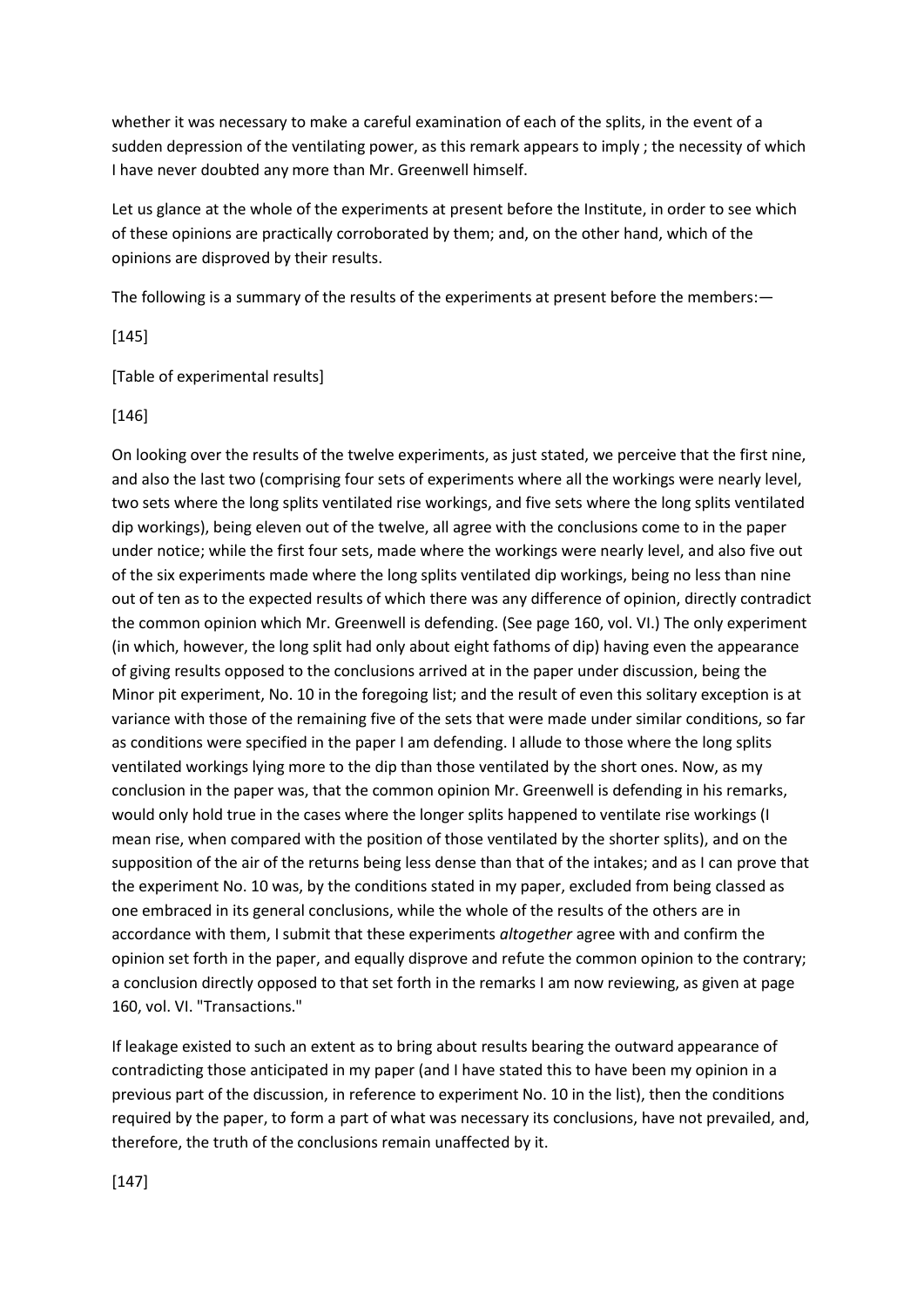whether it was necessary to make a careful examination of each of the splits, in the event of a sudden depression of the ventilating power, as this remark appears to imply ; the necessity of which I have never doubted any more than Mr. Greenwell himself.

Let us glance at the whole of the experiments at present before the Institute, in order to see which of these opinions are practically corroborated by them; and, on the other hand, which of the opinions are disproved by their results.

The following is a summary of the results of the experiments at present before the members:—

[145]

[Table of experimental results]

[146]

On looking over the results of the twelve experiments, as just stated, we perceive that the first nine, and also the last two (comprising four sets of experiments where all the workings were nearly level, two sets where the long splits ventilated rise workings, and five sets where the long splits ventilated dip workings), being eleven out of the twelve, all agree with the conclusions come to in the paper under notice; while the first four sets, made where the workings were nearly level, and also five out of the six experiments made where the long splits ventilated dip workings, being no less than nine out of ten as to the expected results of which there was any difference of opinion, directly contradict the common opinion which Mr. Greenwell is defending. (See page 160, vol. VI.) The only experiment (in which, however, the long split had only about eight fathoms of dip) having even the appearance of giving results opposed to the conclusions arrived at in the paper under discussion, being the Minor pit experiment, No. 10 in the foregoing list; and the result of even this solitary exception is at variance with those of the remaining five of the sets that were made under similar conditions, so far as conditions were specified in the paper I am defending. I allude to those where the long splits ventilated workings lying more to the dip than those ventilated by the short ones. Now, as my conclusion in the paper was, that the common opinion Mr. Greenwell is defending in his remarks, would only hold true in the cases where the longer splits happened to ventilate rise workings (I mean rise, when compared with the position of those ventilated by the shorter splits), and on the supposition of the air of the returns being less dense than that of the intakes; and as I can prove that the experiment No. 10 was, by the conditions stated in my paper, excluded from being classed as one embraced in its general conclusions, while the whole of the results of the others are in accordance with them, I submit that these experiments *altogether* agree with and confirm the opinion set forth in the paper, and equally disprove and refute the common opinion to the contrary; a conclusion directly opposed to that set forth in the remarks I am now reviewing, as given at page 160, vol. VI. "Transactions."

If leakage existed to such an extent as to bring about results bearing the outward appearance of contradicting those anticipated in my paper (and I have stated this to have been my opinion in a previous part of the discussion, in reference to experiment No. 10 in the list), then the conditions required by the paper, to form a part of what was necessary its conclusions, have not prevailed, and, therefore, the truth of the conclusions remain unaffected by it.

[147]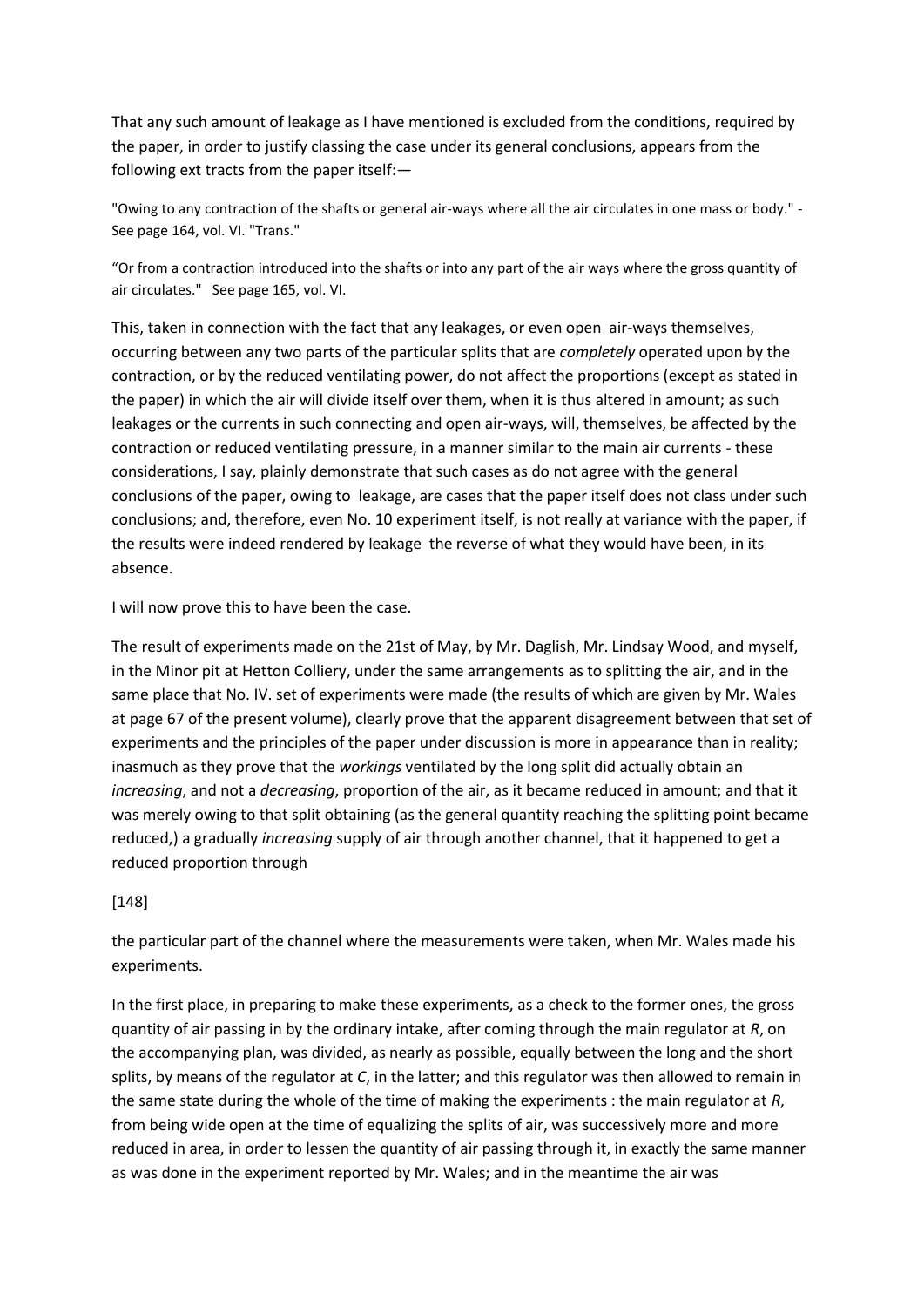That any such amount of leakage as I have mentioned is excluded from the conditions, required by the paper, in order to justify classing the case under its general conclusions, appears from the following ext tracts from the paper itself:—

"Owing to any contraction of the shafts or general air-ways where all the air circulates in one mass or body." - See page 164, vol. VI. "Trans."

"Or from a contraction introduced into the shafts or into any part of the air ways where the gross quantity of air circulates." See page 165, vol. VI.

This, taken in connection with the fact that any leakages, or even open air-ways themselves, occurring between any two parts of the particular splits that are *completely* operated upon by the contraction, or by the reduced ventilating power, do not affect the proportions (except as stated in the paper) in which the air will divide itself over them, when it is thus altered in amount; as such leakages or the currents in such connecting and open air-ways, will, themselves, be affected by the contraction or reduced ventilating pressure, in a manner similar to the main air currents - these considerations, I say, plainly demonstrate that such cases as do not agree with the general conclusions of the paper, owing to leakage, are cases that the paper itself does not class under such conclusions; and, therefore, even No. 10 experiment itself, is not really at variance with the paper, if the results were indeed rendered by leakage the reverse of what they would have been, in its absence.

I will now prove this to have been the case.

The result of experiments made on the 21st of May, by Mr. Daglish, Mr. Lindsay Wood, and myself, in the Minor pit at Hetton Colliery, under the same arrangements as to splitting the air, and in the same place that No. IV. set of experiments were made (the results of which are given by Mr. Wales at page 67 of the present volume), clearly prove that the apparent disagreement between that set of experiments and the principles of the paper under discussion is more in appearance than in reality; inasmuch as they prove that the *workings* ventilated by the long split did actually obtain an *increasing*, and not a *decreasing*, proportion of the air, as it became reduced in amount; and that it was merely owing to that split obtaining (as the general quantity reaching the splitting point became reduced,) a gradually *increasing* supply of air through another channel, that it happened to get a reduced proportion through

[148]

the particular part of the channel where the measurements were taken, when Mr. Wales made his experiments.

In the first place, in preparing to make these experiments, as a check to the former ones, the gross quantity of air passing in by the ordinary intake, after coming through the main regulator at *R*, on the accompanying plan, was divided, as nearly as possible, equally between the long and the short splits, by means of the regulator at *C*, in the latter; and this regulator was then allowed to remain in the same state during the whole of the time of making the experiments : the main regulator at *R*, from being wide open at the time of equalizing the splits of air, was successively more and more reduced in area, in order to lessen the quantity of air passing through it, in exactly the same manner as was done in the experiment reported by Mr. Wales; and in the meantime the air was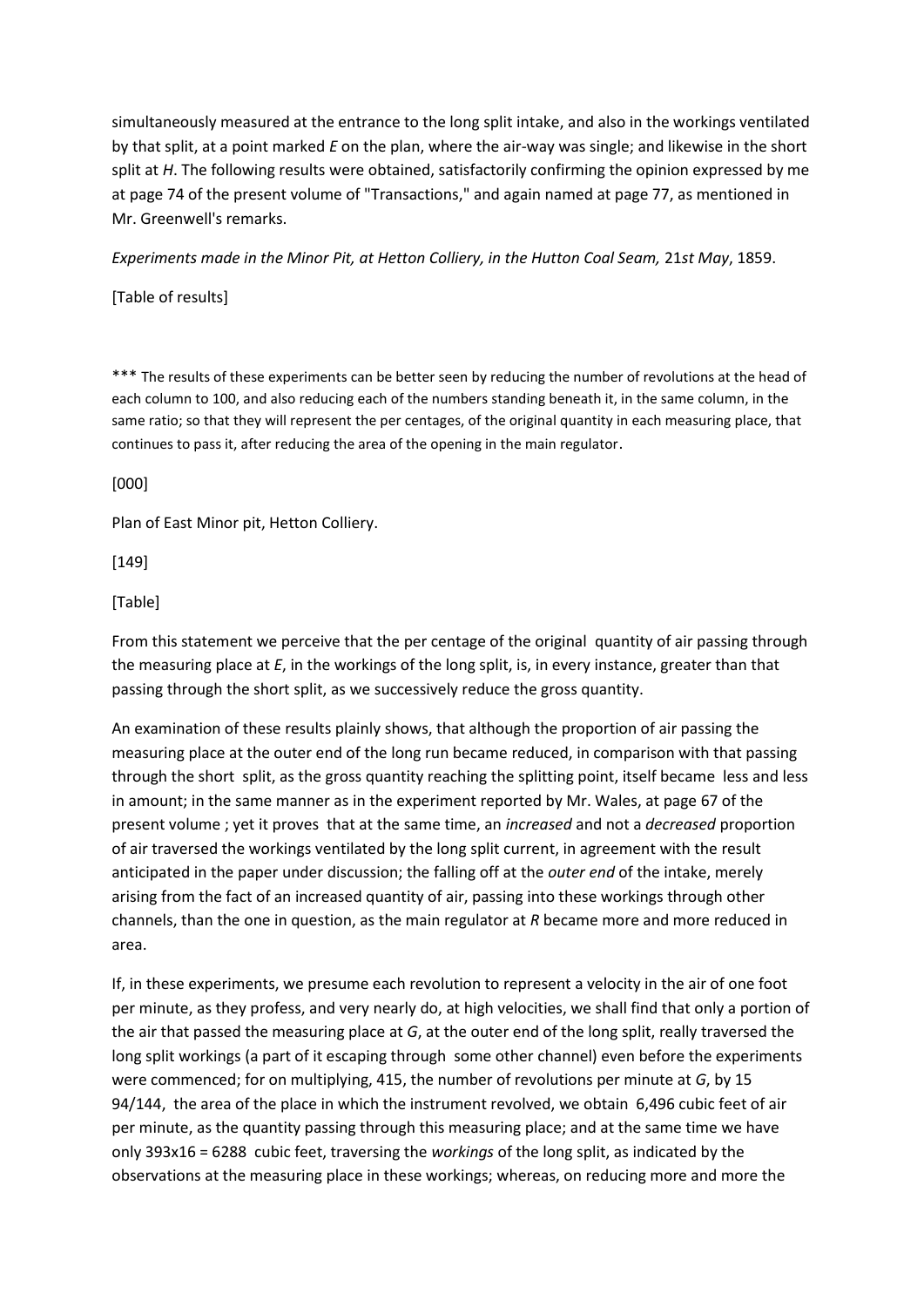simultaneously measured at the entrance to the long split intake, and also in the workings ventilated by that split, at a point marked *E* on the plan, where the air-way was single; and likewise in the short split at *H*. The following results were obtained, satisfactorily confirming the opinion expressed by me at page 74 of the present volume of "Transactions," and again named at page 77, as mentioned in Mr. Greenwell's remarks.

*Experiments made in the Minor Pit, at Hetton Colliery, in the Hutton Coal Seam,* 21*st May*, 1859.

[Table of results]

*** The results of these experiments can be better seen by reducing the number of revolutions at the head of each column to 100, and also reducing each of the numbers standing beneath it, in the same column, in the same ratio; so that they will represent the per centages, of the original quantity in each measuring place, that continues to pass it, after reducing the area of the opening in the main regulator.

[000]

Plan of East Minor pit, Hetton Colliery.

[149]

[Table]

From this statement we perceive that the per centage of the original quantity of air passing through the measuring place at *E*, in the workings of the long split, is, in every instance, greater than that passing through the short split, as we successively reduce the gross quantity.

An examination of these results plainly shows, that although the proportion of air passing the measuring place at the outer end of the long run became reduced, in comparison with that passing through the short split, as the gross quantity reaching the splitting point, itself became less and less in amount; in the same manner as in the experiment reported by Mr. Wales, at page 67 of the present volume ; yet it proves that at the same time, an *increased* and not a *decreased* proportion of air traversed the workings ventilated by the long split current, in agreement with the result anticipated in the paper under discussion; the falling off at the *outer end* of the intake, merely arising from the fact of an increased quantity of air, passing into these workings through other channels, than the one in question, as the main regulator at *R* became more and more reduced in area.

If, in these experiments, we presume each revolution to represent a velocity in the air of one foot per minute, as they profess, and very nearly do, at high velocities, we shall find that only a portion of the air that passed the measuring place at *G*, at the outer end of the long split, really traversed the long split workings (a part of it escaping through some other channel) even before the experiments were commenced; for on multiplying, 415, the number of revolutions per minute at *G*, by 15 94/144, the area of the place in which the instrument revolved, we obtain 6,496 cubic feet of air per minute, as the quantity passing through this measuring place; and at the same time we have only 393x16 = 6288 cubic feet, traversing the *workings* of the long split, as indicated by the observations at the measuring place in these workings; whereas, on reducing more and more the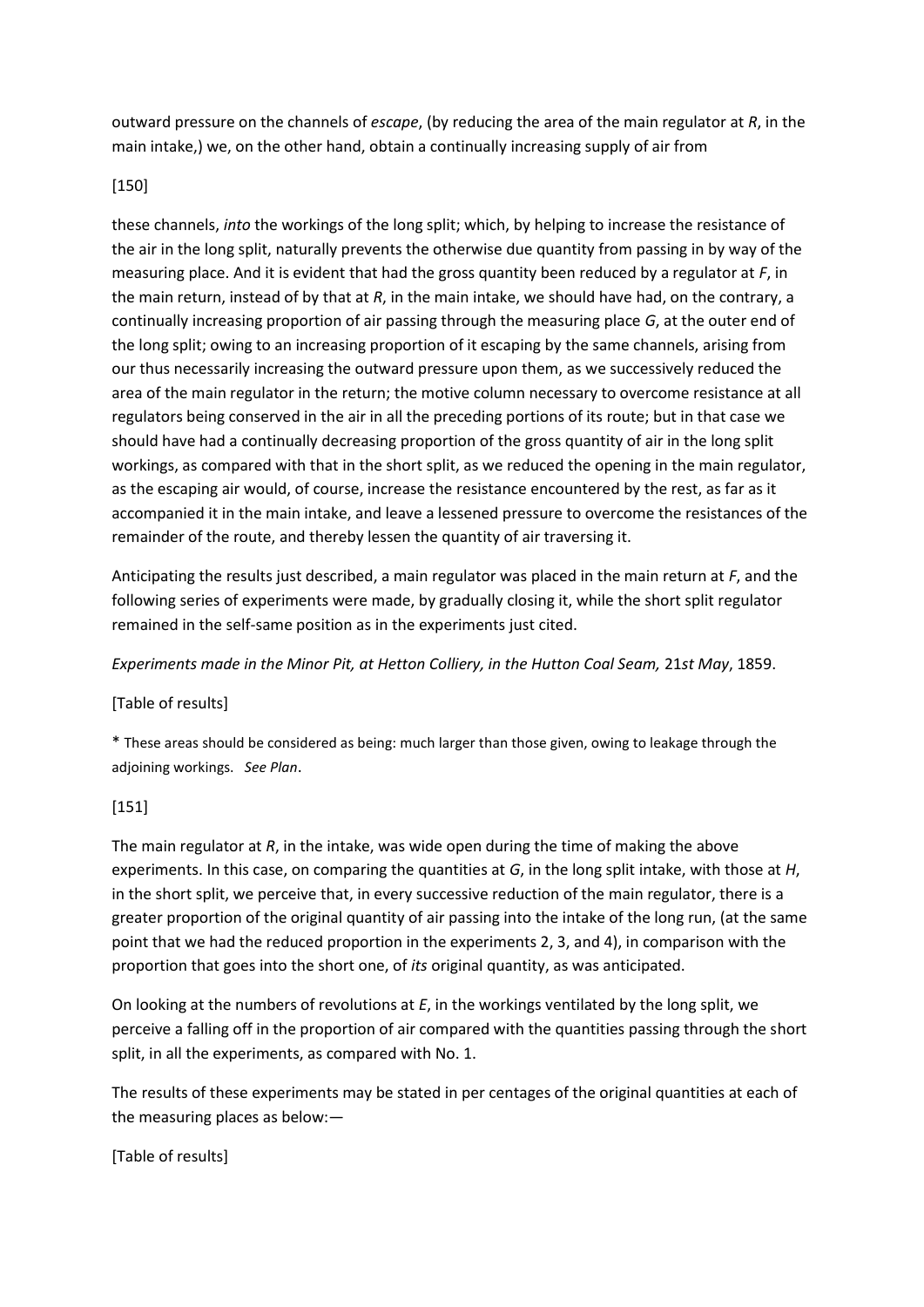outward pressure on the channels of *escape*, (by reducing the area of the main regulator at *R*, in the main intake,) we, on the other hand, obtain a continually increasing supply of air from

[150]

these channels, *into* the workings of the long split; which, by helping to increase the resistance of the air in the long split, naturally prevents the otherwise due quantity from passing in by way of the measuring place. And it is evident that had the gross quantity been reduced by a regulator at *F*, in the main return, instead of by that at *R*, in the main intake, we should have had, on the contrary, a continually increasing proportion of air passing through the measuring place *G*, at the outer end of the long split; owing to an increasing proportion of it escaping by the same channels, arising from our thus necessarily increasing the outward pressure upon them, as we successively reduced the area of the main regulator in the return; the motive column necessary to overcome resistance at all regulators being conserved in the air in all the preceding portions of its route; but in that case we should have had a continually decreasing proportion of the gross quantity of air in the long split workings, as compared with that in the short split, as we reduced the opening in the main regulator, as the escaping air would, of course, increase the resistance encountered by the rest, as far as it accompanied it in the main intake, and leave a lessened pressure to overcome the resistances of the remainder of the route, and thereby lessen the quantity of air traversing it.

Anticipating the results just described, a main regulator was placed in the main return at *F*, and the following series of experiments were made, by gradually closing it, while the short split regulator remained in the self-same position as in the experiments just cited.

*Experiments made in the Minor Pit, at Hetton Colliery, in the Hutton Coal Seam,* 21*st May*, 1859.

[Table of results]

* These areas should be considered as being: much larger than those given, owing to leakage through the adjoining workings. *See Plan*.

[151]

The main regulator at *R*, in the intake, was wide open during the time of making the above experiments. In this case, on comparing the quantities at *G*, in the long split intake, with those at *H*, in the short split, we perceive that, in every successive reduction of the main regulator, there is a greater proportion of the original quantity of air passing into the intake of the long run, (at the same point that we had the reduced proportion in the experiments 2, 3, and 4), in comparison with the proportion that goes into the short one, of *its* original quantity, as was anticipated.

On looking at the numbers of revolutions at *E*, in the workings ventilated by the long split, we perceive a falling off in the proportion of air compared with the quantities passing through the short split, in all the experiments, as compared with No. 1.

The results of these experiments may be stated in per centages of the original quantities at each of the measuring places as below:—

[Table of results]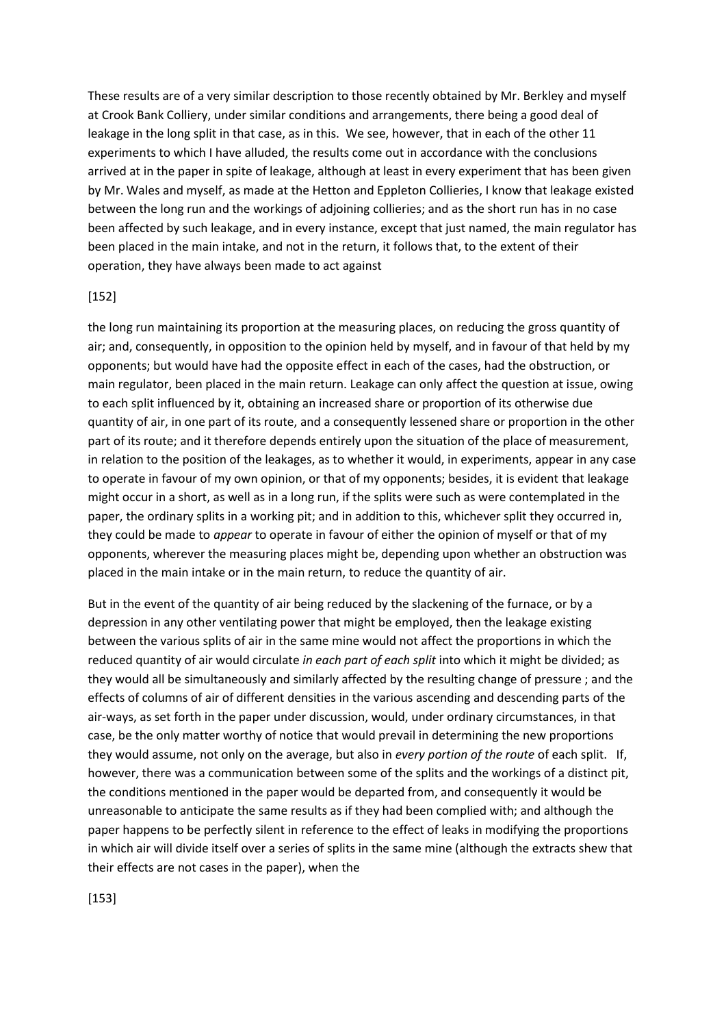These results are of a very similar description to those recently obtained by Mr. Berkley and myself at Crook Bank Colliery, under similar conditions and arrangements, there being a good deal of leakage in the long split in that case, as in this. We see, however, that in each of the other 11 experiments to which I have alluded, the results come out in accordance with the conclusions arrived at in the paper in spite of leakage, although at least in every experiment that has been given by Mr. Wales and myself, as made at the Hetton and Eppleton Collieries, I know that leakage existed between the long run and the workings of adjoining collieries; and as the short run has in no case been affected by such leakage, and in every instance, except that just named, the main regulator has been placed in the main intake, and not in the return, it follows that, to the extent of their operation, they have always been made to act against the long run maintaining its proportion at the measuring places, on reducing the gross quantity of air; and, consequently, in opposition to the opinion held by myself, and in favour of that held by my opponents; but would have had the opposite effect in each of the cases, had the obstruction, or main regulator, been placed in the main return. Leakage can only affect the question at issue, owing to each split influenced by it, obtaining an increased share or proportion of its otherwise due quantity of air, in one part of its route, and a consequently lessened share or proportion in the other part of its route; and it therefore depends entirely upon the situation of the place of measurement, in relation to the position of the leakages, as to whether it would, in experiments, appear in any case to operate in favour of my own opinion, or that of my opponents; besides, it is evident that leakage might occur in a short, as well as in a long run, if the splits were such as were contemplated in the paper, the ordinary splits in a working pit; and in addition to this, whichever split they occurred in, they could be made to *appear* to operate in favour of either the opinion of myself or that of my opponents, wherever the measuring places might be, depending upon whether an obstruction was placed in the main intake or in the main return, to reduce the quantity of air.

But in the event of the quantity of air being reduced by the slackening of the furnace, or by a depression in any other ventilating power that might be employed, then the leakage existing between the various splits of air in the same mine would not affect the proportions in which the reduced quantity of air would circulate *in each part of each split* into which it might be divided; as they would all be simultaneously and similarly affected by the resulting change of pressure ; and the effects of columns of air of different densities in the various ascending and descending parts of the air-ways, as set forth in the paper under discussion, would, under ordinary circumstances, in that case, be the only matter worthy of notice that would prevail in determining the new proportions they would assume, not only on the average, but also in *every portion of the route* of each split. If, however, there was a communication between some of the splits and the workings of a distinct pit, the conditions mentioned in the paper would be departed from, and consequently it would be unreasonable to anticipate the same results as if they had been complied with; and although the paper happens to be perfectly silent in reference to the effect of leaks in modifying the proportions in which air will divide itself over a series of splits in the same mine (although the extracts shew that their effects are not cases in the paper), when the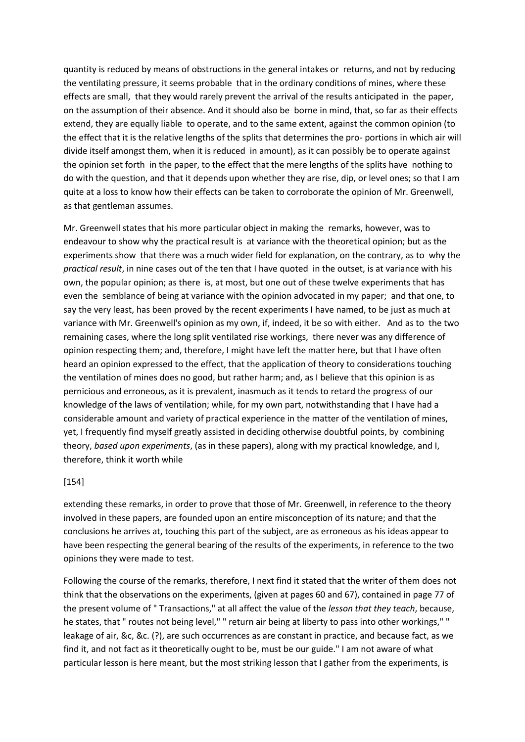quantity is reduced by means of obstructions in the general intakes or returns, and not by reducing the ventilating pressure, it seems probable that in the ordinary conditions of mines, where these effects are small, that they would rarely prevent the arrival of the results anticipated in the paper, on the assumption of their absence. And it should also be borne in mind, that, so far as their effects extend, they are equally liable to operate, and to the same extent, against the common opinion (to the effect that it is the relative lengths of the splits that determines the pro- portions in which air will divide itself amongst them, when it is reduced in amount), as it can possibly be to operate against the opinion set forth in the paper, to the effect that the mere lengths of the splits have nothing to do with the question, and that it depends upon whether they are rise, dip, or level ones; so that I am quite at a loss to know how their effects can be taken to corroborate the opinion of Mr. Greenwell, as that gentleman assumes.

Mr. Greenwell states that his more particular object in making the remarks, however, was to endeavour to show why the practical result is at variance with the theoretical opinion; but as the experiments show that there was a much wider field for explanation, on the contrary, as to why the *practical result*, in nine cases out of the ten that I have quoted in the outset, is at variance with his own, the popular opinion; as there is, at most, but one out of these twelve experiments that has even the semblance of being at variance with the opinion advocated in my paper; and that one, to say the very least, has been proved by the recent experiments I have named, to be just as much at variance with Mr. Greenwell's opinion as my own, if, indeed, it be so with either. And as to the two remaining cases, where the long split ventilated rise workings, there never was any difference of opinion respecting them; and, therefore, I might have left the matter here, but that I have often heard an opinion expressed to the effect, that the application of theory to considerations touching the ventilation of mines does no good, but rather harm; and, as I believe that this opinion is as pernicious and erroneous, as it is prevalent, inasmuch as it tends to retard the progress of our knowledge of the laws of ventilation; while, for my own part, notwithstanding that I have had a considerable amount and variety of practical experience in the matter of the ventilation of mines, yet, I frequently find myself greatly assisted in deciding otherwise doubtful points, by combining theory, *based upon experiments*, (as in these papers), along with my practical knowledge, and I, therefore, think it worth while

[154]

extending these remarks, in order to prove that those of Mr. Greenwell, in reference to the theory involved in these papers, are founded upon an entire misconception of its nature; and that the conclusions he arrives at, touching this part of the subject, are as erroneous as his ideas appear to have been respecting the general bearing of the results of the experiments, in reference to the two opinions they were made to test.

Following the course of the remarks, therefore, I next find it stated that the writer of them does not think that the observations on the experiments, (given at pages 60 and 67), contained in page 77 of the present volume of " Transactions," at all affect the value of the *lesson that they teach*, because, he states, that " routes not being level," " return air being at liberty to pass into other workings," " leakage of air, &c, &c. (?), are such occurrences as are constant in practice, and because fact, as we find it, and not fact as it theoretically ought to be, must be our guide." I am not aware of what particular lesson is here meant, but the most striking lesson that I gather from the experiments, is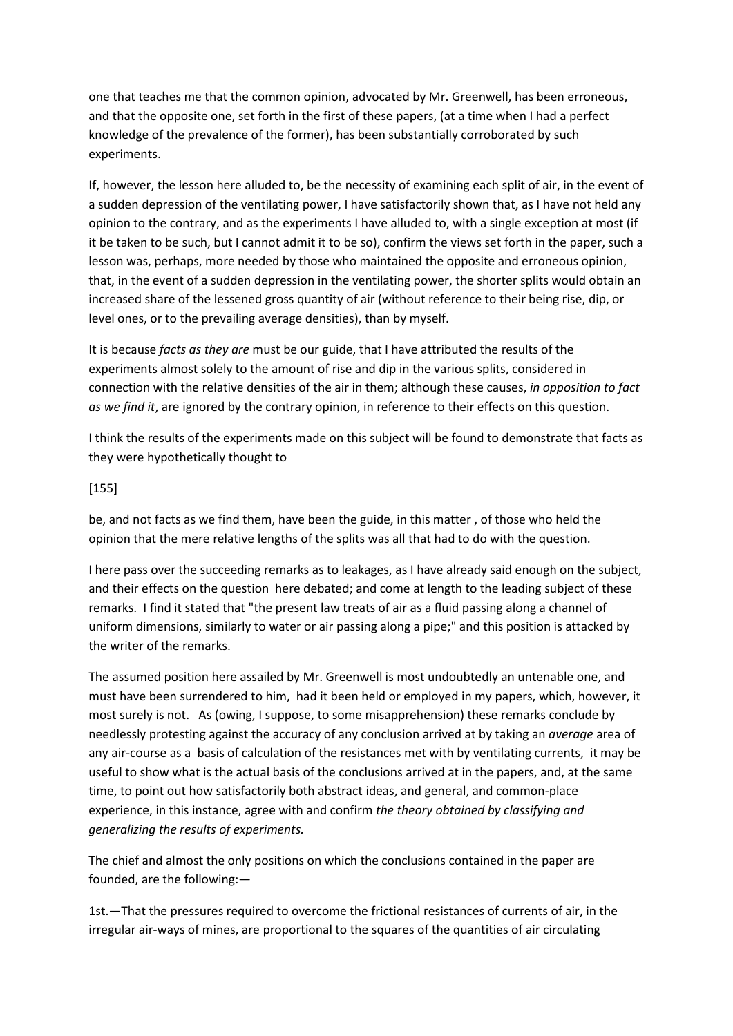one that teaches me that the common opinion, advocated by Mr. Greenwell, has been erroneous, and that the opposite one, set forth in the first of these papers, (at a time when I had a perfect knowledge of the prevalence of the former), has been substantially corroborated by such experiments.

If, however, the lesson here alluded to, be the necessity of examining each split of air, in the event of a sudden depression of the ventilating power, I have satisfactorily shown that, as I have not held any opinion to the contrary, and as the experiments I have alluded to, with a single exception at most (if it be taken to be such, but I cannot admit it to be so), confirm the views set forth in the paper, such a lesson was, perhaps, more needed by those who maintained the opposite and erroneous opinion, that, in the event of a sudden depression in the ventilating power, the shorter splits would obtain an increased share of the lessened gross quantity of air (without reference to their being rise, dip, or level ones, or to the prevailing average densities), than by myself.

It is because *facts as they are* must be our guide, that I have attributed the results of the experiments almost solely to the amount of rise and dip in the various splits, considered in connection with the relative densities of the air in them; although these causes, *in opposition to fact as we find it*, are ignored by the contrary opinion, in reference to their effects on this question.

I think the results of the experiments made on this subject will be found to demonstrate that facts as they were hypothetically thought to

[155]

be, and not facts as we find them, have been the guide, in this matter , of those who held the opinion that the mere relative lengths of the splits was all that had to do with the question.

I here pass over the succeeding remarks as to leakages, as I have already said enough on the subject, and their effects on the question here debated; and come at length to the leading subject of these remarks. I find it stated that "the present law treats of air as a fluid passing along a channel of uniform dimensions, similarly to water or air passing along a pipe;" and this position is attacked by the writer of the remarks.

The assumed position here assailed by Mr. Greenwell is most undoubtedly an untenable one, and must have been surrendered to him, had it been held or employed in my papers, which, however, it most surely is not. As (owing, I suppose, to some misapprehension) these remarks conclude by needlessly protesting against the accuracy of any conclusion arrived at by taking an *average* area of any air-course as a basis of calculation of the resistances met with by ventilating currents, it may be useful to show what is the actual basis of the conclusions arrived at in the papers, and, at the same time, to point out how satisfactorily both abstract ideas, and general, and common-place experience, in this instance, agree with and confirm *the theory obtained by classifying and generalizing the results of experiments.*

The chief and almost the only positions on which the conclusions contained in the paper are founded, are the following:—

1st.—That the pressures required to overcome the frictional resistances of currents of air, in the irregular air-ways of mines, are proportional to the squares of the quantities of air circulating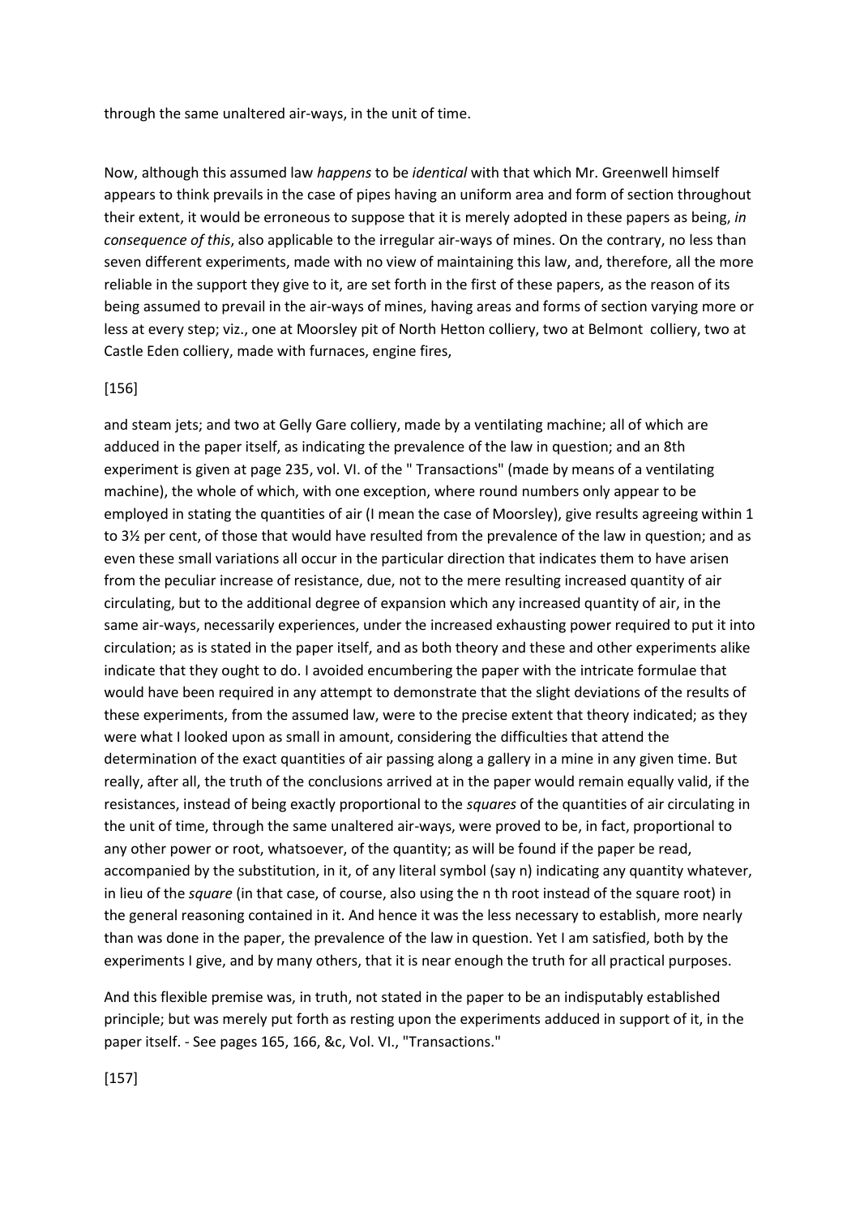through the same unaltered air-ways, in the unit of time.

Now, although this assumed law *happens* to be *identical* with that which Mr. Greenwell himself appears to think prevails in the case of pipes having an uniform area and form of section throughout their extent, it would be erroneous to suppose that it is merely adopted in these papers as being, *in consequence of this*, also applicable to the irregular air-ways of mines. On the contrary, no less than seven different experiments, made with no view of maintaining this law, and, therefore, all the more reliable in the support they give to it, are set forth in the first of these papers, as the reason of its being assumed to prevail in the air-ways of mines, having areas and forms of section varying more or less at every step; viz., one at Moorsley pit of North Hetton colliery, two at Belmont colliery, two at Castle Eden colliery, made with furnaces, engine fires,

[156]

and steam jets; and two at Gelly Gare colliery, made by a ventilating machine; all of which are adduced in the paper itself, as indicating the prevalence of the law in question; and an 8th experiment is given at page 235, vol. VI. of the " Transactions" (made by means of a ventilating machine), the whole of which, with one exception, where round numbers only appear to be employed in stating the quantities of air (I mean the case of Moorsley), give results agreeing within 1 to 3½ per cent, of those that would have resulted from the prevalence of the law in question; and as even these small variations all occur in the particular direction that indicates them to have arisen from the peculiar increase of resistance, due, not to the mere resulting increased quantity of air circulating, but to the additional degree of expansion which any increased quantity of air, in the same air-ways, necessarily experiences, under the increased exhausting power required to put it into circulation; as is stated in the paper itself, and as both theory and these and other experiments alike indicate that they ought to do. I avoided encumbering the paper with the intricate formulae that would have been required in any attempt to demonstrate that the slight deviations of the results of these experiments, from the assumed law, were to the precise extent that theory indicated; as they were what I looked upon as small in amount, considering the difficulties that attend the determination of the exact quantities of air passing along a gallery in a mine in any given time. But really, after all, the truth of the conclusions arrived at in the paper would remain equally valid, if the resistances, instead of being exactly proportional to the *squares* of the quantities of air circulating in the unit of time, through the same unaltered air-ways, were proved to be, in fact, proportional to any other power or root, whatsoever, of the quantity; as will be found if the paper be read, accompanied by the substitution, in it, of any literal symbol (say n) indicating any quantity whatever, in lieu of the *square* (in that case, of course, also using the n th root instead of the square root) in the general reasoning contained in it. And hence it was the less necessary to establish, more nearly than was done in the paper, the prevalence of the law in question. Yet I am satisfied, both by the experiments I give, and by many others, that it is near enough the truth for all practical purposes.

And this flexible premise was, in truth, not stated in the paper to be an indisputably established principle; but was merely put forth as resting upon the experiments adduced in support of it, in the paper itself. - See pages 165, 166, &c, Vol. VI., "Transactions."

[157]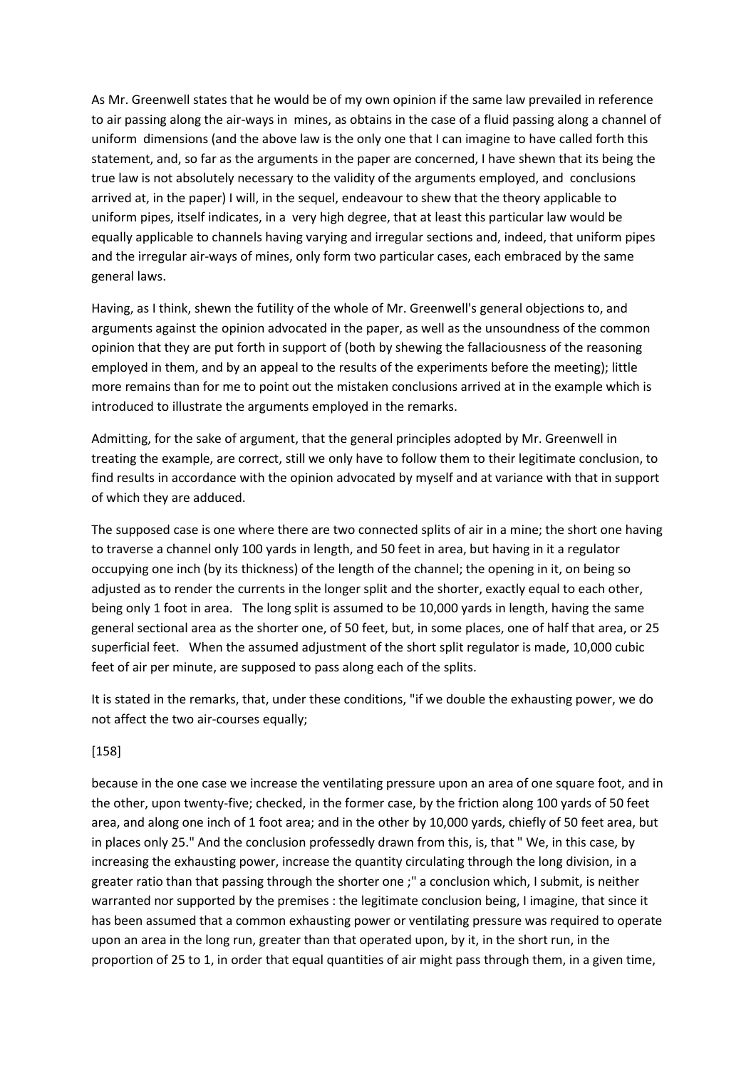As Mr. Greenwell states that he would be of my own opinion if the same law prevailed in reference to air passing along the air-ways in mines, as obtains in the case of a fluid passing along a channel of uniform dimensions (and the above law is the only one that I can imagine to have called forth this statement, and, so far as the arguments in the paper are concerned, I have shewn that its being the true law is not absolutely necessary to the validity of the arguments employed, and conclusions arrived at, in the paper) I will, in the sequel, endeavour to shew that the theory applicable to uniform pipes, itself indicates, in a very high degree, that at least this particular law would be equally applicable to channels having varying and irregular sections and, indeed, that uniform pipes and the irregular air-ways of mines, only form two particular cases, each embraced by the same general laws.

Having, as I think, shewn the futility of the whole of Mr. Greenwell's general objections to, and arguments against the opinion advocated in the paper, as well as the unsoundness of the common opinion that they are put forth in support of (both by shewing the fallaciousness of the reasoning employed in them, and by an appeal to the results of the experiments before the meeting); little more remains than for me to point out the mistaken conclusions arrived at in the example which is introduced to illustrate the arguments employed in the remarks.

Admitting, for the sake of argument, that the general principles adopted by Mr. Greenwell in treating the example, are correct, still we only have to follow them to their legitimate conclusion, to find results in accordance with the opinion advocated by myself and at variance with that in support of which they are adduced.

The supposed case is one where there are two connected splits of air in a mine; the short one having to traverse a channel only 100 yards in length, and 50 feet in area, but having in it a regulator occupying one inch (by its thickness) of the length of the channel; the opening in it, on being so adjusted as to render the currents in the longer split and the shorter, exactly equal to each other, being only 1 foot in area. The long split is assumed to be 10,000 yards in length, having the same general sectional area as the shorter one, of 50 feet, but, in some places, one of half that area, or 25 superficial feet. When the assumed adjustment of the short split regulator is made, 10,000 cubic feet of air per minute, are supposed to pass along each of the splits.

It is stated in the remarks, that, under these conditions, "if we double the exhausting power, we do not affect the two air-courses equally;

[158]

because in the one case we increase the ventilating pressure upon an area of one square foot, and in the other, upon twenty-five; checked, in the former case, by the friction along 100 yards of 50 feet area, and along one inch of 1 foot area; and in the other by 10,000 yards, chiefly of 50 feet area, but in places only 25." And the conclusion professedly drawn from this, is, that " We, in this case, by increasing the exhausting power, increase the quantity circulating through the long division, in a greater ratio than that passing through the shorter one ;" a conclusion which, I submit, is neither warranted nor supported by the premises : the legitimate conclusion being, I imagine, that since it has been assumed that a common exhausting power or ventilating pressure was required to operate upon an area in the long run, greater than that operated upon, by it, in the short run, in the proportion of 25 to 1, in order that equal quantities of air might pass through them, in a given time,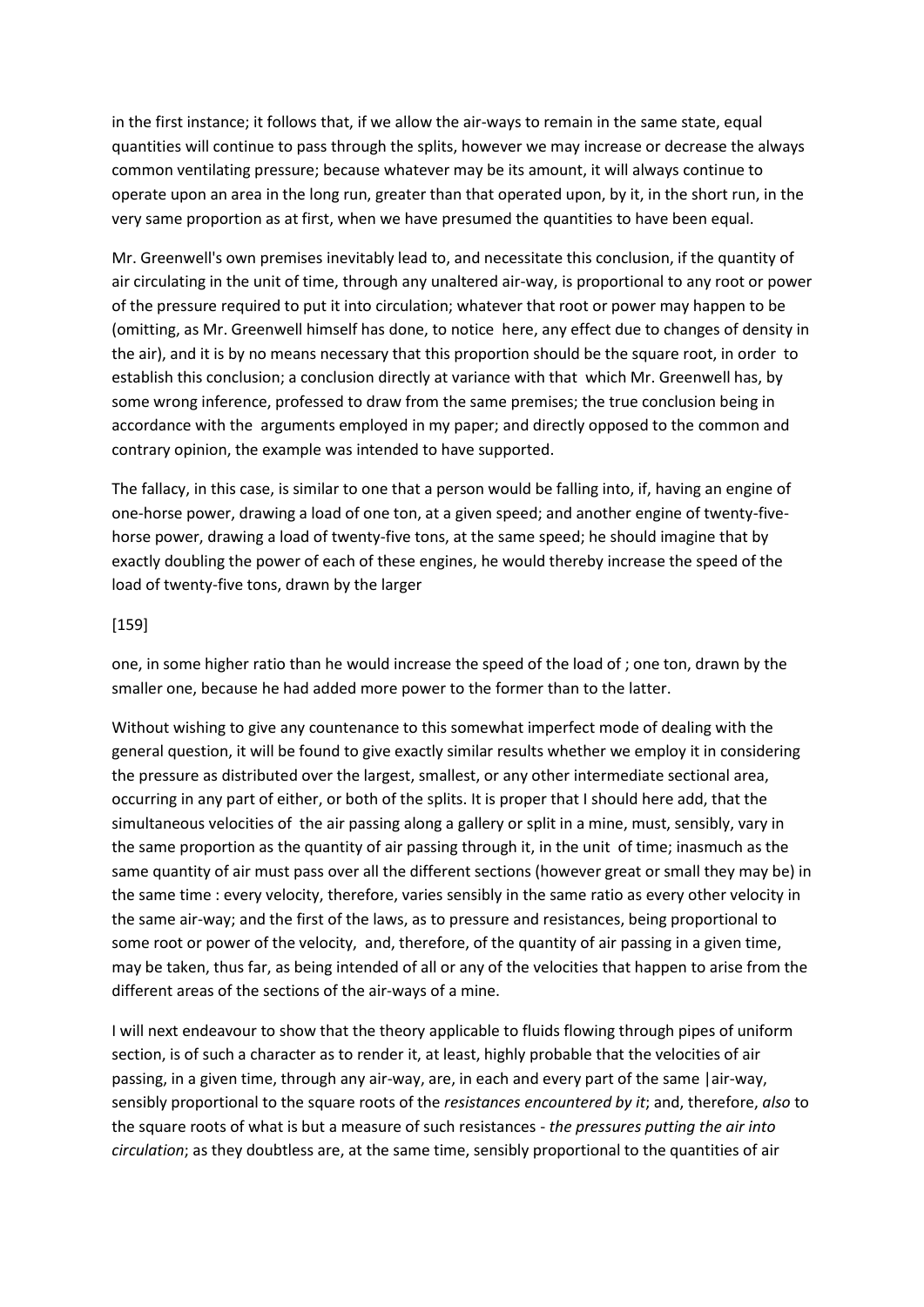in the first instance; it follows that, if we allow the air-ways to remain in the same state, equal quantities will continue to pass through the splits, however we may increase or decrease the always common ventilating pressure; because whatever may be its amount, it will always continue to operate upon an area in the long run, greater than that operated upon, by it, in the short run, in the very same proportion as at first, when we have presumed the quantities to have been equal.

Mr. Greenwell's own premises inevitably lead to, and necessitate this conclusion, if the quantity of air circulating in the unit of time, through any unaltered air-way, is proportional to any root or power of the pressure required to put it into circulation; whatever that root or power may happen to be (omitting, as Mr. Greenwell himself has done, to notice here, any effect due to changes of density in the air), and it is by no means necessary that this proportion should be the square root, in order to establish this conclusion; a conclusion directly at variance with that which Mr. Greenwell has, by some wrong inference, professed to draw from the same premises; the true conclusion being in accordance with the arguments employed in my paper; and directly opposed to the common and contrary opinion, the example was intended to have supported.

The fallacy, in this case, is similar to one that a person would be falling into, if, having an engine of one-horse power, drawing a load of one ton, at a given speed; and another engine of twenty-five-horse power, drawing a load of twenty-five tons, at the same speed; he should imagine that by exactly doubling the power of each of these engines, he would thereby increase the speed of the load of twenty-five tons, drawn by the larger

[159]

one, in some higher ratio than he would increase the speed of the load of ; one ton, drawn by the smaller one, because he had added more power to the former than to the latter.

Without wishing to give any countenance to this somewhat imperfect mode of dealing with the general question, it will be found to give exactly similar results whether we employ it in considering the pressure as distributed over the largest, smallest, or any other intermediate sectional area, occurring in any part of either, or both of the splits. It is proper that I should here add, that the simultaneous velocities of the air passing along a gallery or split in a mine, must, sensibly, vary in the same proportion as the quantity of air passing through it, in the unit of time; inasmuch as the same quantity of air must pass over all the different sections (however great or small they may be) in the same time : every velocity, therefore, varies sensibly in the same ratio as every other velocity in the same air-way; and the first of the laws, as to pressure and resistances, being proportional to some root or power of the velocity, and, therefore, of the quantity of air passing in a given time, may be taken, thus far, as being intended of all or any of the velocities that happen to arise from the different areas of the sections of the air-ways of a mine.

I will next endeavour to show that the theory applicable to fluids flowing through pipes of uniform section, is of such a character as to render it, at least, highly probable that the velocities of air passing, in a given time, through any air-way, are, in each and every part of the same |air-way, sensibly proportional to the square roots of the *resistances encountered by it*; and, therefore, *also* to the square roots of what is but a measure of such resistances - *the pressures putting the air into circulation*; as they doubtless are, at the same time, sensibly proportional to the quantities of air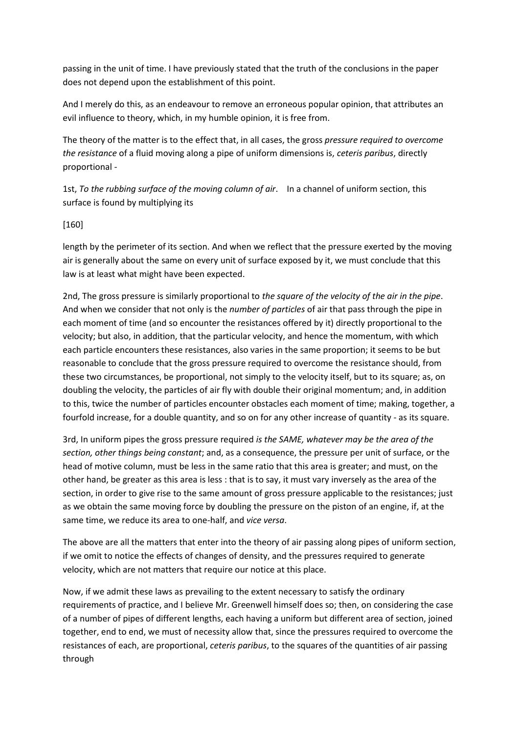passing in the unit of time. I have previously stated that the truth of the conclusions in the paper does not depend upon the establishment of this point.

And I merely do this, as an endeavour to remove an erroneous popular opinion, that attributes an evil influence to theory, which, in my humble opinion, it is free from.

The theory of the matter is to the effect that, in all cases, the gross *pressure required to overcome the resistance* of a fluid moving along a pipe of uniform dimensions is, *ceteris paribus*, directly proportional -

1st, *To the rubbing surface of the moving column of air*. In a channel of uniform section, this surface is found by multiplying its

[160]

length by the perimeter of its section. And when we reflect that the pressure exerted by the moving air is generally about the same on every unit of surface exposed by it, we must conclude that this law is at least what might have been expected.

2nd, The gross pressure is similarly proportional to *the square of the velocity of the air in the pipe*. And when we consider that not only is the *number of particles* of air that pass through the pipe in each moment of time (and so encounter the resistances offered by it) directly proportional to the velocity; but also, in addition, that the particular velocity, and hence the momentum, with which each particle encounters these resistances, also varies in the same proportion; it seems to be but reasonable to conclude that the gross pressure required to overcome the resistance should, from these two circumstances, be proportional, not simply to the velocity itself, but to its square; as, on doubling the velocity, the particles of air fly with double their original momentum; and, in addition to this, twice the number of particles encounter obstacles each moment of time; making, together, a fourfold increase, for a double quantity, and so on for any other increase of quantity - as its square.

3rd, In uniform pipes the gross pressure required *is the SAME, whatever may be the area of the section, other things being constant*; and, as a consequence, the pressure per unit of surface, or the head of motive column, must be less in the same ratio that this area is greater; and must, on the other hand, be greater as this area is less : that is to say, it must vary inversely as the area of the section, in order to give rise to the same amount of gross pressure applicable to the resistances; just as we obtain the same moving force by doubling the pressure on the piston of an engine, if, at the same time, we reduce its area to one-half, and *vice versa*.

The above are all the matters that enter into the theory of air passing along pipes of uniform section, if we omit to notice the effects of changes of density, and the pressures required to generate velocity, which are not matters that require our notice at this place.

Now, if we admit these laws as prevailing to the extent necessary to satisfy the ordinary requirements of practice, and I believe Mr. Greenwell himself does so; then, on considering the case of a number of pipes of different lengths, each having a uniform but different area of section, joined together, end to end, we must of necessity allow that, since the pressures required to overcome the resistances of each, are proportional, *ceteris paribus*, to the squares of the quantities of air passing through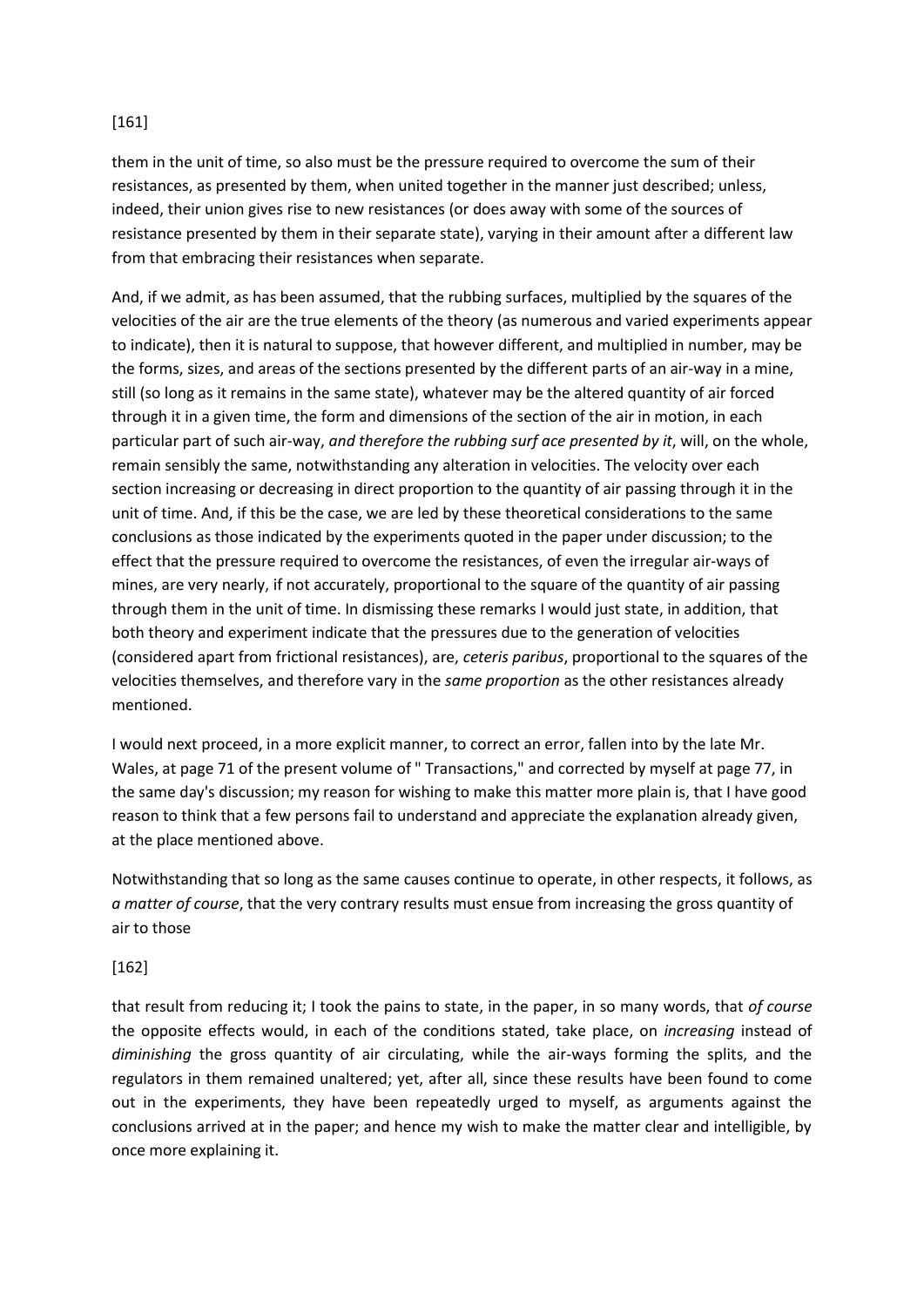[161]

them in the unit of time, so also must be the pressure required to overcome the sum of their resistances, as presented by them, when united together in the manner just described; unless, indeed, their union gives rise to new resistances (or does away with some of the sources of resistance presented by them in their separate state), varying in their amount after a different law from that embracing their resistances when separate.

And, if we admit, as has been assumed, that the rubbing surfaces, multiplied by the squares of the velocities of the air are the true elements of the theory (as numerous and varied experiments appear to indicate), then it is natural to suppose, that however different, and multiplied in number, may be the forms, sizes, and areas of the sections presented by the different parts of an air-way in a mine, still (so long as it remains in the same state), whatever may be the altered quantity of air forced through it in a given time, the form and dimensions of the section of the air in motion, in each particular part of such air-way, *and therefore the rubbing surf ace presented by it*, will, on the whole, remain sensibly the same, notwithstanding any alteration in velocities. The velocity over each section increasing or decreasing in direct proportion to the quantity of air passing through it in the unit of time. And, if this be the case, we are led by these theoretical considerations to the same conclusions as those indicated by the experiments quoted in the paper under discussion; to the effect that the pressure required to overcome the resistances, of even the irregular air-ways of mines, are very nearly, if not accurately, proportional to the square of the quantity of air passing through them in the unit of time. In dismissing these remarks I would just state, in addition, that both theory and experiment indicate that the pressures due to the generation of velocities (considered apart from frictional resistances), are, *ceteris paribus*, proportional to the squares of the velocities themselves, and therefore vary in the *same proportion* as the other resistances already mentioned.

I would next proceed, in a more explicit manner, to correct an error, fallen into by the late Mr. Wales, at page 71 of the present volume of " Transactions," and corrected by myself at page 77, in the same day's discussion; my reason for wishing to make this matter more plain is, that I have good reason to think that a few persons fail to understand and appreciate the explanation already given, at the place mentioned above.

Notwithstanding that so long as the same causes continue to operate, in other respects, it follows, as *a matter of course*, that the very contrary results must ensue from increasing the gross quantity of air to those

[162]

that result from reducing it; I took the pains to state, in the paper, in so many words, that *of course* the opposite effects would, in each of the conditions stated, take place, on *increasing* instead of *diminishing* the gross quantity of air circulating, while the air-ways forming the splits, and the regulators in them remained unaltered; yet, after all, since these results have been found to come out in the experiments, they have been repeatedly urged to myself, as arguments against the conclusions arrived at in the paper; and hence my wish to make the matter clear and intelligible, by once more explaining it.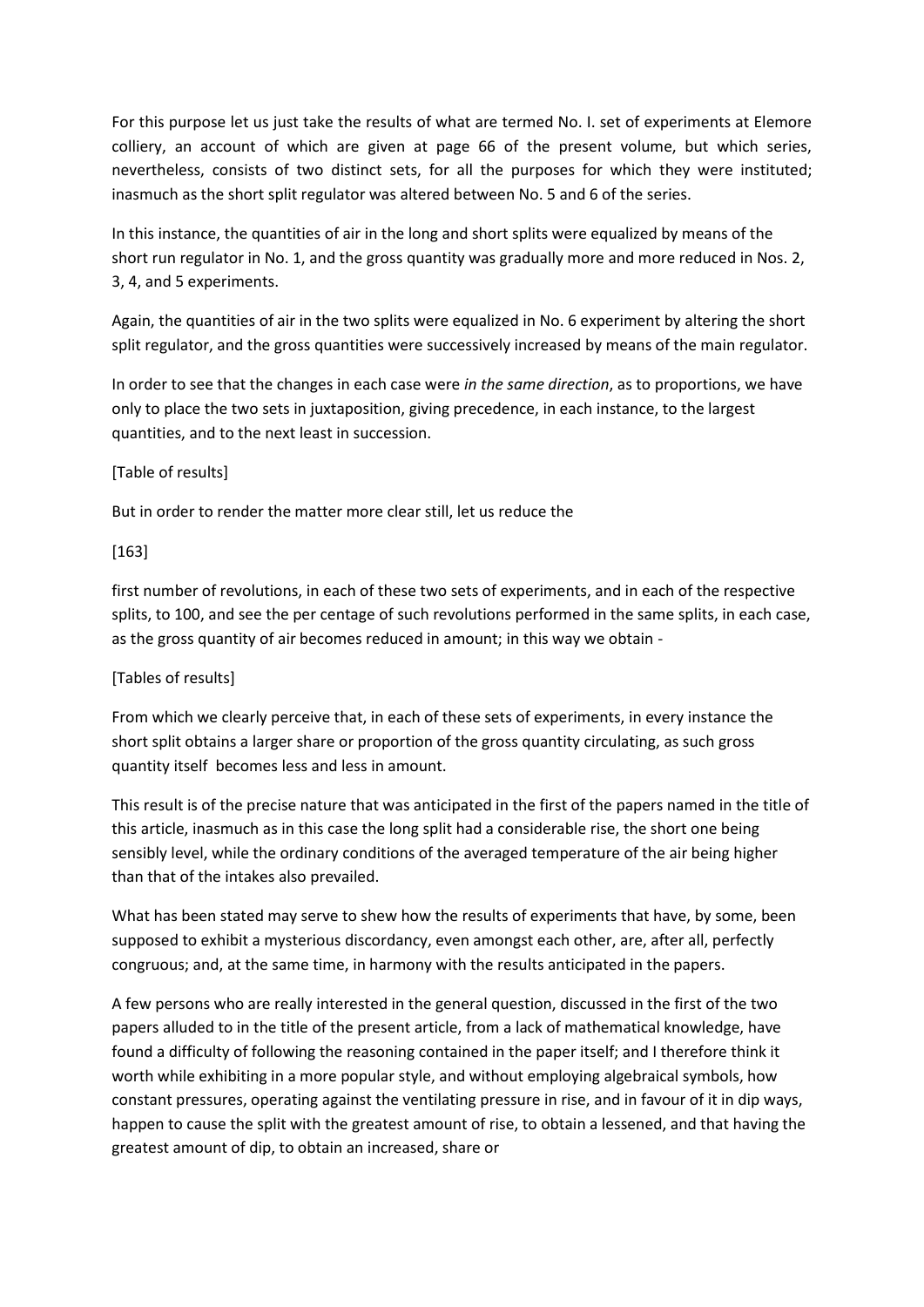For this purpose let us just take the results of what are termed No. I. set of experiments at Elemore colliery, an account of which are given at page 66 of the present volume, but which series, nevertheless, consists of two distinct sets, for all the purposes for which they were instituted; inasmuch as the short split regulator was altered between No. 5 and 6 of the series.

In this instance, the quantities of air in the long and short splits were equalized by means of the short run regulator in No. 1, and the gross quantity was gradually more and more reduced in Nos. 2, 3, 4, and 5 experiments.

Again, the quantities of air in the two splits were equalized in No. 6 experiment by altering the short split regulator, and the gross quantities were successively increased by means of the main regulator.

In order to see that the changes in each case were *in the same direction*, as to proportions, we have only to place the two sets in juxtaposition, giving precedence, in each instance, to the largest quantities, and to the next least in succession.

[Table of results]

But in order to render the matter more clear still, let us reduce the

[163]

first number of revolutions, in each of these two sets of experiments, and in each of the respective splits, to 100, and see the per centage of such revolutions performed in the same splits, in each case, as the gross quantity of air becomes reduced in amount; in this way we obtain -

[Tables of results]

From which we clearly perceive that, in each of these sets of experiments, in every instance the short split obtains a larger share or proportion of the gross quantity circulating, as such gross quantity itself becomes less and less in amount.

This result is of the precise nature that was anticipated in the first of the papers named in the title of this article, inasmuch as in this case the long split had a considerable rise, the short one being sensibly level, while the ordinary conditions of the averaged temperature of the air being higher than that of the intakes also prevailed.

What has been stated may serve to shew how the results of experiments that have, by some, been supposed to exhibit a mysterious discordancy, even amongst each other, are, after all, perfectly congruous; and, at the same time, in harmony with the results anticipated in the papers.

A few persons who are really interested in the general question, discussed in the first of the two papers alluded to in the title of the present article, from a lack of mathematical knowledge, have found a difficulty of following the reasoning contained in the paper itself; and I therefore think it worth while exhibiting in a more popular style, and without employing algebraical symbols, how constant pressures, operating against the ventilating pressure in rise, and in favour of it in dip ways, happen to cause the split with the greatest amount of rise, to obtain a lessened, and that having the greatest amount of dip, to obtain an increased, share or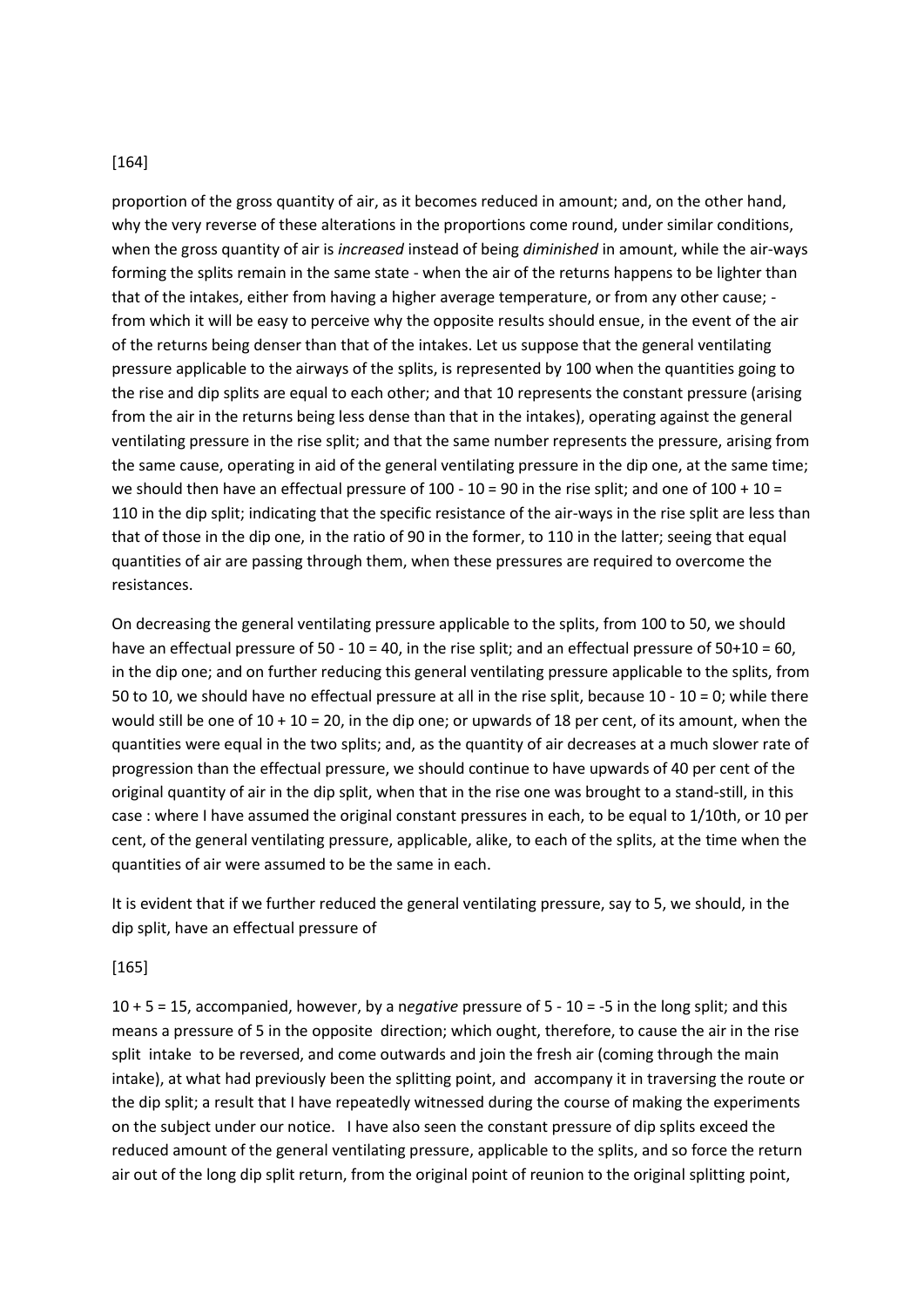[164]

proportion of the gross quantity of air, as it becomes reduced in amount; and, on the other hand, why the very reverse of these alterations in the proportions come round, under similar conditions, when the gross quantity of air is *increased* instead of being *diminished* in amount, while the air-ways forming the splits remain in the same state - when the air of the returns happens to be lighter than that of the intakes, either from having a higher average temperature, or from any other cause; - from which it will be easy to perceive why the opposite results should ensue, in the event of the air of the returns being denser than that of the intakes. Let us suppose that the general ventilating pressure applicable to the airways of the splits, is represented by 100 when the quantities going to the rise and dip splits are equal to each other; and that 10 represents the constant pressure (arising from the air in the returns being less dense than that in the intakes), operating against the general ventilating pressure in the rise split; and that the same number represents the pressure, arising from the same cause, operating in aid of the general ventilating pressure in the dip one, at the same time; we should then have an effectual pressure of $100 - 10 = 90$ in the rise split; and one of $100 + 10 = 110$ in the dip split; indicating that the specific resistance of the air-ways in the rise split are less than that of those in the dip one, in the ratio of 90 in the former, to 110 in the latter; seeing that equal quantities of air are passing through them, when these pressures are required to overcome the resistances.

On decreasing the general ventilating pressure applicable to the splits, from 100 to 50, we should have an effectual pressure of $50 - 10 = 40$, in the rise split; and an effectual pressure of $50+10 = 60$, in the dip one; and on further reducing this general ventilating pressure applicable to the splits, from 50 to 10, we should have no effectual pressure at all in the rise split, because $10 - 10 = 0$; while there would still be one of $10 + 10 = 20$, in the dip one; or upwards of 18 per cent, of its amount, when the quantities were equal in the two splits; and, as the quantity of air decreases at a much slower rate of progression than the effectual pressure, we should continue to have upwards of 40 per cent of the original quantity of air in the dip split, when that in the rise one was brought to a stand-still, in this case : where I have assumed the original constant pressures in each, to be equal to 1/10th, or 10 per cent, of the general ventilating pressure, applicable, alike, to each of the splits, at the time when the quantities of air were assumed to be the same in each.

It is evident that if we further reduced the general ventilating pressure, say to 5, we should, in the dip split, have an effectual pressure of

[165]

$10 + 5 = 15$, accompanied, however, by a n*egative* pressure of $5 - 10 = -5$ in the long split; and this means a pressure of 5 in the opposite direction; which ought, therefore, to cause the air in the rise split intake to be reversed, and come outwards and join the fresh air (coming through the main intake), at what had previously been the splitting point, and accompany it in traversing the route or the dip split; a result that I have repeatedly witnessed during the course of making the experiments on the subject under our notice. I have also seen the constant pressure of dip splits exceed the reduced amount of the general ventilating pressure, applicable to the splits, and so force the return air out of the long dip split return, from the original point of reunion to the original splitting point,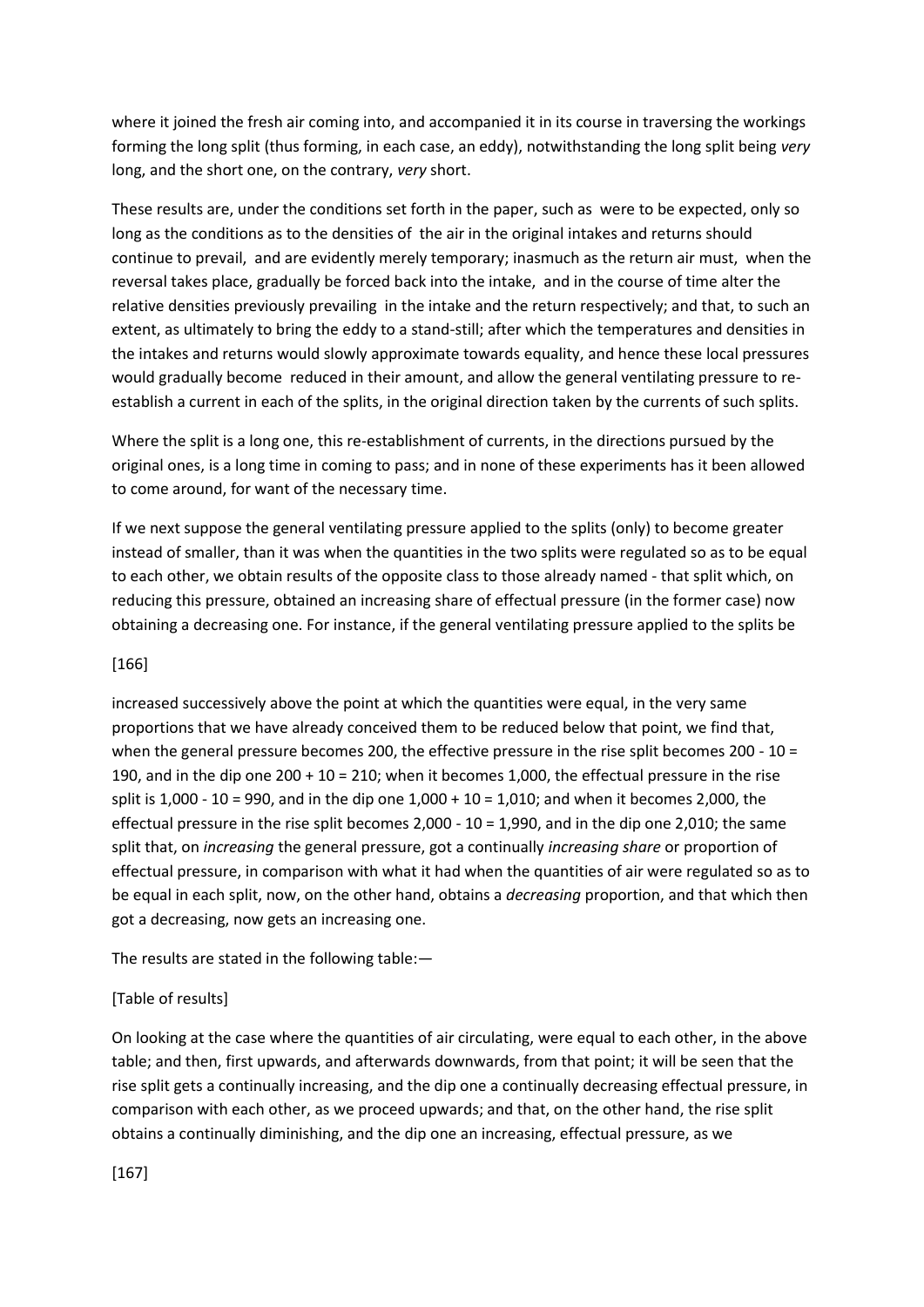where it joined the fresh air coming into, and accompanied it in its course in traversing the workings forming the long split (thus forming, in each case, an eddy), notwithstanding the long split being *very* long, and the short one, on the contrary, *very* short.

These results are, under the conditions set forth in the paper, such as were to be expected, only so long as the conditions as to the densities of the air in the original intakes and returns should continue to prevail, and are evidently merely temporary; inasmuch as the return air must, when the reversal takes place, gradually be forced back into the intake, and in the course of time alter the relative densities previously prevailing in the intake and the return respectively; and that, to such an extent, as ultimately to bring the eddy to a stand-still; after which the temperatures and densities in the intakes and returns would slowly approximate towards equality, and hence these local pressures would gradually become reduced in their amount, and allow the general ventilating pressure to re-establish a current in each of the splits, in the original direction taken by the currents of such splits.

Where the split is a long one, this re-establishment of currents, in the directions pursued by the original ones, is a long time in coming to pass; and in none of these experiments has it been allowed to come around, for want of the necessary time.

If we next suppose the general ventilating pressure applied to the splits (only) to become greater instead of smaller, than it was when the quantities in the two splits were regulated so as to be equal to each other, we obtain results of the opposite class to those already named - that split which, on reducing this pressure, obtained an increasing share of effectual pressure (in the former case) now obtaining a decreasing one. For instance, if the general ventilating pressure applied to the splits be

[166]

increased successively above the point at which the quantities were equal, in the very same proportions that we have already conceived them to be reduced below that point, we find that, when the general pressure becomes 200, the effective pressure in the rise split becomes 200 - 10 = 190, and in the dip one 200 + 10 = 210; when it becomes 1,000, the effectual pressure in the rise split is 1,000 - 10 = 990, and in the dip one 1,000 + 10 = 1,010; and when it becomes 2,000, the effectual pressure in the rise split becomes 2,000 - 10 = 1,990, and in the dip one 2,010; the same split that, on *increasing* the general pressure, got a continually *increasing share* or proportion of effectual pressure, in comparison with what it had when the quantities of air were regulated so as to be equal in each split, now, on the other hand, obtains a *decreasing* proportion, and that which then got a decreasing, now gets an increasing one.

The results are stated in the following table:—

[Table of results]

On looking at the case where the quantities of air circulating, were equal to each other, in the above table; and then, first upwards, and afterwards downwards, from that point; it will be seen that the rise split gets a continually increasing, and the dip one a continually decreasing effectual pressure, in comparison with each other, as we proceed upwards; and that, on the other hand, the rise split obtains a continually diminishing, and the dip one an increasing, effectual pressure, as we

[167]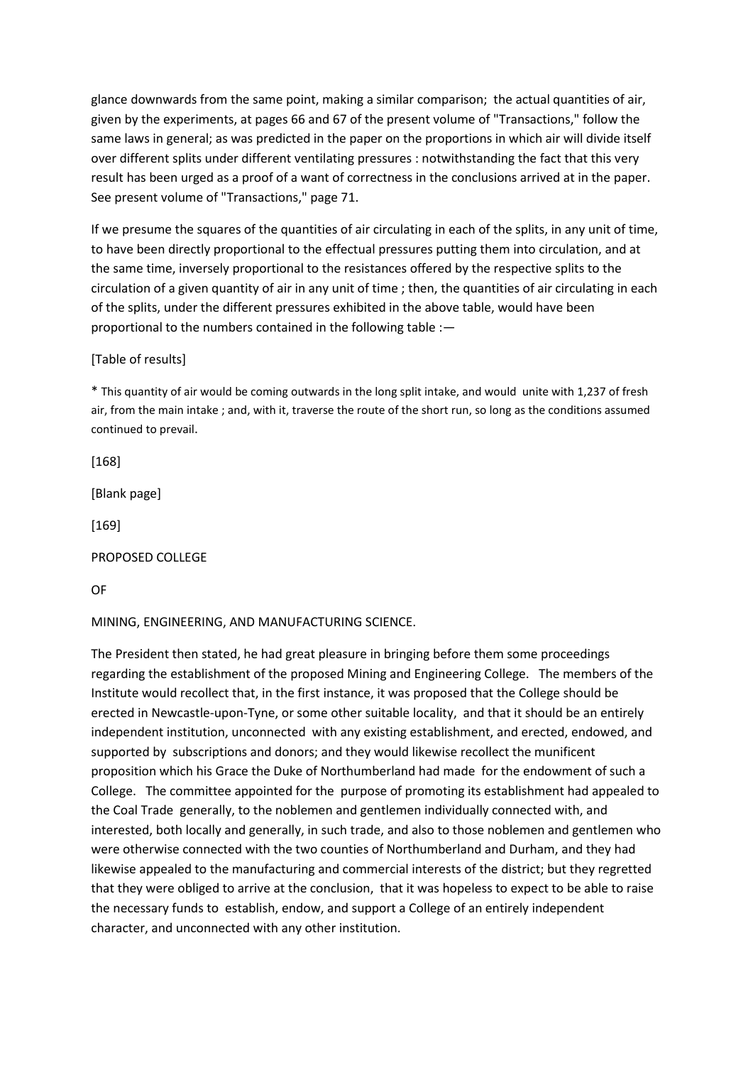glance downwards from the same point, making a similar comparison; the actual quantities of air, given by the experiments, at pages 66 and 67 of the present volume of "Transactions," follow the same laws in general; as was predicted in the paper on the proportions in which air will divide itself over different splits under different ventilating pressures : notwithstanding the fact that this very result has been urged as a proof of a want of correctness in the conclusions arrived at in the paper. See present volume of "Transactions," page 71.

If we presume the squares of the quantities of air circulating in each of the splits, in any unit of time, to have been directly proportional to the effectual pressures putting them into circulation, and at the same time, inversely proportional to the resistances offered by the respective splits to the circulation of a given quantity of air in any unit of time ; then, the quantities of air circulating in each of the splits, under the different pressures exhibited in the above table, would have been proportional to the numbers contained in the following table :—

[Table of results]

* This quantity of air would be coming outwards in the long split intake, and would unite with 1,237 of fresh air, from the main intake ; and, with it, traverse the route of the short run, so long as the conditions assumed continued to prevail.

[168]

[Blank page]

[169]

# PROPOSED COLLEGE OF MINING, ENGINEERING, AND MANUFACTURING SCIENCE.

The President then stated, he had great pleasure in bringing before them some proceedings regarding the establishment of the proposed Mining and Engineering College. The members of the Institute would recollect that, in the first instance, it was proposed that the College should be erected in Newcastle-upon-Tyne, or some other suitable locality, and that it should be an entirely independent institution, unconnected with any existing establishment, and erected, endowed, and supported by subscriptions and donors; and they would likewise recollect the munificent proposition which his Grace the Duke of Northumberland had made for the endowment of such a College. The committee appointed for the purpose of promoting its establishment had appealed to the Coal Trade generally, to the noblemen and gentlemen individually connected with, and interested, both locally and generally, in such trade, and also to those noblemen and gentlemen who were otherwise connected with the two counties of Northumberland and Durham, and they had likewise appealed to the manufacturing and commercial interests of the district; but they regretted that they were obliged to arrive at the conclusion, that it was hopeless to expect to be able to raise the necessary funds to establish, endow, and support a College of an entirely independent character, and unconnected with any other institution.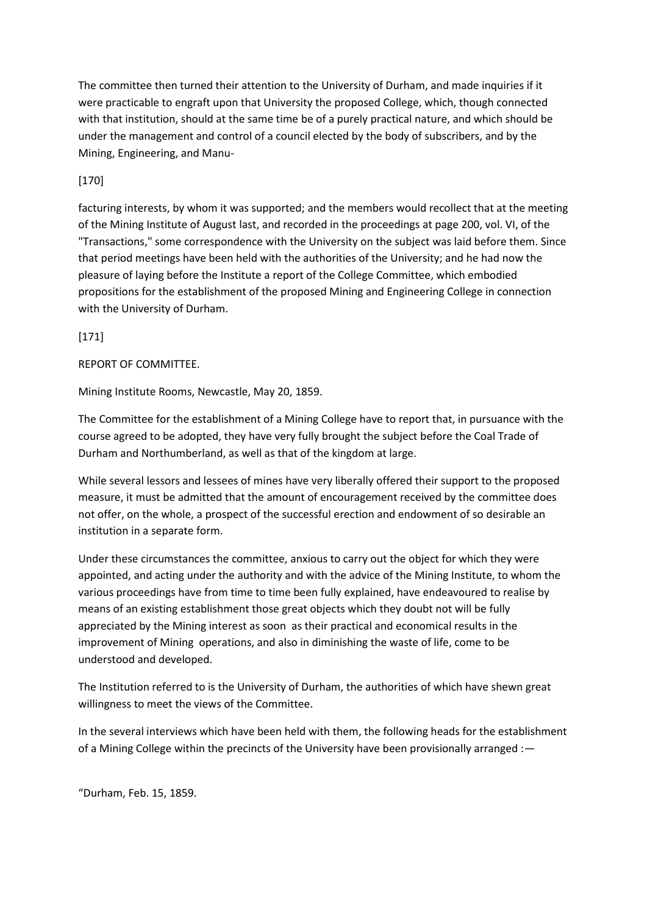The committee then turned their attention to the University of Durham, and made inquiries if it were practicable to engraft upon that University the proposed College, which, though connected with that institution, should at the same time be of a purely practical nature, and which should be under the management and control of a council elected by the body of subscribers, and by the Mining, Engineering, and Manu-

[170]

facturing interests, by whom it was supported; and the members would recollect that at the meeting of the Mining Institute of August last, and recorded in the proceedings at page 200, vol. VI, of the "Transactions," some correspondence with the University on the subject was laid before them. Since that period meetings have been held with the authorities of the University; and he had now the pleasure of laying before the Institute a report of the College Committee, which embodied propositions for the establishment of the proposed Mining and Engineering College in connection with the University of Durham.

[171]

REPORT OF COMMITTEE.

Mining Institute Rooms, Newcastle, May 20, 1859.

The Committee for the establishment of a Mining College have to report that, in pursuance with the course agreed to be adopted, they have very fully brought the subject before the Coal Trade of Durham and Northumberland, as well as that of the kingdom at large.

While several lessors and lessees of mines have very liberally offered their support to the proposed measure, it must be admitted that the amount of encouragement received by the committee does not offer, on the whole, a prospect of the successful erection and endowment of so desirable an institution in a separate form.

Under these circumstances the committee, anxious to carry out the object for which they were appointed, and acting under the authority and with the advice of the Mining Institute, to whom the various proceedings have from time to time been fully explained, have endeavoured to realise by means of an existing establishment those great objects which they doubt not will be fully appreciated by the Mining interest as soon as their practical and economical results in the improvement of Mining operations, and also in diminishing the waste of life, come to be understood and developed.

The Institution referred to is the University of Durham, the authorities of which have shewn great willingness to meet the views of the Committee.

In the several interviews which have been held with them, the following heads for the establishment of a Mining College within the precincts of the University have been provisionally arranged :—

"Durham, Feb. 15, 1859.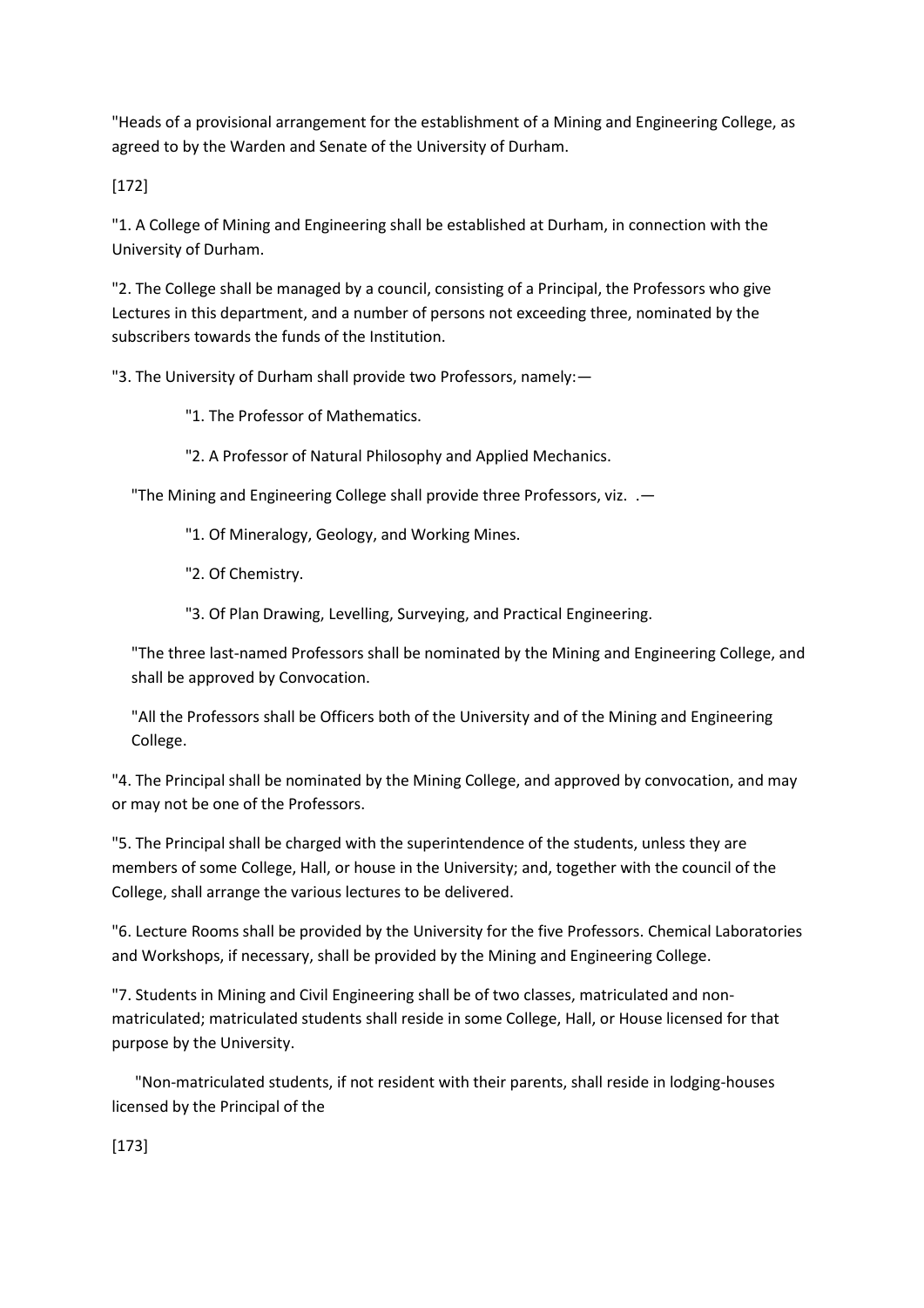"Heads of a provisional arrangement for the establishment of a Mining and Engineering College, as agreed to by the Warden and Senate of the University of Durham.

[172]

"1. A College of Mining and Engineering shall be established at Durham, in connection with the University of Durham.

"2. The College shall be managed by a council, consisting of a Principal, the Professors who give Lectures in this department, and a number of persons not exceeding three, nominated by the subscribers towards the funds of the Institution.

"3. The University of Durham shall provide two Professors, namely:—

"1. The Professor of Mathematics.

"2. A Professor of Natural Philosophy and Applied Mechanics.

"The Mining and Engineering College shall provide three Professors, viz. .—

"1. Of Mineralogy, Geology, and Working Mines.

"2. Of Chemistry.

"3. Of Plan Drawing, Levelling, Surveying, and Practical Engineering.

"The three last-named Professors shall be nominated by the Mining and Engineering College, and shall be approved by Convocation.

"All the Professors shall be Officers both of the University and of the Mining and Engineering College.

"4. The Principal shall be nominated by the Mining College, and approved by convocation, and may or may not be one of the Professors.

"5. The Principal shall be charged with the superintendence of the students, unless they are members of some College, Hall, or house in the University; and, together with the council of the College, shall arrange the various lectures to be delivered.

"6. Lecture Rooms shall be provided by the University for the five Professors. Chemical Laboratories and Workshops, if necessary, shall be provided by the Mining and Engineering College.

"7. Students in Mining and Civil Engineering shall be of two classes, matriculated and non-matriculated; matriculated students shall reside in some College, Hall, or House licensed for that purpose by the University.

"Non-matriculated students, if not resident with their parents, shall reside in lodging-houses licensed by the Principal of the

[173]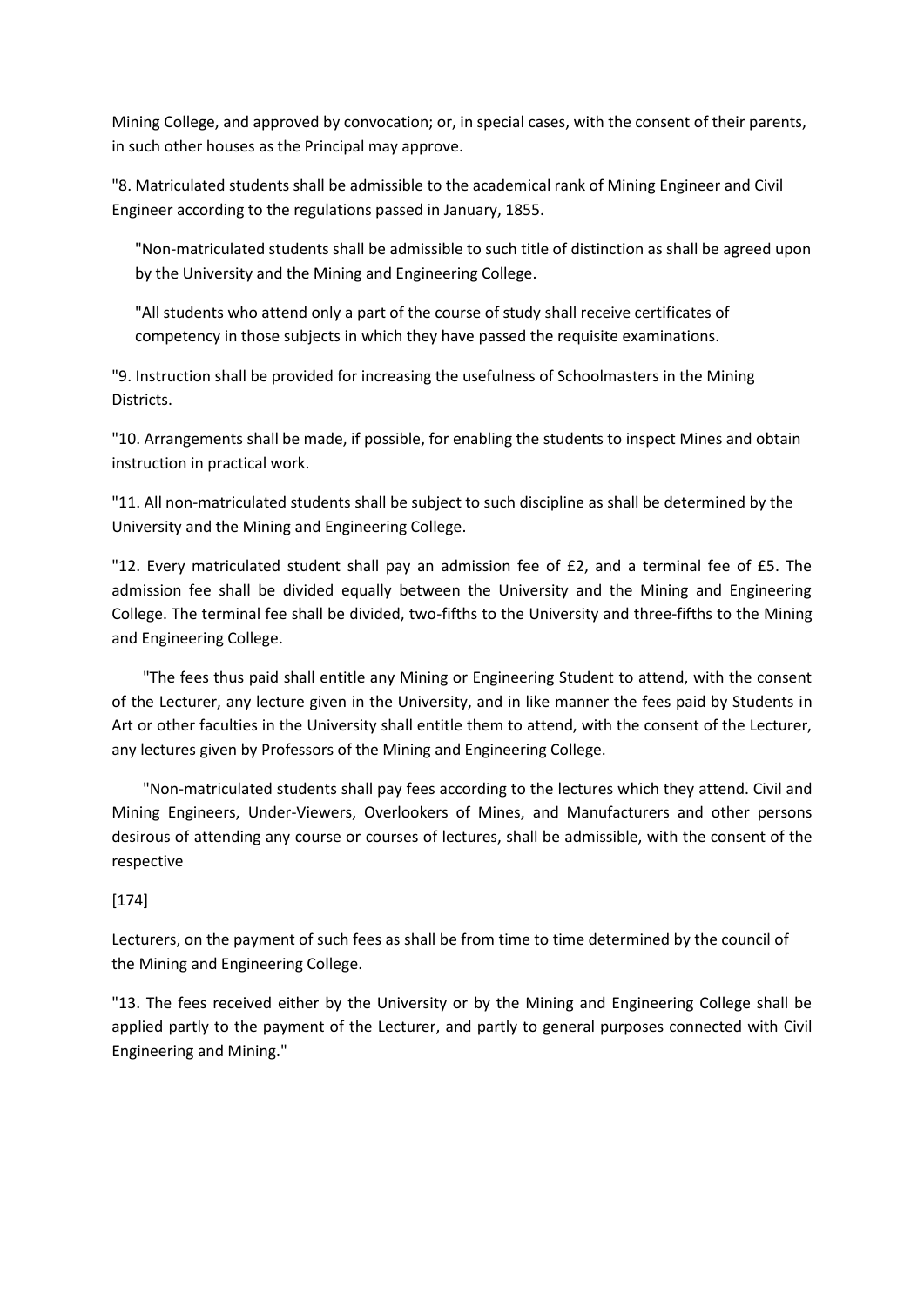Mining College, and approved by convocation; or, in special cases, with the consent of their parents, in such other houses as the Principal may approve.

"8. Matriculated students shall be admissible to the academical rank of Mining Engineer and Civil Engineer according to the regulations passed in January, 1855.

"Non-matriculated students shall be admissible to such title of distinction as shall be agreed upon by the University and the Mining and Engineering College.

"All students who attend only a part of the course of study shall receive certificates of competency in those subjects in which they have passed the requisite examinations.

"9. Instruction shall be provided for increasing the usefulness of Schoolmasters in the Mining Districts.

"10. Arrangements shall be made, if possible, for enabling the students to inspect Mines and obtain instruction in practical work.

"11. All non-matriculated students shall be subject to such discipline as shall be determined by the University and the Mining and Engineering College.

"12. Every matriculated student shall pay an admission fee of £2, and a terminal fee of £5. The admission fee shall be divided equally between the University and the Mining and Engineering College. The terminal fee shall be divided, two-fifths to the University and three-fifths to the Mining and Engineering College.

"The fees thus paid shall entitle any Mining or Engineering Student to attend, with the consent of the Lecturer, any lecture given in the University, and in like manner the fees paid by Students in Art or other faculties in the University shall entitle them to attend, with the consent of the Lecturer, any lectures given by Professors of the Mining and Engineering College.

"Non-matriculated students shall pay fees according to the lectures which they attend. Civil and Mining Engineers, Under-Viewers, Overlookers of Mines, and Manufacturers and other persons desirous of attending any course or courses of lectures, shall be admissible, with the consent of the respective

[174]

Lecturers, on the payment of such fees as shall be from time to time determined by the council of the Mining and Engineering College.

"13. The fees received either by the University or by the Mining and Engineering College shall be applied partly to the payment of the Lecturer, and partly to general purposes connected with Civil Engineering and Mining."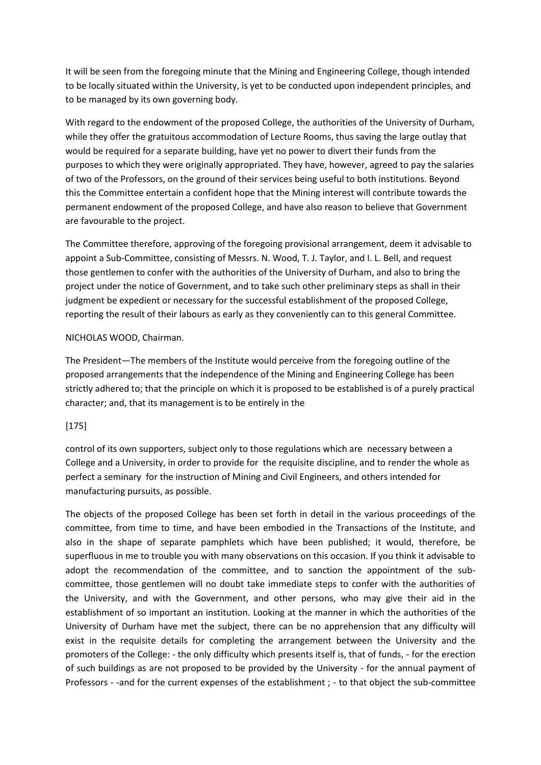It will be seen from the foregoing minute that the Mining and Engineering College, though intended to be locally situated within the University, is yet to be conducted upon independent principles, and to be managed by its own governing body.

With regard to the endowment of the proposed College, the authorities of the University of Durham, while they offer the gratuitous accommodation of Lecture Rooms, thus saving the large outlay that would be required for a separate building, have yet no power to divert their funds from the purposes to which they were originally appropriated. They have, however, agreed to pay the salaries of two of the Professors, on the ground of their services being useful to both institutions. Beyond this the Committee entertain a confident hope that the Mining interest will contribute towards the permanent endowment of the proposed College, and have also reason to believe that Government are favourable to the project.

The Committee therefore, approving of the foregoing provisional arrangement, deem it advisable to appoint a Sub-Committee, consisting of Messrs. N. Wood, T. J. Taylor, and I. L. Bell, and request those gentlemen to confer with the authorities of the University of Durham, and also to bring the project under the notice of Government, and to take such other preliminary steps as shall in their judgment be expedient or necessary for the successful establishment of the proposed College, reporting the result of their labours as early as they conveniently can to this general Committee.

NICHOLAS WOOD, Chairman.

The President—The members of the Institute would perceive from the foregoing outline of the proposed arrangements that the independence of the Mining and Engineering College has been strictly adhered to; that the principle on which it is proposed to be established is of a purely practical character; and, that its management is to be entirely in the

[175]

control of its own supporters, subject only to those regulations which are necessary between a College and a University, in order to provide for the requisite discipline, and to render the whole as perfect a seminary for the instruction of Mining and Civil Engineers, and others intended for manufacturing pursuits, as possible.

The objects of the proposed College has been set forth in detail in the various proceedings of the committee, from time to time, and have been embodied in the Transactions of the Institute, and also in the shape of separate pamphlets which have been published; it would, therefore, be superfluous in me to trouble you with many observations on this occasion. If you think it advisable to adopt the recommendation of the committee, and to sanction the appointment of the sub-committee, those gentlemen will no doubt take immediate steps to confer with the authorities of the University, and with the Government, and other persons, who may give their aid in the establishment of so important an institution. Looking at the manner in which the authorities of the University of Durham have met the subject, there can be no apprehension that any difficulty will exist in the requisite details for completing the arrangement between the University and the promoters of the College: - the only difficulty which presents itself is, that of funds, - for the erection of such buildings as are not proposed to be provided by the University - for the annual payment of Professors - -and for the current expenses of the establishment ; - to that object the sub-committee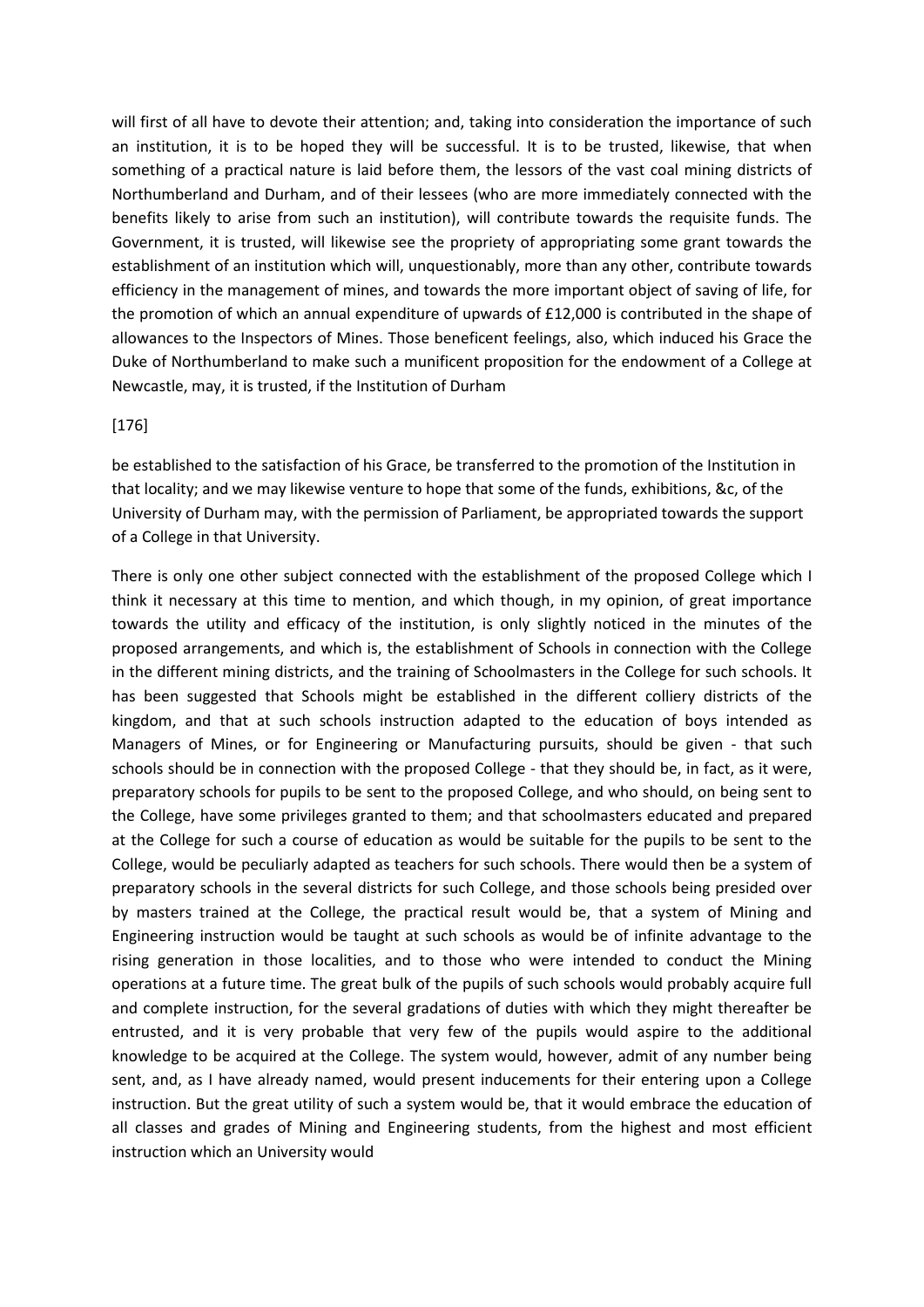will first of all have to devote their attention; and, taking into consideration the importance of such an institution, it is to be hoped they will be successful. It is to be trusted, likewise, that when something of a practical nature is laid before them, the lessors of the vast coal mining districts of Northumberland and Durham, and of their lessees (who are more immediately connected with the benefits likely to arise from such an institution), will contribute towards the requisite funds. The Government, it is trusted, will likewise see the propriety of appropriating some grant towards the establishment of an institution which will, unquestionably, more than any other, contribute towards efficiency in the management of mines, and towards the more important object of saving of life, for the promotion of which an annual expenditure of upwards of £12,000 is contributed in the shape of allowances to the Inspectors of Mines. Those beneficent feelings, also, which induced his Grace the Duke of Northumberland to make such a munificent proposition for the endowment of a College at Newcastle, may, it is trusted, if the Institution of Durham

[176]

be established to the satisfaction of his Grace, be transferred to the promotion of the Institution in that locality; and we may likewise venture to hope that some of the funds, exhibitions, &c, of the University of Durham may, with the permission of Parliament, be appropriated towards the support of a College in that University.

There is only one other subject connected with the establishment of the proposed College which I think it necessary at this time to mention, and which though, in my opinion, of great importance towards the utility and efficacy of the institution, is only slightly noticed in the minutes of the proposed arrangements, and which is, the establishment of Schools in connection with the College in the different mining districts, and the training of Schoolmasters in the College for such schools. It has been suggested that Schools might be established in the different colliery districts of the kingdom, and that at such schools instruction adapted to the education of boys intended as Managers of Mines, or for Engineering or Manufacturing pursuits, should be given - that such schools should be in connection with the proposed College - that they should be, in fact, as it were, preparatory schools for pupils to be sent to the proposed College, and who should, on being sent to the College, have some privileges granted to them; and that schoolmasters educated and prepared at the College for such a course of education as would be suitable for the pupils to be sent to the College, would be peculiarly adapted as teachers for such schools. There would then be a system of preparatory schools in the several districts for such College, and those schools being presided over by masters trained at the College, the practical result would be, that a system of Mining and Engineering instruction would be taught at such schools as would be of infinite advantage to the rising generation in those localities, and to those who were intended to conduct the Mining operations at a future time. The great bulk of the pupils of such schools would probably acquire full and complete instruction, for the several gradations of duties with which they might thereafter be entrusted, and it is very probable that very few of the pupils would aspire to the additional knowledge to be acquired at the College. The system would, however, admit of any number being sent, and, as I have already named, would present inducements for their entering upon a College instruction. But the great utility of such a system would be, that it would embrace the education of all classes and grades of Mining and Engineering students, from the highest and most efficient instruction which an University would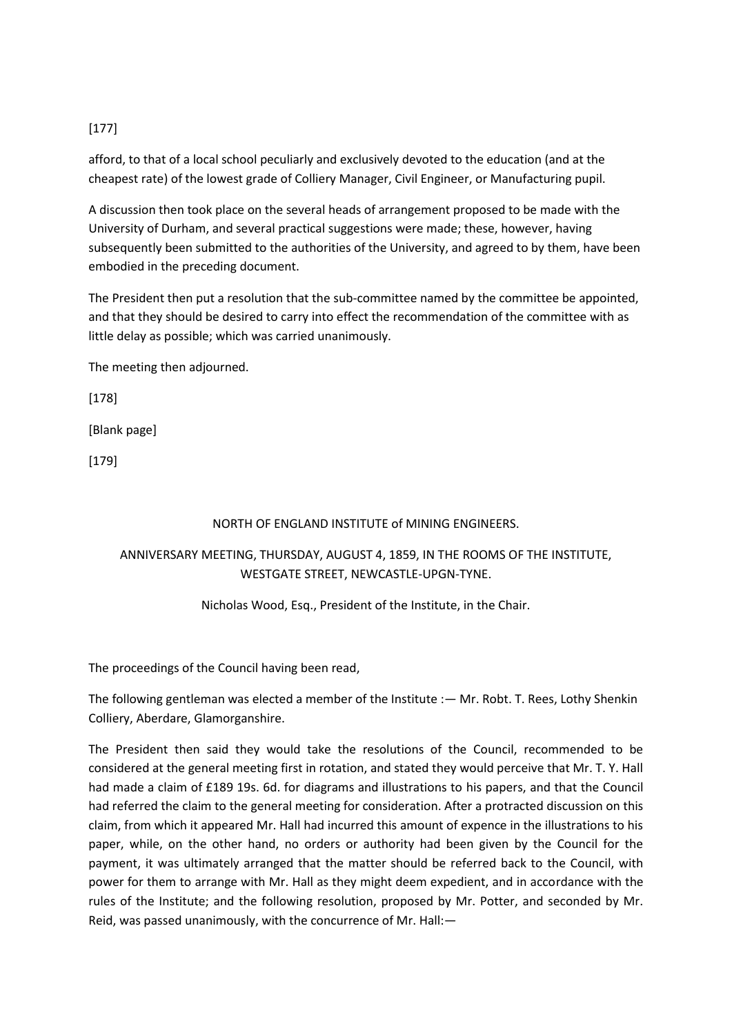afford, to that of a local school peculiarly and exclusively devoted to the education (and at the cheapest rate) of the lowest grade of Colliery Manager, Civil Engineer, or Manufacturing pupil.

A discussion then took place on the several heads of arrangement proposed to be made with the University of Durham, and several practical suggestions were made; these, however, having subsequently been submitted to the authorities of the University, and agreed to by them, have been embodied in the preceding document.

The President then put a resolution that the sub-committee named by the committee be appointed, and that they should be desired to carry into effect the recommendation of the committee with as little delay as possible; which was carried unanimously.

The meeting then adjourned.

[178]

[Blank page]

[179]

## NORTH OF ENGLAND INSTITUTE of MINING ENGINEERS.

### ANNIVERSARY MEETING, THURSDAY, AUGUST 4, 1859, IN THE ROOMS OF THE INSTITUTE, WESTGATE STREET, NEWCASTLE-UPGN-TYNE.

Nicholas Wood, Esq., President of the Institute, in the Chair.

The proceedings of the Council having been read,

The following gentleman was elected a member of the Institute :— Mr. Robt. T. Rees, Lothy Shenkin Colliery, Aberdare, Glamorganshire.

The President then said they would take the resolutions of the Council, recommended to be considered at the general meeting first in rotation, and stated they would perceive that Mr. T. Y. Hall had made a claim of £189 19s. 6d. for diagrams and illustrations to his papers, and that the Council had referred the claim to the general meeting for consideration. After a protracted discussion on this claim, from which it appeared Mr. Hall had incurred this amount of expence in the illustrations to his paper, while, on the other hand, no orders or authority had been given by the Council for the payment, it was ultimately arranged that the matter should be referred back to the Council, with power for them to arrange with Mr. Hall as they might deem expedient, and in accordance with the rules of the Institute; and the following resolution, proposed by Mr. Potter, and seconded by Mr. Reid, was passed unanimously, with the concurrence of Mr. Hall:—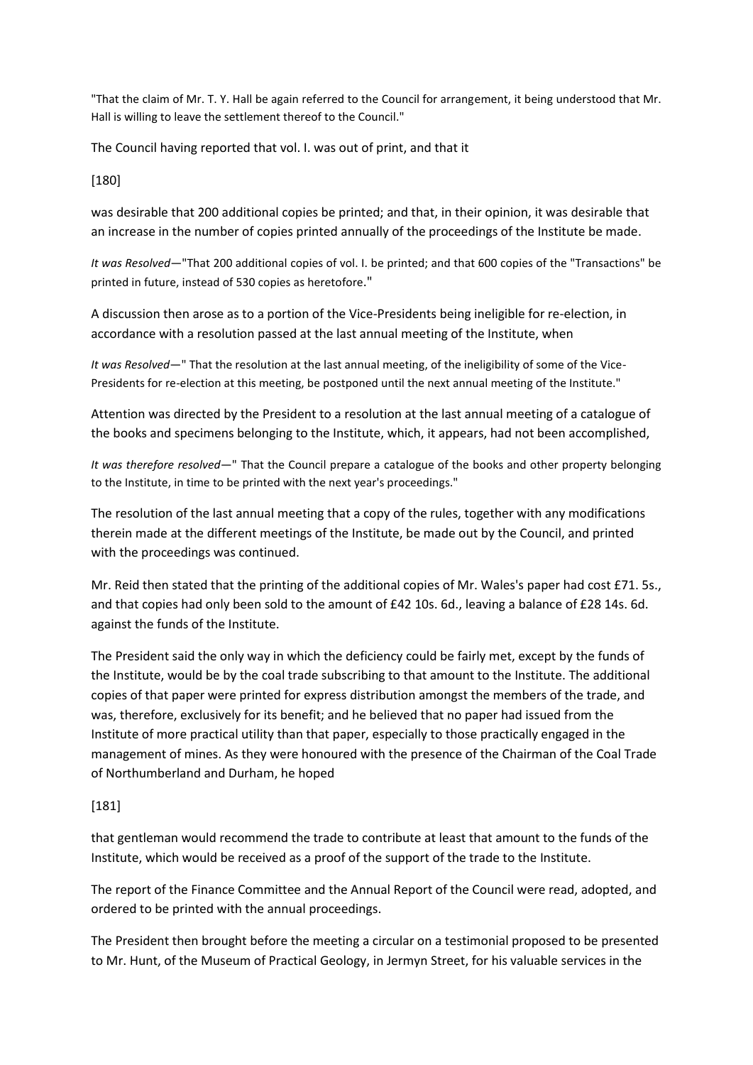"That the claim of Mr. T. Y. Hall be again referred to the Council for arrangement, it being understood that Mr. Hall is willing to leave the settlement thereof to the Council."

The Council having reported that vol. I. was out of print, and that it

[180]

was desirable that 200 additional copies be printed; and that, in their opinion, it was desirable that an increase in the number of copies printed annually of the proceedings of the Institute be made.

*It was Resolved*—"That 200 additional copies of vol. I. be printed; and that 600 copies of the "Transactions" be printed in future, instead of 530 copies as heretofore."

A discussion then arose as to a portion of the Vice-Presidents being ineligible for re-election, in accordance with a resolution passed at the last annual meeting of the Institute, when

*It was Resolved*—" That the resolution at the last annual meeting, of the ineligibility of some of the Vice-Presidents for re-election at this meeting, be postponed until the next annual meeting of the Institute."

Attention was directed by the President to a resolution at the last annual meeting of a catalogue of the books and specimens belonging to the Institute, which, it appears, had not been accomplished,

*It was therefore resolved*—" That the Council prepare a catalogue of the books and other property belonging to the Institute, in time to be printed with the next year's proceedings."

The resolution of the last annual meeting that a copy of the rules, together with any modifications therein made at the different meetings of the Institute, be made out by the Council, and printed with the proceedings was continued.

Mr. Reid then stated that the printing of the additional copies of Mr. Wales's paper had cost £71. 5s., and that copies had only been sold to the amount of £42 10s. 6d., leaving a balance of £28 14s. 6d. against the funds of the Institute.

The President said the only way in which the deficiency could be fairly met, except by the funds of the Institute, would be by the coal trade subscribing to that amount to the Institute. The additional copies of that paper were printed for express distribution amongst the members of the trade, and was, therefore, exclusively for its benefit; and he believed that no paper had issued from the Institute of more practical utility than that paper, especially to those practically engaged in the management of mines. As they were honoured with the presence of the Chairman of the Coal Trade of Northumberland and Durham, he hoped

[181]

that gentleman would recommend the trade to contribute at least that amount to the funds of the Institute, which would be received as a proof of the support of the trade to the Institute.

The report of the Finance Committee and the Annual Report of the Council were read, adopted, and ordered to be printed with the annual proceedings.

The President then brought before the meeting a circular on a testimonial proposed to be presented to Mr. Hunt, of the Museum of Practical Geology, in Jermyn Street, for his valuable services in the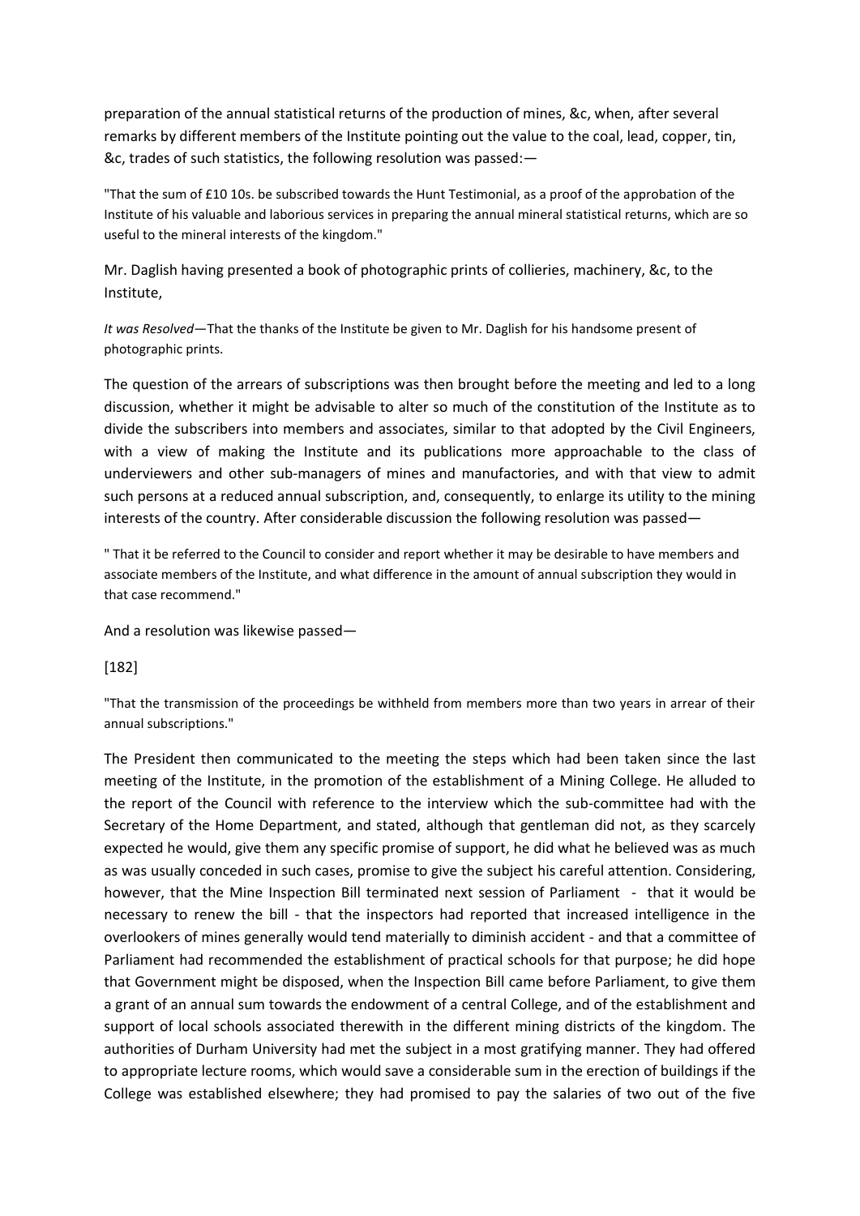preparation of the annual statistical returns of the production of mines, &c, when, after several remarks by different members of the Institute pointing out the value to the coal, lead, copper, tin, &c, trades of such statistics, the following resolution was passed:—

"That the sum of £10 10s. be subscribed towards the Hunt Testimonial, as a proof of the approbation of the Institute of his valuable and laborious services in preparing the annual mineral statistical returns, which are so useful to the mineral interests of the kingdom."

Mr. Daglish having presented a book of photographic prints of collieries, machinery, &c, to the Institute,

*It was Resolved*—That the thanks of the Institute be given to Mr. Daglish for his handsome present of photographic prints.

The question of the arrears of subscriptions was then brought before the meeting and led to a long discussion, whether it might be advisable to alter so much of the constitution of the Institute as to divide the subscribers into members and associates, similar to that adopted by the Civil Engineers, with a view of making the Institute and its publications more approachable to the class of underviewers and other sub-managers of mines and manufactories, and with that view to admit such persons at a reduced annual subscription, and, consequently, to enlarge its utility to the mining interests of the country. After considerable discussion the following resolution was passed—

" That it be referred to the Council to consider and report whether it may be desirable to have members and associate members of the Institute, and what difference in the amount of annual subscription they would in that case recommend."

And a resolution was likewise passed—

[182]

"That the transmission of the proceedings be withheld from members more than two years in arrear of their annual subscriptions."

The President then communicated to the meeting the steps which had been taken since the last meeting of the Institute, in the promotion of the establishment of a Mining College. He alluded to the report of the Council with reference to the interview which the sub-committee had with the Secretary of the Home Department, and stated, although that gentleman did not, as they scarcely expected he would, give them any specific promise of support, he did what he believed was as much as was usually conceded in such cases, promise to give the subject his careful attention. Considering, however, that the Mine Inspection Bill terminated next session of Parliament - that it would be necessary to renew the bill - that the inspectors had reported that increased intelligence in the overlookers of mines generally would tend materially to diminish accident - and that a committee of Parliament had recommended the establishment of practical schools for that purpose; he did hope that Government might be disposed, when the Inspection Bill came before Parliament, to give them a grant of an annual sum towards the endowment of a central College, and of the establishment and support of local schools associated therewith in the different mining districts of the kingdom. The authorities of Durham University had met the subject in a most gratifying manner. They had offered to appropriate lecture rooms, which would save a considerable sum in the erection of buildings if the College was established elsewhere; they had promised to pay the salaries of two out of the five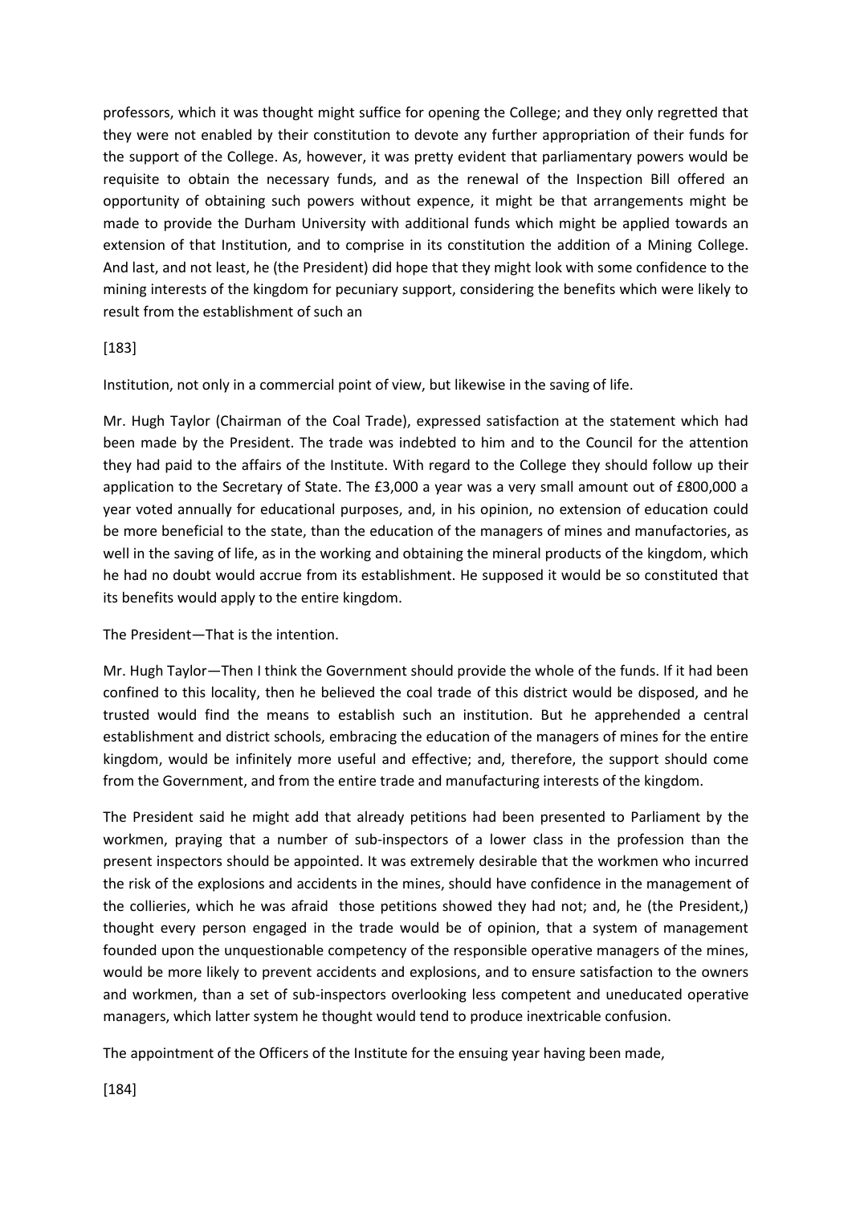professors, which it was thought might suffice for opening the College; and they only regretted that they were not enabled by their constitution to devote any further appropriation of their funds for the support of the College. As, however, it was pretty evident that parliamentary powers would be requisite to obtain the necessary funds, and as the renewal of the Inspection Bill offered an opportunity of obtaining such powers without expence, it might be that arrangements might be made to provide the Durham University with additional funds which might be applied towards an extension of that Institution, and to comprise in its constitution the addition of a Mining College. And last, and not least, he (the President) did hope that they might look with some confidence to the mining interests of the kingdom for pecuniary support, considering the benefits which were likely to result from the establishment of such an

[183]

Institution, not only in a commercial point of view, but likewise in the saving of life.

Mr. Hugh Taylor (Chairman of the Coal Trade), expressed satisfaction at the statement which had been made by the President. The trade was indebted to him and to the Council for the attention they had paid to the affairs of the Institute. With regard to the College they should follow up their application to the Secretary of State. The £3,000 a year was a very small amount out of £800,000 a year voted annually for educational purposes, and, in his opinion, no extension of education could be more beneficial to the state, than the education of the managers of mines and manufactories, as well in the saving of life, as in the working and obtaining the mineral products of the kingdom, which he had no doubt would accrue from its establishment. He supposed it would be so constituted that its benefits would apply to the entire kingdom.

The President—That is the intention.

Mr. Hugh Taylor—Then I think the Government should provide the whole of the funds. If it had been confined to this locality, then he believed the coal trade of this district would be disposed, and he trusted would find the means to establish such an institution. But he apprehended a central establishment and district schools, embracing the education of the managers of mines for the entire kingdom, would be infinitely more useful and effective; and, therefore, the support should come from the Government, and from the entire trade and manufacturing interests of the kingdom.

The President said he might add that already petitions had been presented to Parliament by the workmen, praying that a number of sub-inspectors of a lower class in the profession than the present inspectors should be appointed. It was extremely desirable that the workmen who incurred the risk of the explosions and accidents in the mines, should have confidence in the management of the collieries, which he was afraid those petitions showed they had not; and, he (the President,) thought every person engaged in the trade would be of opinion, that a system of management founded upon the unquestionable competency of the responsible operative managers of the mines, would be more likely to prevent accidents and explosions, and to ensure satisfaction to the owners and workmen, than a set of sub-inspectors overlooking less competent and uneducated operative managers, which latter system he thought would tend to produce inextricable confusion.

The appointment of the Officers of the Institute for the ensuing year having been made,

[184]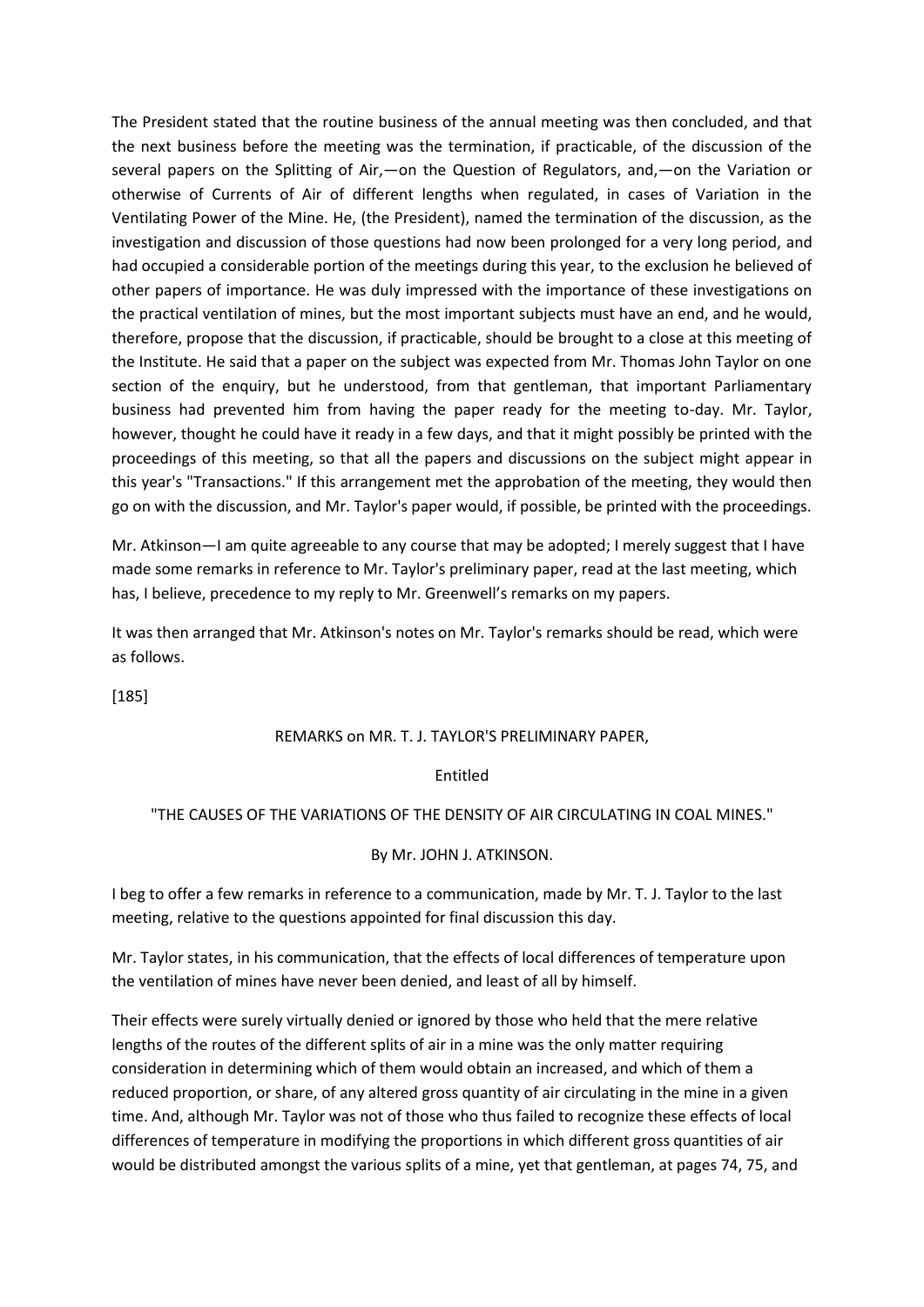The President stated that the routine business of the annual meeting was then concluded, and that the next business before the meeting was the termination, if practicable, of the discussion of the several papers on the Splitting of Air,—on the Question of Regulators, and,—on the Variation or otherwise of Currents of Air of different lengths when regulated, in cases of Variation in the Ventilating Power of the Mine. He, (the President), named the termination of the discussion, as the investigation and discussion of those questions had now been prolonged for a very long period, and had occupied a considerable portion of the meetings during this year, to the exclusion he believed of other papers of importance. He was duly impressed with the importance of these investigations on the practical ventilation of mines, but the most important subjects must have an end, and he would, therefore, propose that the discussion, if practicable, should be brought to a close at this meeting of the Institute. He said that a paper on the subject was expected from Mr. Thomas John Taylor on one section of the enquiry, but he understood, from that gentleman, that important Parliamentary business had prevented him from having the paper ready for the meeting to-day. Mr. Taylor, however, thought he could have it ready in a few days, and that it might possibly be printed with the proceedings of this meeting, so that all the papers and discussions on the subject might appear in this year's "Transactions." If this arrangement met the approbation of the meeting, they would then go on with the discussion, and Mr. Taylor's paper would, if possible, be printed with the proceedings.

Mr. Atkinson—I am quite agreeable to any course that may be adopted; I merely suggest that I have made some remarks in reference to Mr. Taylor's preliminary paper, read at the last meeting, which has, I believe, precedence to my reply to Mr. Greenwell's remarks on my papers.

It was then arranged that Mr. Atkinson's notes on Mr. Taylor's remarks should be read, which were as follows.

[185]

## REMARKS on MR. T. J. TAYLOR'S PRELIMINARY PAPER,

Entitled

"THE CAUSES OF THE VARIATIONS OF THE DENSITY OF AIR CIRCULATING IN COAL MINES."

By Mr. JOHN J. ATKINSON.

I beg to offer a few remarks in reference to a communication, made by Mr. T. J. Taylor to the last meeting, relative to the questions appointed for final discussion this day.

Mr. Taylor states, in his communication, that the effects of local differences of temperature upon the ventilation of mines have never been denied, and least of all by himself.

Their effects were surely virtually denied or ignored by those who held that the mere relative lengths of the routes of the different splits of air in a mine was the only matter requiring consideration in determining which of them would obtain an increased, and which of them a reduced proportion, or share, of any altered gross quantity of air circulating in the mine in a given time. And, although Mr. Taylor was not of those who thus failed to recognize these effects of local differences of temperature in modifying the proportions in which different gross quantities of air would be distributed amongst the various splits of a mine, yet that gentleman, at pages 74, 75, and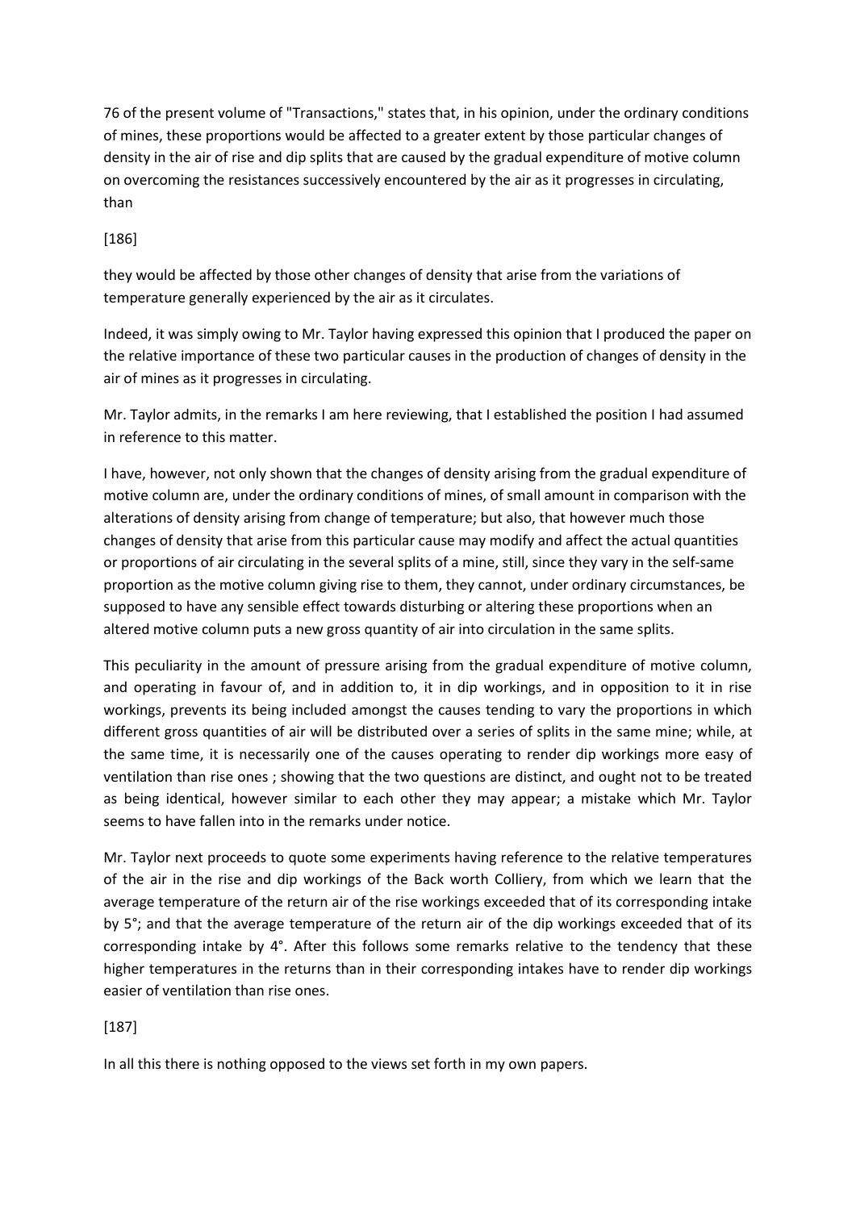76 of the present volume of "Transactions," states that, in his opinion, under the ordinary conditions of mines, these proportions would be affected to a greater extent by those particular changes of density in the air of rise and dip splits that are caused by the gradual expenditure of motive column on overcoming the resistances successively encountered by the air as it progresses in circulating, than

[186]

they would be affected by those other changes of density that arise from the variations of temperature generally experienced by the air as it circulates.

Indeed, it was simply owing to Mr. Taylor having expressed this opinion that I produced the paper on the relative importance of these two particular causes in the production of changes of density in the air of mines as it progresses in circulating.

Mr. Taylor admits, in the remarks I am here reviewing, that I established the position I had assumed in reference to this matter.

I have, however, not only shown that the changes of density arising from the gradual expenditure of motive column are, under the ordinary conditions of mines, of small amount in comparison with the alterations of density arising from change of temperature; but also, that however much those changes of density that arise from this particular cause may modify and affect the actual quantities or proportions of air circulating in the several splits of a mine, still, since they vary in the self-same proportion as the motive column giving rise to them, they cannot, under ordinary circumstances, be supposed to have any sensible effect towards disturbing or altering these proportions when an altered motive column puts a new gross quantity of air into circulation in the same splits.

This peculiarity in the amount of pressure arising from the gradual expenditure of motive column, and operating in favour of, and in addition to, it in dip workings, and in opposition to it in rise workings, prevents its being included amongst the causes tending to vary the proportions in which different gross quantities of air will be distributed over a series of splits in the same mine; while, at the same time, it is necessarily one of the causes operating to render dip workings more easy of ventilation than rise ones ; showing that the two questions are distinct, and ought not to be treated as being identical, however similar to each other they may appear; a mistake which Mr. Taylor seems to have fallen into in the remarks under notice.

Mr. Taylor next proceeds to quote some experiments having reference to the relative temperatures of the air in the rise and dip workings of the Back worth Colliery, from which we learn that the average temperature of the return air of the rise workings exceeded that of its corresponding intake by 5°; and that the average temperature of the return air of the dip workings exceeded that of its corresponding intake by 4°. After this follows some remarks relative to the tendency that these higher temperatures in the returns than in their corresponding intakes have to render dip workings easier of ventilation than rise ones.

[187]

In all this there is nothing opposed to the views set forth in my own papers.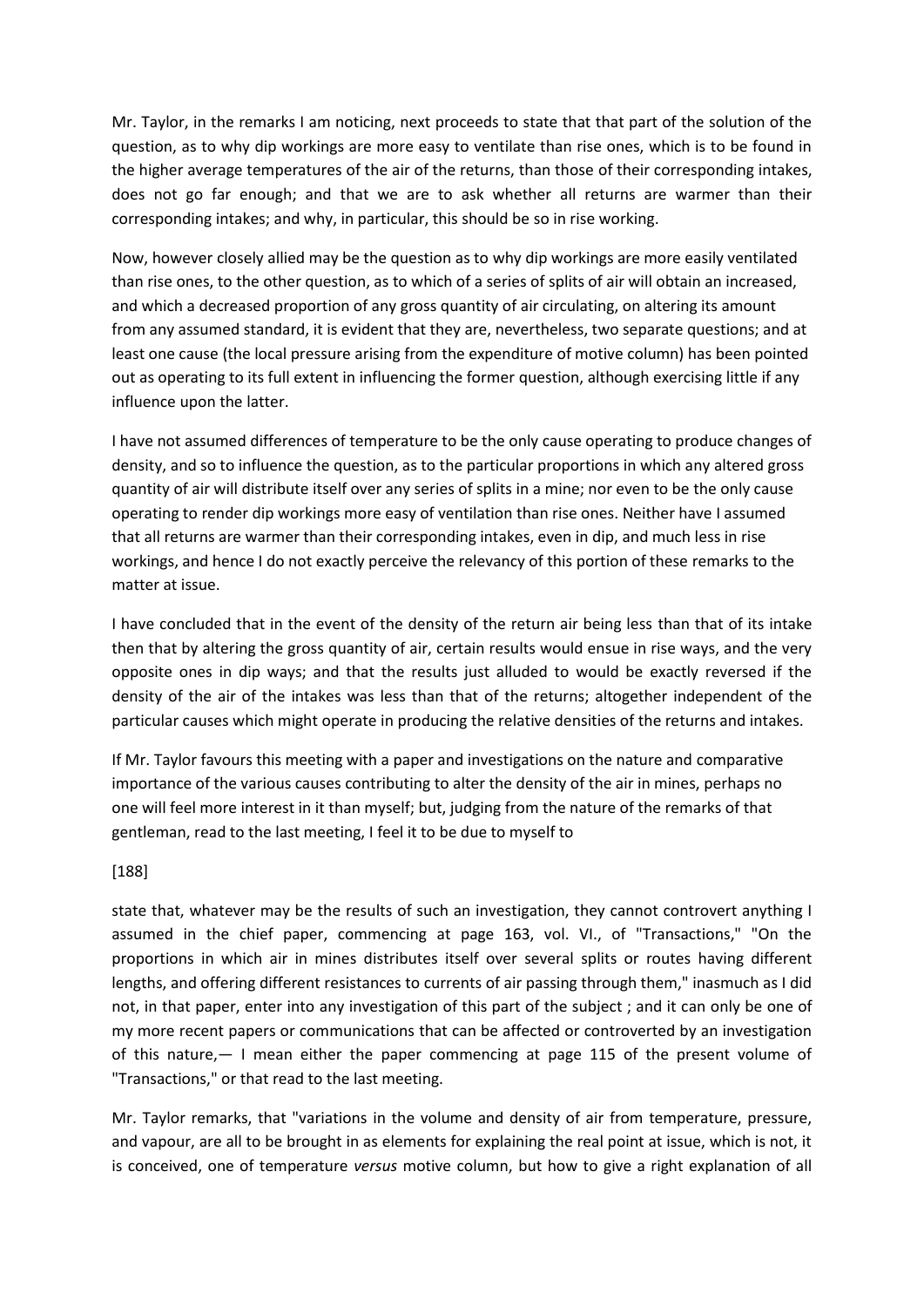Mr. Taylor, in the remarks I am noticing, next proceeds to state that that part of the solution of the question, as to why dip workings are more easy to ventilate than rise ones, which is to be found in the higher average temperatures of the air of the returns, than those of their corresponding intakes, does not go far enough; and that we are to ask whether all returns are warmer than their corresponding intakes; and why, in particular, this should be so in rise working.

Now, however closely allied may be the question as to why dip workings are more easily ventilated than rise ones, to the other question, as to which of a series of splits of air will obtain an increased, and which a decreased proportion of any gross quantity of air circulating, on altering its amount from any assumed standard, it is evident that they are, nevertheless, two separate questions; and at least one cause (the local pressure arising from the expenditure of motive column) has been pointed out as operating to its full extent in influencing the former question, although exercising little if any influence upon the latter.

I have not assumed differences of temperature to be the only cause operating to produce changes of density, and so to influence the question, as to the particular proportions in which any altered gross quantity of air will distribute itself over any series of splits in a mine; nor even to be the only cause operating to render dip workings more easy of ventilation than rise ones. Neither have I assumed that all returns are warmer than their corresponding intakes, even in dip, and much less in rise workings, and hence I do not exactly perceive the relevancy of this portion of these remarks to the matter at issue.

I have concluded that in the event of the density of the return air being less than that of its intake then that by altering the gross quantity of air, certain results would ensue in rise ways, and the very opposite ones in dip ways; and that the results just alluded to would be exactly reversed if the density of the air of the intakes was less than that of the returns; altogether independent of the particular causes which might operate in producing the relative densities of the returns and intakes.

If Mr. Taylor favours this meeting with a paper and investigations on the nature and comparative importance of the various causes contributing to alter the density of the air in mines, perhaps no one will feel more interest in it than myself; but, judging from the nature of the remarks of that gentleman, read to the last meeting, I feel it to be due to myself to

[188]

state that, whatever may be the results of such an investigation, they cannot controvert anything I assumed in the chief paper, commencing at page 163, vol. VI., of "Transactions," "On the proportions in which air in mines distributes itself over several splits or routes having different lengths, and offering different resistances to currents of air passing through them," inasmuch as I did not, in that paper, enter into any investigation of this part of the subject ; and it can only be one of my more recent papers or communications that can be affected or controverted by an investigation of this nature,— I mean either the paper commencing at page 115 of the present volume of "Transactions," or that read to the last meeting.

Mr. Taylor remarks, that "variations in the volume and density of air from temperature, pressure, and vapour, are all to be brought in as elements for explaining the real point at issue, which is not, it is conceived, one of temperature *versus* motive column, but how to give a right explanation of all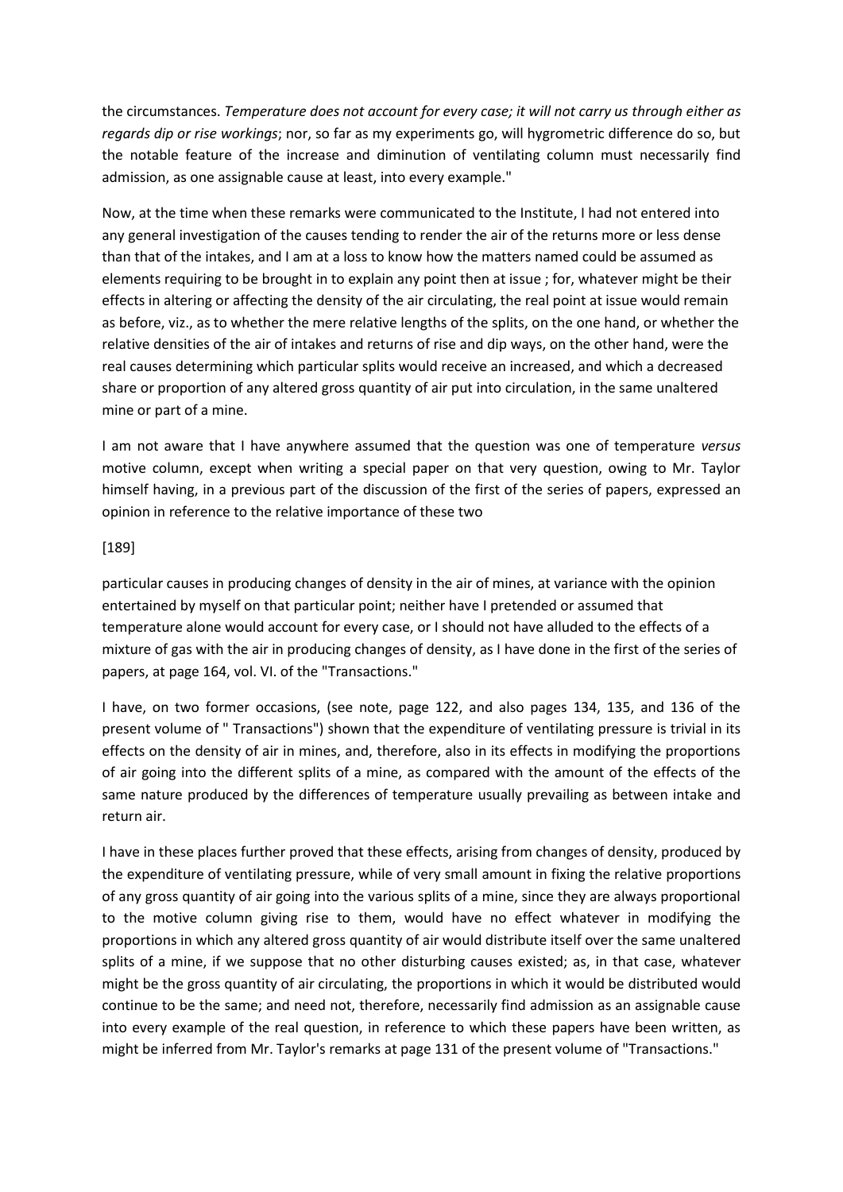the circumstances. *Temperature does not account for every case; it will not carry us through either as regards dip or rise workings*; nor, so far as my experiments go, will hygrometric difference do so, but the notable feature of the increase and diminution of ventilating column must necessarily find admission, as one assignable cause at least, into every example."

Now, at the time when these remarks were communicated to the Institute, I had not entered into any general investigation of the causes tending to render the air of the returns more or less dense than that of the intakes, and I am at a loss to know how the matters named could be assumed as elements requiring to be brought in to explain any point then at issue ; for, whatever might be their effects in altering or affecting the density of the air circulating, the real point at issue would remain as before, viz., as to whether the mere relative lengths of the splits, on the one hand, or whether the relative densities of the air of intakes and returns of rise and dip ways, on the other hand, were the real causes determining which particular splits would receive an increased, and which a decreased share or proportion of any altered gross quantity of air put into circulation, in the same unaltered mine or part of a mine.

I am not aware that I have anywhere assumed that the question was one of temperature *versus* motive column, except when writing a special paper on that very question, owing to Mr. Taylor himself having, in a previous part of the discussion of the first of the series of papers, expressed an opinion in reference to the relative importance of these two

[189]

particular causes in producing changes of density in the air of mines, at variance with the opinion entertained by myself on that particular point; neither have I pretended or assumed that temperature alone would account for every case, or I should not have alluded to the effects of a mixture of gas with the air in producing changes of density, as I have done in the first of the series of papers, at page 164, vol. VI. of the "Transactions."

I have, on two former occasions, (see note, page 122, and also pages 134, 135, and 136 of the present volume of " Transactions") shown that the expenditure of ventilating pressure is trivial in its effects on the density of air in mines, and, therefore, also in its effects in modifying the proportions of air going into the different splits of a mine, as compared with the amount of the effects of the same nature produced by the differences of temperature usually prevailing as between intake and return air.

I have in these places further proved that these effects, arising from changes of density, produced by the expenditure of ventilating pressure, while of very small amount in fixing the relative proportions of any gross quantity of air going into the various splits of a mine, since they are always proportional to the motive column giving rise to them, would have no effect whatever in modifying the proportions in which any altered gross quantity of air would distribute itself over the same unaltered splits of a mine, if we suppose that no other disturbing causes existed; as, in that case, whatever might be the gross quantity of air circulating, the proportions in which it would be distributed would continue to be the same; and need not, therefore, necessarily find admission as an assignable cause into every example of the real question, in reference to which these papers have been written, as might be inferred from Mr. Taylor's remarks at page 131 of the present volume of "Transactions."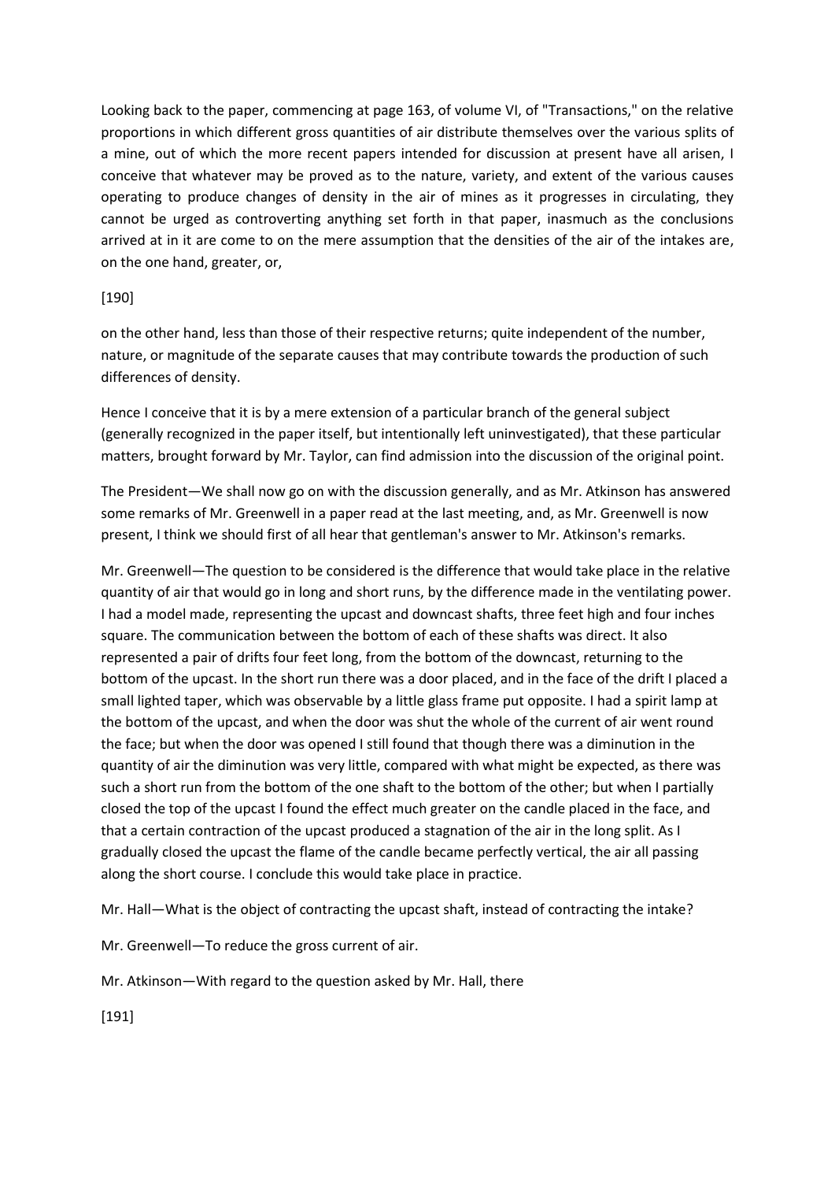Looking back to the paper, commencing at page 163, of volume VI, of "Transactions," on the relative proportions in which different gross quantities of air distribute themselves over the various splits of a mine, out of which the more recent papers intended for discussion at present have all arisen, I conceive that whatever may be proved as to the nature, variety, and extent of the various causes operating to produce changes of density in the air of mines as it progresses in circulating, they cannot be urged as controverting anything set forth in that paper, inasmuch as the conclusions arrived at in it are come to on the mere assumption that the densities of the air of the intakes are, on the one hand, greater, or,

[190]

on the other hand, less than those of their respective returns; quite independent of the number, nature, or magnitude of the separate causes that may contribute towards the production of such differences of density.

Hence I conceive that it is by a mere extension of a particular branch of the general subject (generally recognized in the paper itself, but intentionally left uninvestigated), that these particular matters, brought forward by Mr. Taylor, can find admission into the discussion of the original point.

The President—We shall now go on with the discussion generally, and as Mr. Atkinson has answered some remarks of Mr. Greenwell in a paper read at the last meeting, and, as Mr. Greenwell is now present, I think we should first of all hear that gentleman's answer to Mr. Atkinson's remarks.

Mr. Greenwell—The question to be considered is the difference that would take place in the relative quantity of air that would go in long and short runs, by the difference made in the ventilating power. I had a model made, representing the upcast and downcast shafts, three feet high and four inches square. The communication between the bottom of each of these shafts was direct. It also represented a pair of drifts four feet long, from the bottom of the downcast, returning to the bottom of the upcast. In the short run there was a door placed, and in the face of the drift I placed a small lighted taper, which was observable by a little glass frame put opposite. I had a spirit lamp at the bottom of the upcast, and when the door was shut the whole of the current of air went round the face; but when the door was opened I still found that though there was a diminution in the quantity of air the diminution was very little, compared with what might be expected, as there was such a short run from the bottom of the one shaft to the bottom of the other; but when I partially closed the top of the upcast I found the effect much greater on the candle placed in the face, and that a certain contraction of the upcast produced a stagnation of the air in the long split. As I gradually closed the upcast the flame of the candle became perfectly vertical, the air all passing along the short course. I conclude this would take place in practice.

Mr. Hall—What is the object of contracting the upcast shaft, instead of contracting the intake?

Mr. Greenwell—To reduce the gross current of air.

Mr. Atkinson—With regard to the question asked by Mr. Hall, there

[191]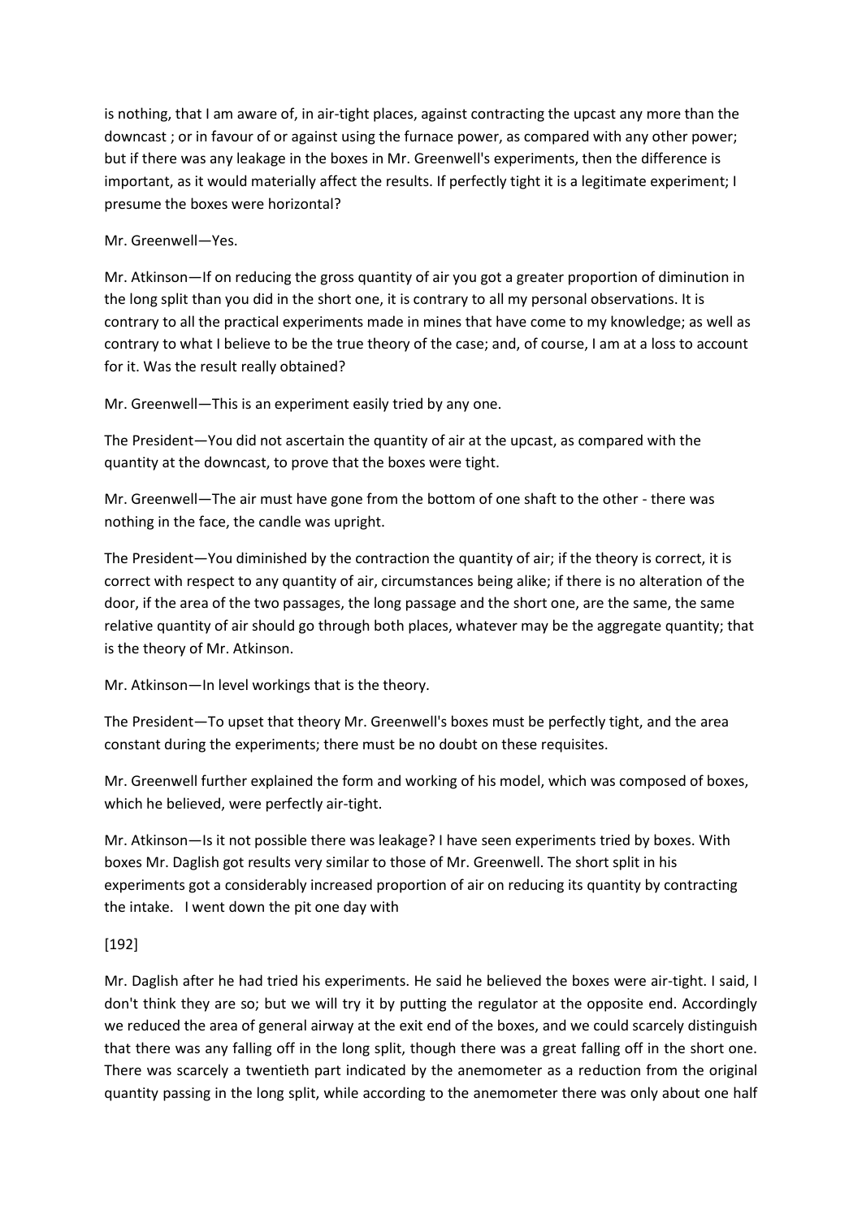is nothing, that I am aware of, in air-tight places, against contracting the upcast any more than the downcast ; or in favour of or against using the furnace power, as compared with any other power; but if there was any leakage in the boxes in Mr. Greenwell's experiments, then the difference is important, as it would materially affect the results. If perfectly tight it is a legitimate experiment; I presume the boxes were horizontal?

Mr. Greenwell—Yes.

Mr. Atkinson—If on reducing the gross quantity of air you got a greater proportion of diminution in the long split than you did in the short one, it is contrary to all my personal observations. It is contrary to all the practical experiments made in mines that have come to my knowledge; as well as contrary to what I believe to be the true theory of the case; and, of course, I am at a loss to account for it. Was the result really obtained?

Mr. Greenwell—This is an experiment easily tried by any one.

The President—You did not ascertain the quantity of air at the upcast, as compared with the quantity at the downcast, to prove that the boxes were tight.

Mr. Greenwell—The air must have gone from the bottom of one shaft to the other - there was nothing in the face, the candle was upright.

The President—You diminished by the contraction the quantity of air; if the theory is correct, it is correct with respect to any quantity of air, circumstances being alike; if there is no alteration of the door, if the area of the two passages, the long passage and the short one, are the same, the same relative quantity of air should go through both places, whatever may be the aggregate quantity; that is the theory of Mr. Atkinson.

Mr. Atkinson—In level workings that is the theory.

The President—To upset that theory Mr. Greenwell's boxes must be perfectly tight, and the area constant during the experiments; there must be no doubt on these requisites.

Mr. Greenwell further explained the form and working of his model, which was composed of boxes, which he believed, were perfectly air-tight.

Mr. Atkinson—Is it not possible there was leakage? I have seen experiments tried by boxes. With boxes Mr. Daglish got results very similar to those of Mr. Greenwell. The short split in his experiments got a considerably increased proportion of air on reducing its quantity by contracting the intake. I went down the pit one day with

[192]

Mr. Daglish after he had tried his experiments. He said he believed the boxes were air-tight. I said, I don't think they are so; but we will try it by putting the regulator at the opposite end. Accordingly we reduced the area of general airway at the exit end of the boxes, and we could scarcely distinguish that there was any falling off in the long split, though there was a great falling off in the short one. There was scarcely a twentieth part indicated by the anemometer as a reduction from the original quantity passing in the long split, while according to the anemometer there was only about one half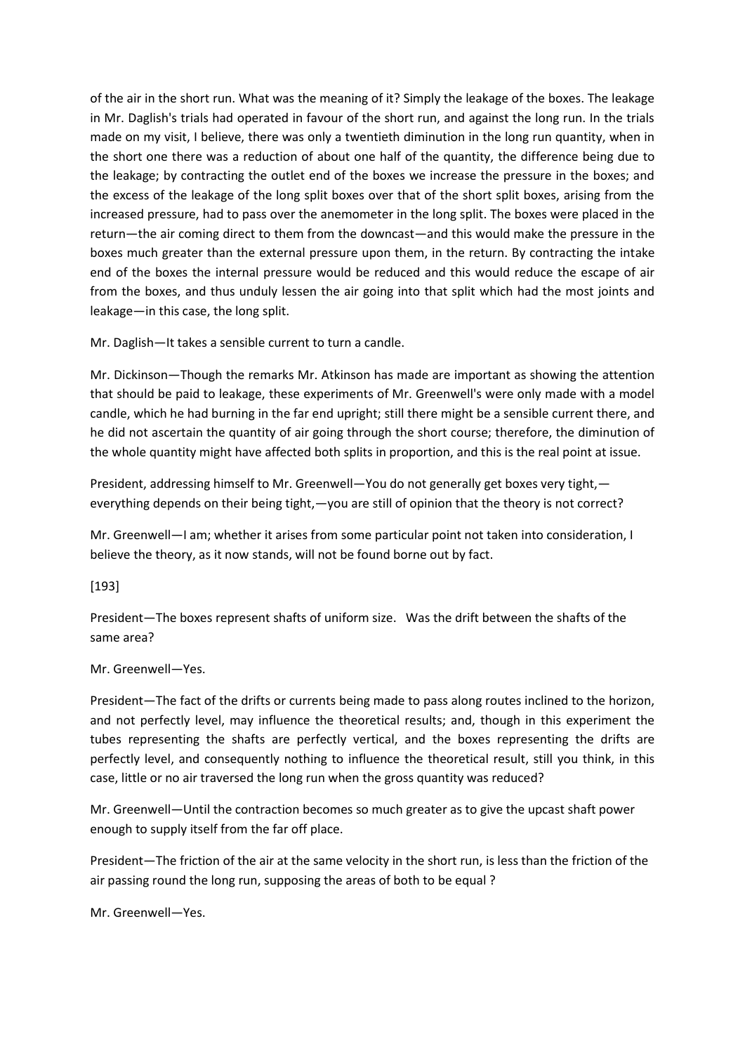of the air in the short run. What was the meaning of it? Simply the leakage of the boxes. The leakage in Mr. Daglish's trials had operated in favour of the short run, and against the long run. In the trials made on my visit, I believe, there was only a twentieth diminution in the long run quantity, when in the short one there was a reduction of about one half of the quantity, the difference being due to the leakage; by contracting the outlet end of the boxes we increase the pressure in the boxes; and the excess of the leakage of the long split boxes over that of the short split boxes, arising from the increased pressure, had to pass over the anemometer in the long split. The boxes were placed in the return—the air coming direct to them from the downcast—and this would make the pressure in the boxes much greater than the external pressure upon them, in the return. By contracting the intake end of the boxes the internal pressure would be reduced and this would reduce the escape of air from the boxes, and thus unduly lessen the air going into that split which had the most joints and leakage—in this case, the long split.

Mr. Daglish—It takes a sensible current to turn a candle.

Mr. Dickinson—Though the remarks Mr. Atkinson has made are important as showing the attention that should be paid to leakage, these experiments of Mr. Greenwell's were only made with a model candle, which he had burning in the far end upright; still there might be a sensible current there, and he did not ascertain the quantity of air going through the short course; therefore, the diminution of the whole quantity might have affected both splits in proportion, and this is the real point at issue.

President, addressing himself to Mr. Greenwell—You do not generally get boxes very tight,—everything depends on their being tight,—you are still of opinion that the theory is not correct?

Mr. Greenwell—I am; whether it arises from some particular point not taken into consideration, I believe the theory, as it now stands, will not be found borne out by fact.

[193]

President—The boxes represent shafts of uniform size. Was the drift between the shafts of the same area?

Mr. Greenwell—Yes.

President—The fact of the drifts or currents being made to pass along routes inclined to the horizon, and not perfectly level, may influence the theoretical results; and, though in this experiment the tubes representing the shafts are perfectly vertical, and the boxes representing the drifts are perfectly level, and consequently nothing to influence the theoretical result, still you think, in this case, little or no air traversed the long run when the gross quantity was reduced?

Mr. Greenwell—Until the contraction becomes so much greater as to give the upcast shaft power enough to supply itself from the far off place.

President—The friction of the air at the same velocity in the short run, is less than the friction of the air passing round the long run, supposing the areas of both to be equal ?

Mr. Greenwell—Yes.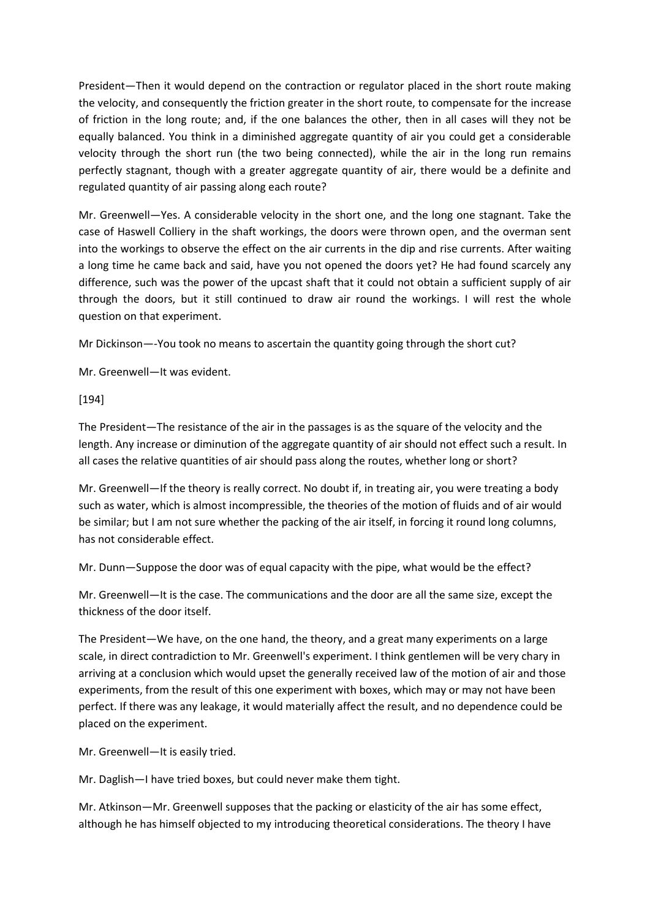President—Then it would depend on the contraction or regulator placed in the short route making the velocity, and consequently the friction greater in the short route, to compensate for the increase of friction in the long route; and, if the one balances the other, then in all cases will they not be equally balanced. You think in a diminished aggregate quantity of air you could get a considerable velocity through the short run (the two being connected), while the air in the long run remains perfectly stagnant, though with a greater aggregate quantity of air, there would be a definite and regulated quantity of air passing along each route?

Mr. Greenwell—Yes. A considerable velocity in the short one, and the long one stagnant. Take the case of Haswell Colliery in the shaft workings, the doors were thrown open, and the overman sent into the workings to observe the effect on the air currents in the dip and rise currents. After waiting a long time he came back and said, have you not opened the doors yet? He had found scarcely any difference, such was the power of the upcast shaft that it could not obtain a sufficient supply of air through the doors, but it still continued to draw air round the workings. I will rest the whole question on that experiment.

Mr Dickinson—-You took no means to ascertain the quantity going through the short cut?

Mr. Greenwell—It was evident.

[194]

The President—The resistance of the air in the passages is as the square of the velocity and the length. Any increase or diminution of the aggregate quantity of air should not effect such a result. In all cases the relative quantities of air should pass along the routes, whether long or short?

Mr. Greenwell—If the theory is really correct. No doubt if, in treating air, you were treating a body such as water, which is almost incompressible, the theories of the motion of fluids and of air would be similar; but I am not sure whether the packing of the air itself, in forcing it round long columns, has not considerable effect.

Mr. Dunn—Suppose the door was of equal capacity with the pipe, what would be the effect?

Mr. Greenwell—It is the case. The communications and the door are all the same size, except the thickness of the door itself.

The President—We have, on the one hand, the theory, and a great many experiments on a large scale, in direct contradiction to Mr. Greenwell's experiment. I think gentlemen will be very chary in arriving at a conclusion which would upset the generally received law of the motion of air and those experiments, from the result of this one experiment with boxes, which may or may not have been perfect. If there was any leakage, it would materially affect the result, and no dependence could be placed on the experiment.

Mr. Greenwell—It is easily tried.

Mr. Daglish—I have tried boxes, but could never make them tight.

Mr. Atkinson—Mr. Greenwell supposes that the packing or elasticity of the air has some effect, although he has himself objected to my introducing theoretical considerations. The theory I have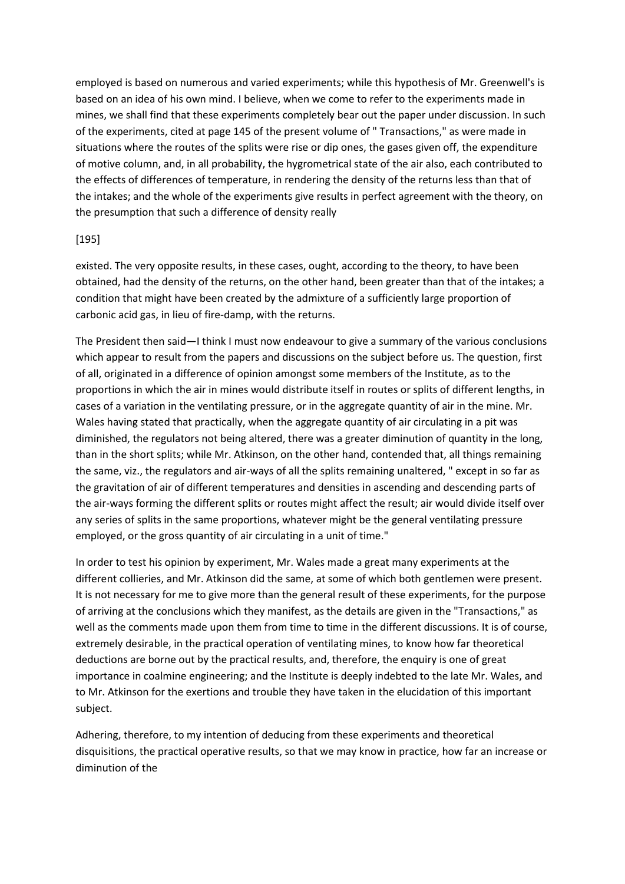employed is based on numerous and varied experiments; while this hypothesis of Mr. Greenwell's is based on an idea of his own mind. I believe, when we come to refer to the experiments made in mines, we shall find that these experiments completely bear out the paper under discussion. In such of the experiments, cited at page 145 of the present volume of " Transactions," as were made in situations where the routes of the splits were rise or dip ones, the gases given off, the expenditure of motive column, and, in all probability, the hygrometrical state of the air also, each contributed to the effects of differences of temperature, in rendering the density of the returns less than that of the intakes; and the whole of the experiments give results in perfect agreement with the theory, on the presumption that such a difference of density really

[195]

existed. The very opposite results, in these cases, ought, according to the theory, to have been obtained, had the density of the returns, on the other hand, been greater than that of the intakes; a condition that might have been created by the admixture of a sufficiently large proportion of carbonic acid gas, in lieu of fire-damp, with the returns.

The President then said—I think I must now endeavour to give a summary of the various conclusions which appear to result from the papers and discussions on the subject before us. The question, first of all, originated in a difference of opinion amongst some members of the Institute, as to the proportions in which the air in mines would distribute itself in routes or splits of different lengths, in cases of a variation in the ventilating pressure, or in the aggregate quantity of air in the mine. Mr. Wales having stated that practically, when the aggregate quantity of air circulating in a pit was diminished, the regulators not being altered, there was a greater diminution of quantity in the long, than in the short splits; while Mr. Atkinson, on the other hand, contended that, all things remaining the same, viz., the regulators and air-ways of all the splits remaining unaltered, " except in so far as the gravitation of air of different temperatures and densities in ascending and descending parts of the air-ways forming the different splits or routes might affect the result; air would divide itself over any series of splits in the same proportions, whatever might be the general ventilating pressure employed, or the gross quantity of air circulating in a unit of time."

In order to test his opinion by experiment, Mr. Wales made a great many experiments at the different collieries, and Mr. Atkinson did the same, at some of which both gentlemen were present. It is not necessary for me to give more than the general result of these experiments, for the purpose of arriving at the conclusions which they manifest, as the details are given in the "Transactions," as well as the comments made upon them from time to time in the different discussions. It is of course, extremely desirable, in the practical operation of ventilating mines, to know how far theoretical deductions are borne out by the practical results, and, therefore, the enquiry is one of great importance in coalmine engineering; and the Institute is deeply indebted to the late Mr. Wales, and to Mr. Atkinson for the exertions and trouble they have taken in the elucidation of this important subject.

Adhering, therefore, to my intention of deducing from these experiments and theoretical disquisitions, the practical operative results, so that we may know in practice, how far an increase or diminution of the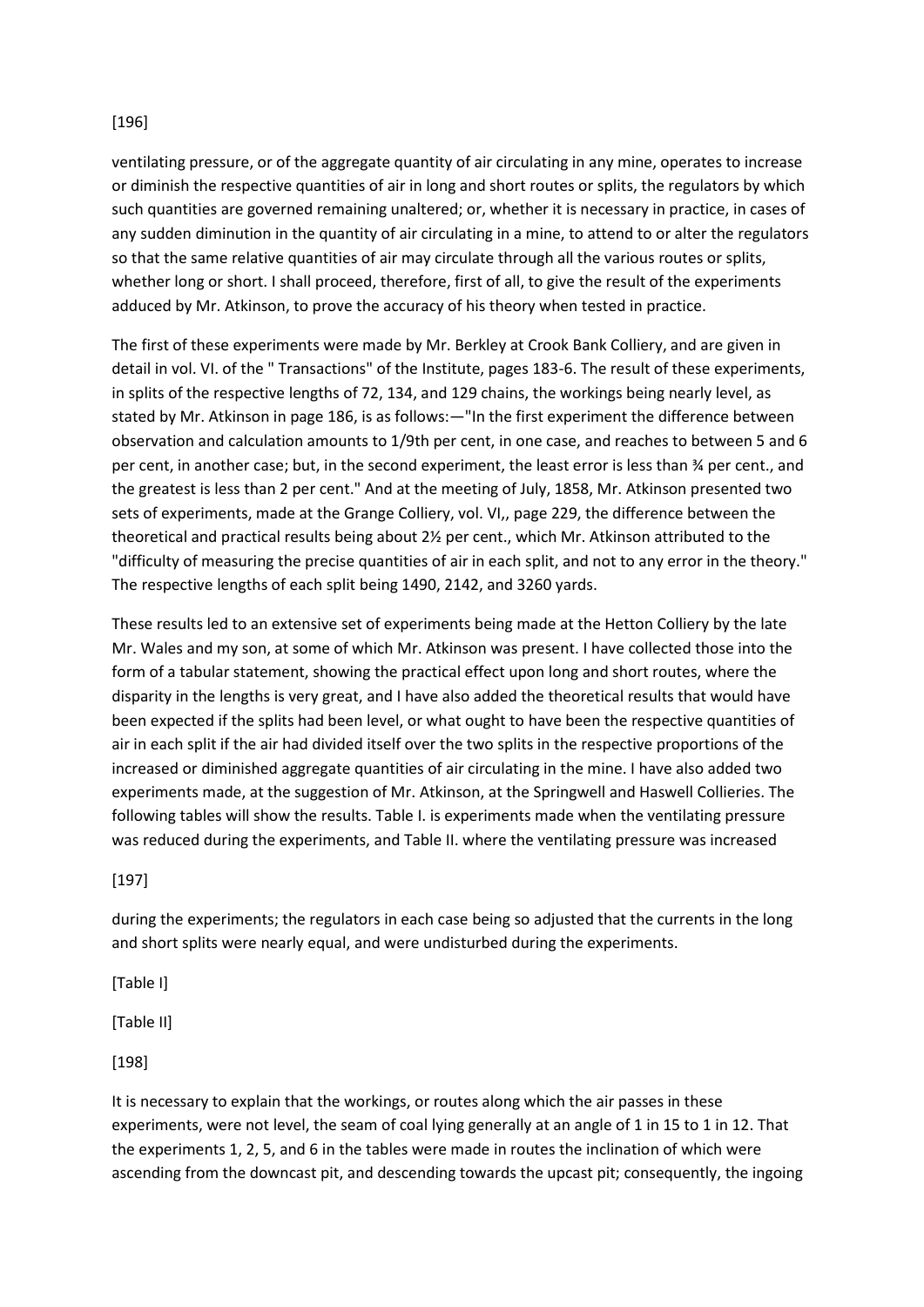ventilating pressure, or of the aggregate quantity of air circulating in any mine, operates to increase or diminish the respective quantities of air in long and short routes or splits, the regulators by which such quantities are governed remaining unaltered; or, whether it is necessary in practice, in cases of any sudden diminution in the quantity of air circulating in a mine, to attend to or alter the regulators so that the same relative quantities of air may circulate through all the various routes or splits, whether long or short. I shall proceed, therefore, first of all, to give the result of the experiments adduced by Mr. Atkinson, to prove the accuracy of his theory when tested in practice.

The first of these experiments were made by Mr. Berkley at Crook Bank Colliery, and are given in detail in vol. VI. of the " Transactions" of the Institute, pages 183-6. The result of these experiments, in splits of the respective lengths of 72, 134, and 129 chains, the workings being nearly level, as stated by Mr. Atkinson in page 186, is as follows:—"In the first experiment the difference between observation and calculation amounts to 1/9th per cent, in one case, and reaches to between 5 and 6 per cent, in another case; but, in the second experiment, the least error is less than ¾ per cent., and the greatest is less than 2 per cent." And at the meeting of July, 1858, Mr. Atkinson presented two sets of experiments, made at the Grange Colliery, vol. VI,, page 229, the difference between the theoretical and practical results being about 2½ per cent., which Mr. Atkinson attributed to the "difficulty of measuring the precise quantities of air in each split, and not to any error in the theory." The respective lengths of each split being 1490, 2142, and 3260 yards.

These results led to an extensive set of experiments being made at the Hetton Colliery by the late Mr. Wales and my son, at some of which Mr. Atkinson was present. I have collected those into the form of a tabular statement, showing the practical effect upon long and short routes, where the disparity in the lengths is very great, and I have also added the theoretical results that would have been expected if the splits had been level, or what ought to have been the respective quantities of air in each split if the air had divided itself over the two splits in the respective proportions of the increased or diminished aggregate quantities of air circulating in the mine. I have also added two experiments made, at the suggestion of Mr. Atkinson, at the Springwell and Haswell Collieries. The following tables will show the results. Table I. is experiments made when the ventilating pressure was reduced during the experiments, and Table II. where the ventilating pressure was increased

[197]

during the experiments; the regulators in each case being so adjusted that the currents in the long and short splits were nearly equal, and were undisturbed during the experiments.

[Table I]

[Table II]

[198]

It is necessary to explain that the workings, or routes along which the air passes in these experiments, were not level, the seam of coal lying generally at an angle of 1 in 15 to 1 in 12. That the experiments 1, 2, 5, and 6 in the tables were made in routes the inclination of which were ascending from the downcast pit, and descending towards the upcast pit; consequently, the ingoing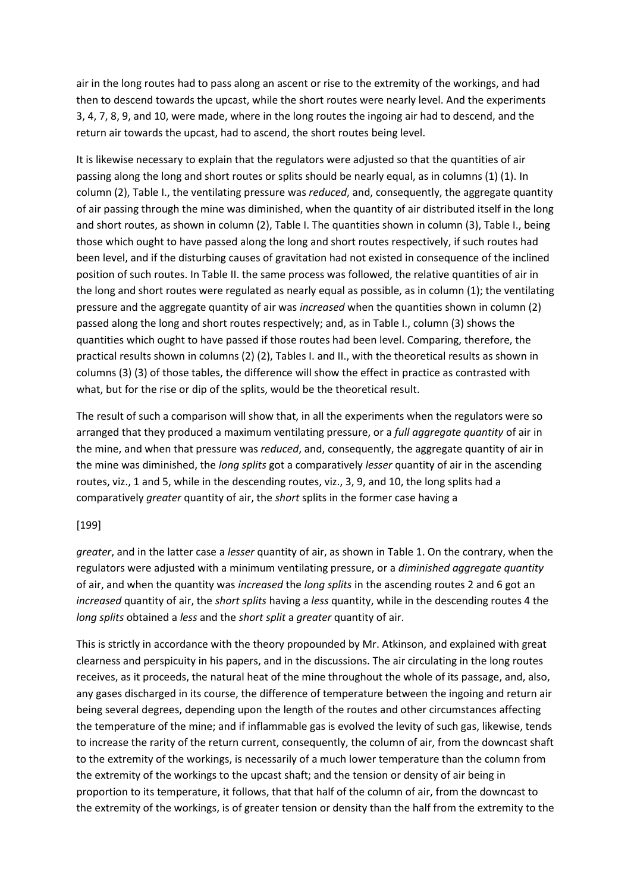air in the long routes had to pass along an ascent or rise to the extremity of the workings, and had then to descend towards the upcast, while the short routes were nearly level. And the experiments 3, 4, 7, 8, 9, and 10, were made, where in the long routes the ingoing air had to descend, and the return air towards the upcast, had to ascend, the short routes being level.

It is likewise necessary to explain that the regulators were adjusted so that the quantities of air passing along the long and short routes or splits should be nearly equal, as in columns (1) (1). In column (2), Table I., the ventilating pressure was *reduced*, and, consequently, the aggregate quantity of air passing through the mine was diminished, when the quantity of air distributed itself in the long and short routes, as shown in column (2), Table I. The quantities shown in column (3), Table I., being those which ought to have passed along the long and short routes respectively, if such routes had been level, and if the disturbing causes of gravitation had not existed in consequence of the inclined position of such routes. In Table II. the same process was followed, the relative quantities of air in the long and short routes were regulated as nearly equal as possible, as in column (1); the ventilating pressure and the aggregate quantity of air was *increased* when the quantities shown in column (2) passed along the long and short routes respectively; and, as in Table I., column (3) shows the quantities which ought to have passed if those routes had been level. Comparing, therefore, the practical results shown in columns (2) (2), Tables I. and II., with the theoretical results as shown in columns (3) (3) of those tables, the difference will show the effect in practice as contrasted with what, but for the rise or dip of the splits, would be the theoretical result.

The result of such a comparison will show that, in all the experiments when the regulators were so arranged that they produced a maximum ventilating pressure, or a *full aggregate quantity* of air in the mine, and when that pressure was *reduced*, and, consequently, the aggregate quantity of air in the mine was diminished, the *long splits* got a comparatively *lesser* quantity of air in the ascending routes, viz., 1 and 5, while in the descending routes, viz., 3, 9, and 10, the long splits had a comparatively *greater* quantity of air, the *short* splits in the former case having a

[199]

*greater*, and in the latter case a *lesser* quantity of air, as shown in Table 1. On the contrary, when the regulators were adjusted with a minimum ventilating pressure, or a *diminished aggregate quantity* of air, and when the quantity was *increased* the *long splits* in the ascending routes 2 and 6 got an *increased* quantity of air, the *short splits* having a *less* quantity, while in the descending routes 4 the *long splits* obtained a *less* and the *short split* a *greater* quantity of air.

This is strictly in accordance with the theory propounded by Mr. Atkinson, and explained with great clearness and perspicuity in his papers, and in the discussions. The air circulating in the long routes receives, as it proceeds, the natural heat of the mine throughout the whole of its passage, and, also, any gases discharged in its course, the difference of temperature between the ingoing and return air being several degrees, depending upon the length of the routes and other circumstances affecting the temperature of the mine; and if inflammable gas is evolved the levity of such gas, likewise, tends to increase the rarity of the return current, consequently, the column of air, from the downcast shaft to the extremity of the workings, is necessarily of a much lower temperature than the column from the extremity of the workings to the upcast shaft; and the tension or density of air being in proportion to its temperature, it follows, that that half of the column of air, from the downcast to the extremity of the workings, is of greater tension or density than the half from the extremity to the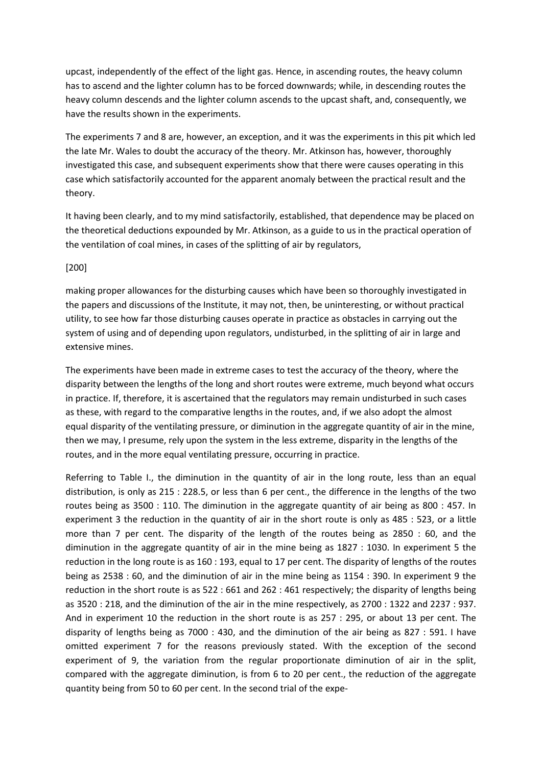upcast, independently of the effect of the light gas. Hence, in ascending routes, the heavy column has to ascend and the lighter column has to be forced downwards; while, in descending routes the heavy column descends and the lighter column ascends to the upcast shaft, and, consequently, we have the results shown in the experiments.

The experiments 7 and 8 are, however, an exception, and it was the experiments in this pit which led the late Mr. Wales to doubt the accuracy of the theory. Mr. Atkinson has, however, thoroughly investigated this case, and subsequent experiments show that there were causes operating in this case which satisfactorily accounted for the apparent anomaly between the practical result and the theory.

It having been clearly, and to my mind satisfactorily, established, that dependence may be placed on the theoretical deductions expounded by Mr. Atkinson, as a guide to us in the practical operation of the ventilation of coal mines, in cases of the splitting of air by regulators,

[200]

making proper allowances for the disturbing causes which have been so thoroughly investigated in the papers and discussions of the Institute, it may not, then, be uninteresting, or without practical utility, to see how far those disturbing causes operate in practice as obstacles in carrying out the system of using and of depending upon regulators, undisturbed, in the splitting of air in large and extensive mines.

The experiments have been made in extreme cases to test the accuracy of the theory, where the disparity between the lengths of the long and short routes were extreme, much beyond what occurs in practice. If, therefore, it is ascertained that the regulators may remain undisturbed in such cases as these, with regard to the comparative lengths in the routes, and, if we also adopt the almost equal disparity of the ventilating pressure, or diminution in the aggregate quantity of air in the mine, then we may, I presume, rely upon the system in the less extreme, disparity in the lengths of the routes, and in the more equal ventilating pressure, occurring in practice.

Referring to Table I., the diminution in the quantity of air in the long route, less than an equal distribution, is only as 215 : 228.5, or less than 6 per cent., the difference in the lengths of the two routes being as 3500 : 110. The diminution in the aggregate quantity of air being as 800 : 457. In experiment 3 the reduction in the quantity of air in the short route is only as 485 : 523, or a little more than 7 per cent. The disparity of the length of the routes being as 2850 : 60, and the diminution in the aggregate quantity of air in the mine being as 1827 : 1030. In experiment 5 the reduction in the long route is as 160 : 193, equal to 17 per cent. The disparity of lengths of the routes being as 2538 : 60, and the diminution of air in the mine being as 1154 : 390. In experiment 9 the reduction in the short route is as 522 : 661 and 262 : 461 respectively; the disparity of lengths being as 3520 : 218, and the diminution of the air in the mine respectively, as 2700 : 1322 and 2237 : 937. And in experiment 10 the reduction in the short route is as 257 : 295, or about 13 per cent. The disparity of lengths being as 7000 : 430, and the diminution of the air being as 827 : 591. I have omitted experiment 7 for the reasons previously stated. With the exception of the second experiment of 9, the variation from the regular proportionate diminution of air in the split, compared with the aggregate diminution, is from 6 to 20 per cent., the reduction of the aggregate quantity being from 50 to 60 per cent. In the second trial of the expe-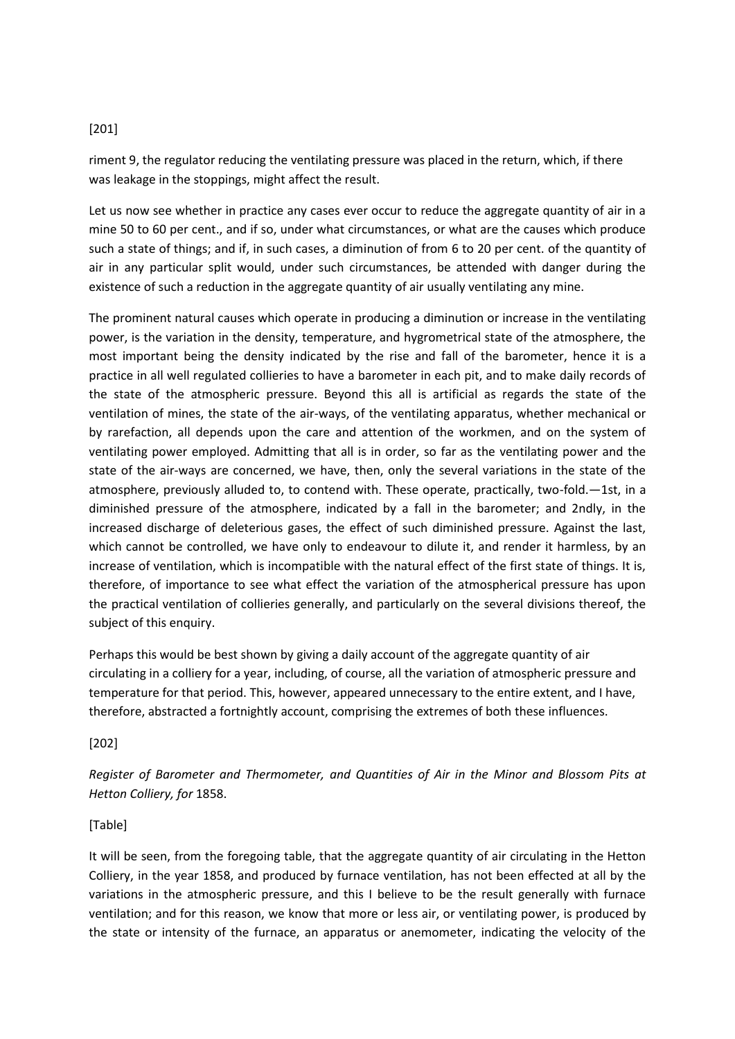[201]

riment 9, the regulator reducing the ventilating pressure was placed in the return, which, if there was leakage in the stoppings, might affect the result.

Let us now see whether in practice any cases ever occur to reduce the aggregate quantity of air in a mine 50 to 60 per cent., and if so, under what circumstances, or what are the causes which produce such a state of things; and if, in such cases, a diminution of from 6 to 20 per cent. of the quantity of air in any particular split would, under such circumstances, be attended with danger during the existence of such a reduction in the aggregate quantity of air usually ventilating any mine.

The prominent natural causes which operate in producing a diminution or increase in the ventilating power, is the variation in the density, temperature, and hygrometrical state of the atmosphere, the most important being the density indicated by the rise and fall of the barometer, hence it is a practice in all well regulated collieries to have a barometer in each pit, and to make daily records of the state of the atmospheric pressure. Beyond this all is artificial as regards the state of the ventilation of mines, the state of the air-ways, of the ventilating apparatus, whether mechanical or by rarefaction, all depends upon the care and attention of the workmen, and on the system of ventilating power employed. Admitting that all is in order, so far as the ventilating power and the state of the air-ways are concerned, we have, then, only the several variations in the state of the atmosphere, previously alluded to, to contend with. These operate, practically, two-fold.—1st, in a diminished pressure of the atmosphere, indicated by a fall in the barometer; and 2ndly, in the increased discharge of deleterious gases, the effect of such diminished pressure. Against the last, which cannot be controlled, we have only to endeavour to dilute it, and render it harmless, by an increase of ventilation, which is incompatible with the natural effect of the first state of things. It is, therefore, of importance to see what effect the variation of the atmospherical pressure has upon the practical ventilation of collieries generally, and particularly on the several divisions thereof, the subject of this enquiry.

Perhaps this would be best shown by giving a daily account of the aggregate quantity of air circulating in a colliery for a year, including, of course, all the variation of atmospheric pressure and temperature for that period. This, however, appeared unnecessary to the entire extent, and I have, therefore, abstracted a fortnightly account, comprising the extremes of both these influences.

[202]

*Register of Barometer and Thermometer, and Quantities of Air in the Minor and Blossom Pits at Hetton Colliery, for* 1858.

[Table]

It will be seen, from the foregoing table, that the aggregate quantity of air circulating in the Hetton Colliery, in the year 1858, and produced by furnace ventilation, has not been effected at all by the variations in the atmospheric pressure, and this I believe to be the result generally with furnace ventilation; and for this reason, we know that more or less air, or ventilating power, is produced by the state or intensity of the furnace, an apparatus or anemometer, indicating the velocity of the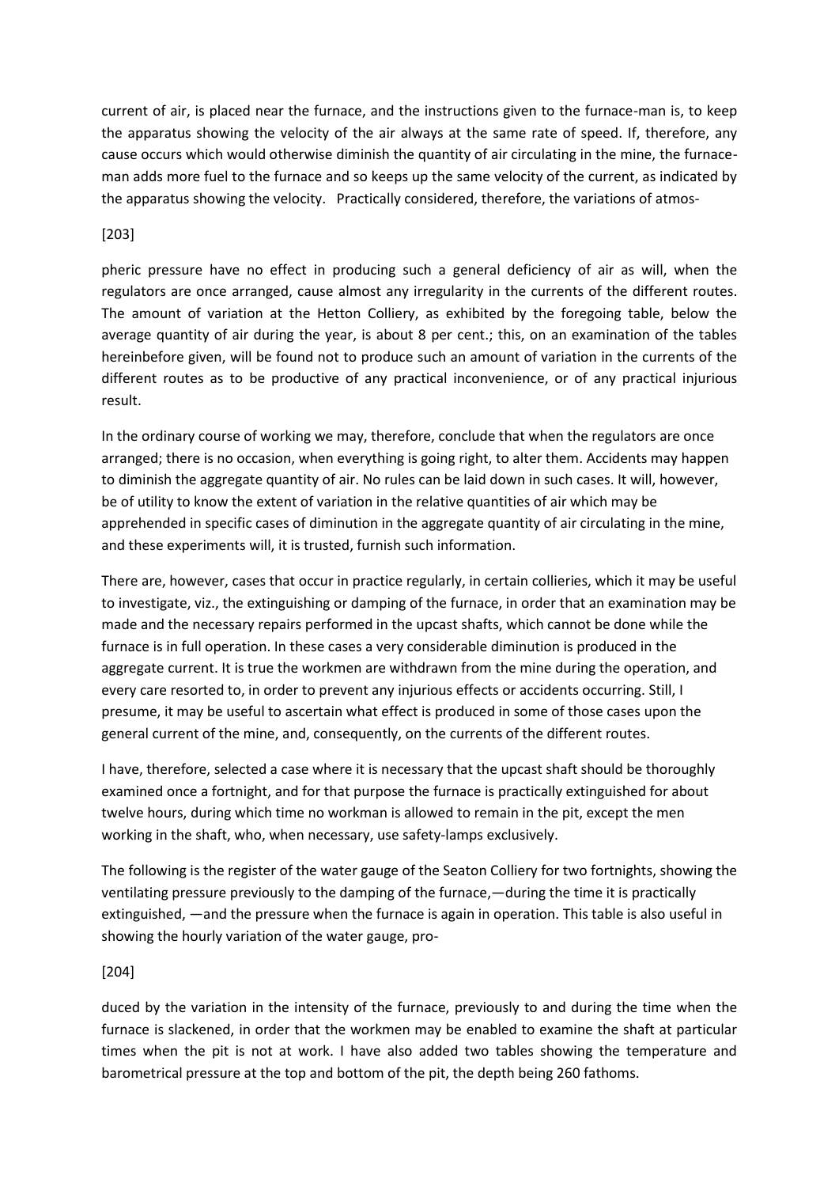current of air, is placed near the furnace, and the instructions given to the furnace-man is, to keep the apparatus showing the velocity of the air always at the same rate of speed. If, therefore, any cause occurs which would otherwise diminish the quantity of air circulating in the mine, the furnace-man adds more fuel to the furnace and so keeps up the same velocity of the current, as indicated by the apparatus showing the velocity. Practically considered, therefore, the variations of atmos-

[203]

pheric pressure have no effect in producing such a general deficiency of air as will, when the regulators are once arranged, cause almost any irregularity in the currents of the different routes. The amount of variation at the Hetton Colliery, as exhibited by the foregoing table, below the average quantity of air during the year, is about 8 per cent.; this, on an examination of the tables hereinbefore given, will be found not to produce such an amount of variation in the currents of the different routes as to be productive of any practical inconvenience, or of any practical injurious result.

In the ordinary course of working we may, therefore, conclude that when the regulators are once arranged; there is no occasion, when everything is going right, to alter them. Accidents may happen to diminish the aggregate quantity of air. No rules can be laid down in such cases. It will, however, be of utility to know the extent of variation in the relative quantities of air which may be apprehended in specific cases of diminution in the aggregate quantity of air circulating in the mine, and these experiments will, it is trusted, furnish such information.

There are, however, cases that occur in practice regularly, in certain collieries, which it may be useful to investigate, viz., the extinguishing or damping of the furnace, in order that an examination may be made and the necessary repairs performed in the upcast shafts, which cannot be done while the furnace is in full operation. In these cases a very considerable diminution is produced in the aggregate current. It is true the workmen are withdrawn from the mine during the operation, and every care resorted to, in order to prevent any injurious effects or accidents occurring. Still, I presume, it may be useful to ascertain what effect is produced in some of those cases upon the general current of the mine, and, consequently, on the currents of the different routes.

I have, therefore, selected a case where it is necessary that the upcast shaft should be thoroughly examined once a fortnight, and for that purpose the furnace is practically extinguished for about twelve hours, during which time no workman is allowed to remain in the pit, except the men working in the shaft, who, when necessary, use safety-lamps exclusively.

The following is the register of the water gauge of the Seaton Colliery for two fortnights, showing the ventilating pressure previously to the damping of the furnace,—during the time it is practically extinguished, —and the pressure when the furnace is again in operation. This table is also useful in showing the hourly variation of the water gauge, pro-

[204]

duced by the variation in the intensity of the furnace, previously to and during the time when the furnace is slackened, in order that the workmen may be enabled to examine the shaft at particular times when the pit is not at work. I have also added two tables showing the temperature and barometrical pressure at the top and bottom of the pit, the depth being 260 fathoms.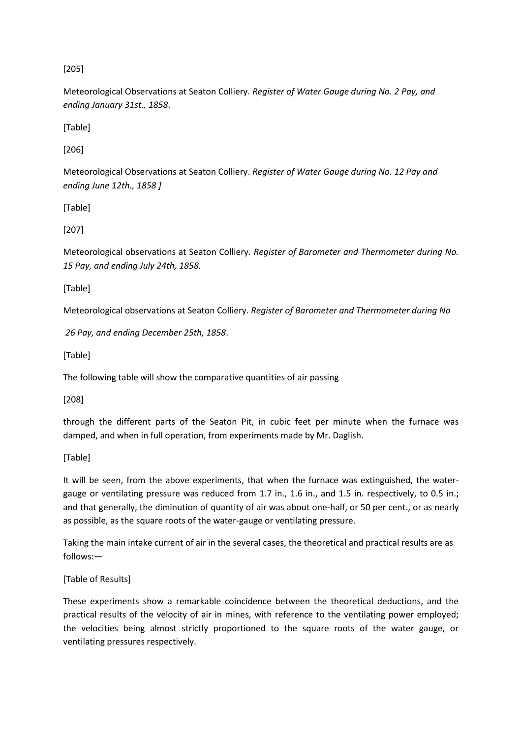[205]

Meteorological Observations at Seaton Colliery. *Register of Water Gauge during No. 2 Pay, and ending January 31st., 1858*.

[Table]

[206]

Meteorological Observations at Seaton Colliery. *Register of Water Gauge during No. 12 Pay and ending June 12th., 1858 ]*

[Table]

[207]

Meteorological observations at Seaton Colliery. *Register of Barometer and Thermometer during No. 15 Pay, and ending July 24th, 1858.*

[Table]

Meteorological observations at Seaton Colliery. *Register of Barometer and Thermometer during No*

*26 Pay, and ending December 25th, 1858*.

[Table]

The following table will show the comparative quantities of air passing

[208]

through the different parts of the Seaton Pit, in cubic feet per minute when the furnace was damped, and when in full operation, from experiments made by Mr. Daglish.

[Table]

It will be seen, from the above experiments, that when the furnace was extinguished, the water-gauge or ventilating pressure was reduced from 1.7 in., 1.6 in., and 1.5 in. respectively, to 0.5 in.; and that generally, the diminution of quantity of air was about one-half, or 50 per cent., or as nearly as possible, as the square roots of the water-gauge or ventilating pressure.

Taking the main intake current of air in the several cases, the theoretical and practical results are as follows:—

[Table of Results]

These experiments show a remarkable coincidence between the theoretical deductions, and the practical results of the velocity of air in mines, with reference to the ventilating power employed; the velocities being almost strictly proportioned to the square roots of the water gauge, or ventilating pressures respectively.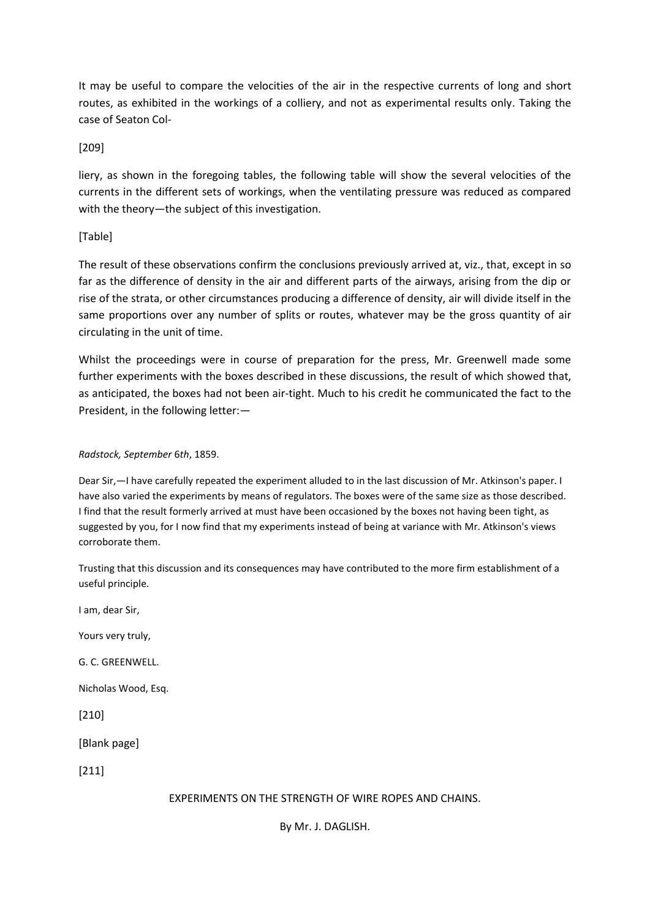It may be useful to compare the velocities of the air in the respective currents of long and short routes, as exhibited in the workings of a colliery, and not as experimental results only. Taking the case of Seaton Col-

[209]

liery, as shown in the foregoing tables, the following table will show the several velocities of the currents in the different sets of workings, when the ventilating pressure was reduced as compared with the theory—the subject of this investigation.

[Table]

The result of these observations confirm the conclusions previously arrived at, viz., that, except in so far as the difference of density in the air and different parts of the airways, arising from the dip or rise of the strata, or other circumstances producing a difference of density, air will divide itself in the same proportions over any number of splits or routes, whatever may be the gross quantity of air circulating in the unit of time.

Whilst the proceedings were in course of preparation for the press, Mr. Greenwell made some further experiments with the boxes described in these discussions, the result of which showed that, as anticipated, the boxes had not been air-tight. Much to his credit he communicated the fact to the President, in the following letter:—

*Radstock, September* 6*th*, 1859.

Dear Sir,—I have carefully repeated the experiment alluded to in the last discussion of Mr. Atkinson's paper. I have also varied the experiments by means of regulators. The boxes were of the same size as those described. I find that the result formerly arrived at must have been occasioned by the boxes not having been tight, as suggested by you, for I now find that my experiments instead of being at variance with Mr. Atkinson's views corroborate them.

Trusting that this discussion and its consequences may have contributed to the more firm establishment of a useful principle.

I am, dear Sir,

Yours very truly,

G. C. GREENWELL.

Nicholas Wood, Esq.

[210]

[Blank page]

[211]

## EXPERIMENTS ON THE STRENGTH OF WIRE ROPES AND CHAINS.

By Mr. J. DAGLISH.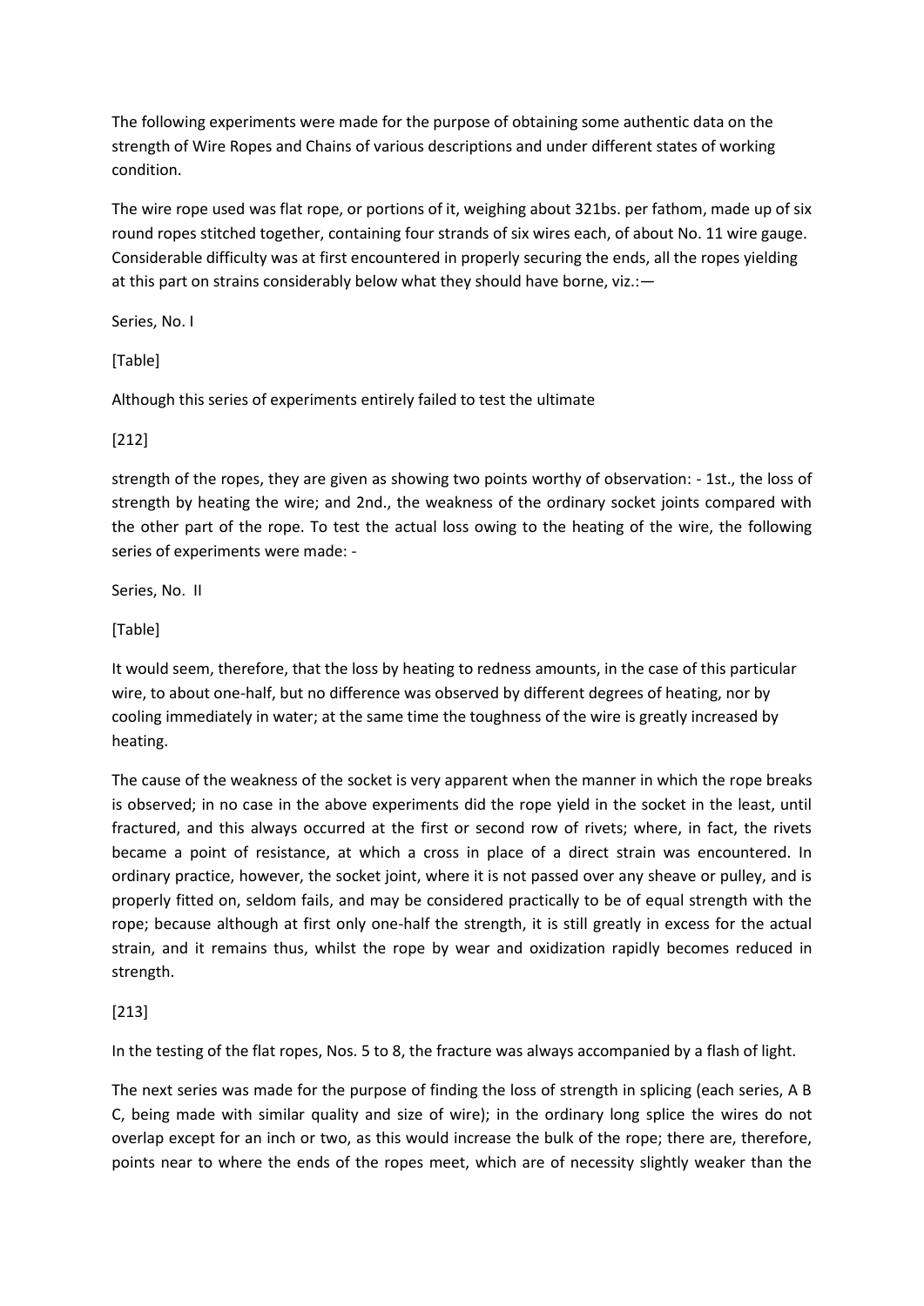The following experiments were made for the purpose of obtaining some authentic data on the strength of Wire Ropes and Chains of various descriptions and under different states of working condition.

The wire rope used was flat rope, or portions of it, weighing about 321bs. per fathom, made up of six round ropes stitched together, containing four strands of six wires each, of about No. 11 wire gauge. Considerable difficulty was at first encountered in properly securing the ends, all the ropes yielding at this part on strains considerably below what they should have borne, viz.:—

Series, No. I

[Table]

Although this series of experiments entirely failed to test the ultimate

[212]

strength of the ropes, they are given as showing two points worthy of observation: - 1st., the loss of strength by heating the wire; and 2nd., the weakness of the ordinary socket joints compared with the other part of the rope. To test the actual loss owing to the heating of the wire, the following series of experiments were made: -

Series, No. II

[Table]

It would seem, therefore, that the loss by heating to redness amounts, in the case of this particular wire, to about one-half, but no difference was observed by different degrees of heating, nor by cooling immediately in water; at the same time the toughness of the wire is greatly increased by heating.

The cause of the weakness of the socket is very apparent when the manner in which the rope breaks is observed; in no case in the above experiments did the rope yield in the socket in the least, until fractured, and this always occurred at the first or second row of rivets; where, in fact, the rivets became a point of resistance, at which a cross in place of a direct strain was encountered. In ordinary practice, however, the socket joint, where it is not passed over any sheave or pulley, and is properly fitted on, seldom fails, and may be considered practically to be of equal strength with the rope; because although at first only one-half the strength, it is still greatly in excess for the actual strain, and it remains thus, whilst the rope by wear and oxidization rapidly becomes reduced in strength.

[213]

In the testing of the flat ropes, Nos. 5 to 8, the fracture was always accompanied by a flash of light.

The next series was made for the purpose of finding the loss of strength in splicing (each series, A B C, being made with similar quality and size of wire); in the ordinary long splice the wires do not overlap except for an inch or two, as this would increase the bulk of the rope; there are, therefore, points near to where the ends of the ropes meet, which are of necessity slightly weaker than the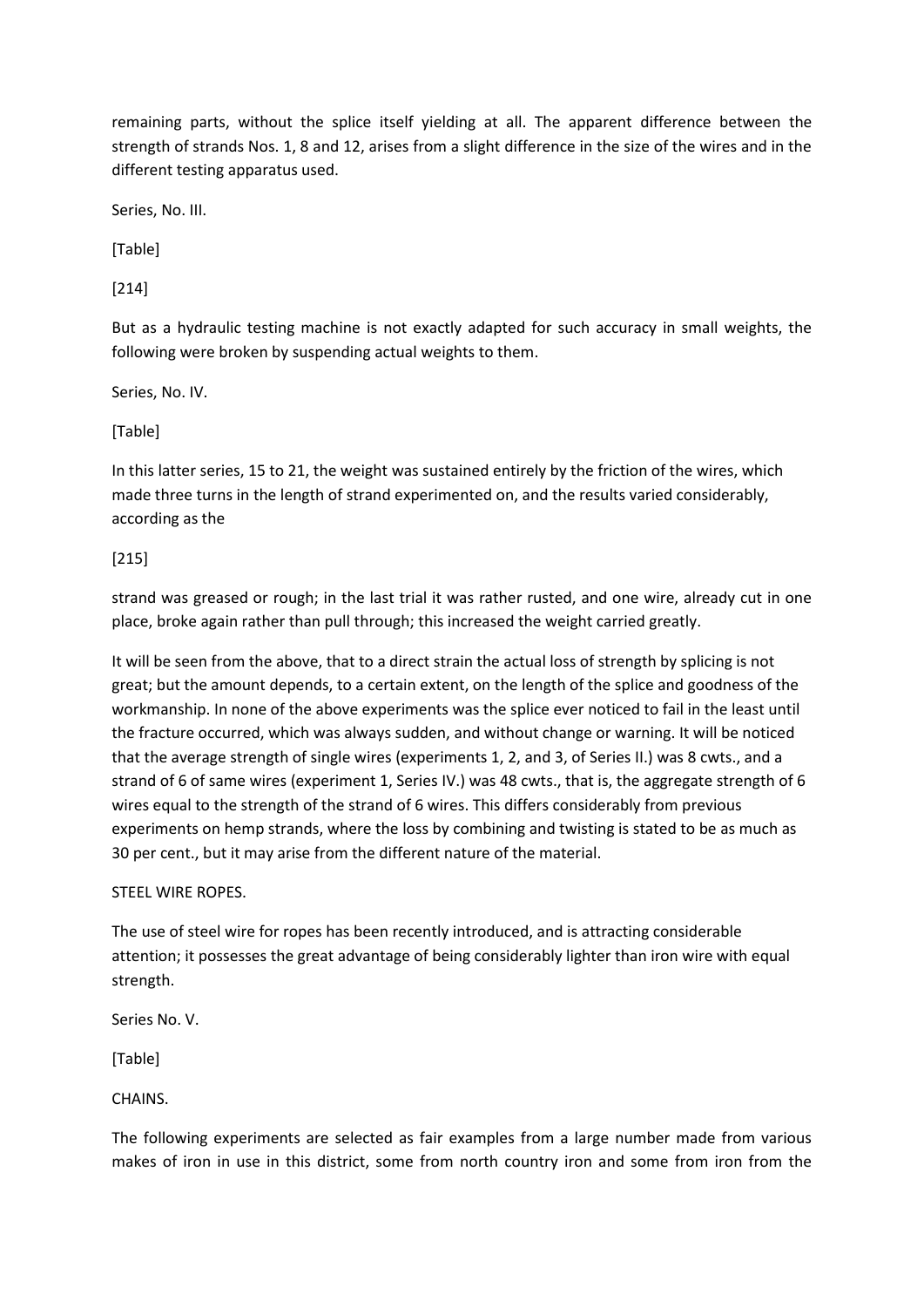remaining parts, without the splice itself yielding at all. The apparent difference between the strength of strands Nos. 1, 8 and 12, arises from a slight difference in the size of the wires and in the different testing apparatus used.

Series, No. III.

[Table]

[214]

But as a hydraulic testing machine is not exactly adapted for such accuracy in small weights, the following were broken by suspending actual weights to them.

Series, No. IV.

[Table]

In this latter series, 15 to 21, the weight was sustained entirely by the friction of the wires, which made three turns in the length of strand experimented on, and the results varied considerably, according as the

[215]

strand was greased or rough; in the last trial it was rather rusted, and one wire, already cut in one place, broke again rather than pull through; this increased the weight carried greatly.

It will be seen from the above, that to a direct strain the actual loss of strength by splicing is not great; but the amount depends, to a certain extent, on the length of the splice and goodness of the workmanship. In none of the above experiments was the splice ever noticed to fail in the least until the fracture occurred, which was always sudden, and without change or warning. It will be noticed that the average strength of single wires (experiments 1, 2, and 3, of Series II.) was 8 cwts., and a strand of 6 of same wires (experiment 1, Series IV.) was 48 cwts., that is, the aggregate strength of 6 wires equal to the strength of the strand of 6 wires. This differs considerably from previous experiments on hemp strands, where the loss by combining and twisting is stated to be as much as 30 per cent., but it may arise from the different nature of the material.

STEEL WIRE ROPES.

The use of steel wire for ropes has been recently introduced, and is attracting considerable attention; it possesses the great advantage of being considerably lighter than iron wire with equal strength.

Series No. V.

[Table]

CHAINS.

The following experiments are selected as fair examples from a large number made from various makes of iron in use in this district, some from north country iron and some from iron from the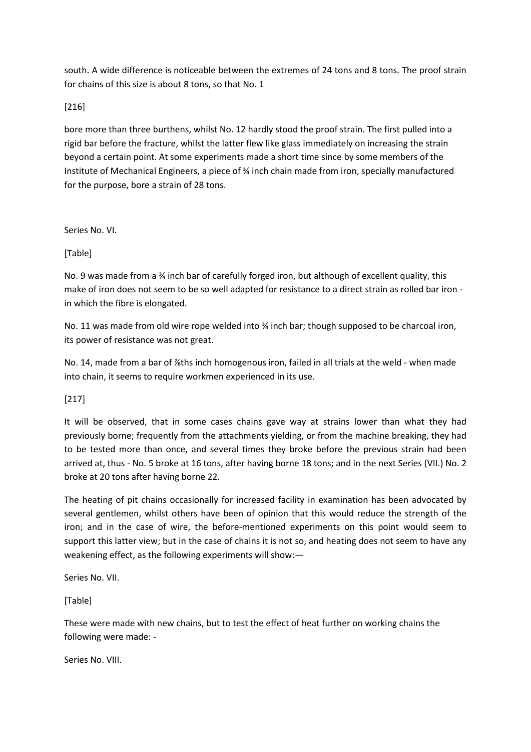south. A wide difference is noticeable between the extremes of 24 tons and 8 tons. The proof strain for chains of this size is about 8 tons, so that No. 1

[216]

bore more than three burthens, whilst No. 12 hardly stood the proof strain. The first pulled into a rigid bar before the fracture, whilst the latter flew like glass immediately on increasing the strain beyond a certain point. At some experiments made a short time since by some members of the Institute of Mechanical Engineers, a piece of ¾ inch chain made from iron, specially manufactured for the purpose, bore a strain of 28 tons.

Series No. VI.

[Table]

No. 9 was made from a ¾ inch bar of carefully forged iron, but although of excellent quality, this make of iron does not seem to be so well adapted for resistance to a direct strain as rolled bar iron - in which the fibre is elongated.

No. 11 was made from old wire rope welded into ¾ inch bar; though supposed to be charcoal iron, its power of resistance was not great.

No. 14, made from a bar of ⅞ths inch homogenous iron, failed in all trials at the weld - when made into chain, it seems to require workmen experienced in its use.

[217]

It will be observed, that in some cases chains gave way at strains lower than what they had previously borne; frequently from the attachments yielding, or from the machine breaking, they had to be tested more than once, and several times they broke before the previous strain had been arrived at, thus - No. 5 broke at 16 tons, after having borne 18 tons; and in the next Series (VII.) No. 2 broke at 20 tons after having borne 22.

The heating of pit chains occasionally for increased facility in examination has been advocated by several gentlemen, whilst others have been of opinion that this would reduce the strength of the iron; and in the case of wire, the before-mentioned experiments on this point would seem to support this latter view; but in the case of chains it is not so, and heating does not seem to have any weakening effect, as the following experiments will show:—

Series No. VII.

[Table]

These were made with new chains, but to test the effect of heat further on working chains the following were made: -

Series No. VIII.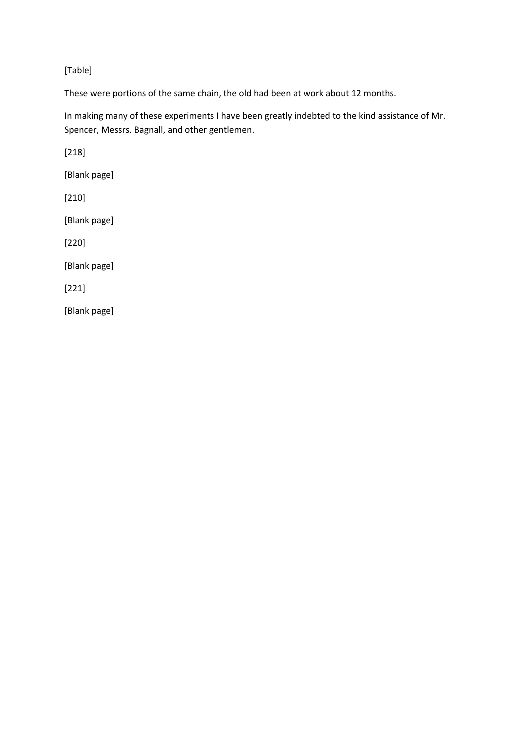[Table]

These were portions of the same chain, the old had been at work about 12 months.

In making many of these experiments I have been greatly indebted to the kind assistance of Mr. Spencer, Messrs. Bagnall, and other gentlemen.

[218]

[Blank page]

[210]

[Blank page]

[220]

[Blank page]

[221]

[Blank page]